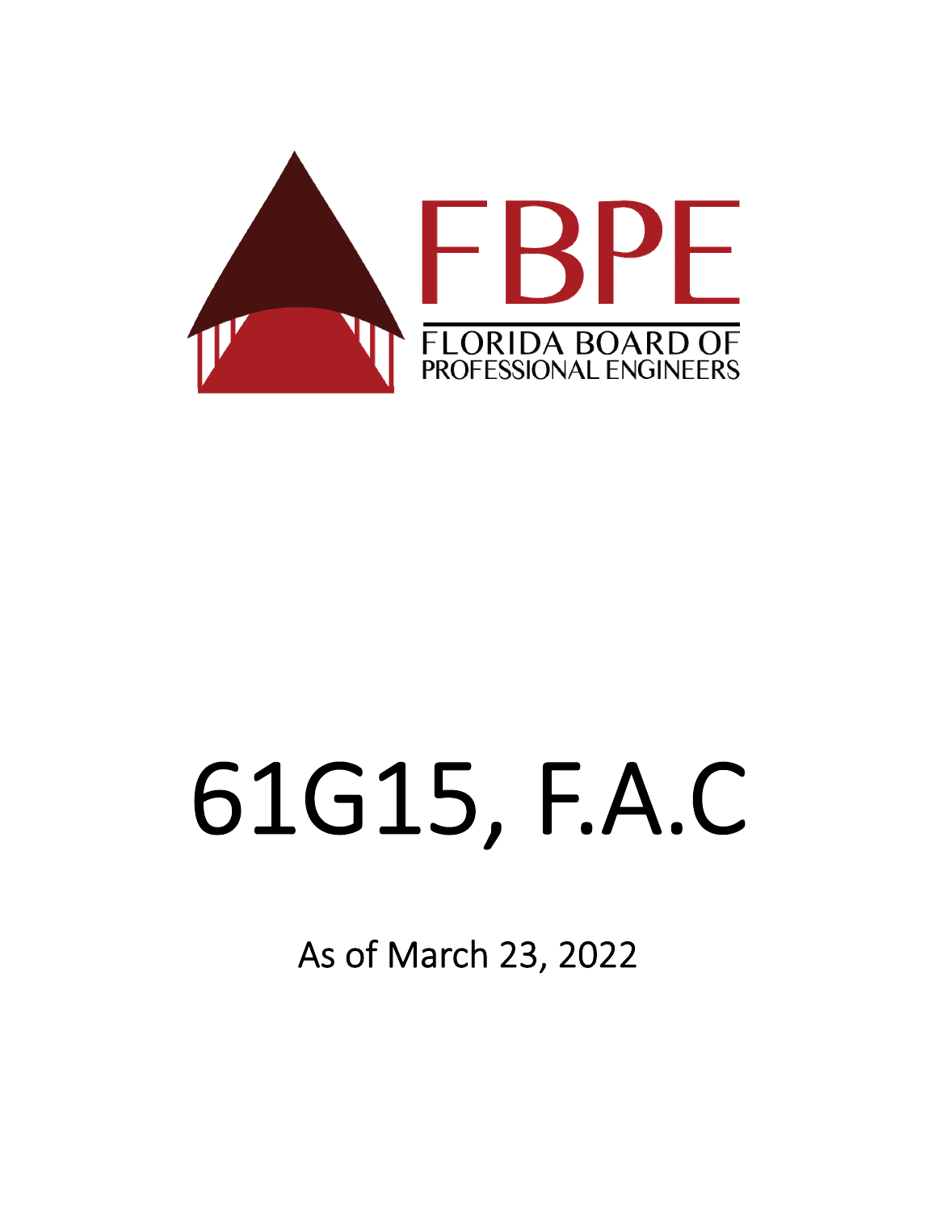FBPE

FLORIDA BOARD OF PROFESSIONAL ENGINEERS

# 61G15, F.A.C

As of March 23, 2022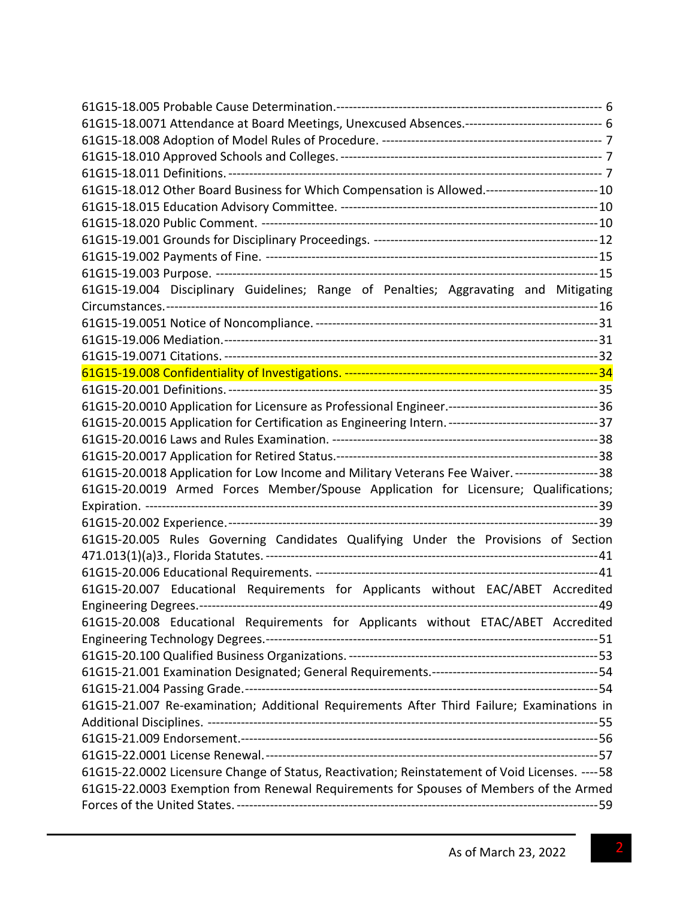61G15-18.005 Probable Cause Determination. ---- 6
61G15-18.0071 Attendance at Board Meetings, Unexcused Absences. ---- 6
61G15-18.008 Adoption of Model Rules of Procedure. ---- 7
61G15-18.010 Approved Schools and Colleges. ---- 7
61G15-18.011 Definitions. ---- 7
61G15-18.012 Other Board Business for Which Compensation is Allowed. ---- 10
61G15-18.015 Education Advisory Committee. ---- 10
61G15-18.020 Public Comment. ---- 10
61G15-19.001 Grounds for Disciplinary Proceedings. ---- 12
61G15-19.002 Payments of Fine. ---- 15
61G15-19.003 Purpose. ---- 15
61G15-19.004 Disciplinary Guidelines; Range of Penalties; Aggravating and Mitigating Circumstances. ---- 16
61G15-19.0051 Notice of Noncompliance. ---- 31
61G15-19.006 Mediation. ---- 31
61G15-19.0071 Citations. ---- 32
61G15-19.008 Confidentiality of Investigations. ---- 34
61G15-20.001 Definitions. ---- 35
61G15-20.0010 Application for Licensure as Professional Engineer. ---- 36
61G15-20.0015 Application for Certification as Engineering Intern. ---- 37
61G15-20.0016 Laws and Rules Examination. ---- 38
61G15-20.0017 Application for Retired Status. ---- 38
61G15-20.0018 Application for Low Income and Military Veterans Fee Waiver. ---- 38
61G15-20.0019 Armed Forces Member/Spouse Application for Licensure; Qualifications; Expiration. ---- 39
61G15-20.002 Experience. ---- 39
61G15-20.005 Rules Governing Candidates Qualifying Under the Provisions of Section 471.013(1)(a)3., Florida Statutes. ---- 41
61G15-20.006 Educational Requirements. ---- 41
61G15-20.007 Educational Requirements for Applicants without EAC/ABET Accredited Engineering Degrees. ---- 49
61G15-20.008 Educational Requirements for Applicants without ETAC/ABET Accredited Engineering Technology Degrees. ---- 51
61G15-20.100 Qualified Business Organizations. ---- 53
61G15-21.001 Examination Designated; General Requirements. ---- 54
61G15-21.004 Passing Grade. ---- 54
61G15-21.007 Re-examination; Additional Requirements After Third Failure; Examinations in Additional Disciplines. ---- 55
61G15-21.009 Endorsement. ---- 56
61G15-22.0001 License Renewal. ---- 57
61G15-22.0002 Licensure Change of Status, Reactivation; Reinstatement of Void Licenses. ---- 58
61G15-22.0003 Exemption from Renewal Requirements for Spouses of Members of the Armed Forces of the United States. ---- 59

As of March 23, 2022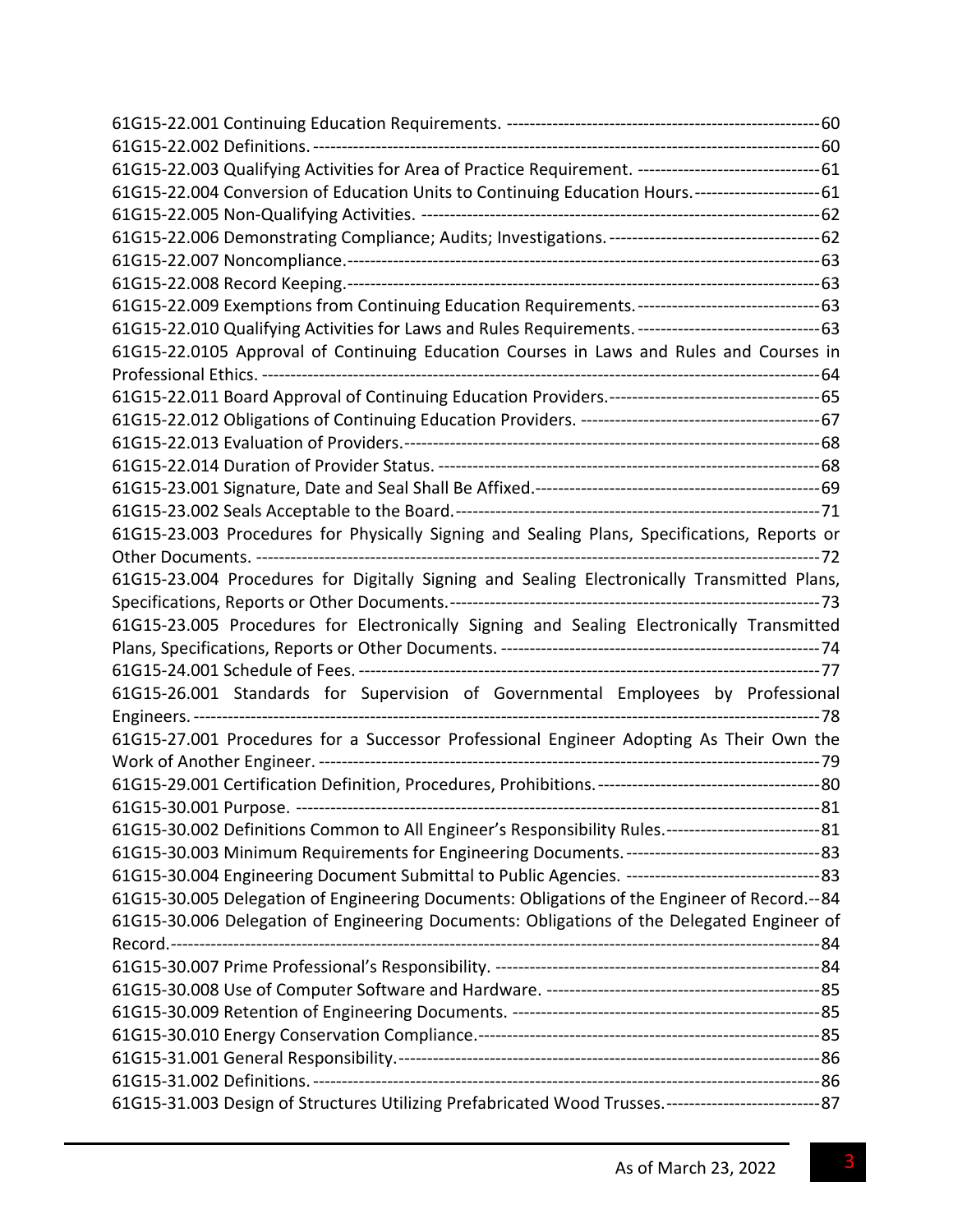61G15-22.001 Continuing Education Requirements. ---------------------------------------------------------60

61G15-22.002 Definitions. ---------------------------------------------------------------------------------------60

61G15-22.003 Qualifying Activities for Area of Practice Requirement. ---------------------------------61

61G15-22.004 Conversion of Education Units to Continuing Education Hours.-----------------------61

61G15-22.005 Non-Qualifying Activities. --------------------------------------------------------------------62

61G15-22.006 Demonstrating Compliance; Audits; Investigations. --------------------------------------62

61G15-22.007 Noncompliance.-------------------------------------------------------------------------------63

61G15-22.008 Record Keeping.-------------------------------------------------------------------------------63

61G15-22.009 Exemptions from Continuing Education Requirements.---------------------------------63

61G15-22.010 Qualifying Activities for Laws and Rules Requirements. --------------------------------63

61G15-22.0105 Approval of Continuing Education Courses in Laws and Rules and Courses in Professional Ethics. ---------------------------------------------------------------------------------------------64

61G15-22.011 Board Approval of Continuing Education Providers.--------------------------------------65

61G15-22.012 Obligations of Continuing Education Providers. ------------------------------------------67

61G15-22.013 Evaluation of Providers.----------------------------------------------------------------------68

61G15-22.014 Duration of Provider Status. ----------------------------------------------------------------68

61G15-23.001 Signature, Date and Seal Shall Be Affixed.--------------------------------------------------69

61G15-23.002 Seals Acceptable to the Board.--------------------------------------------------------------71

61G15-23.003 Procedures for Physically Signing and Sealing Plans, Specifications, Reports or Other Documents. ------------------------------------------------------------------------------------------------72

61G15-23.004 Procedures for Digitally Signing and Sealing Electronically Transmitted Plans, Specifications, Reports or Other Documents.------------------------------------------------------------------73

61G15-23.005 Procedures for Electronically Signing and Sealing Electronically Transmitted Plans, Specifications, Reports or Other Documents. -------------------------------------------------------74

61G15-24.001 Schedule of Fees. -----------------------------------------------------------------------------77

61G15-26.001 Standards for Supervision of Governmental Employees by Professional Engineers. ----------------------------------------------------------------------------------------------------------78

61G15-27.001 Procedures for a Successor Professional Engineer Adopting As Their Own the Work of Another Engineer. ------------------------------------------------------------------------------------79

61G15-29.001 Certification Definition, Procedures, Prohibitions.---------------------------------------80

61G15-30.001 Purpose. ----------------------------------------------------------------------------------------81

61G15-30.002 Definitions Common to All Engineer's Responsibility Rules.----------------------------81

61G15-30.003 Minimum Requirements for Engineering Documents. ----------------------------------83

61G15-30.004 Engineering Document Submittal to Public Agencies. ----------------------------------83

61G15-30.005 Delegation of Engineering Documents: Obligations of the Engineer of Record.--84

61G15-30.006 Delegation of Engineering Documents: Obligations of the Delegated Engineer of Record.----------------------------------------------------------------------------------------------------------84

61G15-30.007 Prime Professional's Responsibility. -------------------------------------------------------84

61G15-30.008 Use of Computer Software and Hardware. ----------------------------------------------85

61G15-30.009 Retention of Engineering Documents. -----------------------------------------------------85

61G15-30.010 Energy Conservation Compliance.----------------------------------------------------------85

61G15-31.001 General Responsibility.-----------------------------------------------------------------------86

61G15-31.002 Definitions. -------------------------------------------------------------------------------------86

61G15-31.003 Design of Structures Utilizing Prefabricated Wood Trusses.---------------------------87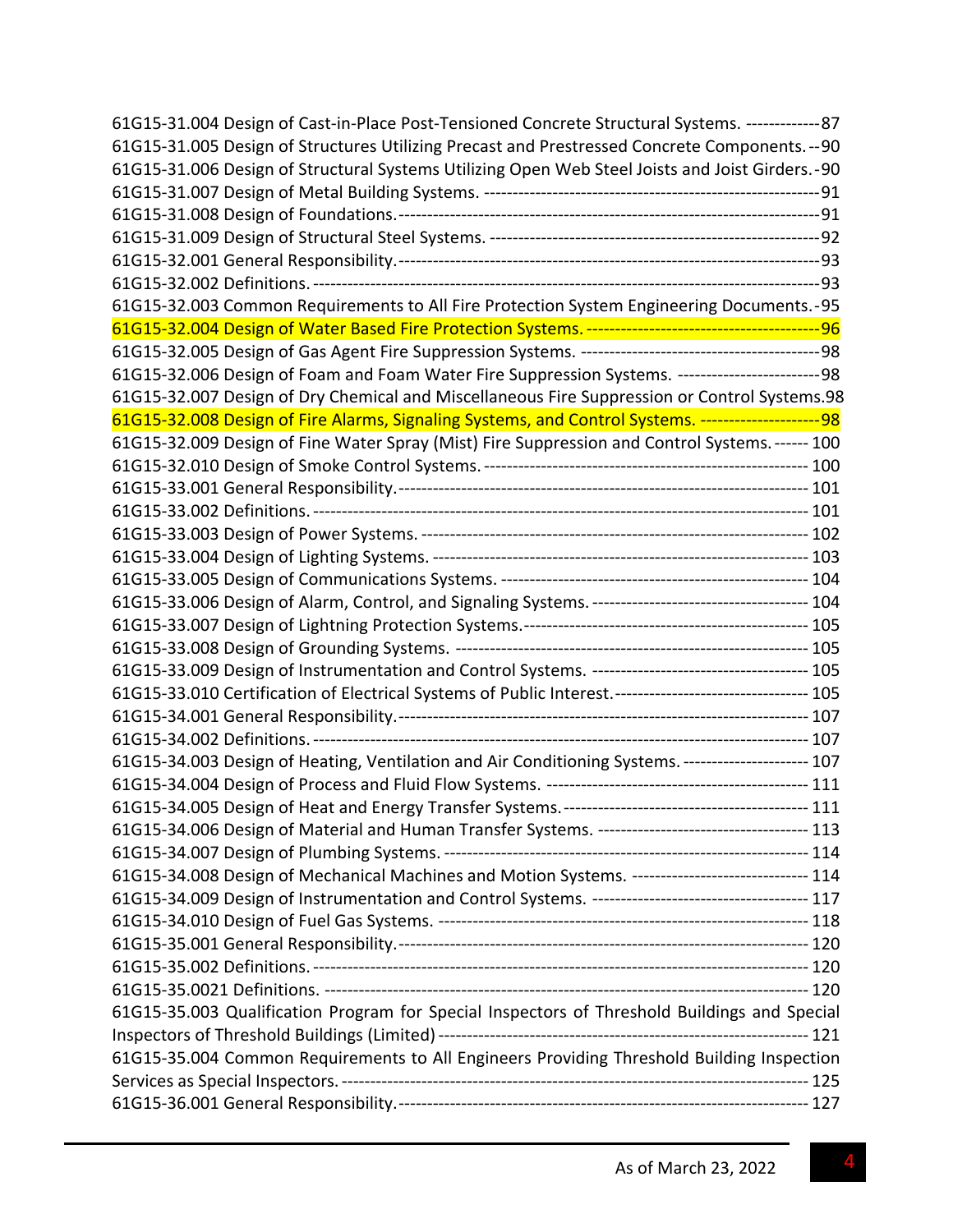61G15-31.004 Design of Cast-in-Place Post-Tensioned Concrete Structural Systems. -------------87
61G15-31.005 Design of Structures Utilizing Precast and Prestressed Concrete Components. --90
61G15-31.006 Design of Structural Systems Utilizing Open Web Steel Joists and Joist Girders. -90
61G15-31.007 Design of Metal Building Systems. ---------------------------------------------------------91
61G15-31.008 Design of Foundations. ---------------------------------------------------------------------91
61G15-31.009 Design of Structural Steel Systems. -------------------------------------------------------92
61G15-32.001 General Responsibility. --------------------------------------------------------------------93
61G15-32.002 Definitions. ------------------------------------------------------------------------------------93
61G15-32.003 Common Requirements to All Fire Protection System Engineering Documents. -95
61G15-32.004 Design of Water Based Fire Protection Systems. ----------------------------------------96
61G15-32.005 Design of Gas Agent Fire Suppression Systems. -----------------------------------------98
61G15-32.006 Design of Foam and Foam Water Fire Suppression Systems. ------------------------98
61G15-32.007 Design of Dry Chemical and Miscellaneous Fire Suppression or Control Systems.98
61G15-32.008 Design of Fire Alarms, Signaling Systems, and Control Systems. ---------------------98
61G15-32.009 Design of Fine Water Spray (Mist) Fire Suppression and Control Systems. ------ 100
61G15-32.010 Design of Smoke Control Systems. -------------------------------------------------------- 100
61G15-33.001 General Responsibility. ------------------------------------------------------------------- 101
61G15-33.002 Definitions. ---------------------------------------------------------------------------------- 101
61G15-33.003 Design of Power Systems. ----------------------------------------------------------------- 102
61G15-33.004 Design of Lighting Systems. --------------------------------------------------------------- 103
61G15-33.005 Design of Communications Systems. ---------------------------------------------------- 104
61G15-33.006 Design of Alarm, Control, and Signaling Systems. ------------------------------------- 104
61G15-33.007 Design of Lightning Protection Systems. ------------------------------------------------ 105
61G15-33.008 Design of Grounding Systems. ------------------------------------------------------------ 105
61G15-33.009 Design of Instrumentation and Control Systems. ------------------------------------- 105
61G15-33.010 Certification of Electrical Systems of Public Interest. --------------------------------- 105
61G15-34.001 General Responsibility. ------------------------------------------------------------------- 107
61G15-34.002 Definitions. ---------------------------------------------------------------------------------- 107
61G15-34.003 Design of Heating, Ventilation and Air Conditioning Systems. --------------------- 107
61G15-34.004 Design of Process and Fluid Flow Systems. -------------------------------------------- 111
61G15-34.005 Design of Heat and Energy Transfer Systems. ------------------------------------------ 111
61G15-34.006 Design of Material and Human Transfer Systems. ------------------------------------ 113
61G15-34.007 Design of Plumbing Systems. -------------------------------------------------------------- 114
61G15-34.008 Design of Mechanical Machines and Motion Systems. ------------------------------ 114
61G15-34.009 Design of Instrumentation and Control Systems. ------------------------------------- 117
61G15-34.010 Design of Fuel Gas Systems. -------------------------------------------------------------- 118
61G15-35.001 General Responsibility. ------------------------------------------------------------------- 120
61G15-35.002 Definitions. ---------------------------------------------------------------------------------- 120
61G15-35.0021 Definitions. -------------------------------------------------------------------------------- 120
61G15-35.003 Qualification Program for Special Inspectors of Threshold Buildings and Special Inspectors of Threshold Buildings (Limited) -------------------------------------------------------------- 121
61G15-35.004 Common Requirements to All Engineers Providing Threshold Building Inspection Services as Special Inspectors. -------------------------------------------------------------------------- 125
61G15-36.001 General Responsibility. ------------------------------------------------------------------- 127

As of March 23, 2022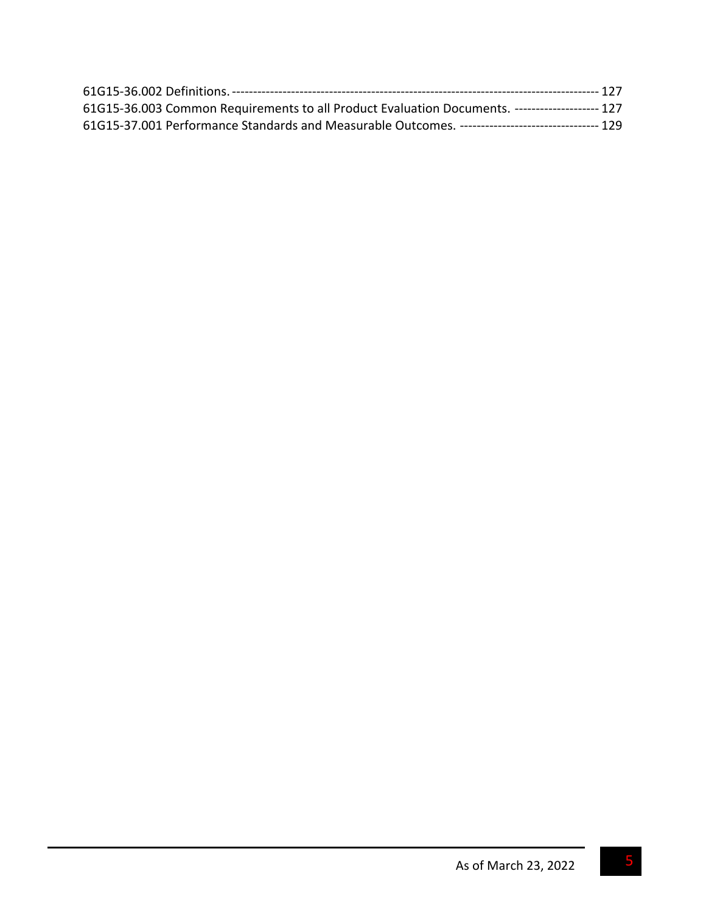61G15-36.002 Definitions. ---------------------------------------------------------------------------------------- 127
61G15-36.003 Common Requirements to all Product Evaluation Documents. -------------------- 127
61G15-37.001 Performance Standards and Measurable Outcomes. --------------------------------- 129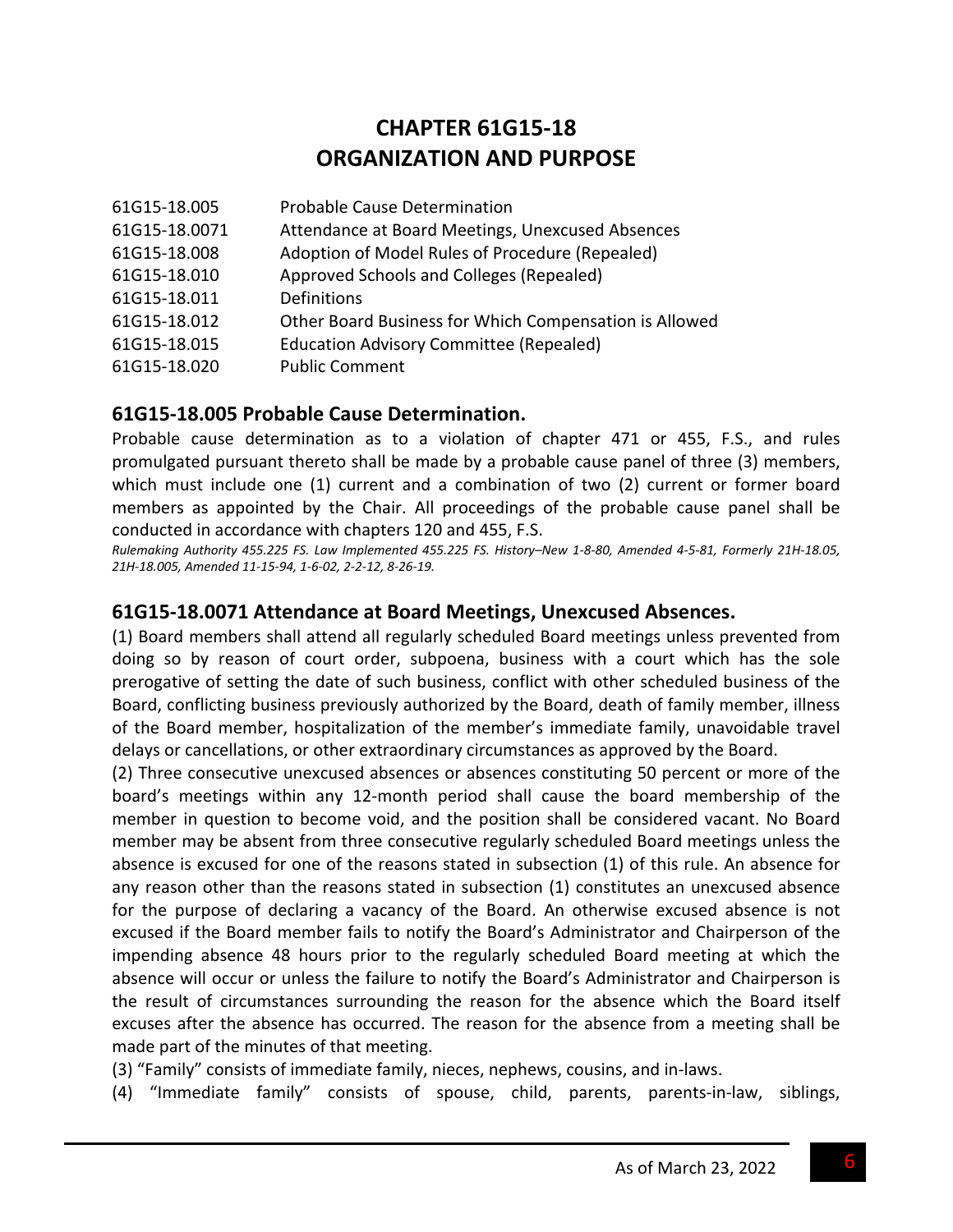# CHAPTER 61G15-18
# ORGANIZATION AND PURPOSE

| | |
|---|---|
| 61G15-18.005 | Probable Cause Determination |
| 61G15-18.0071 | Attendance at Board Meetings, Unexcused Absences |
| 61G15-18.008 | Adoption of Model Rules of Procedure (Repealed) |
| 61G15-18.010 | Approved Schools and Colleges (Repealed) |
| 61G15-18.011 | Definitions |
| 61G15-18.012 | Other Board Business for Which Compensation is Allowed |
| 61G15-18.015 | Education Advisory Committee (Repealed) |
| 61G15-18.020 | Public Comment |

## 61G15-18.005 Probable Cause Determination.

Probable cause determination as to a violation of chapter 471 or 455, F.S., and rules promulgated pursuant thereto shall be made by a probable cause panel of three (3) members, which must include one (1) current and a combination of two (2) current or former board members as appointed by the Chair. All proceedings of the probable cause panel shall be conducted in accordance with chapters 120 and 455, F.S.

*Rulemaking Authority 455.225 FS. Law Implemented 455.225 FS. History–New 1-8-80, Amended 4-5-81, Formerly 21H-18.05, 21H-18.005, Amended 11-15-94, 1-6-02, 2-2-12, 8-26-19.*

## 61G15-18.0071 Attendance at Board Meetings, Unexcused Absences.

(1) Board members shall attend all regularly scheduled Board meetings unless prevented from doing so by reason of court order, subpoena, business with a court which has the sole prerogative of setting the date of such business, conflict with other scheduled business of the Board, conflicting business previously authorized by the Board, death of family member, illness of the Board member, hospitalization of the member's immediate family, unavoidable travel delays or cancellations, or other extraordinary circumstances as approved by the Board.

(2) Three consecutive unexcused absences or absences constituting 50 percent or more of the board's meetings within any 12-month period shall cause the board membership of the member in question to become void, and the position shall be considered vacant. No Board member may be absent from three consecutive regularly scheduled Board meetings unless the absence is excused for one of the reasons stated in subsection (1) of this rule. An absence for any reason other than the reasons stated in subsection (1) constitutes an unexcused absence for the purpose of declaring a vacancy of the Board. An otherwise excused absence is not excused if the Board member fails to notify the Board's Administrator and Chairperson of the impending absence 48 hours prior to the regularly scheduled Board meeting at which the absence will occur or unless the failure to notify the Board's Administrator and Chairperson is the result of circumstances surrounding the reason for the absence which the Board itself excuses after the absence has occurred. The reason for the absence from a meeting shall be made part of the minutes of that meeting.

(3) "Family" consists of immediate family, nieces, nephews, cousins, and in-laws.

(4) "Immediate family" consists of spouse, child, parents, parents-in-law, siblings,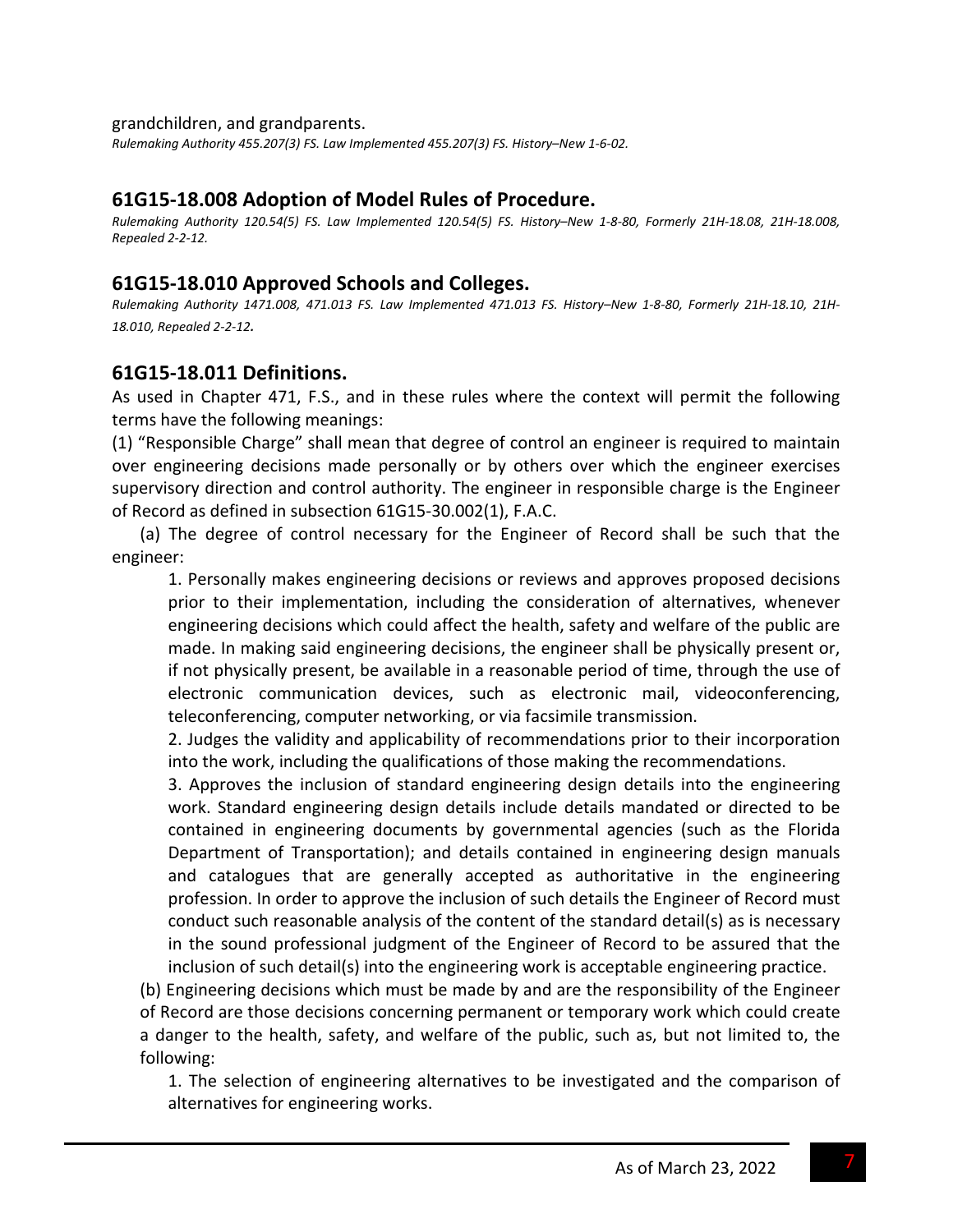grandchildren, and grandparents.

*Rulemaking Authority 455.207(3) FS. Law Implemented 455.207(3) FS. History–New 1-6-02.*

## 61G15-18.008 Adoption of Model Rules of Procedure.

*Rulemaking Authority 120.54(5) FS. Law Implemented 120.54(5) FS. History–New 1-8-80, Formerly 21H-18.08, 21H-18.008, Repealed 2-2-12.*

## 61G15-18.010 Approved Schools and Colleges.

*Rulemaking Authority 1471.008, 471.013 FS. Law Implemented 471.013 FS. History–New 1-8-80, Formerly 21H-18.10, 21H-18.010, Repealed 2-2-12.*

## 61G15-18.011 Definitions.

As used in Chapter 471, F.S., and in these rules where the context will permit the following terms have the following meanings:

(1) "Responsible Charge" shall mean that degree of control an engineer is required to maintain over engineering decisions made personally or by others over which the engineer exercises supervisory direction and control authority. The engineer in responsible charge is the Engineer of Record as defined in subsection 61G15-30.002(1), F.A.C.

(a) The degree of control necessary for the Engineer of Record shall be such that the engineer:

1. Personally makes engineering decisions or reviews and approves proposed decisions prior to their implementation, including the consideration of alternatives, whenever engineering decisions which could affect the health, safety and welfare of the public are made. In making said engineering decisions, the engineer shall be physically present or, if not physically present, be available in a reasonable period of time, through the use of electronic communication devices, such as electronic mail, videoconferencing, teleconferencing, computer networking, or via facsimile transmission.

2. Judges the validity and applicability of recommendations prior to their incorporation into the work, including the qualifications of those making the recommendations.

3. Approves the inclusion of standard engineering design details into the engineering work. Standard engineering design details include details mandated or directed to be contained in engineering documents by governmental agencies (such as the Florida Department of Transportation); and details contained in engineering design manuals and catalogues that are generally accepted as authoritative in the engineering profession. In order to approve the inclusion of such details the Engineer of Record must conduct such reasonable analysis of the content of the standard detail(s) as is necessary in the sound professional judgment of the Engineer of Record to be assured that the inclusion of such detail(s) into the engineering work is acceptable engineering practice.

(b) Engineering decisions which must be made by and are the responsibility of the Engineer of Record are those decisions concerning permanent or temporary work which could create a danger to the health, safety, and welfare of the public, such as, but not limited to, the following:

1. The selection of engineering alternatives to be investigated and the comparison of alternatives for engineering works.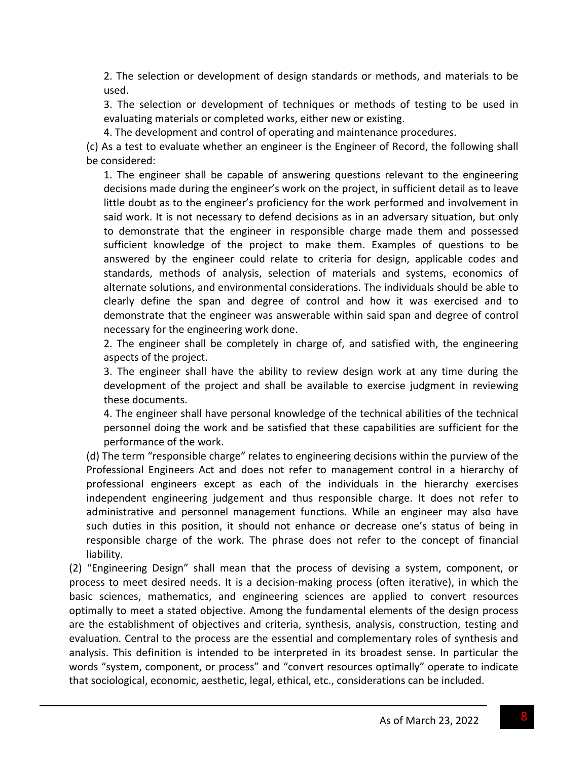2. The selection or development of design standards or methods, and materials to be used.

3. The selection or development of techniques or methods of testing to be used in evaluating materials or completed works, either new or existing.

4. The development and control of operating and maintenance procedures.

(c) As a test to evaluate whether an engineer is the Engineer of Record, the following shall be considered:

1. The engineer shall be capable of answering questions relevant to the engineering decisions made during the engineer's work on the project, in sufficient detail as to leave little doubt as to the engineer's proficiency for the work performed and involvement in said work. It is not necessary to defend decisions as in an adversary situation, but only to demonstrate that the engineer in responsible charge made them and possessed sufficient knowledge of the project to make them. Examples of questions to be answered by the engineer could relate to criteria for design, applicable codes and standards, methods of analysis, selection of materials and systems, economics of alternate solutions, and environmental considerations. The individuals should be able to clearly define the span and degree of control and how it was exercised and to demonstrate that the engineer was answerable within said span and degree of control necessary for the engineering work done.

2. The engineer shall be completely in charge of, and satisfied with, the engineering aspects of the project.

3. The engineer shall have the ability to review design work at any time during the development of the project and shall be available to exercise judgment in reviewing these documents.

4. The engineer shall have personal knowledge of the technical abilities of the technical personnel doing the work and be satisfied that these capabilities are sufficient for the performance of the work.

(d) The term "responsible charge" relates to engineering decisions within the purview of the Professional Engineers Act and does not refer to management control in a hierarchy of professional engineers except as each of the individuals in the hierarchy exercises independent engineering judgement and thus responsible charge. It does not refer to administrative and personnel management functions. While an engineer may also have such duties in this position, it should not enhance or decrease one's status of being in responsible charge of the work. The phrase does not refer to the concept of financial liability.

(2) "Engineering Design" shall mean that the process of devising a system, component, or process to meet desired needs. It is a decision-making process (often iterative), in which the basic sciences, mathematics, and engineering sciences are applied to convert resources optimally to meet a stated objective. Among the fundamental elements of the design process are the establishment of objectives and criteria, synthesis, analysis, construction, testing and evaluation. Central to the process are the essential and complementary roles of synthesis and analysis. This definition is intended to be interpreted in its broadest sense. In particular the words "system, component, or process" and "convert resources optimally" operate to indicate that sociological, economic, aesthetic, legal, ethical, etc., considerations can be included.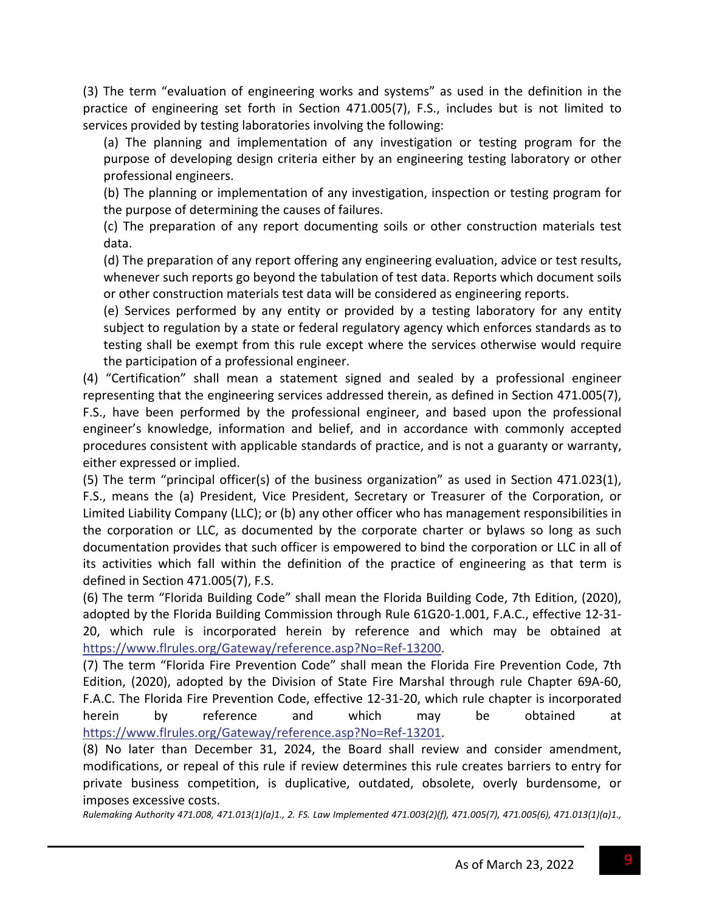(3) The term "evaluation of engineering works and systems" as used in the definition in the practice of engineering set forth in Section 471.005(7), F.S., includes but is not limited to services provided by testing laboratories involving the following:

(a) The planning and implementation of any investigation or testing program for the purpose of developing design criteria either by an engineering testing laboratory or other professional engineers.

(b) The planning or implementation of any investigation, inspection or testing program for the purpose of determining the causes of failures.

(c) The preparation of any report documenting soils or other construction materials test data.

(d) The preparation of any report offering any engineering evaluation, advice or test results, whenever such reports go beyond the tabulation of test data. Reports which document soils or other construction materials test data will be considered as engineering reports.

(e) Services performed by any entity or provided by a testing laboratory for any entity subject to regulation by a state or federal regulatory agency which enforces standards as to testing shall be exempt from this rule except where the services otherwise would require the participation of a professional engineer.

(4) "Certification" shall mean a statement signed and sealed by a professional engineer representing that the engineering services addressed therein, as defined in Section 471.005(7), F.S., have been performed by the professional engineer, and based upon the professional engineer's knowledge, information and belief, and in accordance with commonly accepted procedures consistent with applicable standards of practice, and is not a guaranty or warranty, either expressed or implied.

(5) The term "principal officer(s) of the business organization" as used in Section 471.023(1), F.S., means the (a) President, Vice President, Secretary or Treasurer of the Corporation, or Limited Liability Company (LLC); or (b) any other officer who has management responsibilities in the corporation or LLC, as documented by the corporate charter or bylaws so long as such documentation provides that such officer is empowered to bind the corporation or LLC in all of its activities which fall within the definition of the practice of engineering as that term is defined in Section 471.005(7), F.S.

(6) The term "Florida Building Code" shall mean the Florida Building Code, 7th Edition, (2020), adopted by the Florida Building Commission through Rule 61G20-1.001, F.A.C., effective 12-31-20, which rule is incorporated herein by reference and which may be obtained at [https://www.flrules.org/Gateway/reference.asp?No=Ref-13200](https://www.flrules.org/Gateway/reference.asp?No=Ref-13200).

(7) The term "Florida Fire Prevention Code" shall mean the Florida Fire Prevention Code, 7th Edition, (2020), adopted by the Division of State Fire Marshal through rule Chapter 69A-60, F.A.C. The Florida Fire Prevention Code, effective 12-31-20, which rule chapter is incorporated herein by reference and which may be obtained at [https://www.flrules.org/Gateway/reference.asp?No=Ref-13201](https://www.flrules.org/Gateway/reference.asp?No=Ref-13201).

(8) No later than December 31, 2024, the Board shall review and consider amendment, modifications, or repeal of this rule if review determines this rule creates barriers to entry for private business competition, is duplicative, outdated, obsolete, overly burdensome, or imposes excessive costs.

*Rulemaking Authority 471.008, 471.013(1)(a)1., 2. FS. Law Implemented 471.003(2)(f), 471.005(7), 471.005(6), 471.013(1)(a)1.,*

As of March 23, 2022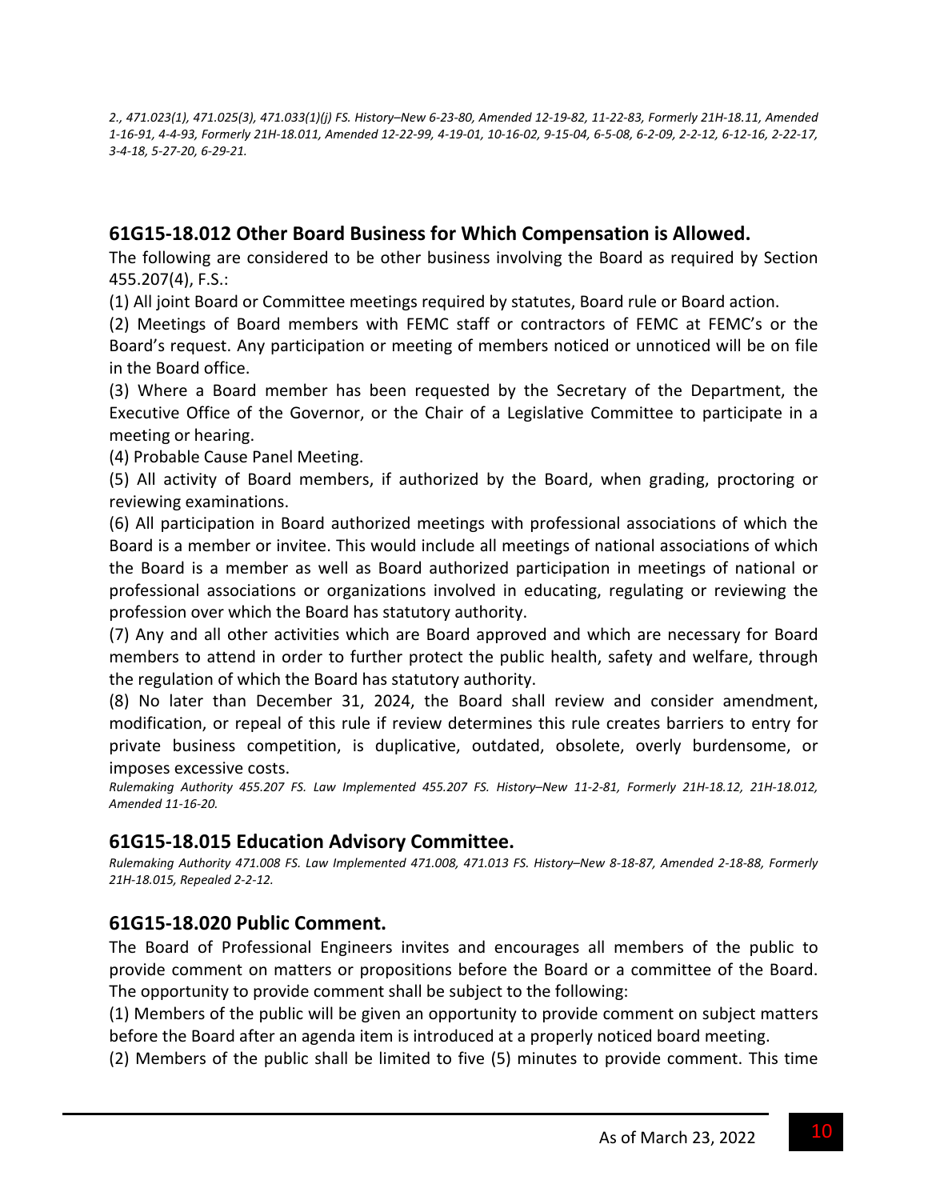*2., 471.023(1), 471.025(3), 471.033(1)(j) FS. History–New 6-23-80, Amended 12-19-82, 11-22-83, Formerly 21H-18.11, Amended 1-16-91, 4-4-93, Formerly 21H-18.011, Amended 12-22-99, 4-19-01, 10-16-02, 9-15-04, 6-5-08, 6-2-09, 2-2-12, 6-12-16, 2-22-17, 3-4-18, 5-27-20, 6-29-21.*

## 61G15-18.012 Other Board Business for Which Compensation is Allowed.

The following are considered to be other business involving the Board as required by Section 455.207(4), F.S.:

(1) All joint Board or Committee meetings required by statutes, Board rule or Board action.

(2) Meetings of Board members with FEMC staff or contractors of FEMC at FEMC's or the Board's request. Any participation or meeting of members noticed or unnoticed will be on file in the Board office.

(3) Where a Board member has been requested by the Secretary of the Department, the Executive Office of the Governor, or the Chair of a Legislative Committee to participate in a meeting or hearing.

(4) Probable Cause Panel Meeting.

(5) All activity of Board members, if authorized by the Board, when grading, proctoring or reviewing examinations.

(6) All participation in Board authorized meetings with professional associations of which the Board is a member or invitee. This would include all meetings of national associations of which the Board is a member as well as Board authorized participation in meetings of national or professional associations or organizations involved in educating, regulating or reviewing the profession over which the Board has statutory authority.

(7) Any and all other activities which are Board approved and which are necessary for Board members to attend in order to further protect the public health, safety and welfare, through the regulation of which the Board has statutory authority.

(8) No later than December 31, 2024, the Board shall review and consider amendment, modification, or repeal of this rule if review determines this rule creates barriers to entry for private business competition, is duplicative, outdated, obsolete, overly burdensome, or imposes excessive costs.

*Rulemaking Authority 455.207 FS. Law Implemented 455.207 FS. History–New 11-2-81, Formerly 21H-18.12, 21H-18.012, Amended 11-16-20.*

## 61G15-18.015 Education Advisory Committee.

*Rulemaking Authority 471.008 FS. Law Implemented 471.008, 471.013 FS. History–New 8-18-87, Amended 2-18-88, Formerly 21H-18.015, Repealed 2-2-12.*

## 61G15-18.020 Public Comment.

The Board of Professional Engineers invites and encourages all members of the public to provide comment on matters or propositions before the Board or a committee of the Board. The opportunity to provide comment shall be subject to the following:

(1) Members of the public will be given an opportunity to provide comment on subject matters before the Board after an agenda item is introduced at a properly noticed board meeting.

(2) Members of the public shall be limited to five (5) minutes to provide comment. This time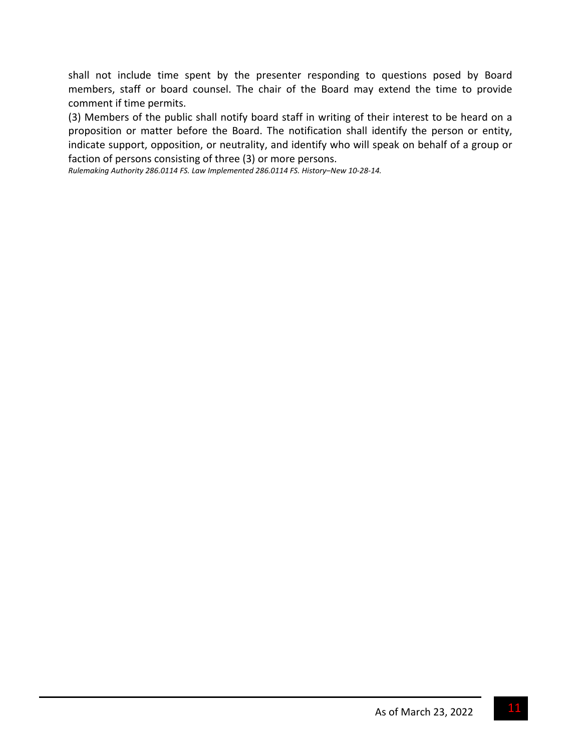shall not include time spent by the presenter responding to questions posed by Board members, staff or board counsel. The chair of the Board may extend the time to provide comment if time permits.

(3) Members of the public shall notify board staff in writing of their interest to be heard on a proposition or matter before the Board. The notification shall identify the person or entity, indicate support, opposition, or neutrality, and identify who will speak on behalf of a group or faction of persons consisting of three (3) or more persons.

*Rulemaking Authority 286.0114 FS. Law Implemented 286.0114 FS. History–New 10-28-14.*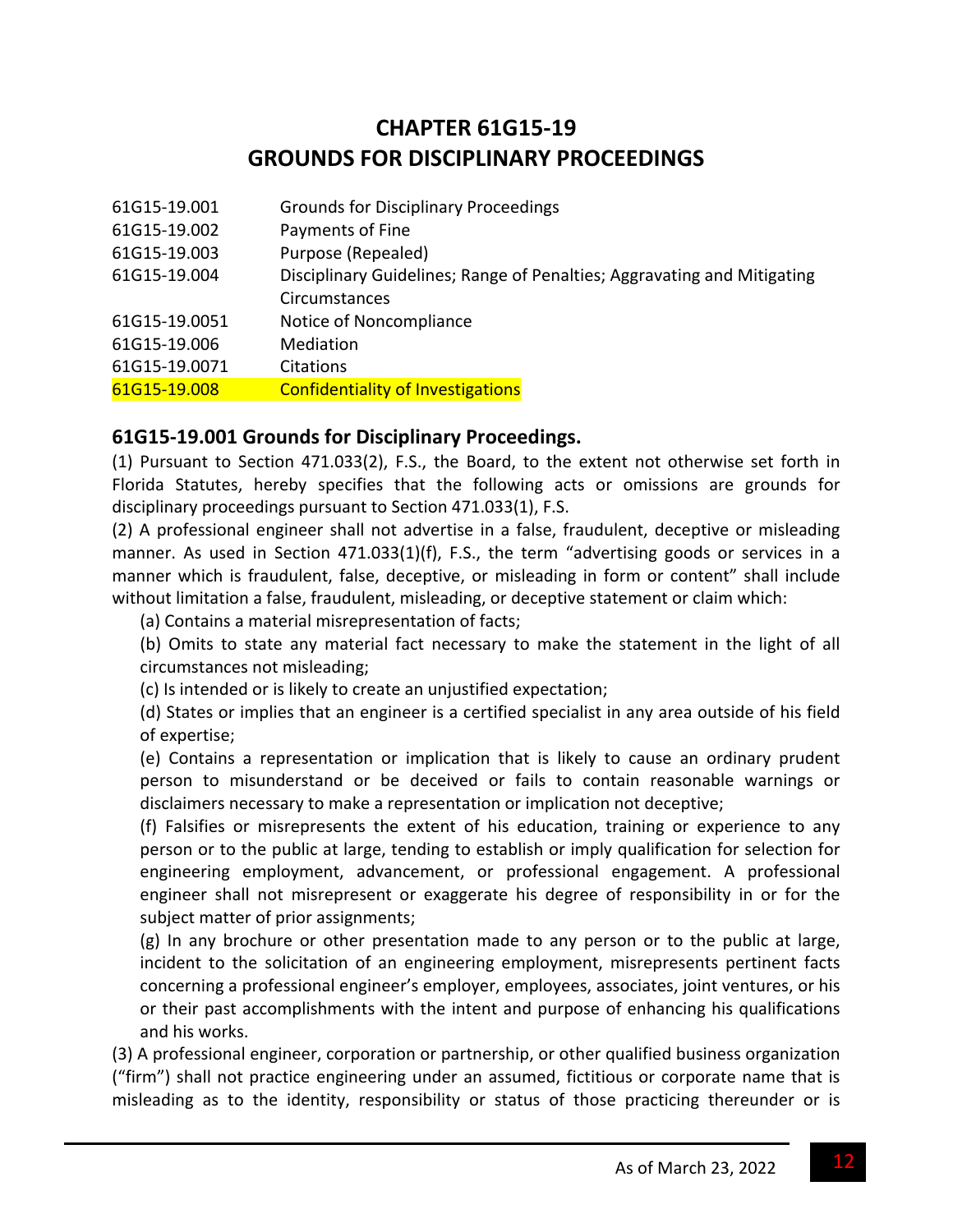# CHAPTER 61G15-19
# GROUNDS FOR DISCIPLINARY PROCEEDINGS

| | |
|---|---|
| 61G15-19.001 | Grounds for Disciplinary Proceedings |
| 61G15-19.002 | Payments of Fine |
| 61G15-19.003 | Purpose (Repealed) |
| 61G15-19.004 | Disciplinary Guidelines; Range of Penalties; Aggravating and Mitigating Circumstances |
| 61G15-19.0051 | Notice of Noncompliance |
| 61G15-19.006 | Mediation |
| 61G15-19.0071 | Citations |
| 61G15-19.008 | Confidentiality of Investigations |

## 61G15-19.001 Grounds for Disciplinary Proceedings.

(1) Pursuant to Section 471.033(2), F.S., the Board, to the extent not otherwise set forth in Florida Statutes, hereby specifies that the following acts or omissions are grounds for disciplinary proceedings pursuant to Section 471.033(1), F.S.

(2) A professional engineer shall not advertise in a false, fraudulent, deceptive or misleading manner. As used in Section 471.033(1)(f), F.S., the term "advertising goods or services in a manner which is fraudulent, false, deceptive, or misleading in form or content" shall include without limitation a false, fraudulent, misleading, or deceptive statement or claim which:

(a) Contains a material misrepresentation of facts;

(b) Omits to state any material fact necessary to make the statement in the light of all circumstances not misleading;

(c) Is intended or is likely to create an unjustified expectation;

(d) States or implies that an engineer is a certified specialist in any area outside of his field of expertise;

(e) Contains a representation or implication that is likely to cause an ordinary prudent person to misunderstand or be deceived or fails to contain reasonable warnings or disclaimers necessary to make a representation or implication not deceptive;

(f) Falsifies or misrepresents the extent of his education, training or experience to any person or to the public at large, tending to establish or imply qualification for selection for engineering employment, advancement, or professional engagement. A professional engineer shall not misrepresent or exaggerate his degree of responsibility in or for the subject matter of prior assignments;

(g) In any brochure or other presentation made to any person or to the public at large, incident to the solicitation of an engineering employment, misrepresents pertinent facts concerning a professional engineer's employer, employees, associates, joint ventures, or his or their past accomplishments with the intent and purpose of enhancing his qualifications and his works.

(3) A professional engineer, corporation or partnership, or other qualified business organization ("firm") shall not practice engineering under an assumed, fictitious or corporate name that is misleading as to the identity, responsibility or status of those practicing thereunder or is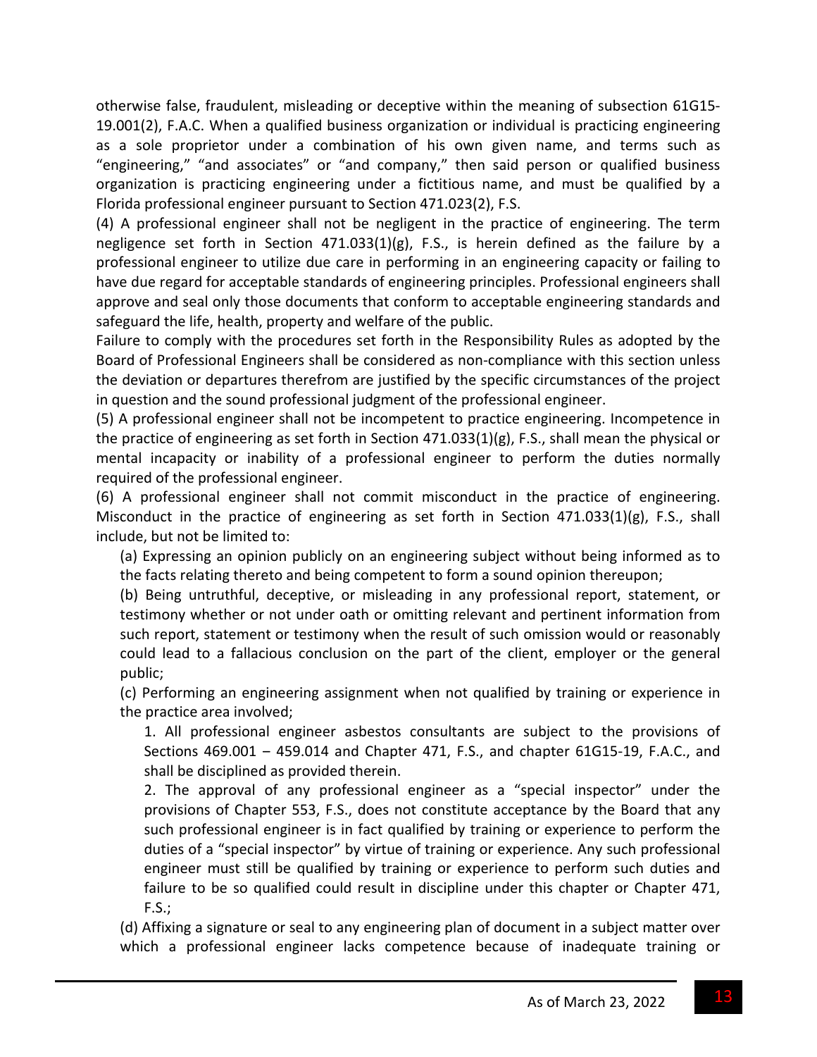otherwise false, fraudulent, misleading or deceptive within the meaning of subsection 61G15-19.001(2), F.A.C. When a qualified business organization or individual is practicing engineering as a sole proprietor under a combination of his own given name, and terms such as "engineering," "and associates" or "and company," then said person or qualified business organization is practicing engineering under a fictitious name, and must be qualified by a Florida professional engineer pursuant to Section 471.023(2), F.S.

(4) A professional engineer shall not be negligent in the practice of engineering. The term negligence set forth in Section 471.033(1)(g), F.S., is herein defined as the failure by a professional engineer to utilize due care in performing in an engineering capacity or failing to have due regard for acceptable standards of engineering principles. Professional engineers shall approve and seal only those documents that conform to acceptable engineering standards and safeguard the life, health, property and welfare of the public.

Failure to comply with the procedures set forth in the Responsibility Rules as adopted by the Board of Professional Engineers shall be considered as non-compliance with this section unless the deviation or departures therefrom are justified by the specific circumstances of the project in question and the sound professional judgment of the professional engineer.

(5) A professional engineer shall not be incompetent to practice engineering. Incompetence in the practice of engineering as set forth in Section 471.033(1)(g), F.S., shall mean the physical or mental incapacity or inability of a professional engineer to perform the duties normally required of the professional engineer.

(6) A professional engineer shall not commit misconduct in the practice of engineering. Misconduct in the practice of engineering as set forth in Section 471.033(1)(g), F.S., shall include, but not be limited to:

(a) Expressing an opinion publicly on an engineering subject without being informed as to the facts relating thereto and being competent to form a sound opinion thereupon;

(b) Being untruthful, deceptive, or misleading in any professional report, statement, or testimony whether or not under oath or omitting relevant and pertinent information from such report, statement or testimony when the result of such omission would or reasonably could lead to a fallacious conclusion on the part of the client, employer or the general public;

(c) Performing an engineering assignment when not qualified by training or experience in the practice area involved;

1. All professional engineer asbestos consultants are subject to the provisions of Sections 469.001 – 459.014 and Chapter 471, F.S., and chapter 61G15-19, F.A.C., and shall be disciplined as provided therein.

2. The approval of any professional engineer as a "special inspector" under the provisions of Chapter 553, F.S., does not constitute acceptance by the Board that any such professional engineer is in fact qualified by training or experience to perform the duties of a "special inspector" by virtue of training or experience. Any such professional engineer must still be qualified by training or experience to perform such duties and failure to be so qualified could result in discipline under this chapter or Chapter 471, F.S.;

(d) Affixing a signature or seal to any engineering plan of document in a subject matter over which a professional engineer lacks competence because of inadequate training or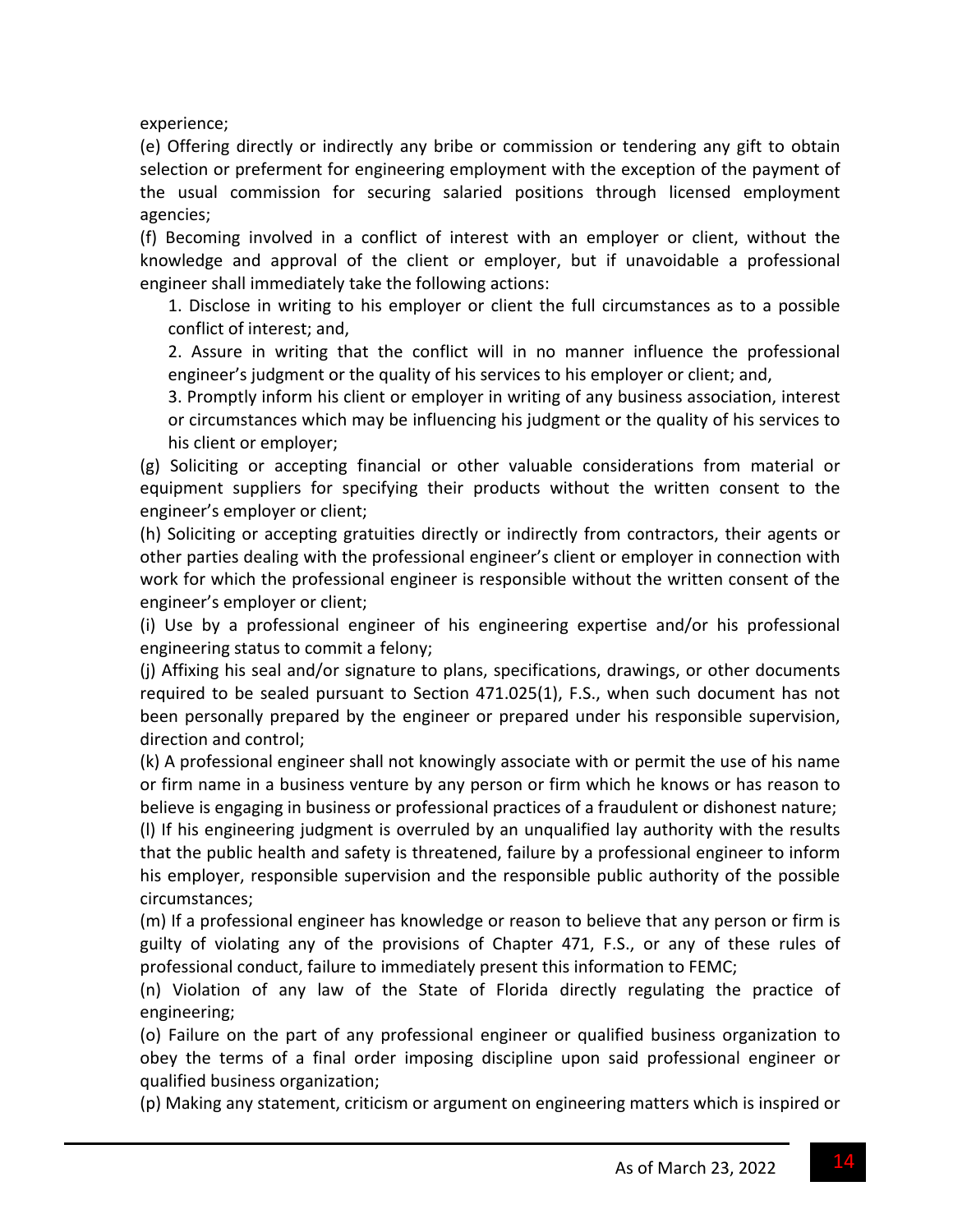experience;

(e) Offering directly or indirectly any bribe or commission or tendering any gift to obtain selection or preferment for engineering employment with the exception of the payment of the usual commission for securing salaried positions through licensed employment agencies;

(f) Becoming involved in a conflict of interest with an employer or client, without the knowledge and approval of the client or employer, but if unavoidable a professional engineer shall immediately take the following actions:

1. Disclose in writing to his employer or client the full circumstances as to a possible conflict of interest; and,
2. Assure in writing that the conflict will in no manner influence the professional engineer's judgment or the quality of his services to his employer or client; and,
3. Promptly inform his client or employer in writing of any business association, interest or circumstances which may be influencing his judgment or the quality of his services to his client or employer;

(g) Soliciting or accepting financial or other valuable considerations from material or equipment suppliers for specifying their products without the written consent to the engineer's employer or client;

(h) Soliciting or accepting gratuities directly or indirectly from contractors, their agents or other parties dealing with the professional engineer's client or employer in connection with work for which the professional engineer is responsible without the written consent of the engineer's employer or client;

(i) Use by a professional engineer of his engineering expertise and/or his professional engineering status to commit a felony;

(j) Affixing his seal and/or signature to plans, specifications, drawings, or other documents required to be sealed pursuant to Section 471.025(1), F.S., when such document has not been personally prepared by the engineer or prepared under his responsible supervision, direction and control;

(k) A professional engineer shall not knowingly associate with or permit the use of his name or firm name in a business venture by any person or firm which he knows or has reason to believe is engaging in business or professional practices of a fraudulent or dishonest nature;

(l) If his engineering judgment is overruled by an unqualified lay authority with the results that the public health and safety is threatened, failure by a professional engineer to inform his employer, responsible supervision and the responsible public authority of the possible circumstances;

(m) If a professional engineer has knowledge or reason to believe that any person or firm is guilty of violating any of the provisions of Chapter 471, F.S., or any of these rules of professional conduct, failure to immediately present this information to FEMC;

(n) Violation of any law of the State of Florida directly regulating the practice of engineering;

(o) Failure on the part of any professional engineer or qualified business organization to obey the terms of a final order imposing discipline upon said professional engineer or qualified business organization;

(p) Making any statement, criticism or argument on engineering matters which is inspired or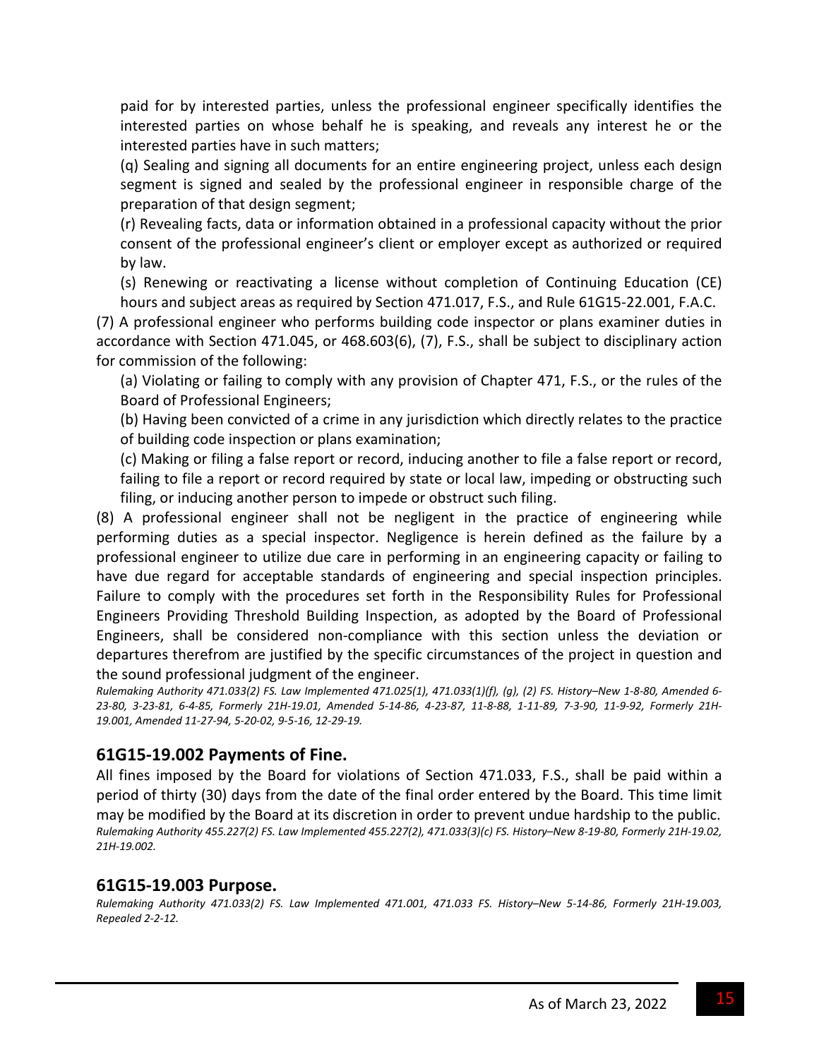paid for by interested parties, unless the professional engineer specifically identifies the interested parties on whose behalf he is speaking, and reveals any interest he or the interested parties have in such matters;

(q) Sealing and signing all documents for an entire engineering project, unless each design segment is signed and sealed by the professional engineer in responsible charge of the preparation of that design segment;

(r) Revealing facts, data or information obtained in a professional capacity without the prior consent of the professional engineer's client or employer except as authorized or required by law.

(s) Renewing or reactivating a license without completion of Continuing Education (CE) hours and subject areas as required by Section 471.017, F.S., and Rule 61G15-22.001, F.A.C.

(7) A professional engineer who performs building code inspector or plans examiner duties in accordance with Section 471.045, or 468.603(6), (7), F.S., shall be subject to disciplinary action for commission of the following:

(a) Violating or failing to comply with any provision of Chapter 471, F.S., or the rules of the Board of Professional Engineers;

(b) Having been convicted of a crime in any jurisdiction which directly relates to the practice of building code inspection or plans examination;

(c) Making or filing a false report or record, inducing another to file a false report or record, failing to file a report or record required by state or local law, impeding or obstructing such filing, or inducing another person to impede or obstruct such filing.

(8) A professional engineer shall not be negligent in the practice of engineering while performing duties as a special inspector. Negligence is herein defined as the failure by a professional engineer to utilize due care in performing in an engineering capacity or failing to have due regard for acceptable standards of engineering and special inspection principles. Failure to comply with the procedures set forth in the Responsibility Rules for Professional Engineers Providing Threshold Building Inspection, as adopted by the Board of Professional Engineers, shall be considered non-compliance with this section unless the deviation or departures therefrom are justified by the specific circumstances of the project in question and the sound professional judgment of the engineer.

*Rulemaking Authority 471.033(2) FS. Law Implemented 471.025(1), 471.033(1)(f), (g), (2) FS. History–New 1-8-80, Amended 6-23-80, 3-23-81, 6-4-85, Formerly 21H-19.01, Amended 5-14-86, 4-23-87, 11-8-88, 1-11-89, 7-3-90, 11-9-92, Formerly 21H-19.001, Amended 11-27-94, 5-20-02, 9-5-16, 12-29-19.*

## 61G15-19.002 Payments of Fine.

All fines imposed by the Board for violations of Section 471.033, F.S., shall be paid within a period of thirty (30) days from the date of the final order entered by the Board. This time limit may be modified by the Board at its discretion in order to prevent undue hardship to the public.

*Rulemaking Authority 455.227(2) FS. Law Implemented 455.227(2), 471.033(3)(c) FS. History–New 8-19-80, Formerly 21H-19.02, 21H-19.002.*

## 61G15-19.003 Purpose.

*Rulemaking Authority 471.033(2) FS. Law Implemented 471.001, 471.033 FS. History–New 5-14-86, Formerly 21H-19.003, Repealed 2-2-12.*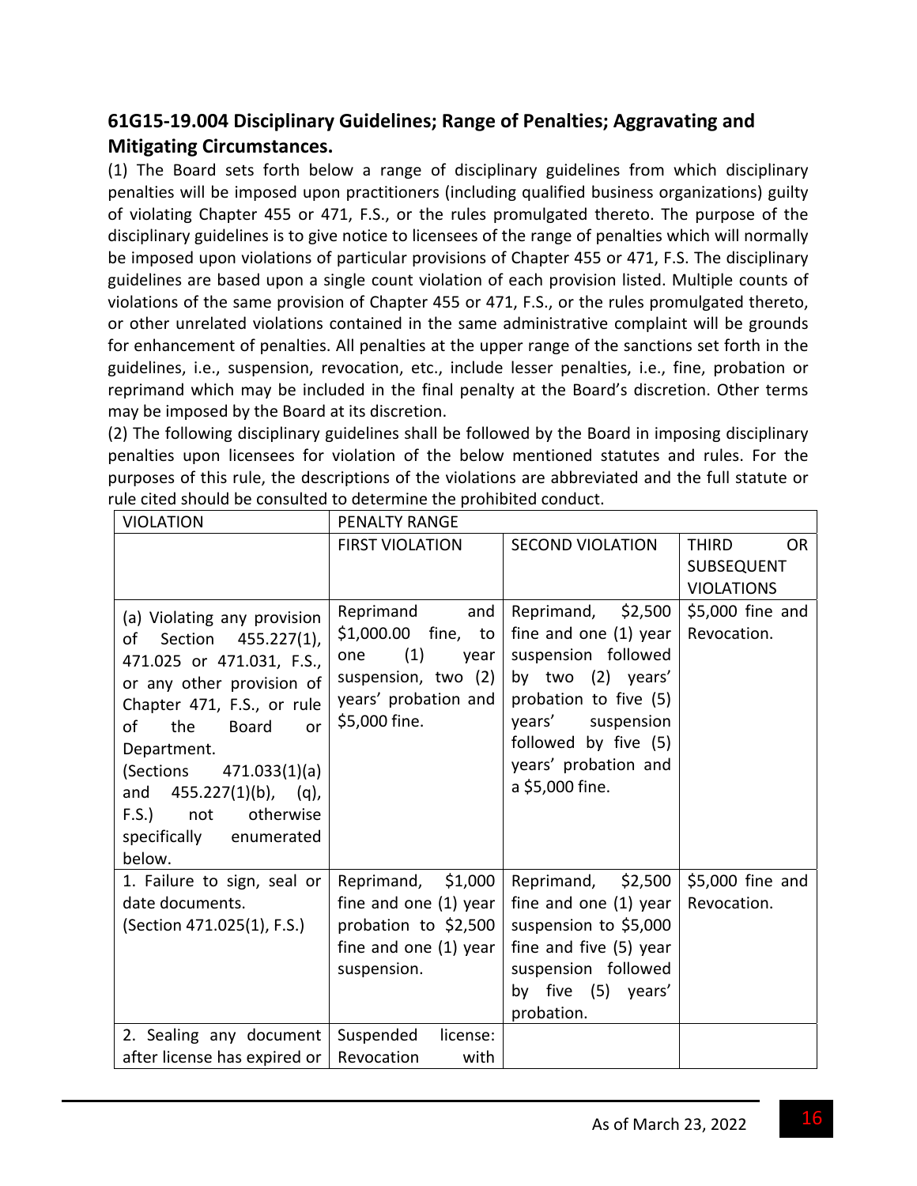## 61G15-19.004 Disciplinary Guidelines; Range of Penalties; Aggravating and Mitigating Circumstances.

(1) The Board sets forth below a range of disciplinary guidelines from which disciplinary penalties will be imposed upon practitioners (including qualified business organizations) guilty of violating Chapter 455 or 471, F.S., or the rules promulgated thereto. The purpose of the disciplinary guidelines is to give notice to licensees of the range of penalties which will normally be imposed upon violations of particular provisions of Chapter 455 or 471, F.S. The disciplinary guidelines are based upon a single count violation of each provision listed. Multiple counts of violations of the same provision of Chapter 455 or 471, F.S., or the rules promulgated thereto, or other unrelated violations contained in the same administrative complaint will be grounds for enhancement of penalties. All penalties at the upper range of the sanctions set forth in the guidelines, i.e., suspension, revocation, etc., include lesser penalties, i.e., fine, probation or reprimand which may be included in the final penalty at the Board's discretion. Other terms may be imposed by the Board at its discretion.

(2) The following disciplinary guidelines shall be followed by the Board in imposing disciplinary penalties upon licensees for violation of the below mentioned statutes and rules. For the purposes of this rule, the descriptions of the violations are abbreviated and the full statute or rule cited should be consulted to determine the prohibited conduct.

| VIOLATION | PENALTY RANGE | | |
|---|---|---|---|
| | FIRST VIOLATION | SECOND VIOLATION | THIRD OR SUBSEQUENT VIOLATIONS |
| (a) Violating any provision of Section 455.227(1), 471.025 or 471.031, F.S., or any other provision of Chapter 471, F.S., or rule of the Board or Department. (Sections 471.033(1)(a) and 455.227(1)(b), (q), F.S.) not otherwise specifically enumerated below. | Reprimand and $1,000.00 fine, to one (1) year suspension, two (2) years' probation and $5,000 fine. | Reprimand, $2,500 fine and one (1) year suspension followed by two (2) years' probation to five (5) years' suspension followed by five (5) years' probation and a $5,000 fine. | $5,000 fine and Revocation. |
| 1. Failure to sign, seal or date documents. (Section 471.025(1), F.S.) | Reprimand, $1,000 fine and one (1) year probation to $2,500 fine and one (1) year suspension. | Reprimand, $2,500 fine and one (1) year suspension to $5,000 fine and five (5) year suspension followed by five (5) years' probation. | $5,000 fine and Revocation. |
| 2. Sealing any document after license has expired or | Suspended license: Revocation with | | |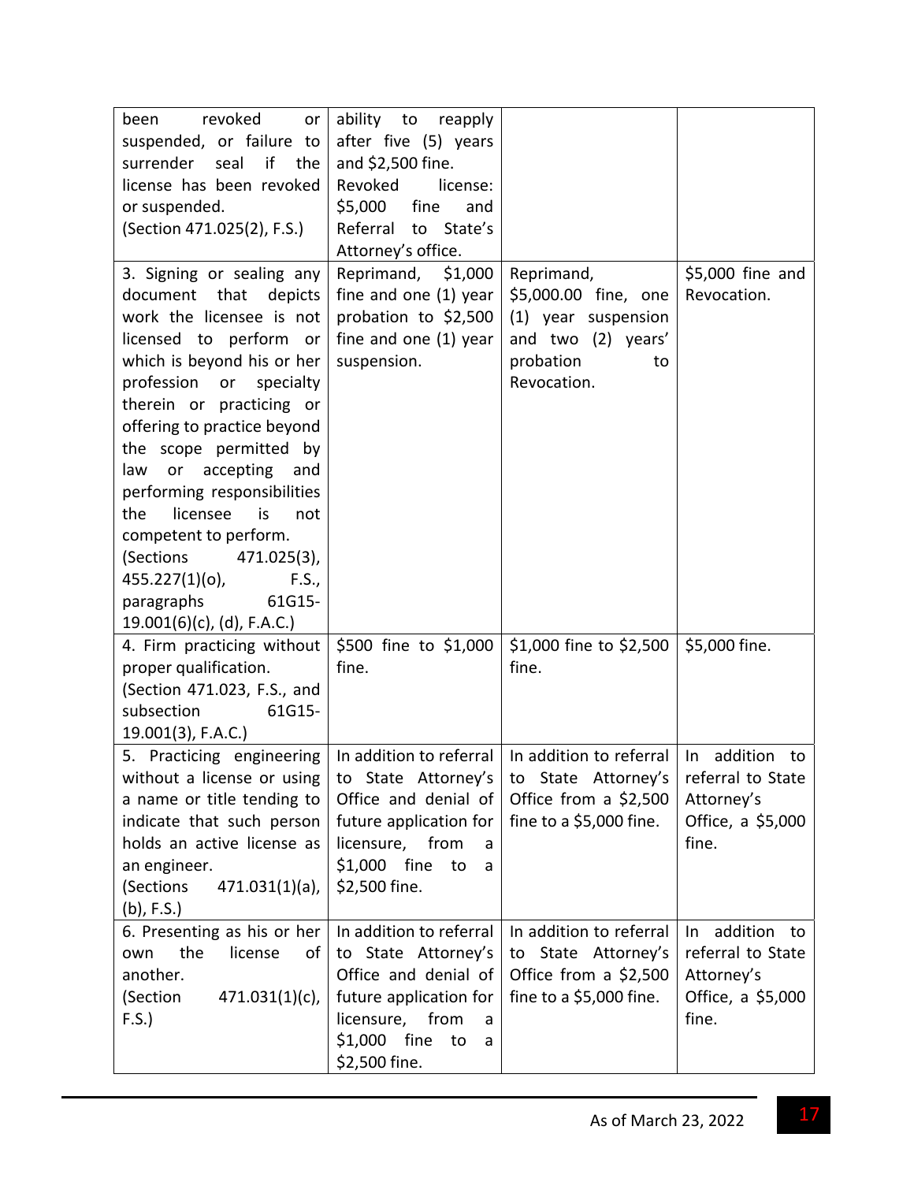| | | | |
|---|---|---|---|
| been revoked or suspended, or failure to surrender seal if the license has been revoked or suspended. (Section 471.025(2), F.S.) | ability to reapply after five (5) years and $2,500 fine. Revoked license: $5,000 fine and Referral to State's Attorney's office. | | |
| 3. Signing or sealing any document that depicts work the licensee is not licensed to perform or which is beyond his or her profession or specialty therein or practicing or offering to practice beyond the scope permitted by law or accepting and performing responsibilities the licensee is not competent to perform. (Sections 471.025(3), 455.227(1)(o), F.S., paragraphs 61G15-19.001(6)(c), (d), F.A.C.) | Reprimand, $1,000 fine and one (1) year probation to $2,500 fine and one (1) year suspension. | Reprimand, $5,000.00 fine, one (1) year suspension and two (2) years' probation to Revocation. | $5,000 fine and Revocation. |
| 4. Firm practicing without proper qualification. (Section 471.023, F.S., and subsection 61G15-19.001(3), F.A.C.) | $500 fine to $1,000 fine. | $1,000 fine to $2,500 fine. | $5,000 fine. |
| 5. Practicing engineering without a license or using a name or title tending to indicate that such person holds an active license as an engineer. (Sections 471.031(1)(a), (b), F.S.) | In addition to referral to State Attorney's Office and denial of future application for licensure, from a $1,000 fine to a $2,500 fine. | In addition to referral to State Attorney's Office from a $2,500 fine to a $5,000 fine. | In addition to referral to State Attorney's Office, a $5,000 fine. |
| 6. Presenting as his or her own the license of another. (Section 471.031(1)(c), F.S.) | In addition to referral to State Attorney's Office and denial of future application for licensure, from a $1,000 fine to a $2,500 fine. | In addition to referral to State Attorney's Office from a $2,500 fine to a $5,000 fine. | In addition to referral to State Attorney's Office, a $5,000 fine. |

As of March 23, 2022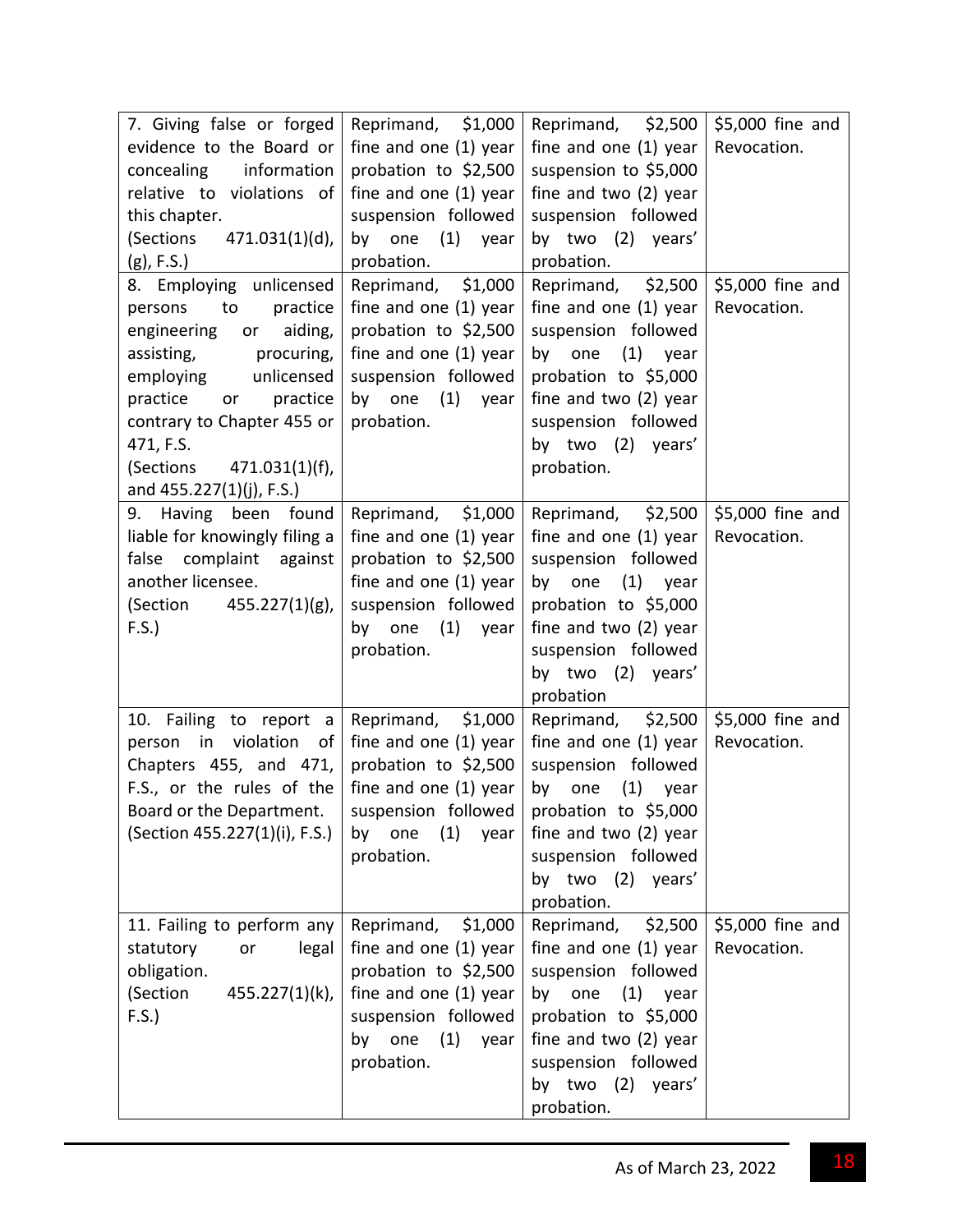| | | | |
|---|---|---|---|
| 7. Giving false or forged evidence to the Board or concealing information relative to violations of this chapter. (Sections 471.031(1)(d), (g), F.S.) | Reprimand, $1,000 fine and one (1) year probation to $2,500 fine and one (1) year suspension followed by one (1) year probation. | Reprimand, $2,500 fine and one (1) year suspension to $5,000 fine and two (2) year suspension followed by two (2) years' probation. | $5,000 fine and Revocation. |
| 8. Employing unlicensed persons to practice engineering or aiding, assisting, procuring, employing unlicensed practice or practice contrary to Chapter 455 or 471, F.S. (Sections 471.031(1)(f), and 455.227(1)(j), F.S.) | Reprimand, $1,000 fine and one (1) year probation to $2,500 fine and one (1) year suspension followed by one (1) year probation. | Reprimand, $2,500 fine and one (1) year suspension followed by one (1) year probation to $5,000 fine and two (2) year suspension followed by two (2) years' probation. | $5,000 fine and Revocation. |
| 9. Having been found liable for knowingly filing a false complaint against another licensee. (Section 455.227(1)(g), F.S.) | Reprimand, $1,000 fine and one (1) year probation to $2,500 fine and one (1) year suspension followed by one (1) year probation. | Reprimand, $2,500 fine and one (1) year suspension followed by one (1) year probation to $5,000 fine and two (2) year suspension followed by two (2) years' probation | $5,000 fine and Revocation. |
| 10. Failing to report a person in violation of Chapters 455, and 471, F.S., or the rules of the Board or the Department. (Section 455.227(1)(i), F.S.) | Reprimand, $1,000 fine and one (1) year probation to $2,500 fine and one (1) year suspension followed by one (1) year probation. | Reprimand, $2,500 fine and one (1) year suspension followed by one (1) year probation to $5,000 fine and two (2) year suspension followed by two (2) years' probation. | $5,000 fine and Revocation. |
| 11. Failing to perform any statutory or legal obligation. (Section 455.227(1)(k), F.S.) | Reprimand, $1,000 fine and one (1) year probation to $2,500 fine and one (1) year suspension followed by one (1) year probation. | Reprimand, $2,500 fine and one (1) year suspension followed by one (1) year probation to $5,000 fine and two (2) year suspension followed by two (2) years' probation. | $5,000 fine and Revocation. |

As of March 23, 2022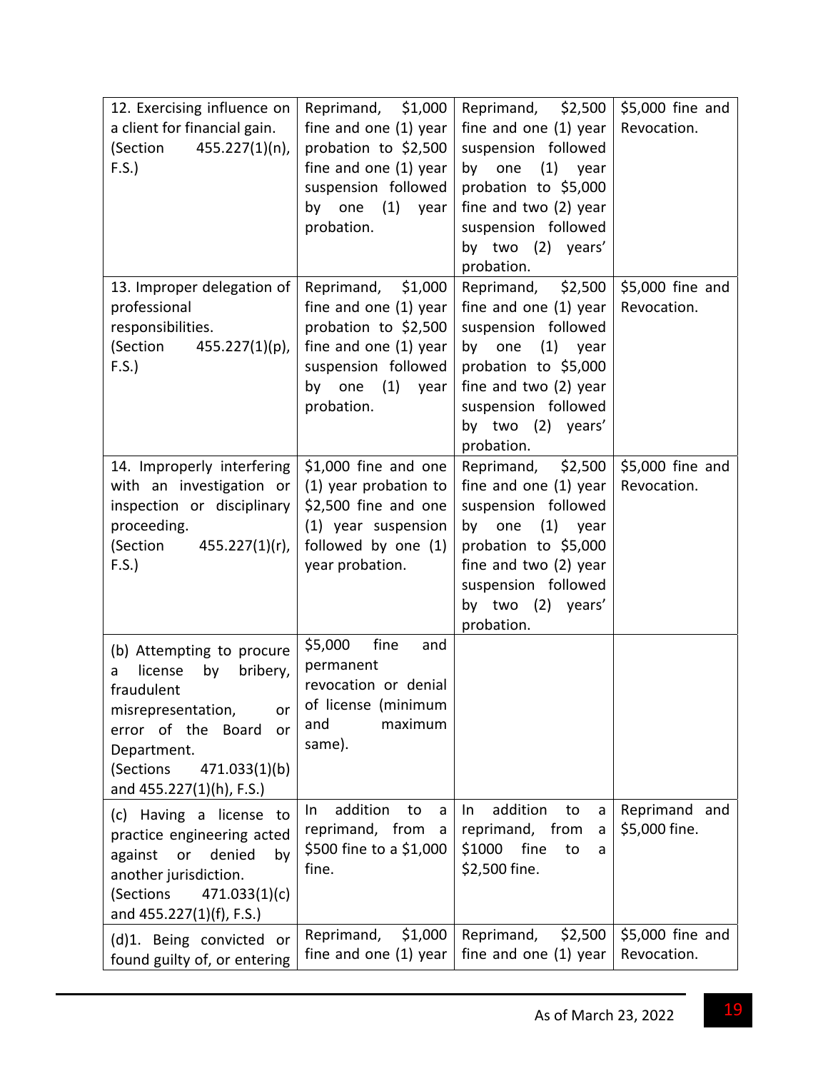| | | | |
|---|---|---|---|
| 12. Exercising influence on a client for financial gain. (Section 455.227(1)(n), F.S.) | Reprimand, $1,000 fine and one (1) year probation to $2,500 fine and one (1) year suspension followed by one (1) year probation. | Reprimand, $2,500 fine and one (1) year suspension followed by one (1) year probation to $5,000 fine and two (2) year suspension followed by two (2) years' probation. | $5,000 fine and Revocation. |
| 13. Improper delegation of professional responsibilities. (Section 455.227(1)(p), F.S.) | Reprimand, $1,000 fine and one (1) year probation to $2,500 fine and one (1) year suspension followed by one (1) year probation. | Reprimand, $2,500 fine and one (1) year suspension followed by one (1) year probation to $5,000 fine and two (2) year suspension followed by two (2) years' probation. | $5,000 fine and Revocation. |
| 14. Improperly interfering with an investigation or inspection or disciplinary proceeding. (Section 455.227(1)(r), F.S.) | $1,000 fine and one (1) year probation to $2,500 fine and one (1) year suspension followed by one (1) year probation. | Reprimand, $2,500 fine and one (1) year suspension followed by one (1) year probation to $5,000 fine and two (2) year suspension followed by two (2) years' probation. | $5,000 fine and Revocation. |
| (b) Attempting to procure a license by bribery, fraudulent misrepresentation, or error of the Board or Department. (Sections 471.033(1)(b) and 455.227(1)(h), F.S.) | $5,000 fine and permanent revocation or denial of license (minimum and maximum same). | | |
| (c) Having a license to practice engineering acted against or denied by another jurisdiction. (Sections 471.033(1)(c) and 455.227(1)(f), F.S.) | In addition to a reprimand, from a $500 fine to a $1,000 fine. | In addition to a reprimand, from a $1000 fine to a $2,500 fine. | Reprimand and $5,000 fine. |
| (d)1. Being convicted or found guilty of, or entering | Reprimand, $1,000 fine and one (1) year | Reprimand, $2,500 fine and one (1) year | $5,000 fine and Revocation. |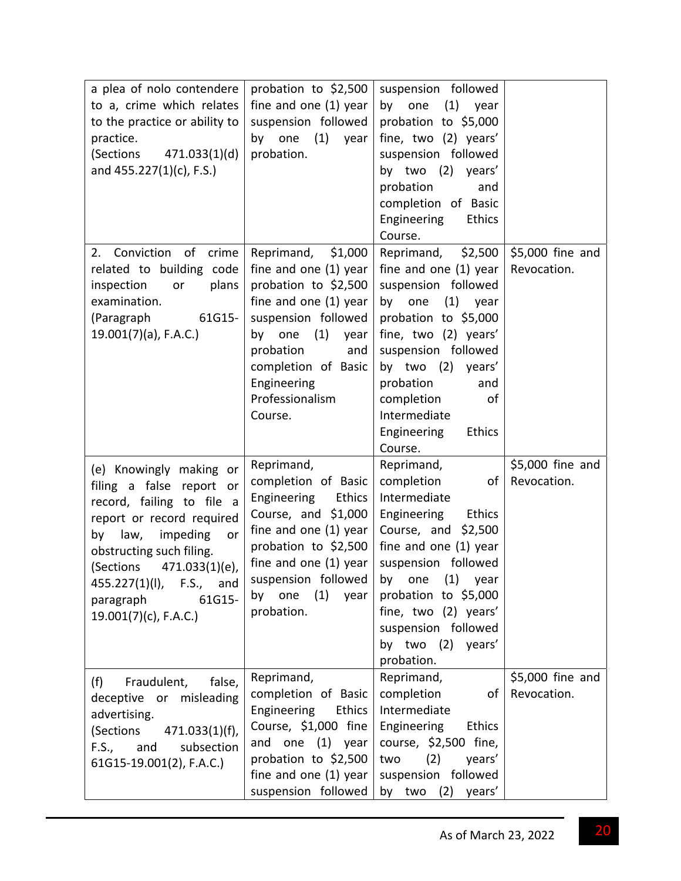| | | | |
|---|---|---|---|
| a plea of nolo contendere to a, crime which relates to the practice or ability to practice. (Sections 471.033(1)(d) and 455.227(1)(c), F.S.) | probation to $2,500 fine and one (1) year suspension followed by one (1) year probation. | suspension followed by one (1) year probation to $5,000 fine, two (2) years' suspension followed by two (2) years' probation and completion of Basic Engineering Ethics Course. | |
| 2. Conviction of crime related to building code inspection or plans examination. (Paragraph 61G15-19.001(7)(a), F.A.C.) | Reprimand, $1,000 fine and one (1) year probation to $2,500 fine and one (1) year suspension followed by one (1) year probation and completion of Basic Engineering Professionalism Course. | Reprimand, $2,500 fine and one (1) year suspension followed by one (1) year probation to $5,000 fine, two (2) years' suspension followed by two (2) years' probation and completion of Intermediate Engineering Ethics Course. | $5,000 fine and Revocation. |
| (e) Knowingly making or filing a false report or record, failing to file a report or record required by law, impeding or obstructing such filing. (Sections 471.033(1)(e), 455.227(1)(l), F.S., and paragraph 61G15-19.001(7)(c), F.A.C.) | Reprimand, completion of Basic Engineering Ethics Course, and $1,000 fine and one (1) year probation to $2,500 fine and one (1) year suspension followed by one (1) year probation. | Reprimand, completion of Intermediate Engineering Ethics Course, and $2,500 fine and one (1) year suspension followed by one (1) year probation to $5,000 fine, two (2) years' suspension followed by two (2) years' probation. | $5,000 fine and Revocation. |
| (f) Fraudulent, false, deceptive or misleading advertising. (Sections 471.033(1)(f), F.S., and subsection 61G15-19.001(2), F.A.C.) | Reprimand, completion of Basic Engineering Ethics Course, $1,000 fine and one (1) year probation to $2,500 fine and one (1) year suspension followed | Reprimand, completion of Intermediate Engineering Ethics course, $2,500 fine, two (2) years' suspension followed by two (2) years' | $5,000 fine and Revocation. |

As of March 23, 2022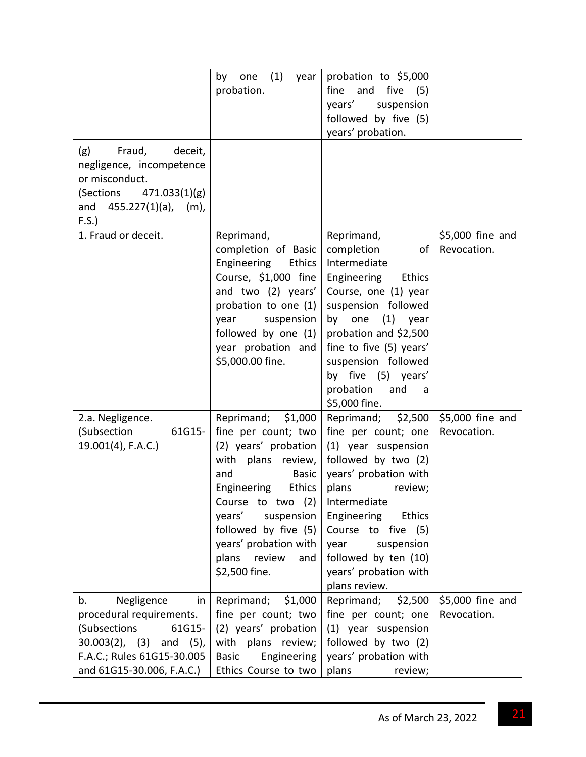| | | | |
|---|---|---|---|
| | by one (1) year probation. | probation to $5,000 fine and five (5) years' suspension followed by five (5) years' probation. | |
| (g) Fraud, deceit, negligence, incompetence or misconduct. (Sections 471.033(1)(g) and 455.227(1)(a), (m), F.S.) | | | |
| 1. Fraud or deceit. | Reprimand, completion of Basic Engineering Ethics Course, $1,000 fine and two (2) years' probation to one (1) year suspension followed by one (1) year probation and $5,000.00 fine. | Reprimand, completion of Intermediate Engineering Ethics Course, one (1) year suspension followed by one (1) year probation and $2,500 fine to five (5) years' suspension followed by five (5) years' probation and a $5,000 fine. | $5,000 fine and Revocation. |
| 2.a. Negligence. (Subsection 61G15-19.001(4), F.A.C.) | Reprimand; $1,000 fine per count; two (2) years' probation with plans review, and Basic Engineering Ethics Course to two (2) years' suspension followed by five (5) years' probation with plans review and $2,500 fine. | Reprimand; $2,500 fine per count; one (1) year suspension followed by two (2) years' probation with plans review; Intermediate Engineering Ethics Course to five (5) year suspension followed by ten (10) years' probation with plans review. | $5,000 fine and Revocation. |
| b. Negligence in procedural requirements. (Subsections 61G15-30.003(2), (3) and (5), F.A.C.; Rules 61G15-30.005 and 61G15-30.006, F.A.C.) | Reprimand; $1,000 fine per count; two (2) years' probation with plans review; Basic Engineering Ethics Course to two | Reprimand; $2,500 fine per count; one (1) year suspension followed by two (2) years' probation with plans review; | $5,000 fine and Revocation. |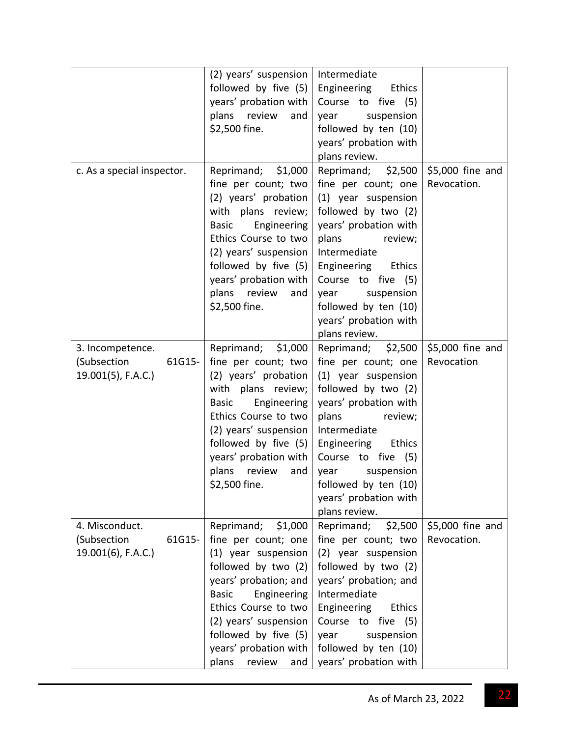| | | | |
|---|---|---|---|
| | (2) years' suspension followed by five (5) years' probation with plans review and $2,500 fine. | Intermediate Engineering Ethics Course to five (5) year suspension followed by ten (10) years' probation with plans review. | |
| c. As a special inspector. | Reprimand; $1,000 fine per count; two (2) years' probation with plans review; Basic Engineering Ethics Course to two (2) years' suspension followed by five (5) years' probation with plans review and $2,500 fine. | Reprimand; $2,500 fine per count; one (1) year suspension followed by two (2) years' probation with plans review; Intermediate Engineering Ethics Course to five (5) year suspension followed by ten (10) years' probation with plans review. | $5,000 fine and Revocation. |
| 3. Incompetence. (Subsection 61G15-19.001(5), F.A.C.) | Reprimand; $1,000 fine per count; two (2) years' probation with plans review; Basic Engineering Ethics Course to two (2) years' suspension followed by five (5) years' probation with plans review and $2,500 fine. | Reprimand; $2,500 fine per count; one (1) year suspension followed by two (2) years' probation with plans review; Intermediate Engineering Ethics Course to five (5) year suspension followed by ten (10) years' probation with plans review. | $5,000 fine and Revocation |
| 4. Misconduct. (Subsection 61G15-19.001(6), F.A.C.) | Reprimand; $1,000 fine per count; one (1) year suspension followed by two (2) years' probation; and Basic Engineering Ethics Course to two (2) years' suspension followed by five (5) years' probation with plans review and | Reprimand; $2,500 fine per count; two (2) year suspension followed by two (2) years' probation; and Intermediate Engineering Ethics Course to five (5) year suspension followed by ten (10) years' probation with | $5,000 fine and Revocation. |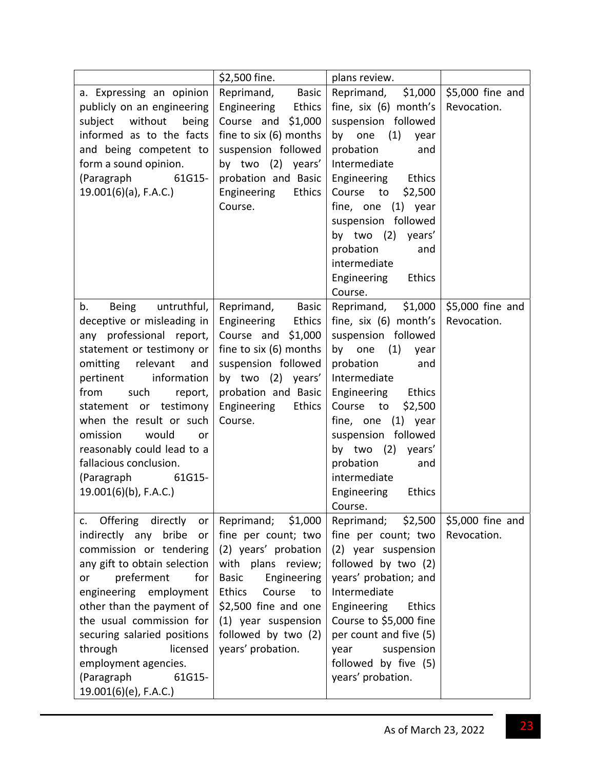| | | | |
|---|---|---|---|
| | $2,500 fine. | plans review. | |
| a. Expressing an opinion publicly on an engineering subject without being informed as to the facts and being competent to form a sound opinion. (Paragraph 61G15-19.001(6)(a), F.A.C.) | Reprimand, Basic Engineering Ethics Course and $1,000 fine to six (6) months suspension followed by two (2) years' probation and Basic Engineering Ethics Course. | Reprimand, $1,000 fine, six (6) month's suspension followed by one (1) year probation and Intermediate Engineering Ethics Course to $2,500 fine, one (1) year suspension followed by two (2) years' probation and intermediate Engineering Ethics Course. | $5,000 fine and Revocation. |
| b. Being untruthful, deceptive or misleading in any professional report, statement or testimony or omitting relevant and pertinent information from such report, statement or testimony when the result or such omission would or reasonably could lead to a fallacious conclusion. (Paragraph 61G15-19.001(6)(b), F.A.C.) | Reprimand, Basic Engineering Ethics Course and $1,000 fine to six (6) months suspension followed by two (2) years' probation and Basic Engineering Ethics Course. | Reprimand, $1,000 fine, six (6) month's suspension followed by one (1) year probation and Intermediate Engineering Ethics Course to $2,500 fine, one (1) year suspension followed by two (2) years' probation and intermediate Engineering Ethics Course. | $5,000 fine and Revocation. |
| c. Offering directly or indirectly any bribe or commission or tendering any gift to obtain selection or preferment for engineering employment other than the payment of the usual commission for securing salaried positions through licensed employment agencies. (Paragraph 61G15-19.001(6)(e), F.A.C.) | Reprimand; $1,000 fine per count; two (2) years' probation with plans review; Basic Engineering Ethics Course to $2,500 fine and one (1) year suspension followed by two (2) years' probation. | Reprimand; $2,500 fine per count; two (2) year suspension followed by two (2) years' probation; and Intermediate Engineering Ethics Course to $5,000 fine per count and five (5) year suspension followed by five (5) years' probation. | $5,000 fine and Revocation. |

As of March 23, 2022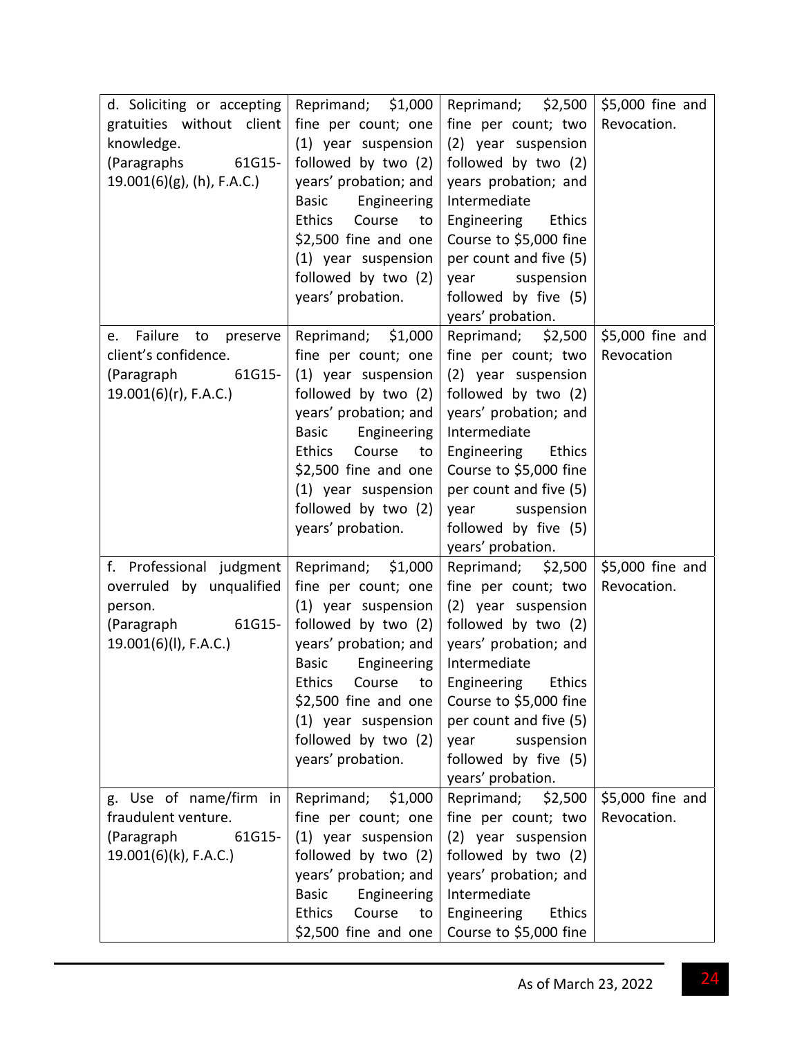| | | | |
|---|---|---|---|
| d. Soliciting or accepting gratuities without client knowledge. (Paragraphs 61G15-19.001(6)(g), (h), F.A.C.) | Reprimand; $1,000 fine per count; one (1) year suspension followed by two (2) years' probation; and Basic Engineering Ethics Course to $2,500 fine and one (1) year suspension followed by two (2) years' probation. | Reprimand; $2,500 fine per count; two (2) year suspension followed by two (2) years probation; and Intermediate Engineering Ethics Course to $5,000 fine per count and five (5) year suspension followed by five (5) years' probation. | $5,000 fine and Revocation. |
| e. Failure to preserve client's confidence. (Paragraph 61G15-19.001(6)(r), F.A.C.) | Reprimand; $1,000 fine per count; one (1) year suspension followed by two (2) years' probation; and Basic Engineering Ethics Course to $2,500 fine and one (1) year suspension followed by two (2) years' probation. | Reprimand; $2,500 fine per count; two (2) year suspension followed by two (2) years' probation; and Intermediate Engineering Ethics Course to $5,000 fine per count and five (5) year suspension followed by five (5) years' probation. | $5,000 fine and Revocation |
| f. Professional judgment overruled by unqualified person. (Paragraph 61G15-19.001(6)(l), F.A.C.) | Reprimand; $1,000 fine per count; one (1) year suspension followed by two (2) years' probation; and Basic Engineering Ethics Course to $2,500 fine and one (1) year suspension followed by two (2) years' probation. | Reprimand; $2,500 fine per count; two (2) year suspension followed by two (2) years' probation; and Intermediate Engineering Ethics Course to $5,000 fine per count and five (5) year suspension followed by five (5) years' probation. | $5,000 fine and Revocation. |
| g. Use of name/firm in fraudulent venture. (Paragraph 61G15-19.001(6)(k), F.A.C.) | Reprimand; $1,000 fine per count; one (1) year suspension followed by two (2) years' probation; and Basic Engineering Ethics Course to $2,500 fine and one | Reprimand; $2,500 fine per count; two (2) year suspension followed by two (2) years' probation; and Intermediate Engineering Ethics Course to $5,000 fine | $5,000 fine and Revocation. |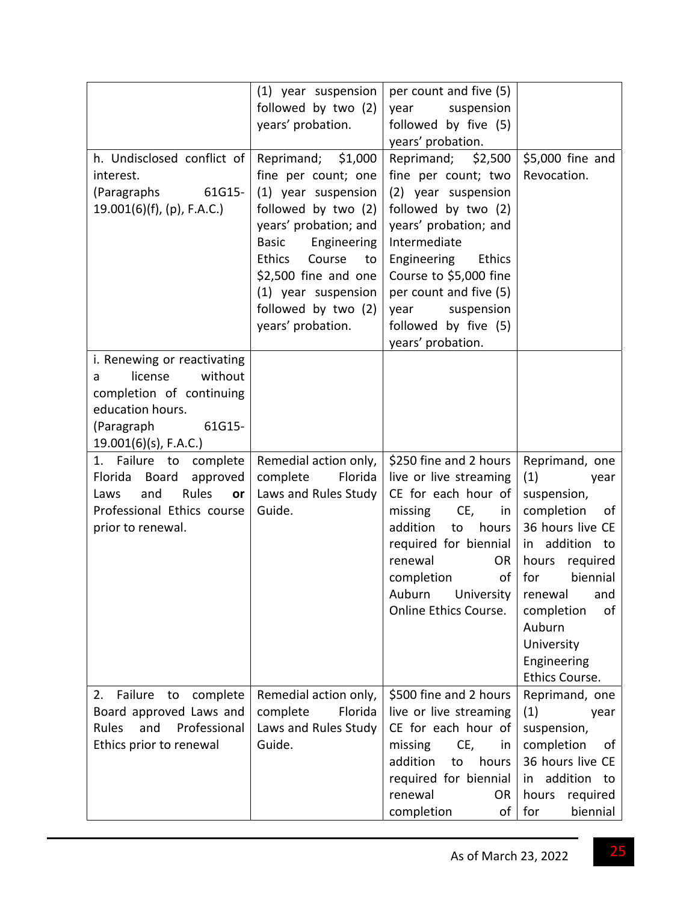| | | | |
|---|---|---|---|
| | (1) year suspension followed by two (2) years' probation. | per count and five (5) year suspension followed by five (5) years' probation. | |
| h. Undisclosed conflict of interest. (Paragraphs 61G15-19.001(6)(f), (p), F.A.C.) | Reprimand; $1,000 fine per count; one (1) year suspension followed by two (2) years' probation; and Basic Engineering Ethics Course to $2,500 fine and one (1) year suspension followed by two (2) years' probation. | Reprimand; $2,500 fine per count; two (2) year suspension followed by two (2) years' probation; and Intermediate Engineering Ethics Course to $5,000 fine per count and five (5) year suspension followed by five (5) years' probation. | $5,000 fine and Revocation. |
| i. Renewing or reactivating a license without completion of continuing education hours. (Paragraph 61G15-19.001(6)(s), F.A.C.) | | | |
| 1. Failure to complete Florida Board approved Laws and Rules **or** Professional Ethics course prior to renewal. | Remedial action only, complete Florida Laws and Rules Study Guide. | $250 fine and 2 hours live or live streaming CE for each hour of missing CE, in addition to hours required for biennial renewal OR completion of Auburn University Online Ethics Course. | Reprimand, one (1) year suspension, completion of 36 hours live CE in addition to hours required for biennial renewal and completion of Auburn University Engineering Ethics Course. |
| 2. Failure to complete Board approved Laws and Rules and Professional Ethics prior to renewal | Remedial action only, complete Florida Laws and Rules Study Guide. | $500 fine and 2 hours live or live streaming CE for each hour of missing CE, in addition to hours required for biennial renewal OR completion of | Reprimand, one (1) year suspension, completion of 36 hours live CE in addition to hours required for biennial |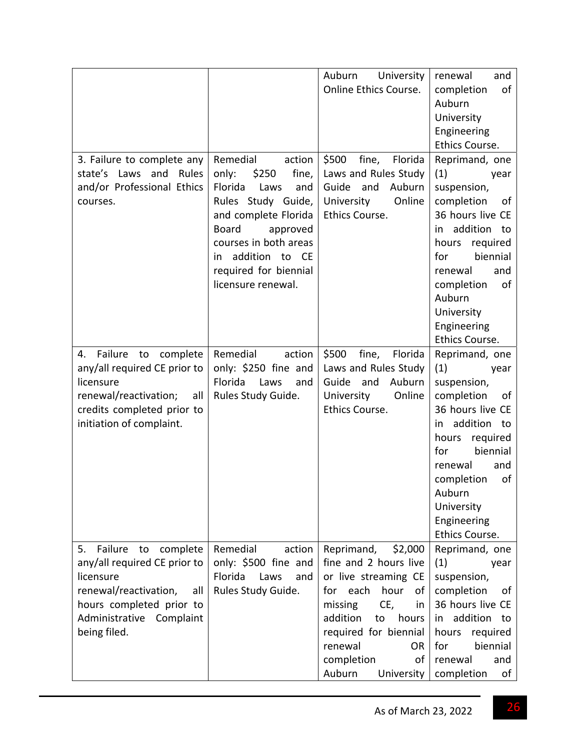| | | | |
|---|---|---|---|
| | | Auburn University Online Ethics Course. | renewal and completion of Auburn University Engineering Ethics Course. |
| 3. Failure to complete any state's Laws and Rules and/or Professional Ethics courses. | Remedial action only: $250 fine, Florida Laws and Rules Study Guide, and complete Florida Board approved courses in both areas in addition to CE required for biennial licensure renewal. | $500 fine, Florida Laws and Rules Study Guide and Auburn University Online Ethics Course. | Reprimand, one (1) year suspension, completion of 36 hours live CE in addition to hours required for biennial renewal and completion of Auburn University Engineering Ethics Course. |
| 4. Failure to complete any/all required CE prior to licensure renewal/reactivation; all credits completed prior to initiation of complaint. | Remedial action only: $250 fine and Florida Laws and Rules Study Guide. | $500 fine, Florida Laws and Rules Study Guide and Auburn University Online Ethics Course. | Reprimand, one (1) year suspension, completion of 36 hours live CE in addition to hours required for biennial renewal and completion of Auburn University Engineering Ethics Course. |
| 5. Failure to complete any/all required CE prior to licensure renewal/reactivation, all hours completed prior to Administrative Complaint being filed. | Remedial action only: $500 fine and Florida Laws and Rules Study Guide. | Reprimand, $2,000 fine and 2 hours live or live streaming CE for each hour of missing CE, in addition to hours required for biennial renewal OR completion of Auburn University | Reprimand, one (1) year suspension, completion of 36 hours live CE in addition to hours required for biennial renewal and completion of |

As of March 23, 2022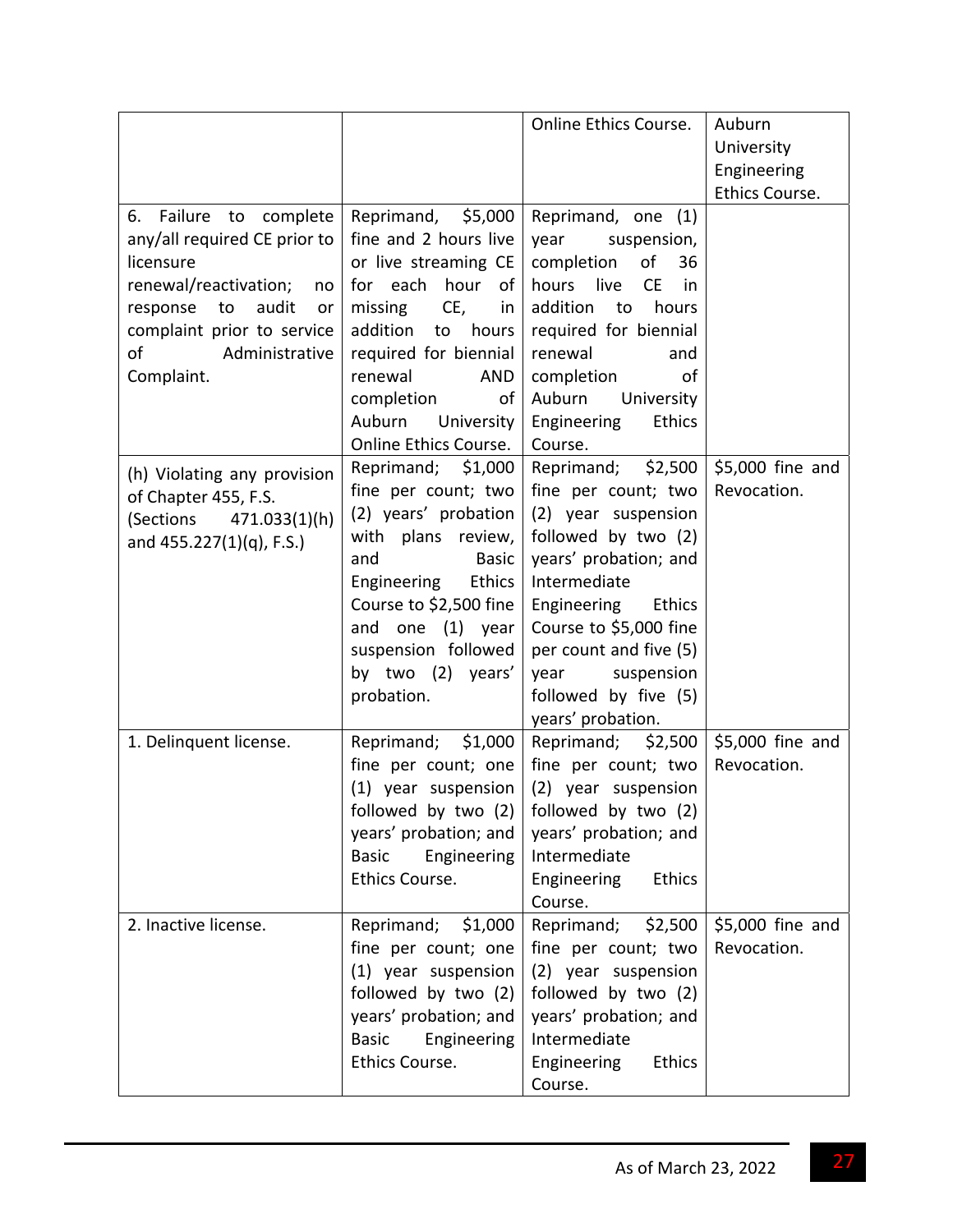| | | | |
|---|---|---|---|
| | | Online Ethics Course. | Auburn University Engineering Ethics Course. |
| 6. Failure to complete any/all required CE prior to licensure renewal/reactivation; no response to audit or complaint prior to service of Administrative Complaint. | Reprimand, $5,000 fine and 2 hours live or live streaming CE for each hour of missing CE, in addition to hours required for biennial renewal AND completion of Auburn University Online Ethics Course. | Reprimand, one (1) year suspension, completion of 36 hours live CE in addition to hours required for biennial renewal and completion of Auburn University Engineering Ethics Course. | |
| (h) Violating any provision of Chapter 455, F.S. (Sections 471.033(1)(h) and 455.227(1)(q), F.S.) | Reprimand; $1,000 fine per count; two (2) years' probation with plans review, and Basic Engineering Ethics Course to $2,500 fine and one (1) year suspension followed by two (2) years' probation. | Reprimand; $2,500 fine per count; two (2) year suspension followed by two (2) years' probation; and Intermediate Engineering Ethics Course to $5,000 fine per count and five (5) year suspension followed by five (5) years' probation. | $5,000 fine and Revocation. |
| 1. Delinquent license. | Reprimand; $1,000 fine per count; one (1) year suspension followed by two (2) years' probation; and Basic Engineering Ethics Course. | Reprimand; $2,500 fine per count; two (2) year suspension followed by two (2) years' probation; and Intermediate Engineering Ethics Course. | $5,000 fine and Revocation. |
| 2. Inactive license. | Reprimand; $1,000 fine per count; one (1) year suspension followed by two (2) years' probation; and Basic Engineering Ethics Course. | Reprimand; $2,500 fine per count; two (2) year suspension followed by two (2) years' probation; and Intermediate Engineering Ethics Course. | $5,000 fine and Revocation. |

As of March 23, 2022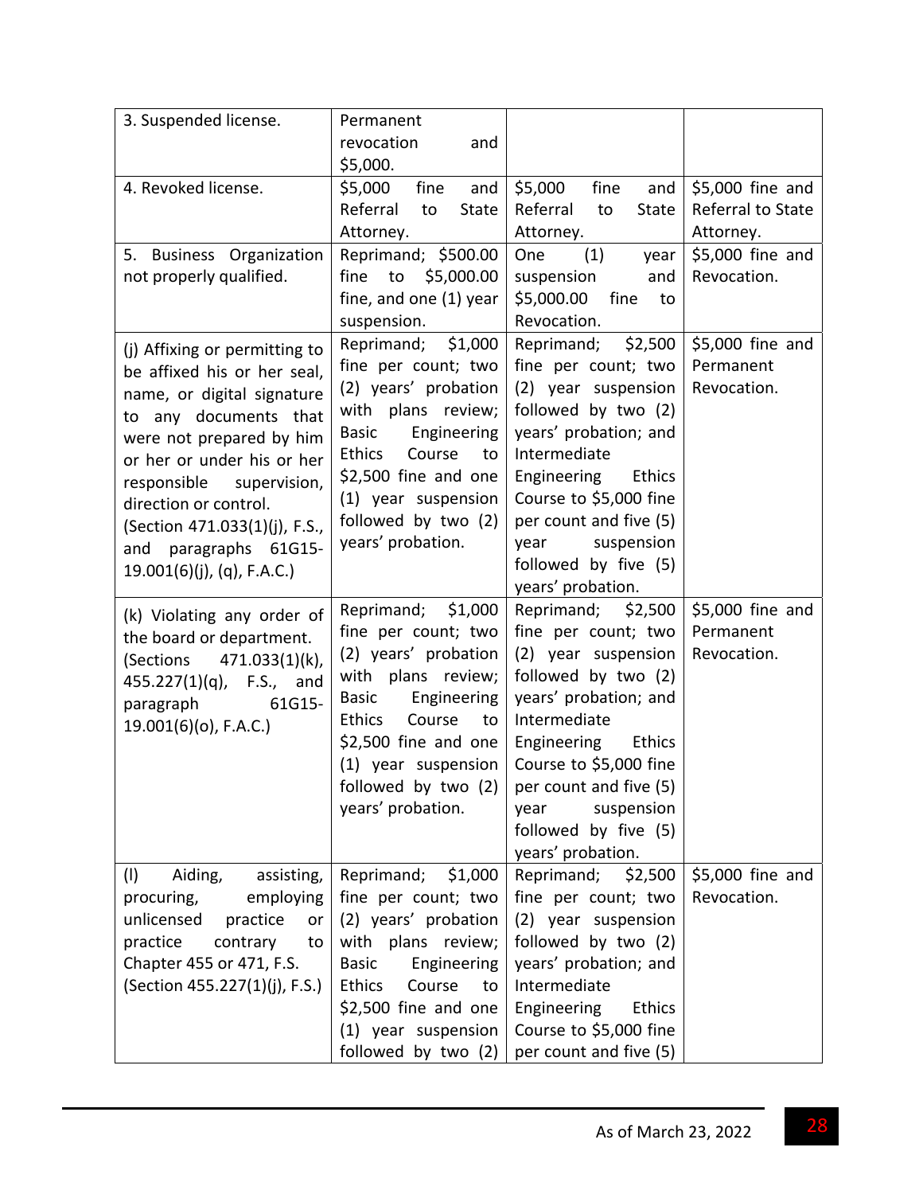| | | | |
|---|---|---|---|
| 3. Suspended license. | Permanent revocation and $5,000. | | |
| 4. Revoked license. | $5,000 fine and Referral to State Attorney. | $5,000 fine and Referral to State Attorney. | $5,000 fine and Referral to State Attorney. |
| 5. Business Organization not properly qualified. | Reprimand; $500.00 fine to $5,000.00 fine, and one (1) year suspension. | One (1) year suspension and $5,000.00 fine to Revocation. | $5,000 fine and Revocation. |
| (j) Affixing or permitting to be affixed his or her seal, name, or digital signature to any documents that were not prepared by him or her or under his or her responsible supervision, direction or control. (Section 471.033(1)(j), F.S., and paragraphs 61G15-19.001(6)(j), (q), F.A.C.) | Reprimand; $1,000 fine per count; two (2) years' probation with plans review; Basic Engineering Ethics Course to $2,500 fine and one (1) year suspension followed by two (2) years' probation. | Reprimand; $2,500 fine per count; two (2) year suspension followed by two (2) years' probation; and Intermediate Engineering Ethics Course to $5,000 fine per count and five (5) year suspension followed by five (5) years' probation. | $5,000 fine and Permanent Revocation. |
| (k) Violating any order of the board or department. (Sections 471.033(1)(k), 455.227(1)(q), F.S., and paragraph 61G15-19.001(6)(o), F.A.C.) | Reprimand; $1,000 fine per count; two (2) years' probation with plans review; Basic Engineering Ethics Course to $2,500 fine and one (1) year suspension followed by two (2) years' probation. | Reprimand; $2,500 fine per count; two (2) year suspension followed by two (2) years' probation; and Intermediate Engineering Ethics Course to $5,000 fine per count and five (5) year suspension followed by five (5) years' probation. | $5,000 fine and Permanent Revocation. |
| (l) Aiding, assisting, procuring, employing unlicensed practice or practice contrary to Chapter 455 or 471, F.S. (Section 455.227(1)(j), F.S.) | Reprimand; $1,000 fine per count; two (2) years' probation with plans review; Basic Engineering Ethics Course to $2,500 fine and one (1) year suspension followed by two (2) | Reprimand; $2,500 fine per count; two (2) year suspension followed by two (2) years' probation; and Intermediate Engineering Ethics Course to $5,000 fine per count and five (5) | $5,000 fine and Revocation. |

As of March 23, 2022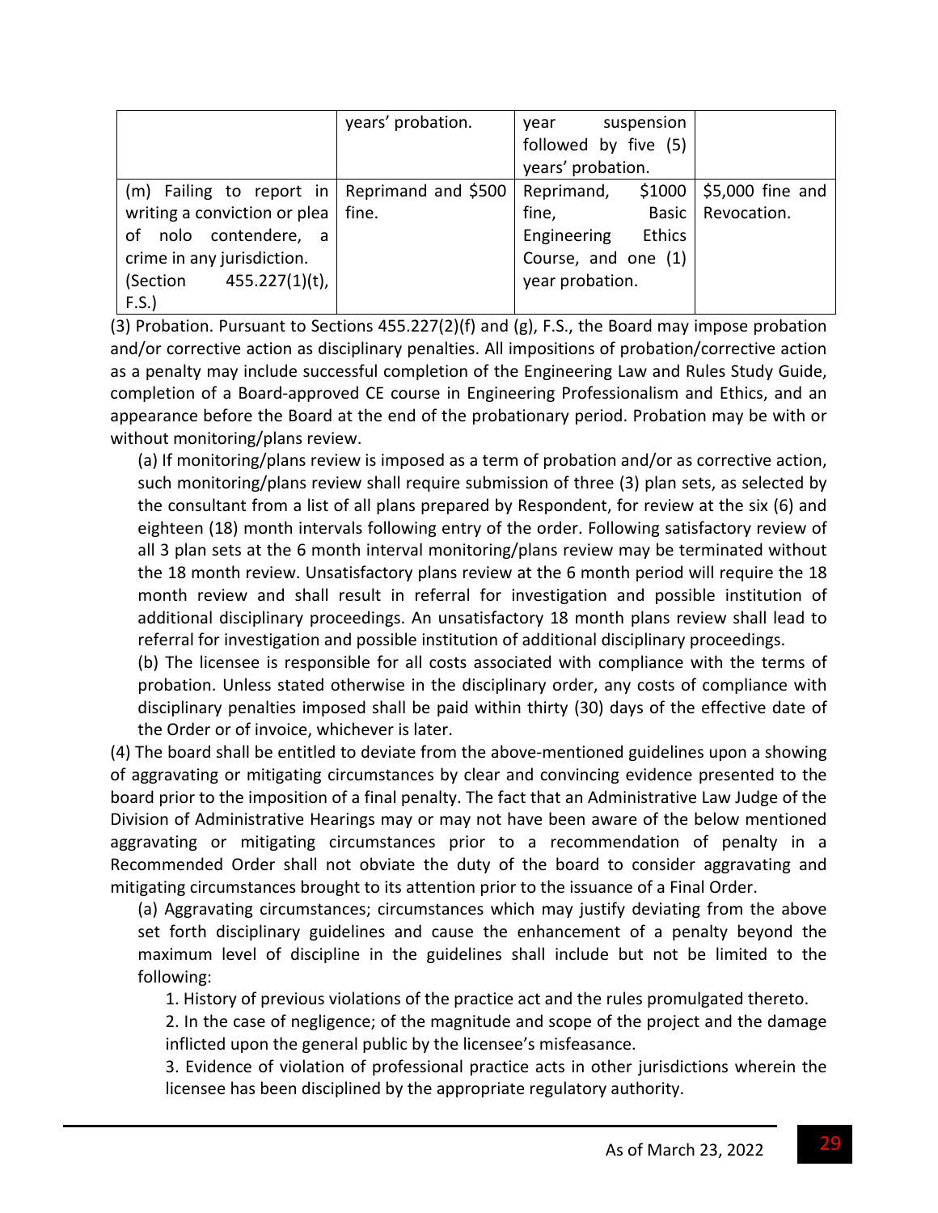| | | | |
|---|---|---|---|
| | years' probation. | year suspension followed by five (5) years' probation. | |
| (m) Failing to report in writing a conviction or plea of nolo contendere, a crime in any jurisdiction. (Section 455.227(1)(t), F.S.) | Reprimand and $500 fine. | Reprimand, $1000 fine, Basic Engineering Ethics Course, and one (1) year probation. | $5,000 fine and Revocation. |

(3) Probation. Pursuant to Sections 455.227(2)(f) and (g), F.S., the Board may impose probation and/or corrective action as disciplinary penalties. All impositions of probation/corrective action as a penalty may include successful completion of the Engineering Law and Rules Study Guide, completion of a Board-approved CE course in Engineering Professionalism and Ethics, and an appearance before the Board at the end of the probationary period. Probation may be with or without monitoring/plans review.

(a) If monitoring/plans review is imposed as a term of probation and/or as corrective action, such monitoring/plans review shall require submission of three (3) plan sets, as selected by the consultant from a list of all plans prepared by Respondent, for review at the six (6) and eighteen (18) month intervals following entry of the order. Following satisfactory review of all 3 plan sets at the 6 month interval monitoring/plans review may be terminated without the 18 month review. Unsatisfactory plans review at the 6 month period will require the 18 month review and shall result in referral for investigation and possible institution of additional disciplinary proceedings. An unsatisfactory 18 month plans review shall lead to referral for investigation and possible institution of additional disciplinary proceedings.

(b) The licensee is responsible for all costs associated with compliance with the terms of probation. Unless stated otherwise in the disciplinary order, any costs of compliance with disciplinary penalties imposed shall be paid within thirty (30) days of the effective date of the Order or of invoice, whichever is later.

(4) The board shall be entitled to deviate from the above-mentioned guidelines upon a showing of aggravating or mitigating circumstances by clear and convincing evidence presented to the board prior to the imposition of a final penalty. The fact that an Administrative Law Judge of the Division of Administrative Hearings may or may not have been aware of the below mentioned aggravating or mitigating circumstances prior to a recommendation of penalty in a Recommended Order shall not obviate the duty of the board to consider aggravating and mitigating circumstances brought to its attention prior to the issuance of a Final Order.

(a) Aggravating circumstances; circumstances which may justify deviating from the above set forth disciplinary guidelines and cause the enhancement of a penalty beyond the maximum level of discipline in the guidelines shall include but not be limited to the following:

1. History of previous violations of the practice act and the rules promulgated thereto.

2. In the case of negligence; of the magnitude and scope of the project and the damage inflicted upon the general public by the licensee's misfeasance.

3. Evidence of violation of professional practice acts in other jurisdictions wherein the licensee has been disciplined by the appropriate regulatory authority.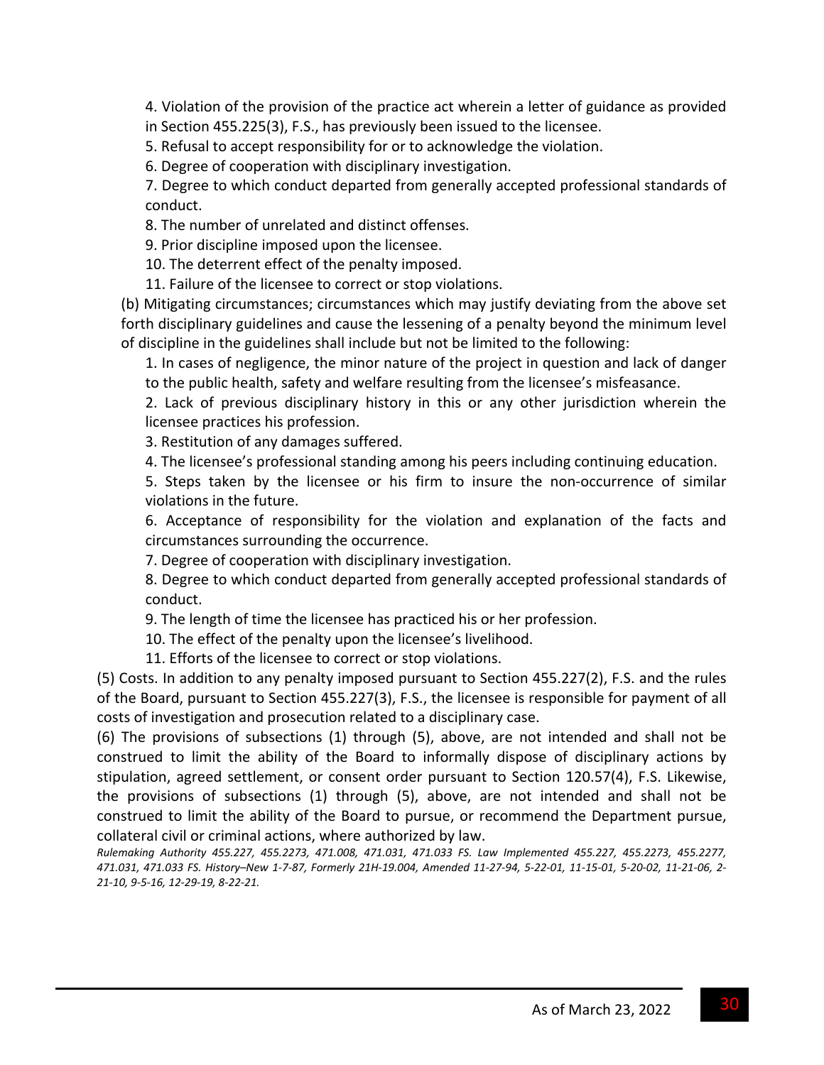4. Violation of the provision of the practice act wherein a letter of guidance as provided in Section 455.225(3), F.S., has previously been issued to the licensee.

5. Refusal to accept responsibility for or to acknowledge the violation.

6. Degree of cooperation with disciplinary investigation.

7. Degree to which conduct departed from generally accepted professional standards of conduct.

8. The number of unrelated and distinct offenses.

9. Prior discipline imposed upon the licensee.

10. The deterrent effect of the penalty imposed.

11. Failure of the licensee to correct or stop violations.

(b) Mitigating circumstances; circumstances which may justify deviating from the above set forth disciplinary guidelines and cause the lessening of a penalty beyond the minimum level of discipline in the guidelines shall include but not be limited to the following:

1. In cases of negligence, the minor nature of the project in question and lack of danger to the public health, safety and welfare resulting from the licensee's misfeasance.

2. Lack of previous disciplinary history in this or any other jurisdiction wherein the licensee practices his profession.

3. Restitution of any damages suffered.

4. The licensee's professional standing among his peers including continuing education.

5. Steps taken by the licensee or his firm to insure the non-occurrence of similar violations in the future.

6. Acceptance of responsibility for the violation and explanation of the facts and circumstances surrounding the occurrence.

7. Degree of cooperation with disciplinary investigation.

8. Degree to which conduct departed from generally accepted professional standards of conduct.

9. The length of time the licensee has practiced his or her profession.

10. The effect of the penalty upon the licensee's livelihood.

11. Efforts of the licensee to correct or stop violations.

(5) Costs. In addition to any penalty imposed pursuant to Section 455.227(2), F.S. and the rules of the Board, pursuant to Section 455.227(3), F.S., the licensee is responsible for payment of all costs of investigation and prosecution related to a disciplinary case.

(6) The provisions of subsections (1) through (5), above, are not intended and shall not be construed to limit the ability of the Board to informally dispose of disciplinary actions by stipulation, agreed settlement, or consent order pursuant to Section 120.57(4), F.S. Likewise, the provisions of subsections (1) through (5), above, are not intended and shall not be construed to limit the ability of the Board to pursue, or recommend the Department pursue, collateral civil or criminal actions, where authorized by law.

*Rulemaking Authority 455.227, 455.2273, 471.008, 471.031, 471.033 FS. Law Implemented 455.227, 455.2273, 455.2277, 471.031, 471.033 FS. History–New 1-7-87, Formerly 21H-19.004, Amended 11-27-94, 5-22-01, 11-15-01, 5-20-02, 11-21-06, 2-21-10, 9-5-16, 12-29-19, 8-22-21.*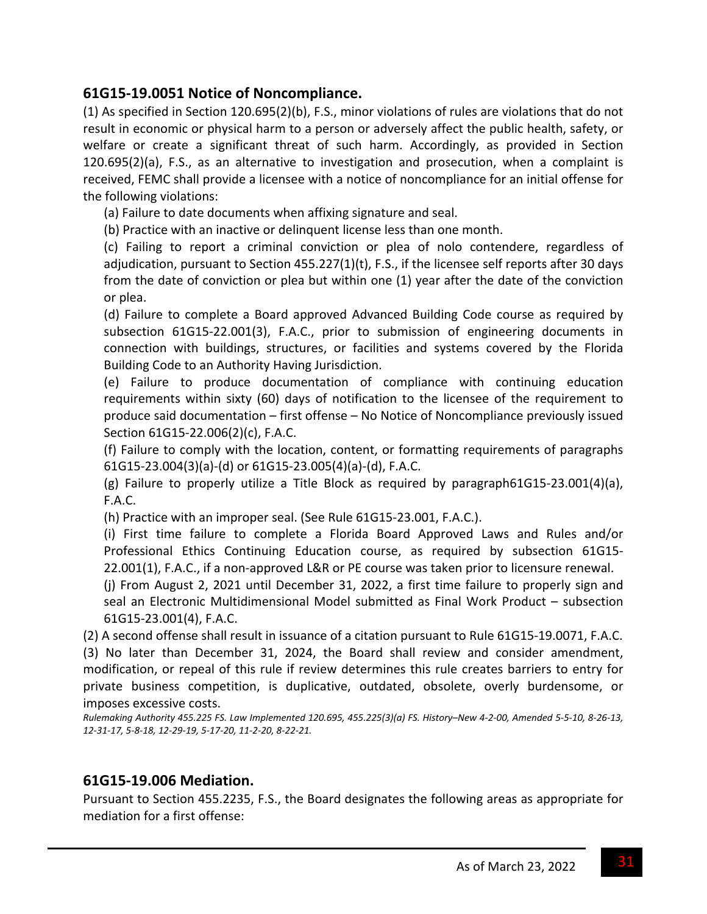## 61G15-19.0051 Notice of Noncompliance.

(1) As specified in Section 120.695(2)(b), F.S., minor violations of rules are violations that do not result in economic or physical harm to a person or adversely affect the public health, safety, or welfare or create a significant threat of such harm. Accordingly, as provided in Section 120.695(2)(a), F.S., as an alternative to investigation and prosecution, when a complaint is received, FEMC shall provide a licensee with a notice of noncompliance for an initial offense for the following violations:

(a) Failure to date documents when affixing signature and seal.

(b) Practice with an inactive or delinquent license less than one month.

(c) Failing to report a criminal conviction or plea of nolo contendere, regardless of adjudication, pursuant to Section 455.227(1)(t), F.S., if the licensee self reports after 30 days from the date of conviction or plea but within one (1) year after the date of the conviction or plea.

(d) Failure to complete a Board approved Advanced Building Code course as required by subsection 61G15-22.001(3), F.A.C., prior to submission of engineering documents in connection with buildings, structures, or facilities and systems covered by the Florida Building Code to an Authority Having Jurisdiction.

(e) Failure to produce documentation of compliance with continuing education requirements within sixty (60) days of notification to the licensee of the requirement to produce said documentation – first offense – No Notice of Noncompliance previously issued Section 61G15-22.006(2)(c), F.A.C.

(f) Failure to comply with the location, content, or formatting requirements of paragraphs 61G15-23.004(3)(a)-(d) or 61G15-23.005(4)(a)-(d), F.A.C.

(g) Failure to properly utilize a Title Block as required by paragraph61G15-23.001(4)(a), F.A.C.

(h) Practice with an improper seal. (See Rule 61G15-23.001, F.A.C.).

(i) First time failure to complete a Florida Board Approved Laws and Rules and/or Professional Ethics Continuing Education course, as required by subsection 61G15-22.001(1), F.A.C., if a non-approved L&R or PE course was taken prior to licensure renewal.

(j) From August 2, 2021 until December 31, 2022, a first time failure to properly sign and seal an Electronic Multidimensional Model submitted as Final Work Product – subsection 61G15-23.001(4), F.A.C.

(2) A second offense shall result in issuance of a citation pursuant to Rule 61G15-19.0071, F.A.C.

(3) No later than December 31, 2024, the Board shall review and consider amendment, modification, or repeal of this rule if review determines this rule creates barriers to entry for private business competition, is duplicative, outdated, obsolete, overly burdensome, or imposes excessive costs.

*Rulemaking Authority 455.225 FS. Law Implemented 120.695, 455.225(3)(a) FS. History–New 4-2-00, Amended 5-5-10, 8-26-13, 12-31-17, 5-8-18, 12-29-19, 5-17-20, 11-2-20, 8-22-21.*

## 61G15-19.006 Mediation.

Pursuant to Section 455.2235, F.S., the Board designates the following areas as appropriate for mediation for a first offense: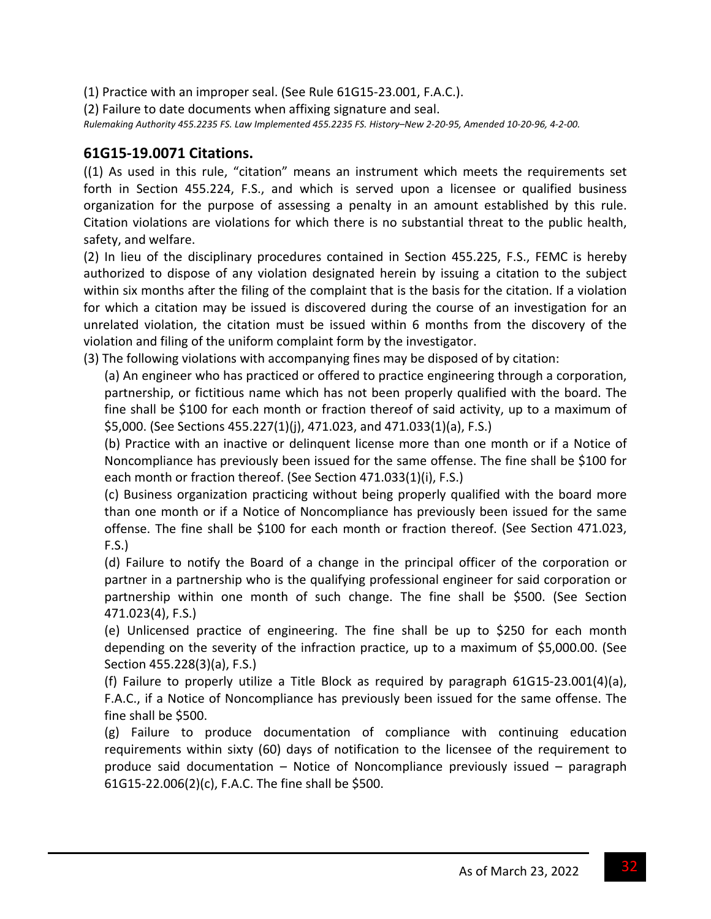(1) Practice with an improper seal. (See Rule 61G15-23.001, F.A.C.).

(2) Failure to date documents when affixing signature and seal.

*Rulemaking Authority 455.2235 FS. Law Implemented 455.2235 FS. History–New 2-20-95, Amended 10-20-96, 4-2-00.*

## 61G15-19.0071 Citations.

((1) As used in this rule, "citation" means an instrument which meets the requirements set forth in Section 455.224, F.S., and which is served upon a licensee or qualified business organization for the purpose of assessing a penalty in an amount established by this rule. Citation violations are violations for which there is no substantial threat to the public health, safety, and welfare.

(2) In lieu of the disciplinary procedures contained in Section 455.225, F.S., FEMC is hereby authorized to dispose of any violation designated herein by issuing a citation to the subject within six months after the filing of the complaint that is the basis for the citation. If a violation for which a citation may be issued is discovered during the course of an investigation for an unrelated violation, the citation must be issued within 6 months from the discovery of the violation and filing of the uniform complaint form by the investigator.

(3) The following violations with accompanying fines may be disposed of by citation:

(a) An engineer who has practiced or offered to practice engineering through a corporation, partnership, or fictitious name which has not been properly qualified with the board. The fine shall be $100 for each month or fraction thereof of said activity, up to a maximum of $5,000. (See Sections 455.227(1)(j), 471.023, and 471.033(1)(a), F.S.)

(b) Practice with an inactive or delinquent license more than one month or if a Notice of Noncompliance has previously been issued for the same offense. The fine shall be $100 for each month or fraction thereof. (See Section 471.033(1)(i), F.S.)

(c) Business organization practicing without being properly qualified with the board more than one month or if a Notice of Noncompliance has previously been issued for the same offense. The fine shall be $100 for each month or fraction thereof. (See Section 471.023, F.S.)

(d) Failure to notify the Board of a change in the principal officer of the corporation or partner in a partnership who is the qualifying professional engineer for said corporation or partnership within one month of such change. The fine shall be $500. (See Section 471.023(4), F.S.)

(e) Unlicensed practice of engineering. The fine shall be up to $250 for each month depending on the severity of the infraction practice, up to a maximum of $5,000.00. (See Section 455.228(3)(a), F.S.)

(f) Failure to properly utilize a Title Block as required by paragraph 61G15-23.001(4)(a), F.A.C., if a Notice of Noncompliance has previously been issued for the same offense. The fine shall be $500.

(g) Failure to produce documentation of compliance with continuing education requirements within sixty (60) days of notification to the licensee of the requirement to produce said documentation – Notice of Noncompliance previously issued – paragraph 61G15-22.006(2)(c), F.A.C. The fine shall be $500.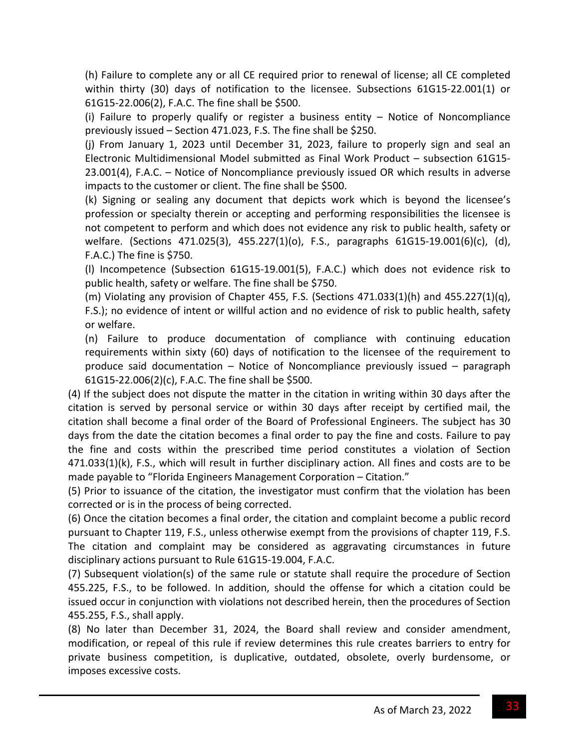(h) Failure to complete any or all CE required prior to renewal of license; all CE completed within thirty (30) days of notification to the licensee. Subsections 61G15-22.001(1) or 61G15-22.006(2), F.A.C. The fine shall be $500.

(i) Failure to properly qualify or register a business entity – Notice of Noncompliance previously issued – Section 471.023, F.S. The fine shall be $250.

(j) From January 1, 2023 until December 31, 2023, failure to properly sign and seal an Electronic Multidimensional Model submitted as Final Work Product – subsection 61G15-23.001(4), F.A.C. – Notice of Noncompliance previously issued OR which results in adverse impacts to the customer or client. The fine shall be $500.

(k) Signing or sealing any document that depicts work which is beyond the licensee's profession or specialty therein or accepting and performing responsibilities the licensee is not competent to perform and which does not evidence any risk to public health, safety or welfare. (Sections 471.025(3), 455.227(1)(o), F.S., paragraphs 61G15-19.001(6)(c), (d), F.A.C.) The fine is $750.

(l) Incompetence (Subsection 61G15-19.001(5), F.A.C.) which does not evidence risk to public health, safety or welfare. The fine shall be $750.

(m) Violating any provision of Chapter 455, F.S. (Sections 471.033(1)(h) and 455.227(1)(q), F.S.); no evidence of intent or willful action and no evidence of risk to public health, safety or welfare.

(n) Failure to produce documentation of compliance with continuing education requirements within sixty (60) days of notification to the licensee of the requirement to produce said documentation – Notice of Noncompliance previously issued – paragraph 61G15-22.006(2)(c), F.A.C. The fine shall be $500.

(4) If the subject does not dispute the matter in the citation in writing within 30 days after the citation is served by personal service or within 30 days after receipt by certified mail, the citation shall become a final order of the Board of Professional Engineers. The subject has 30 days from the date the citation becomes a final order to pay the fine and costs. Failure to pay the fine and costs within the prescribed time period constitutes a violation of Section 471.033(1)(k), F.S., which will result in further disciplinary action. All fines and costs are to be made payable to "Florida Engineers Management Corporation – Citation."

(5) Prior to issuance of the citation, the investigator must confirm that the violation has been corrected or is in the process of being corrected.

(6) Once the citation becomes a final order, the citation and complaint become a public record pursuant to Chapter 119, F.S., unless otherwise exempt from the provisions of chapter 119, F.S. The citation and complaint may be considered as aggravating circumstances in future disciplinary actions pursuant to Rule 61G15-19.004, F.A.C.

(7) Subsequent violation(s) of the same rule or statute shall require the procedure of Section 455.225, F.S., to be followed. In addition, should the offense for which a citation could be issued occur in conjunction with violations not described herein, then the procedures of Section 455.255, F.S., shall apply.

(8) No later than December 31, 2024, the Board shall review and consider amendment, modification, or repeal of this rule if review determines this rule creates barriers to entry for private business competition, is duplicative, outdated, obsolete, overly burdensome, or imposes excessive costs.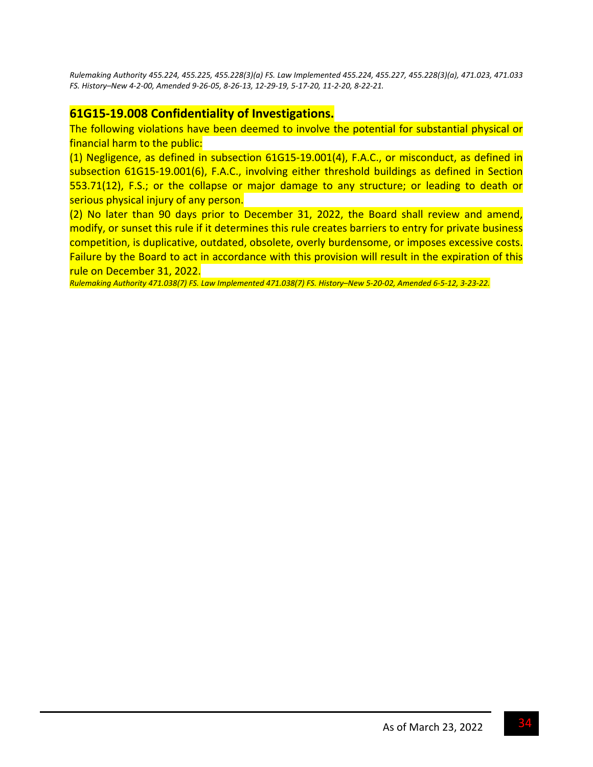*Rulemaking Authority 455.224, 455.225, 455.228(3)(a) FS. Law Implemented 455.224, 455.227, 455.228(3)(a), 471.023, 471.033 FS. History–New 4-2-00, Amended 9-26-05, 8-26-13, 12-29-19, 5-17-20, 11-2-20, 8-22-21.*

## 61G15-19.008 Confidentiality of Investigations.

The following violations have been deemed to involve the potential for substantial physical or financial harm to the public:

(1) Negligence, as defined in subsection 61G15-19.001(4), F.A.C., or misconduct, as defined in subsection 61G15-19.001(6), F.A.C., involving either threshold buildings as defined in Section 553.71(12), F.S.; or the collapse or major damage to any structure; or leading to death or serious physical injury of any person.

(2) No later than 90 days prior to December 31, 2022, the Board shall review and amend, modify, or sunset this rule if it determines this rule creates barriers to entry for private business competition, is duplicative, outdated, obsolete, overly burdensome, or imposes excessive costs. Failure by the Board to act in accordance with this provision will result in the expiration of this rule on December 31, 2022.

*Rulemaking Authority 471.038(7) FS. Law Implemented 471.038(7) FS. History–New 5-20-02, Amended 6-5-12, 3-23-22.*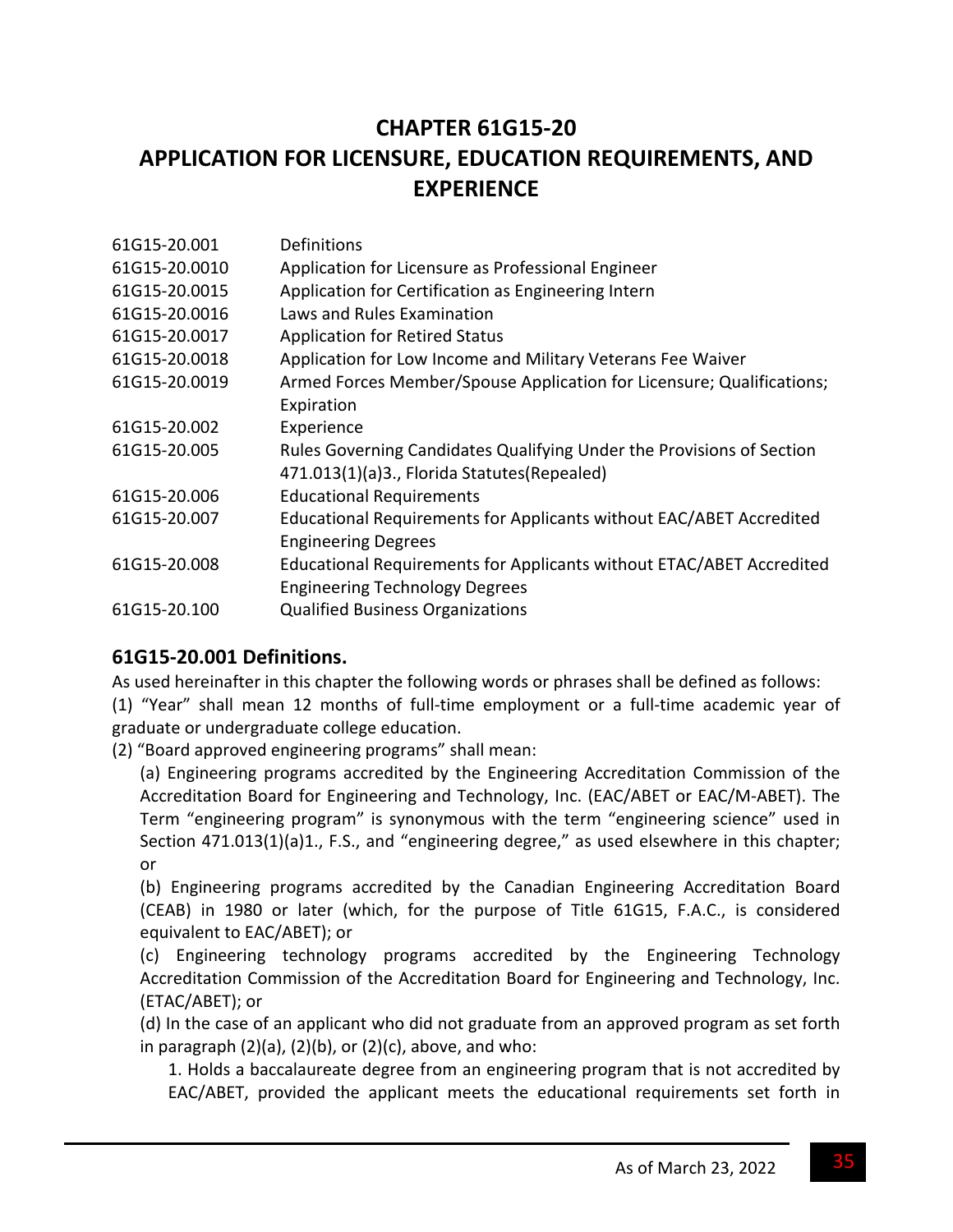# CHAPTER 61G15-20
# APPLICATION FOR LICENSURE, EDUCATION REQUIREMENTS, AND EXPERIENCE

| | |
|---|---|
| 61G15-20.001 | Definitions |
| 61G15-20.0010 | Application for Licensure as Professional Engineer |
| 61G15-20.0015 | Application for Certification as Engineering Intern |
| 61G15-20.0016 | Laws and Rules Examination |
| 61G15-20.0017 | Application for Retired Status |
| 61G15-20.0018 | Application for Low Income and Military Veterans Fee Waiver |
| 61G15-20.0019 | Armed Forces Member/Spouse Application for Licensure; Qualifications; Expiration |
| 61G15-20.002 | Experience |
| 61G15-20.005 | Rules Governing Candidates Qualifying Under the Provisions of Section 471.013(1)(a)3., Florida Statutes(Repealed) |
| 61G15-20.006 | Educational Requirements |
| 61G15-20.007 | Educational Requirements for Applicants without EAC/ABET Accredited Engineering Degrees |
| 61G15-20.008 | Educational Requirements for Applicants without ETAC/ABET Accredited Engineering Technology Degrees |
| 61G15-20.100 | Qualified Business Organizations |

## 61G15-20.001 Definitions.

As used hereinafter in this chapter the following words or phrases shall be defined as follows:

(1) "Year" shall mean 12 months of full-time employment or a full-time academic year of graduate or undergraduate college education.

(2) "Board approved engineering programs" shall mean:

(a) Engineering programs accredited by the Engineering Accreditation Commission of the Accreditation Board for Engineering and Technology, Inc. (EAC/ABET or EAC/M-ABET). The Term "engineering program" is synonymous with the term "engineering science" used in Section 471.013(1)(a)1., F.S., and "engineering degree," as used elsewhere in this chapter; or

(b) Engineering programs accredited by the Canadian Engineering Accreditation Board (CEAB) in 1980 or later (which, for the purpose of Title 61G15, F.A.C., is considered equivalent to EAC/ABET); or

(c) Engineering technology programs accredited by the Engineering Technology Accreditation Commission of the Accreditation Board for Engineering and Technology, Inc. (ETAC/ABET); or

(d) In the case of an applicant who did not graduate from an approved program as set forth in paragraph (2)(a), (2)(b), or (2)(c), above, and who:

1. Holds a baccalaureate degree from an engineering program that is not accredited by EAC/ABET, provided the applicant meets the educational requirements set forth in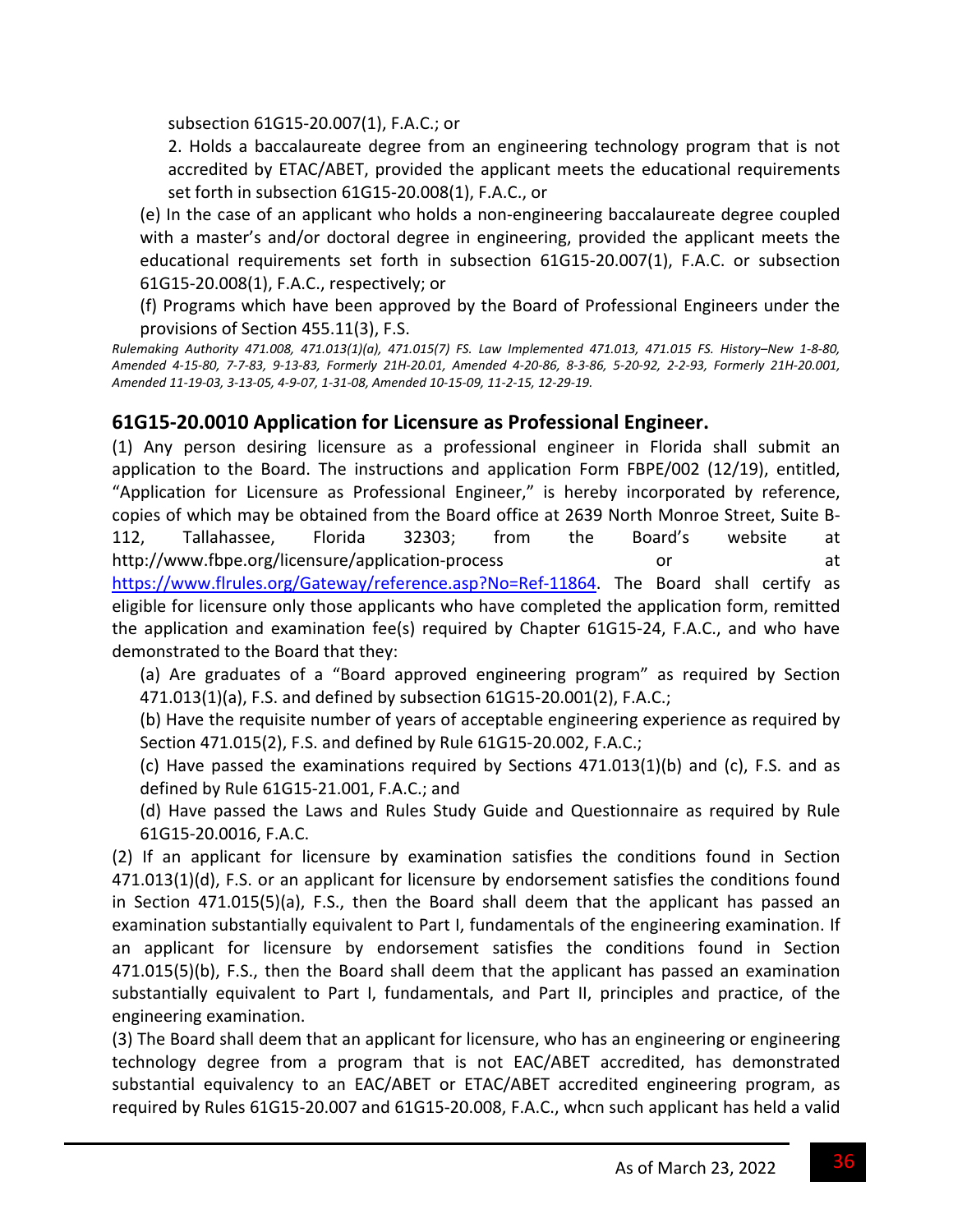subsection 61G15-20.007(1), F.A.C.; or

2. Holds a baccalaureate degree from an engineering technology program that is not accredited by ETAC/ABET, provided the applicant meets the educational requirements set forth in subsection 61G15-20.008(1), F.A.C., or

(e) In the case of an applicant who holds a non-engineering baccalaureate degree coupled with a master's and/or doctoral degree in engineering, provided the applicant meets the educational requirements set forth in subsection 61G15-20.007(1), F.A.C. or subsection 61G15-20.008(1), F.A.C., respectively; or

(f) Programs which have been approved by the Board of Professional Engineers under the provisions of Section 455.11(3), F.S.

*Rulemaking Authority 471.008, 471.013(1)(a), 471.015(7) FS. Law Implemented 471.013, 471.015 FS. History–New 1-8-80, Amended 4-15-80, 7-7-83, 9-13-83, Formerly 21H-20.01, Amended 4-20-86, 8-3-86, 5-20-92, 2-2-93, Formerly 21H-20.001, Amended 11-19-03, 3-13-05, 4-9-07, 1-31-08, Amended 10-15-09, 11-2-15, 12-29-19.*

## 61G15-20.0010 Application for Licensure as Professional Engineer.

(1) Any person desiring licensure as a professional engineer in Florida shall submit an application to the Board. The instructions and application Form FBPE/002 (12/19), entitled, "Application for Licensure as Professional Engineer," is hereby incorporated by reference, copies of which may be obtained from the Board office at 2639 North Monroe Street, Suite B-112, Tallahassee, Florida 32303; from the Board's website at http://www.fbpe.org/licensure/application-process or at https://www.flrules.org/Gateway/reference.asp?No=Ref-11864. The Board shall certify as eligible for licensure only those applicants who have completed the application form, remitted the application and examination fee(s) required by Chapter 61G15-24, F.A.C., and who have demonstrated to the Board that they:

(a) Are graduates of a "Board approved engineering program" as required by Section 471.013(1)(a), F.S. and defined by subsection 61G15-20.001(2), F.A.C.;

(b) Have the requisite number of years of acceptable engineering experience as required by Section 471.015(2), F.S. and defined by Rule 61G15-20.002, F.A.C.;

(c) Have passed the examinations required by Sections 471.013(1)(b) and (c), F.S. and as defined by Rule 61G15-21.001, F.A.C.; and

(d) Have passed the Laws and Rules Study Guide and Questionnaire as required by Rule 61G15-20.0016, F.A.C.

(2) If an applicant for licensure by examination satisfies the conditions found in Section 471.013(1)(d), F.S. or an applicant for licensure by endorsement satisfies the conditions found in Section 471.015(5)(a), F.S., then the Board shall deem that the applicant has passed an examination substantially equivalent to Part I, fundamentals of the engineering examination. If an applicant for licensure by endorsement satisfies the conditions found in Section 471.015(5)(b), F.S., then the Board shall deem that the applicant has passed an examination substantially equivalent to Part I, fundamentals, and Part II, principles and practice, of the engineering examination.

(3) The Board shall deem that an applicant for licensure, who has an engineering or engineering technology degree from a program that is not EAC/ABET accredited, has demonstrated substantial equivalency to an EAC/ABET or ETAC/ABET accredited engineering program, as required by Rules 61G15-20.007 and 61G15-20.008, F.A.C., whcn such applicant has held a valid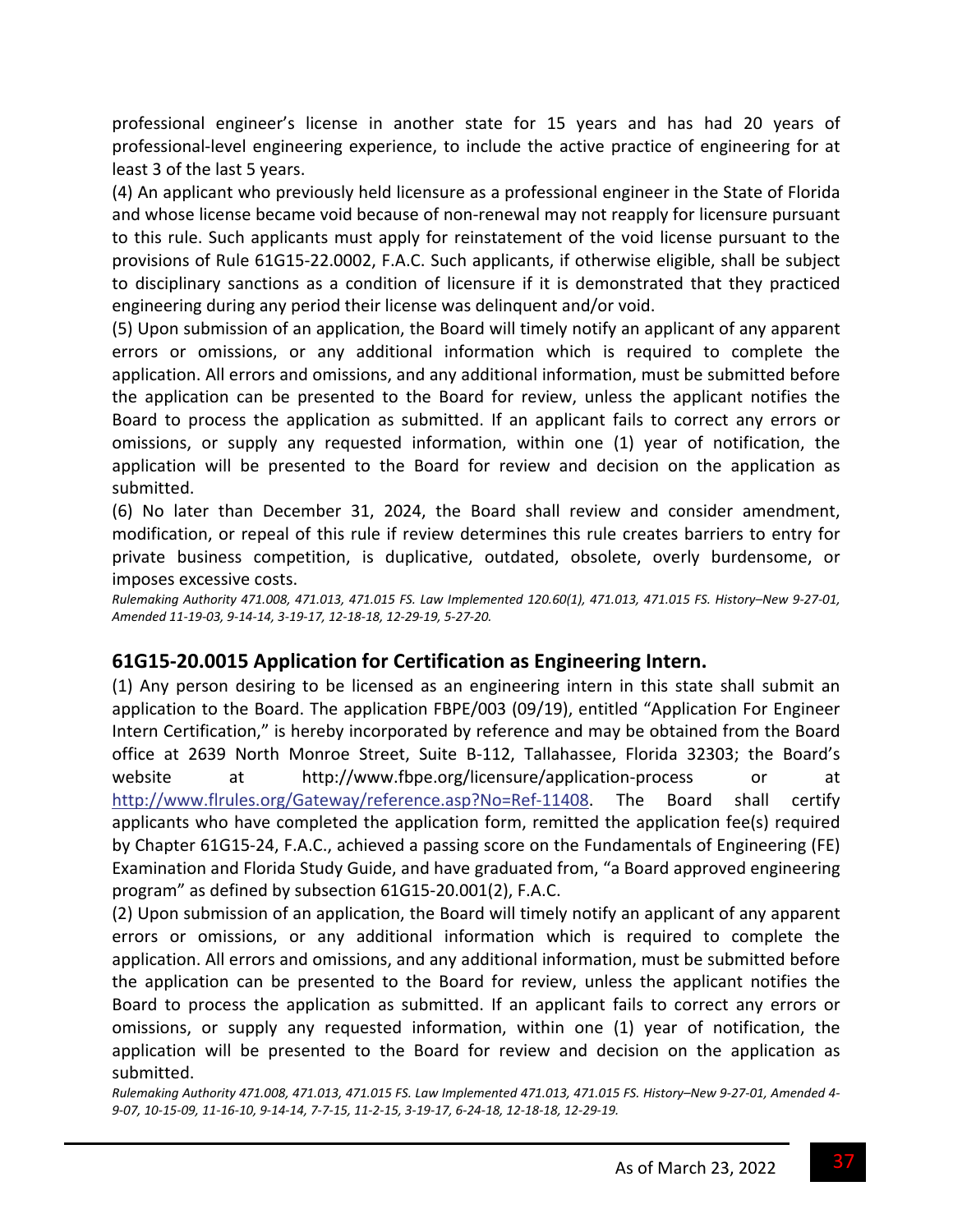professional engineer's license in another state for 15 years and has had 20 years of professional-level engineering experience, to include the active practice of engineering for at least 3 of the last 5 years.

(4) An applicant who previously held licensure as a professional engineer in the State of Florida and whose license became void because of non-renewal may not reapply for licensure pursuant to this rule. Such applicants must apply for reinstatement of the void license pursuant to the provisions of Rule 61G15-22.0002, F.A.C. Such applicants, if otherwise eligible, shall be subject to disciplinary sanctions as a condition of licensure if it is demonstrated that they practiced engineering during any period their license was delinquent and/or void.

(5) Upon submission of an application, the Board will timely notify an applicant of any apparent errors or omissions, or any additional information which is required to complete the application. All errors and omissions, and any additional information, must be submitted before the application can be presented to the Board for review, unless the applicant notifies the Board to process the application as submitted. If an applicant fails to correct any errors or omissions, or supply any requested information, within one (1) year of notification, the application will be presented to the Board for review and decision on the application as submitted.

(6) No later than December 31, 2024, the Board shall review and consider amendment, modification, or repeal of this rule if review determines this rule creates barriers to entry for private business competition, is duplicative, outdated, obsolete, overly burdensome, or imposes excessive costs.

*Rulemaking Authority 471.008, 471.013, 471.015 FS. Law Implemented 120.60(1), 471.013, 471.015 FS. History–New 9-27-01, Amended 11-19-03, 9-14-14, 3-19-17, 12-18-18, 12-29-19, 5-27-20.*

## 61G15-20.0015 Application for Certification as Engineering Intern.

(1) Any person desiring to be licensed as an engineering intern in this state shall submit an application to the Board. The application FBPE/003 (09/19), entitled "Application For Engineer Intern Certification," is hereby incorporated by reference and may be obtained from the Board office at 2639 North Monroe Street, Suite B-112, Tallahassee, Florida 32303; the Board's website at http://www.fbpe.org/licensure/application-process or at http://www.flrules.org/Gateway/reference.asp?No=Ref-11408. The Board shall certify applicants who have completed the application form, remitted the application fee(s) required by Chapter 61G15-24, F.A.C., achieved a passing score on the Fundamentals of Engineering (FE) Examination and Florida Study Guide, and have graduated from, "a Board approved engineering program" as defined by subsection 61G15-20.001(2), F.A.C.

(2) Upon submission of an application, the Board will timely notify an applicant of any apparent errors or omissions, or any additional information which is required to complete the application. All errors and omissions, and any additional information, must be submitted before the application can be presented to the Board for review, unless the applicant notifies the Board to process the application as submitted. If an applicant fails to correct any errors or omissions, or supply any requested information, within one (1) year of notification, the application will be presented to the Board for review and decision on the application as submitted.

*Rulemaking Authority 471.008, 471.013, 471.015 FS. Law Implemented 471.013, 471.015 FS. History–New 9-27-01, Amended 4-9-07, 10-15-09, 11-16-10, 9-14-14, 7-7-15, 11-2-15, 3-19-17, 6-24-18, 12-18-18, 12-29-19.*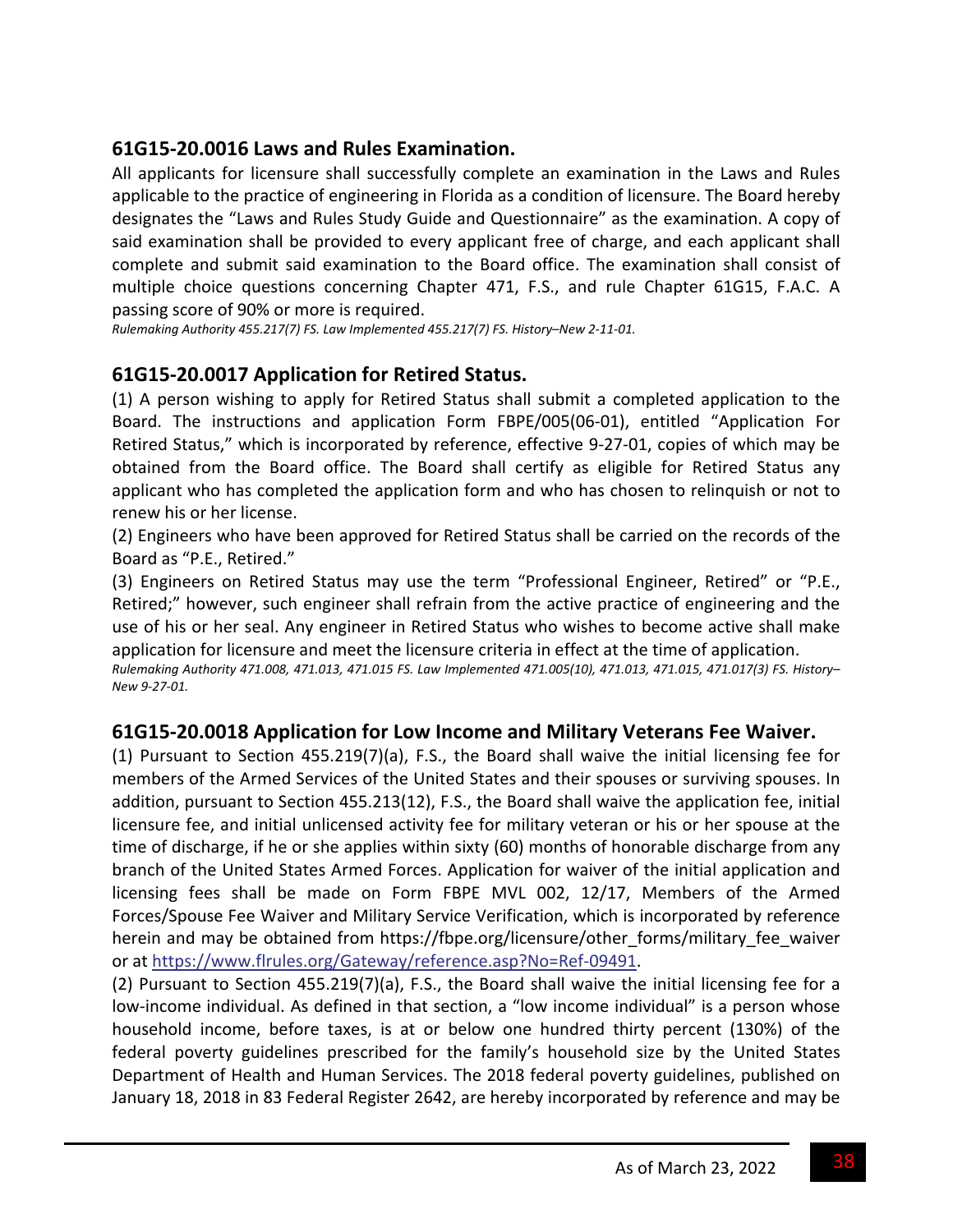## 61G15-20.0016 Laws and Rules Examination.

All applicants for licensure shall successfully complete an examination in the Laws and Rules applicable to the practice of engineering in Florida as a condition of licensure. The Board hereby designates the "Laws and Rules Study Guide and Questionnaire" as the examination. A copy of said examination shall be provided to every applicant free of charge, and each applicant shall complete and submit said examination to the Board office. The examination shall consist of multiple choice questions concerning Chapter 471, F.S., and rule Chapter 61G15, F.A.C. A passing score of 90% or more is required.

*Rulemaking Authority 455.217(7) FS. Law Implemented 455.217(7) FS. History–New 2-11-01.*

## 61G15-20.0017 Application for Retired Status.

(1) A person wishing to apply for Retired Status shall submit a completed application to the Board. The instructions and application Form FBPE/005(06-01), entitled "Application For Retired Status," which is incorporated by reference, effective 9-27-01, copies of which may be obtained from the Board office. The Board shall certify as eligible for Retired Status any applicant who has completed the application form and who has chosen to relinquish or not to renew his or her license.

(2) Engineers who have been approved for Retired Status shall be carried on the records of the Board as "P.E., Retired."

(3) Engineers on Retired Status may use the term "Professional Engineer, Retired" or "P.E., Retired;" however, such engineer shall refrain from the active practice of engineering and the use of his or her seal. Any engineer in Retired Status who wishes to become active shall make application for licensure and meet the licensure criteria in effect at the time of application.

*Rulemaking Authority 471.008, 471.013, 471.015 FS. Law Implemented 471.005(10), 471.013, 471.015, 471.017(3) FS. History–New 9-27-01.*

## 61G15-20.0018 Application for Low Income and Military Veterans Fee Waiver.

(1) Pursuant to Section 455.219(7)(a), F.S., the Board shall waive the initial licensing fee for members of the Armed Services of the United States and their spouses or surviving spouses. In addition, pursuant to Section 455.213(12), F.S., the Board shall waive the application fee, initial licensure fee, and initial unlicensed activity fee for military veteran or his or her spouse at the time of discharge, if he or she applies within sixty (60) months of honorable discharge from any branch of the United States Armed Forces. Application for waiver of the initial application and licensing fees shall be made on Form FBPE MVL 002, 12/17, Members of the Armed Forces/Spouse Fee Waiver and Military Service Verification, which is incorporated by reference herein and may be obtained from https://fbpe.org/licensure/other_forms/military_fee_waiver or at https://www.flrules.org/Gateway/reference.asp?No=Ref-09491.

(2) Pursuant to Section 455.219(7)(a), F.S., the Board shall waive the initial licensing fee for a low-income individual. As defined in that section, a "low income individual" is a person whose household income, before taxes, is at or below one hundred thirty percent (130%) of the federal poverty guidelines prescribed for the family's household size by the United States Department of Health and Human Services. The 2018 federal poverty guidelines, published on January 18, 2018 in 83 Federal Register 2642, are hereby incorporated by reference and may be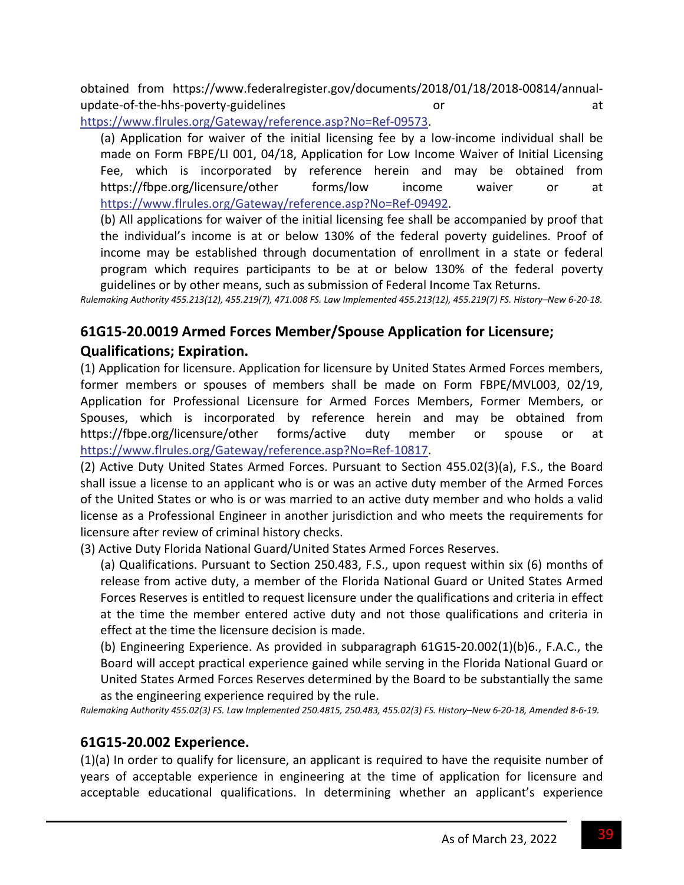obtained from https://www.federalregister.gov/documents/2018/01/18/2018-00814/annual-update-of-the-hhs-poverty-guidelines or at https://www.flrules.org/Gateway/reference.asp?No=Ref-09573.

(a) Application for waiver of the initial licensing fee by a low-income individual shall be made on Form FBPE/LI 001, 04/18, Application for Low Income Waiver of Initial Licensing Fee, which is incorporated by reference herein and may be obtained from https://fbpe.org/licensure/other forms/low income waiver or at https://www.flrules.org/Gateway/reference.asp?No=Ref-09492.

(b) All applications for waiver of the initial licensing fee shall be accompanied by proof that the individual's income is at or below 130% of the federal poverty guidelines. Proof of income may be established through documentation of enrollment in a state or federal program which requires participants to be at or below 130% of the federal poverty guidelines or by other means, such as submission of Federal Income Tax Returns.

*Rulemaking Authority 455.213(12), 455.219(7), 471.008 FS. Law Implemented 455.213(12), 455.219(7) FS. History–New 6-20-18.*

## 61G15-20.0019 Armed Forces Member/Spouse Application for Licensure; Qualifications; Expiration.

(1) Application for licensure. Application for licensure by United States Armed Forces members, former members or spouses of members shall be made on Form FBPE/MVL003, 02/19, Application for Professional Licensure for Armed Forces Members, Former Members, or Spouses, which is incorporated by reference herein and may be obtained from https://fbpe.org/licensure/other forms/active duty member or spouse or at https://www.flrules.org/Gateway/reference.asp?No=Ref-10817.

(2) Active Duty United States Armed Forces. Pursuant to Section 455.02(3)(a), F.S., the Board shall issue a license to an applicant who is or was an active duty member of the Armed Forces of the United States or who is or was married to an active duty member and who holds a valid license as a Professional Engineer in another jurisdiction and who meets the requirements for licensure after review of criminal history checks.

(3) Active Duty Florida National Guard/United States Armed Forces Reserves.

(a) Qualifications. Pursuant to Section 250.483, F.S., upon request within six (6) months of release from active duty, a member of the Florida National Guard or United States Armed Forces Reserves is entitled to request licensure under the qualifications and criteria in effect at the time the member entered active duty and not those qualifications and criteria in effect at the time the licensure decision is made.

(b) Engineering Experience. As provided in subparagraph 61G15-20.002(1)(b)6., F.A.C., the Board will accept practical experience gained while serving in the Florida National Guard or United States Armed Forces Reserves determined by the Board to be substantially the same as the engineering experience required by the rule.

*Rulemaking Authority 455.02(3) FS. Law Implemented 250.4815, 250.483, 455.02(3) FS. History–New 6-20-18, Amended 8-6-19.*

## 61G15-20.002 Experience.

(1)(a) In order to qualify for licensure, an applicant is required to have the requisite number of years of acceptable experience in engineering at the time of application for licensure and acceptable educational qualifications. In determining whether an applicant's experience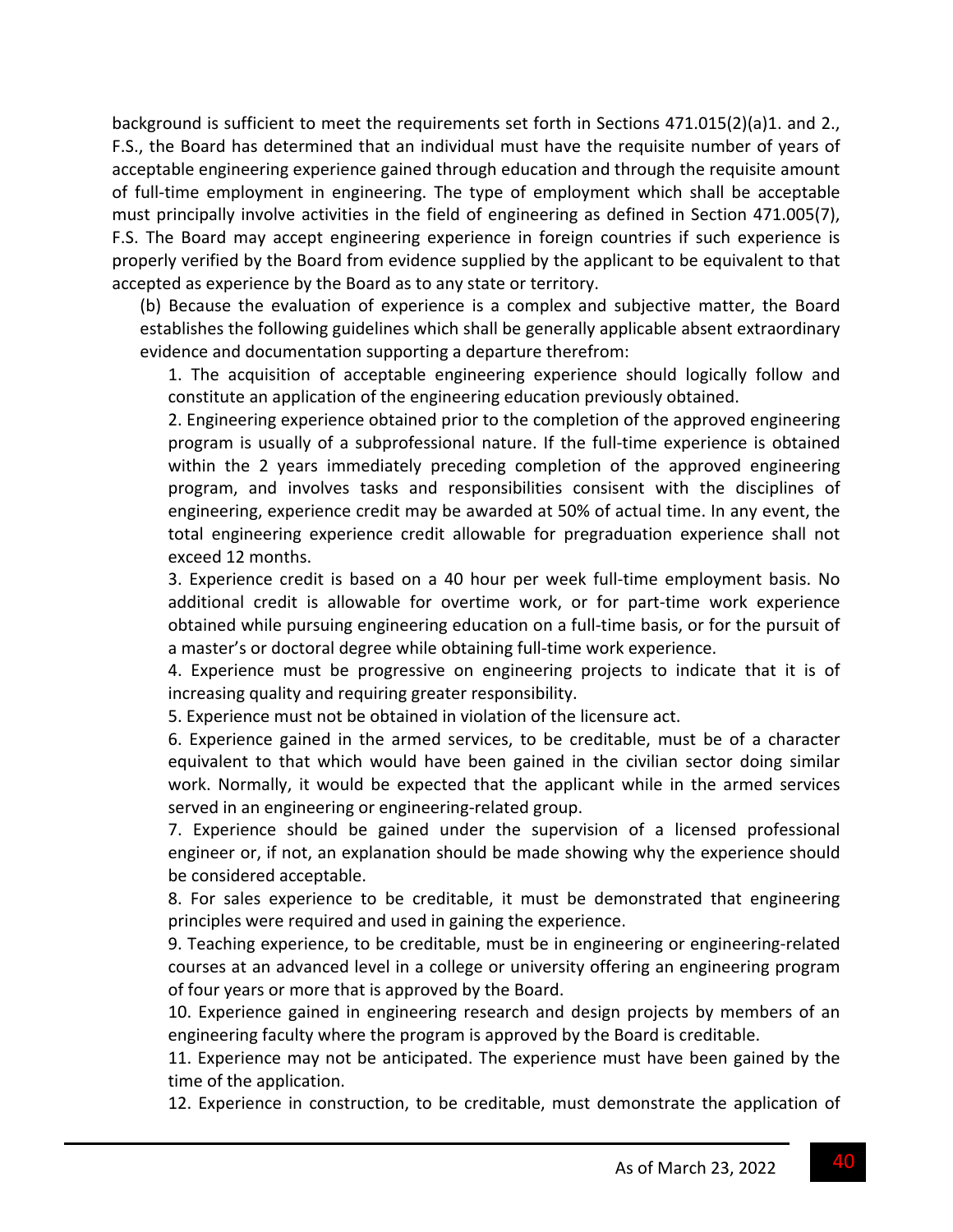background is sufficient to meet the requirements set forth in Sections 471.015(2)(a)1. and 2., F.S., the Board has determined that an individual must have the requisite number of years of acceptable engineering experience gained through education and through the requisite amount of full-time employment in engineering. The type of employment which shall be acceptable must principally involve activities in the field of engineering as defined in Section 471.005(7), F.S. The Board may accept engineering experience in foreign countries if such experience is properly verified by the Board from evidence supplied by the applicant to be equivalent to that accepted as experience by the Board as to any state or territory.

(b) Because the evaluation of experience is a complex and subjective matter, the Board establishes the following guidelines which shall be generally applicable absent extraordinary evidence and documentation supporting a departure therefrom:

1. The acquisition of acceptable engineering experience should logically follow and constitute an application of the engineering education previously obtained.

2. Engineering experience obtained prior to the completion of the approved engineering program is usually of a subprofessional nature. If the full-time experience is obtained within the 2 years immediately preceding completion of the approved engineering program, and involves tasks and responsibilities consisent with the disciplines of engineering, experience credit may be awarded at 50% of actual time. In any event, the total engineering experience credit allowable for pregraduation experience shall not exceed 12 months.

3. Experience credit is based on a 40 hour per week full-time employment basis. No additional credit is allowable for overtime work, or for part-time work experience obtained while pursuing engineering education on a full-time basis, or for the pursuit of a master's or doctoral degree while obtaining full-time work experience.

4. Experience must be progressive on engineering projects to indicate that it is of increasing quality and requiring greater responsibility.

5. Experience must not be obtained in violation of the licensure act.

6. Experience gained in the armed services, to be creditable, must be of a character equivalent to that which would have been gained in the civilian sector doing similar work. Normally, it would be expected that the applicant while in the armed services served in an engineering or engineering-related group.

7. Experience should be gained under the supervision of a licensed professional engineer or, if not, an explanation should be made showing why the experience should be considered acceptable.

8. For sales experience to be creditable, it must be demonstrated that engineering principles were required and used in gaining the experience.

9. Teaching experience, to be creditable, must be in engineering or engineering-related courses at an advanced level in a college or university offering an engineering program of four years or more that is approved by the Board.

10. Experience gained in engineering research and design projects by members of an engineering faculty where the program is approved by the Board is creditable.

11. Experience may not be anticipated. The experience must have been gained by the time of the application.

12. Experience in construction, to be creditable, must demonstrate the application of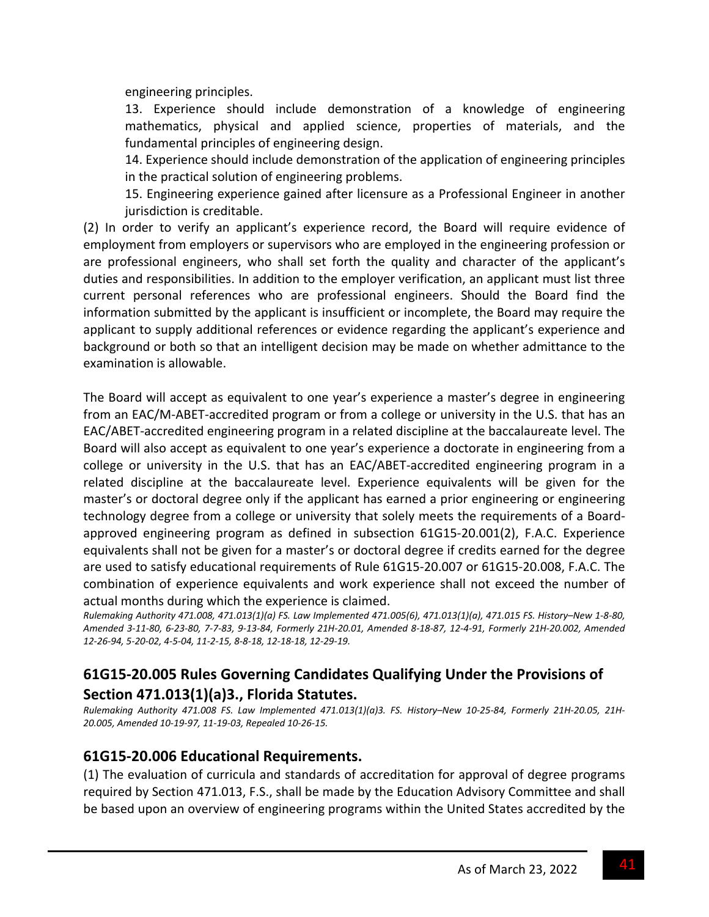engineering principles.

13. Experience should include demonstration of a knowledge of engineering mathematics, physical and applied science, properties of materials, and the fundamental principles of engineering design.

14. Experience should include demonstration of the application of engineering principles in the practical solution of engineering problems.

15. Engineering experience gained after licensure as a Professional Engineer in another jurisdiction is creditable.

(2) In order to verify an applicant's experience record, the Board will require evidence of employment from employers or supervisors who are employed in the engineering profession or are professional engineers, who shall set forth the quality and character of the applicant's duties and responsibilities. In addition to the employer verification, an applicant must list three current personal references who are professional engineers. Should the Board find the information submitted by the applicant is insufficient or incomplete, the Board may require the applicant to supply additional references or evidence regarding the applicant's experience and background or both so that an intelligent decision may be made on whether admittance to the examination is allowable.

The Board will accept as equivalent to one year's experience a master's degree in engineering from an EAC/M-ABET-accredited program or from a college or university in the U.S. that has an EAC/ABET-accredited engineering program in a related discipline at the baccalaureate level. The Board will also accept as equivalent to one year's experience a doctorate in engineering from a college or university in the U.S. that has an EAC/ABET-accredited engineering program in a related discipline at the baccalaureate level. Experience equivalents will be given for the master's or doctoral degree only if the applicant has earned a prior engineering or engineering technology degree from a college or university that solely meets the requirements of a Board-approved engineering program as defined in subsection 61G15-20.001(2), F.A.C. Experience equivalents shall not be given for a master's or doctoral degree if credits earned for the degree are used to satisfy educational requirements of Rule 61G15-20.007 or 61G15-20.008, F.A.C. The combination of experience equivalents and work experience shall not exceed the number of actual months during which the experience is claimed.

*Rulemaking Authority 471.008, 471.013(1)(a) FS. Law Implemented 471.005(6), 471.013(1)(a), 471.015 FS. History–New 1-8-80, Amended 3-11-80, 6-23-80, 7-7-83, 9-13-84, Formerly 21H-20.01, Amended 8-18-87, 12-4-91, Formerly 21H-20.002, Amended 12-26-94, 5-20-02, 4-5-04, 11-2-15, 8-8-18, 12-18-18, 12-29-19.*

## 61G15-20.005 Rules Governing Candidates Qualifying Under the Provisions of Section 471.013(1)(a)3., Florida Statutes.

*Rulemaking Authority 471.008 FS. Law Implemented 471.013(1)(a)3. FS. History–New 10-25-84, Formerly 21H-20.05, 21H-20.005, Amended 10-19-97, 11-19-03, Repealed 10-26-15.*

## 61G15-20.006 Educational Requirements.

(1) The evaluation of curricula and standards of accreditation for approval of degree programs required by Section 471.013, F.S., shall be made by the Education Advisory Committee and shall be based upon an overview of engineering programs within the United States accredited by the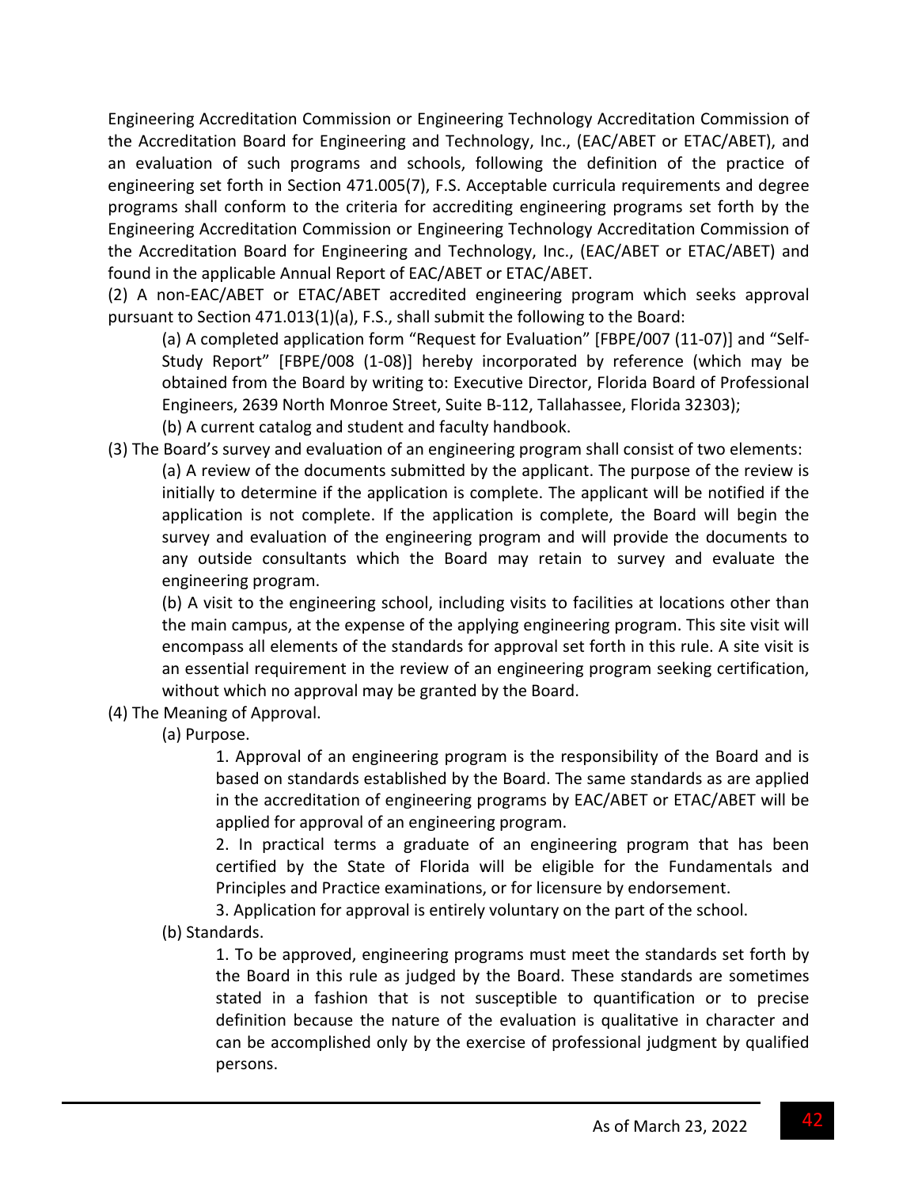Engineering Accreditation Commission or Engineering Technology Accreditation Commission of the Accreditation Board for Engineering and Technology, Inc., (EAC/ABET or ETAC/ABET), and an evaluation of such programs and schools, following the definition of the practice of engineering set forth in Section 471.005(7), F.S. Acceptable curricula requirements and degree programs shall conform to the criteria for accrediting engineering programs set forth by the Engineering Accreditation Commission or Engineering Technology Accreditation Commission of the Accreditation Board for Engineering and Technology, Inc., (EAC/ABET or ETAC/ABET) and found in the applicable Annual Report of EAC/ABET or ETAC/ABET.

(2) A non-EAC/ABET or ETAC/ABET accredited engineering program which seeks approval pursuant to Section 471.013(1)(a), F.S., shall submit the following to the Board:

(a) A completed application form "Request for Evaluation" [FBPE/007 (11-07)] and "Self-Study Report" [FBPE/008 (1-08)] hereby incorporated by reference (which may be obtained from the Board by writing to: Executive Director, Florida Board of Professional Engineers, 2639 North Monroe Street, Suite B-112, Tallahassee, Florida 32303);

(b) A current catalog and student and faculty handbook.

(3) The Board's survey and evaluation of an engineering program shall consist of two elements:

(a) A review of the documents submitted by the applicant. The purpose of the review is initially to determine if the application is complete. The applicant will be notified if the application is not complete. If the application is complete, the Board will begin the survey and evaluation of the engineering program and will provide the documents to any outside consultants which the Board may retain to survey and evaluate the engineering program.

(b) A visit to the engineering school, including visits to facilities at locations other than the main campus, at the expense of the applying engineering program. This site visit will encompass all elements of the standards for approval set forth in this rule. A site visit is an essential requirement in the review of an engineering program seeking certification, without which no approval may be granted by the Board.

(4) The Meaning of Approval.

(a) Purpose.

1. Approval of an engineering program is the responsibility of the Board and is based on standards established by the Board. The same standards as are applied in the accreditation of engineering programs by EAC/ABET or ETAC/ABET will be applied for approval of an engineering program.

2. In practical terms a graduate of an engineering program that has been certified by the State of Florida will be eligible for the Fundamentals and Principles and Practice examinations, or for licensure by endorsement.

3. Application for approval is entirely voluntary on the part of the school.

(b) Standards.

1. To be approved, engineering programs must meet the standards set forth by the Board in this rule as judged by the Board. These standards are sometimes stated in a fashion that is not susceptible to quantification or to precise definition because the nature of the evaluation is qualitative in character and can be accomplished only by the exercise of professional judgment by qualified persons.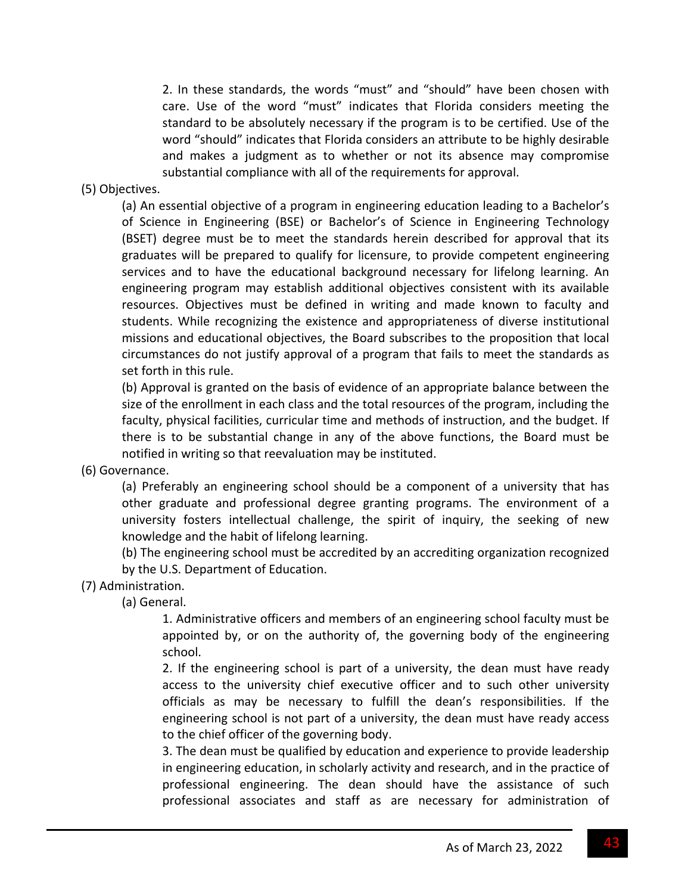2. In these standards, the words “must” and “should” have been chosen with care. Use of the word “must” indicates that Florida considers meeting the standard to be absolutely necessary if the program is to be certified. Use of the word “should” indicates that Florida considers an attribute to be highly desirable and makes a judgment as to whether or not its absence may compromise substantial compliance with all of the requirements for approval.

(5) Objectives.

(a) An essential objective of a program in engineering education leading to a Bachelor’s of Science in Engineering (BSE) or Bachelor’s of Science in Engineering Technology (BSET) degree must be to meet the standards herein described for approval that its graduates will be prepared to qualify for licensure, to provide competent engineering services and to have the educational background necessary for lifelong learning. An engineering program may establish additional objectives consistent with its available resources. Objectives must be defined in writing and made known to faculty and students. While recognizing the existence and appropriateness of diverse institutional missions and educational objectives, the Board subscribes to the proposition that local circumstances do not justify approval of a program that fails to meet the standards as set forth in this rule.

(b) Approval is granted on the basis of evidence of an appropriate balance between the size of the enrollment in each class and the total resources of the program, including the faculty, physical facilities, curricular time and methods of instruction, and the budget. If there is to be substantial change in any of the above functions, the Board must be notified in writing so that reevaluation may be instituted.

(6) Governance.

(a) Preferably an engineering school should be a component of a university that has other graduate and professional degree granting programs. The environment of a university fosters intellectual challenge, the spirit of inquiry, the seeking of new knowledge and the habit of lifelong learning.

(b) The engineering school must be accredited by an accrediting organization recognized by the U.S. Department of Education.

(7) Administration.

(a) General.

1. Administrative officers and members of an engineering school faculty must be appointed by, or on the authority of, the governing body of the engineering school.

2. If the engineering school is part of a university, the dean must have ready access to the university chief executive officer and to such other university officials as may be necessary to fulfill the dean’s responsibilities. If the engineering school is not part of a university, the dean must have ready access to the chief officer of the governing body.

3. The dean must be qualified by education and experience to provide leadership in engineering education, in scholarly activity and research, and in the practice of professional engineering. The dean should have the assistance of such professional associates and staff as are necessary for administration of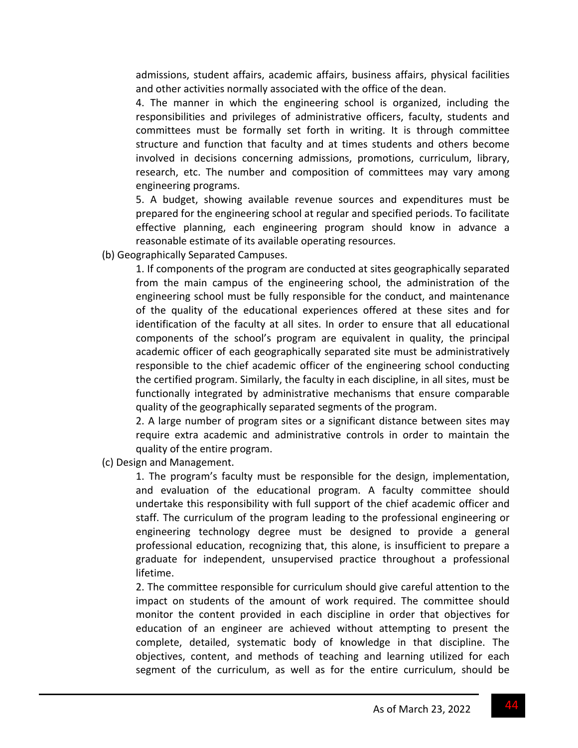admissions, student affairs, academic affairs, business affairs, physical facilities and other activities normally associated with the office of the dean.

4. The manner in which the engineering school is organized, including the responsibilities and privileges of administrative officers, faculty, students and committees must be formally set forth in writing. It is through committee structure and function that faculty and at times students and others become involved in decisions concerning admissions, promotions, curriculum, library, research, etc. The number and composition of committees may vary among engineering programs.

5. A budget, showing available revenue sources and expenditures must be prepared for the engineering school at regular and specified periods. To facilitate effective planning, each engineering program should know in advance a reasonable estimate of its available operating resources.

(b) Geographically Separated Campuses.

1. If components of the program are conducted at sites geographically separated from the main campus of the engineering school, the administration of the engineering school must be fully responsible for the conduct, and maintenance of the quality of the educational experiences offered at these sites and for identification of the faculty at all sites. In order to ensure that all educational components of the school's program are equivalent in quality, the principal academic officer of each geographically separated site must be administratively responsible to the chief academic officer of the engineering school conducting the certified program. Similarly, the faculty in each discipline, in all sites, must be functionally integrated by administrative mechanisms that ensure comparable quality of the geographically separated segments of the program.

2. A large number of program sites or a significant distance between sites may require extra academic and administrative controls in order to maintain the quality of the entire program.

(c) Design and Management.

1. The program's faculty must be responsible for the design, implementation, and evaluation of the educational program. A faculty committee should undertake this responsibility with full support of the chief academic officer and staff. The curriculum of the program leading to the professional engineering or engineering technology degree must be designed to provide a general professional education, recognizing that, this alone, is insufficient to prepare a graduate for independent, unsupervised practice throughout a professional lifetime.

2. The committee responsible for curriculum should give careful attention to the impact on students of the amount of work required. The committee should monitor the content provided in each discipline in order that objectives for education of an engineer are achieved without attempting to present the complete, detailed, systematic body of knowledge in that discipline. The objectives, content, and methods of teaching and learning utilized for each segment of the curriculum, as well as for the entire curriculum, should be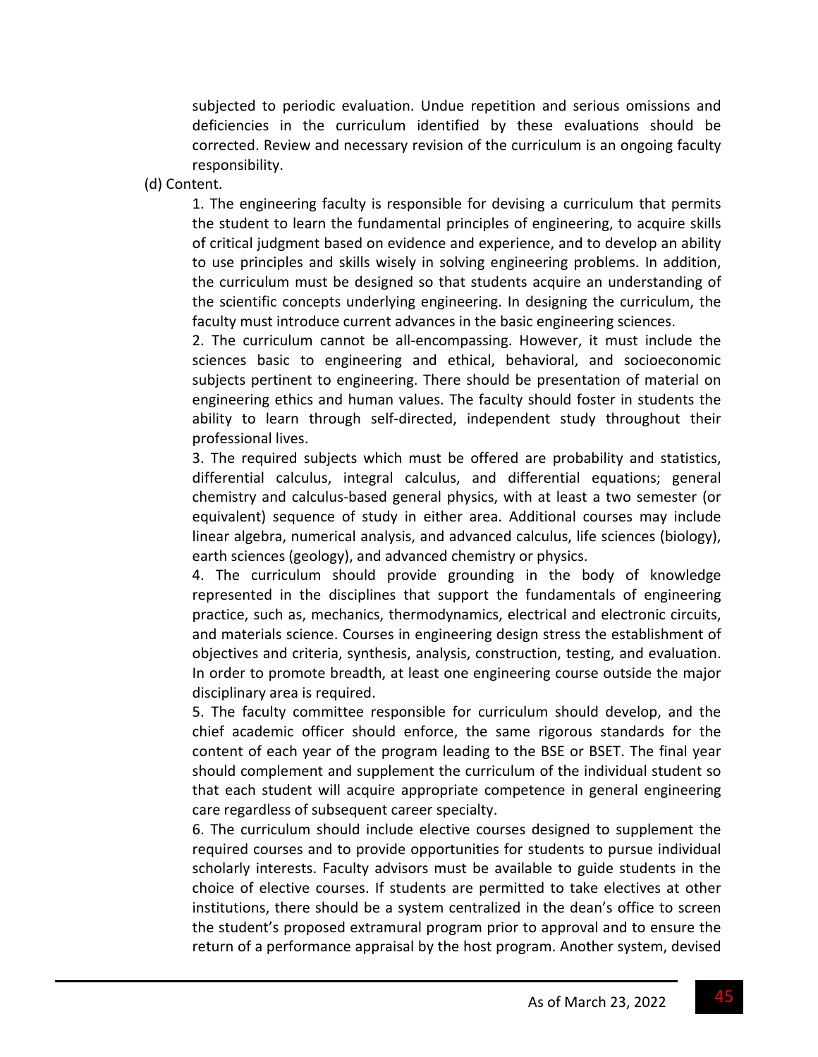subjected to periodic evaluation. Undue repetition and serious omissions and deficiencies in the curriculum identified by these evaluations should be corrected. Review and necessary revision of the curriculum is an ongoing faculty responsibility.

(d) Content.

1. The engineering faculty is responsible for devising a curriculum that permits the student to learn the fundamental principles of engineering, to acquire skills of critical judgment based on evidence and experience, and to develop an ability to use principles and skills wisely in solving engineering problems. In addition, the curriculum must be designed so that students acquire an understanding of the scientific concepts underlying engineering. In designing the curriculum, the faculty must introduce current advances in the basic engineering sciences.

2. The curriculum cannot be all-encompassing. However, it must include the sciences basic to engineering and ethical, behavioral, and socioeconomic subjects pertinent to engineering. There should be presentation of material on engineering ethics and human values. The faculty should foster in students the ability to learn through self-directed, independent study throughout their professional lives.

3. The required subjects which must be offered are probability and statistics, differential calculus, integral calculus, and differential equations; general chemistry and calculus-based general physics, with at least a two semester (or equivalent) sequence of study in either area. Additional courses may include linear algebra, numerical analysis, and advanced calculus, life sciences (biology), earth sciences (geology), and advanced chemistry or physics.

4. The curriculum should provide grounding in the body of knowledge represented in the disciplines that support the fundamentals of engineering practice, such as, mechanics, thermodynamics, electrical and electronic circuits, and materials science. Courses in engineering design stress the establishment of objectives and criteria, synthesis, analysis, construction, testing, and evaluation. In order to promote breadth, at least one engineering course outside the major disciplinary area is required.

5. The faculty committee responsible for curriculum should develop, and the chief academic officer should enforce, the same rigorous standards for the content of each year of the program leading to the BSE or BSET. The final year should complement and supplement the curriculum of the individual student so that each student will acquire appropriate competence in general engineering care regardless of subsequent career specialty.

6. The curriculum should include elective courses designed to supplement the required courses and to provide opportunities for students to pursue individual scholarly interests. Faculty advisors must be available to guide students in the choice of elective courses. If students are permitted to take electives at other institutions, there should be a system centralized in the dean's office to screen the student's proposed extramural program prior to approval and to ensure the return of a performance appraisal by the host program. Another system, devised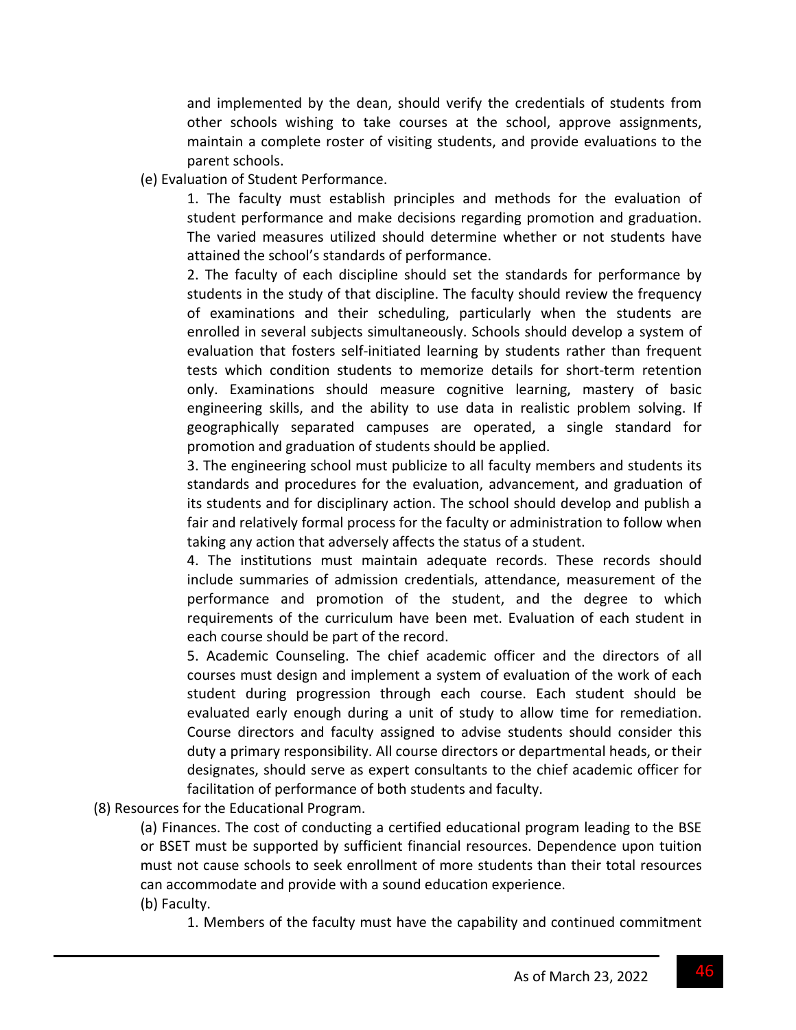and implemented by the dean, should verify the credentials of students from other schools wishing to take courses at the school, approve assignments, maintain a complete roster of visiting students, and provide evaluations to the parent schools.

(e) Evaluation of Student Performance.

1. The faculty must establish principles and methods for the evaluation of student performance and make decisions regarding promotion and graduation. The varied measures utilized should determine whether or not students have attained the school's standards of performance.

2. The faculty of each discipline should set the standards for performance by students in the study of that discipline. The faculty should review the frequency of examinations and their scheduling, particularly when the students are enrolled in several subjects simultaneously. Schools should develop a system of evaluation that fosters self-initiated learning by students rather than frequent tests which condition students to memorize details for short-term retention only. Examinations should measure cognitive learning, mastery of basic engineering skills, and the ability to use data in realistic problem solving. If geographically separated campuses are operated, a single standard for promotion and graduation of students should be applied.

3. The engineering school must publicize to all faculty members and students its standards and procedures for the evaluation, advancement, and graduation of its students and for disciplinary action. The school should develop and publish a fair and relatively formal process for the faculty or administration to follow when taking any action that adversely affects the status of a student.

4. The institutions must maintain adequate records. These records should include summaries of admission credentials, attendance, measurement of the performance and promotion of the student, and the degree to which requirements of the curriculum have been met. Evaluation of each student in each course should be part of the record.

5. Academic Counseling. The chief academic officer and the directors of all courses must design and implement a system of evaluation of the work of each student during progression through each course. Each student should be evaluated early enough during a unit of study to allow time for remediation. Course directors and faculty assigned to advise students should consider this duty a primary responsibility. All course directors or departmental heads, or their designates, should serve as expert consultants to the chief academic officer for facilitation of performance of both students and faculty.

(8) Resources for the Educational Program.

(a) Finances. The cost of conducting a certified educational program leading to the BSE or BSET must be supported by sufficient financial resources. Dependence upon tuition must not cause schools to seek enrollment of more students than their total resources can accommodate and provide with a sound education experience.

(b) Faculty.

1. Members of the faculty must have the capability and continued commitment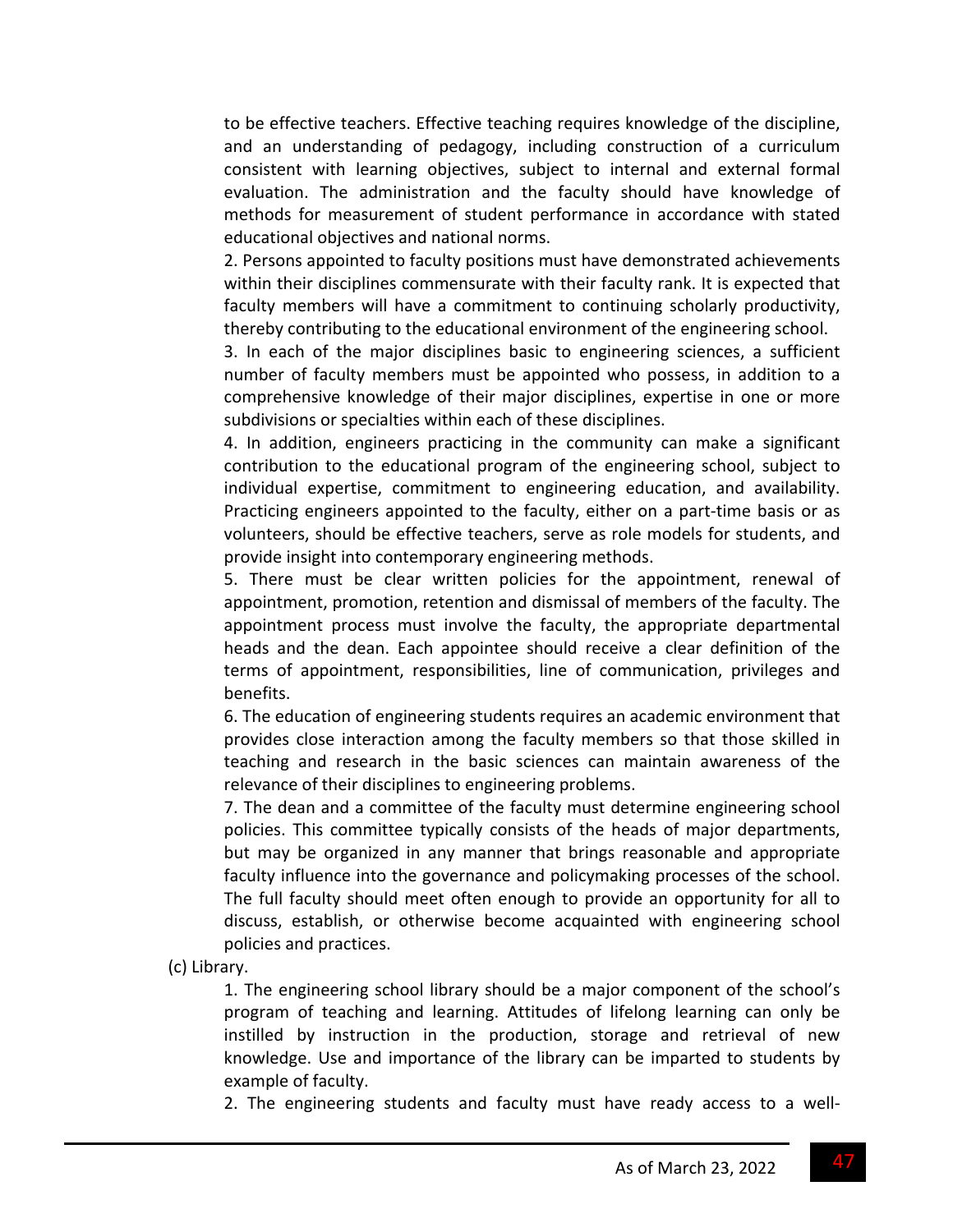to be effective teachers. Effective teaching requires knowledge of the discipline, and an understanding of pedagogy, including construction of a curriculum consistent with learning objectives, subject to internal and external formal evaluation. The administration and the faculty should have knowledge of methods for measurement of student performance in accordance with stated educational objectives and national norms.

2. Persons appointed to faculty positions must have demonstrated achievements within their disciplines commensurate with their faculty rank. It is expected that faculty members will have a commitment to continuing scholarly productivity, thereby contributing to the educational environment of the engineering school.

3. In each of the major disciplines basic to engineering sciences, a sufficient number of faculty members must be appointed who possess, in addition to a comprehensive knowledge of their major disciplines, expertise in one or more subdivisions or specialties within each of these disciplines.

4. In addition, engineers practicing in the community can make a significant contribution to the educational program of the engineering school, subject to individual expertise, commitment to engineering education, and availability. Practicing engineers appointed to the faculty, either on a part-time basis or as volunteers, should be effective teachers, serve as role models for students, and provide insight into contemporary engineering methods.

5. There must be clear written policies for the appointment, renewal of appointment, promotion, retention and dismissal of members of the faculty. The appointment process must involve the faculty, the appropriate departmental heads and the dean. Each appointee should receive a clear definition of the terms of appointment, responsibilities, line of communication, privileges and benefits.

6. The education of engineering students requires an academic environment that provides close interaction among the faculty members so that those skilled in teaching and research in the basic sciences can maintain awareness of the relevance of their disciplines to engineering problems.

7. The dean and a committee of the faculty must determine engineering school policies. This committee typically consists of the heads of major departments, but may be organized in any manner that brings reasonable and appropriate faculty influence into the governance and policymaking processes of the school. The full faculty should meet often enough to provide an opportunity for all to discuss, establish, or otherwise become acquainted with engineering school policies and practices.

(c) Library.

1. The engineering school library should be a major component of the school's program of teaching and learning. Attitudes of lifelong learning can only be instilled by instruction in the production, storage and retrieval of new knowledge. Use and importance of the library can be imparted to students by example of faculty.

2. The engineering students and faculty must have ready access to a well-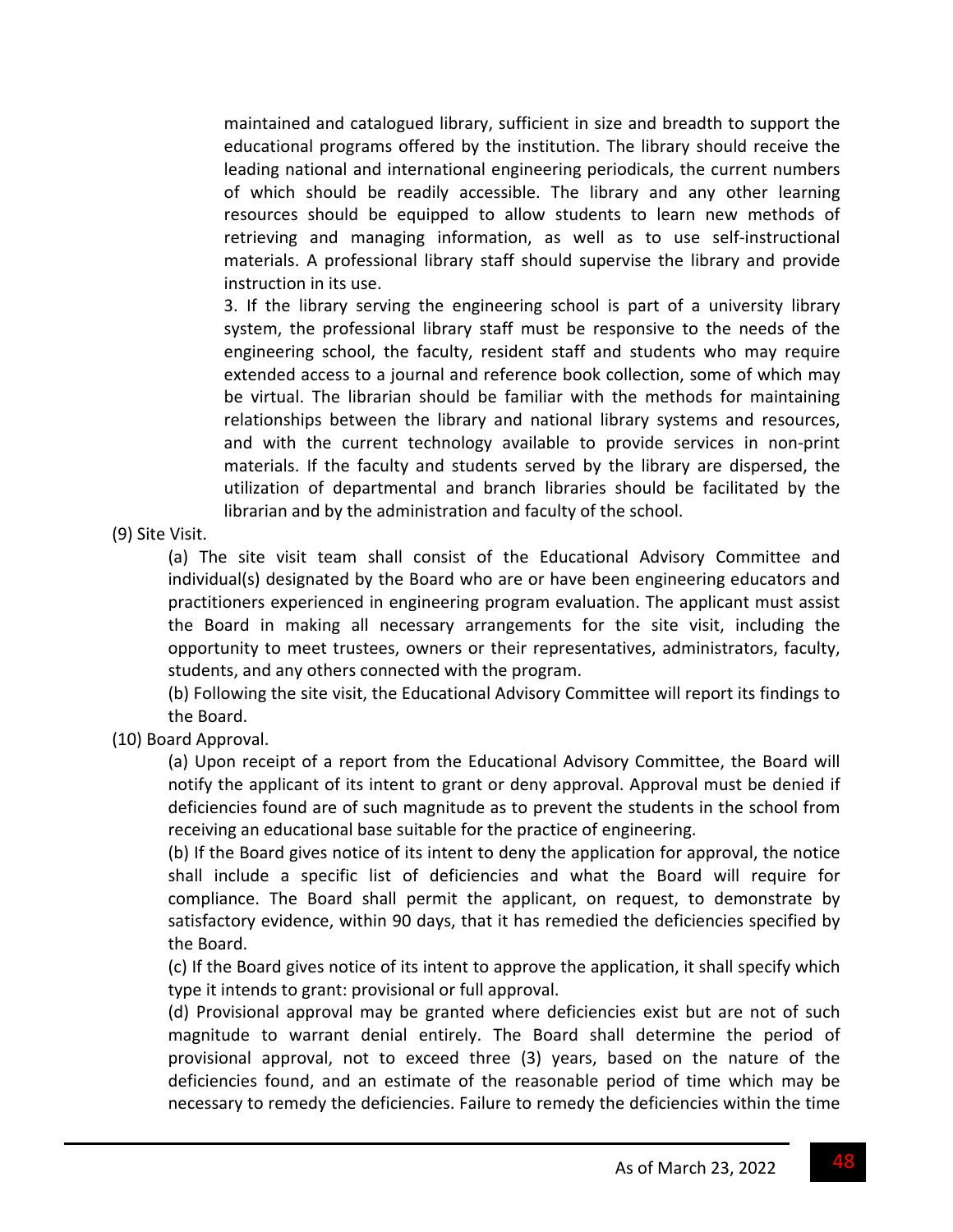maintained and catalogued library, sufficient in size and breadth to support the educational programs offered by the institution. The library should receive the leading national and international engineering periodicals, the current numbers of which should be readily accessible. The library and any other learning resources should be equipped to allow students to learn new methods of retrieving and managing information, as well as to use self-instructional materials. A professional library staff should supervise the library and provide instruction in its use.

3. If the library serving the engineering school is part of a university library system, the professional library staff must be responsive to the needs of the engineering school, the faculty, resident staff and students who may require extended access to a journal and reference book collection, some of which may be virtual. The librarian should be familiar with the methods for maintaining relationships between the library and national library systems and resources, and with the current technology available to provide services in non-print materials. If the faculty and students served by the library are dispersed, the utilization of departmental and branch libraries should be facilitated by the librarian and by the administration and faculty of the school.

(9) Site Visit.

(a) The site visit team shall consist of the Educational Advisory Committee and individual(s) designated by the Board who are or have been engineering educators and practitioners experienced in engineering program evaluation. The applicant must assist the Board in making all necessary arrangements for the site visit, including the opportunity to meet trustees, owners or their representatives, administrators, faculty, students, and any others connected with the program.

(b) Following the site visit, the Educational Advisory Committee will report its findings to the Board.

(10) Board Approval.

(a) Upon receipt of a report from the Educational Advisory Committee, the Board will notify the applicant of its intent to grant or deny approval. Approval must be denied if deficiencies found are of such magnitude as to prevent the students in the school from receiving an educational base suitable for the practice of engineering.

(b) If the Board gives notice of its intent to deny the application for approval, the notice shall include a specific list of deficiencies and what the Board will require for compliance. The Board shall permit the applicant, on request, to demonstrate by satisfactory evidence, within 90 days, that it has remedied the deficiencies specified by the Board.

(c) If the Board gives notice of its intent to approve the application, it shall specify which type it intends to grant: provisional or full approval.

(d) Provisional approval may be granted where deficiencies exist but are not of such magnitude to warrant denial entirely. The Board shall determine the period of provisional approval, not to exceed three (3) years, based on the nature of the deficiencies found, and an estimate of the reasonable period of time which may be necessary to remedy the deficiencies. Failure to remedy the deficiencies within the time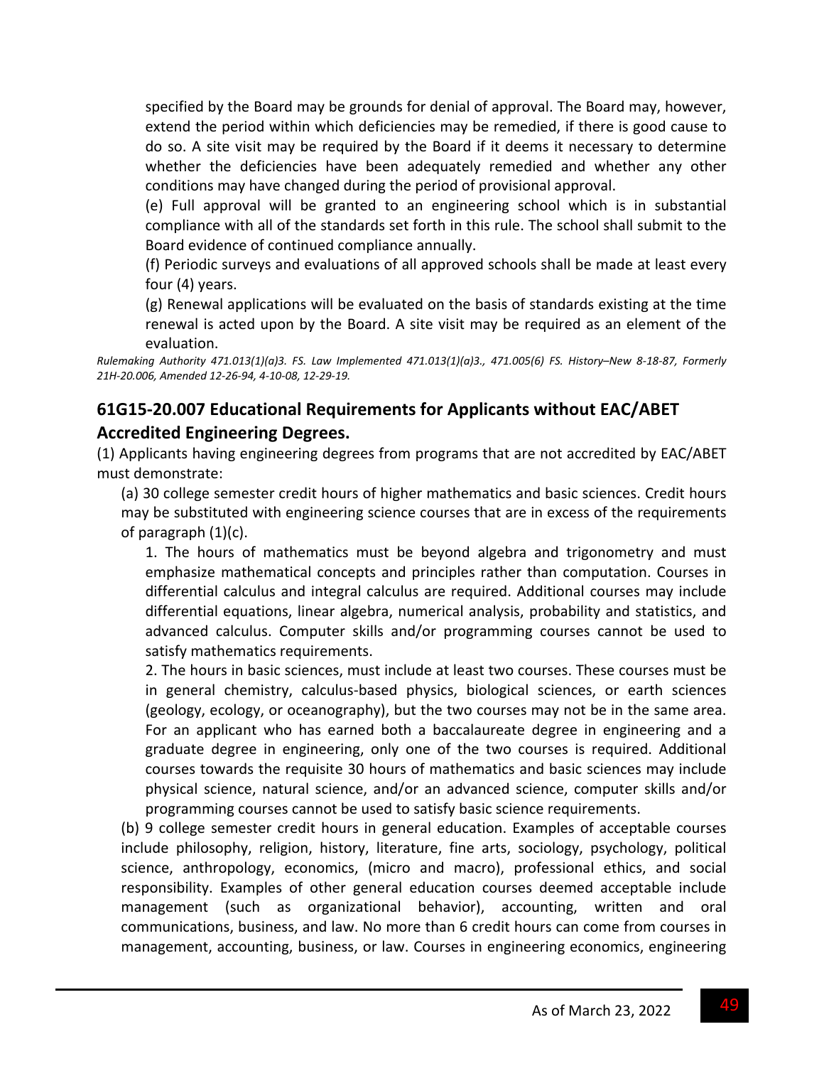specified by the Board may be grounds for denial of approval. The Board may, however, extend the period within which deficiencies may be remedied, if there is good cause to do so. A site visit may be required by the Board if it deems it necessary to determine whether the deficiencies have been adequately remedied and whether any other conditions may have changed during the period of provisional approval.

(e) Full approval will be granted to an engineering school which is in substantial compliance with all of the standards set forth in this rule. The school shall submit to the Board evidence of continued compliance annually.

(f) Periodic surveys and evaluations of all approved schools shall be made at least every four (4) years.

(g) Renewal applications will be evaluated on the basis of standards existing at the time renewal is acted upon by the Board. A site visit may be required as an element of the evaluation.

*Rulemaking Authority 471.013(1)(a)3. FS. Law Implemented 471.013(1)(a)3., 471.005(6) FS. History–New 8-18-87, Formerly 21H-20.006, Amended 12-26-94, 4-10-08, 12-29-19.*

## 61G15-20.007 Educational Requirements for Applicants without EAC/ABET Accredited Engineering Degrees.

(1) Applicants having engineering degrees from programs that are not accredited by EAC/ABET must demonstrate:

(a) 30 college semester credit hours of higher mathematics and basic sciences. Credit hours may be substituted with engineering science courses that are in excess of the requirements of paragraph (1)(c).

1. The hours of mathematics must be beyond algebra and trigonometry and must emphasize mathematical concepts and principles rather than computation. Courses in differential calculus and integral calculus are required. Additional courses may include differential equations, linear algebra, numerical analysis, probability and statistics, and advanced calculus. Computer skills and/or programming courses cannot be used to satisfy mathematics requirements.

2. The hours in basic sciences, must include at least two courses. These courses must be in general chemistry, calculus-based physics, biological sciences, or earth sciences (geology, ecology, or oceanography), but the two courses may not be in the same area. For an applicant who has earned both a baccalaureate degree in engineering and a graduate degree in engineering, only one of the two courses is required. Additional courses towards the requisite 30 hours of mathematics and basic sciences may include physical science, natural science, and/or an advanced science, computer skills and/or programming courses cannot be used to satisfy basic science requirements.

(b) 9 college semester credit hours in general education. Examples of acceptable courses include philosophy, religion, history, literature, fine arts, sociology, psychology, political science, anthropology, economics, (micro and macro), professional ethics, and social responsibility. Examples of other general education courses deemed acceptable include management (such as organizational behavior), accounting, written and oral communications, business, and law. No more than 6 credit hours can come from courses in management, accounting, business, or law. Courses in engineering economics, engineering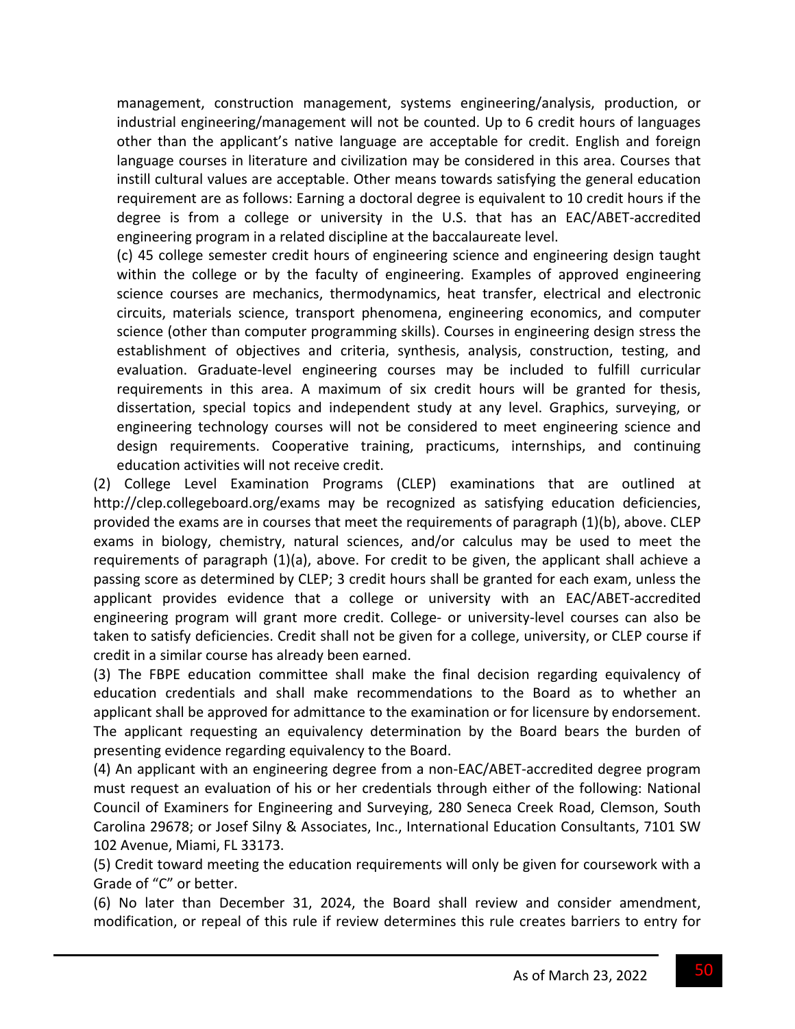management, construction management, systems engineering/analysis, production, or industrial engineering/management will not be counted. Up to 6 credit hours of languages other than the applicant's native language are acceptable for credit. English and foreign language courses in literature and civilization may be considered in this area. Courses that instill cultural values are acceptable. Other means towards satisfying the general education requirement are as follows: Earning a doctoral degree is equivalent to 10 credit hours if the degree is from a college or university in the U.S. that has an EAC/ABET-accredited engineering program in a related discipline at the baccalaureate level.

(c) 45 college semester credit hours of engineering science and engineering design taught within the college or by the faculty of engineering. Examples of approved engineering science courses are mechanics, thermodynamics, heat transfer, electrical and electronic circuits, materials science, transport phenomena, engineering economics, and computer science (other than computer programming skills). Courses in engineering design stress the establishment of objectives and criteria, synthesis, analysis, construction, testing, and evaluation. Graduate-level engineering courses may be included to fulfill curricular requirements in this area. A maximum of six credit hours will be granted for thesis, dissertation, special topics and independent study at any level. Graphics, surveying, or engineering technology courses will not be considered to meet engineering science and design requirements. Cooperative training, practicums, internships, and continuing education activities will not receive credit.

(2) College Level Examination Programs (CLEP) examinations that are outlined at http://clep.collegeboard.org/exams may be recognized as satisfying education deficiencies, provided the exams are in courses that meet the requirements of paragraph (1)(b), above. CLEP exams in biology, chemistry, natural sciences, and/or calculus may be used to meet the requirements of paragraph (1)(a), above. For credit to be given, the applicant shall achieve a passing score as determined by CLEP; 3 credit hours shall be granted for each exam, unless the applicant provides evidence that a college or university with an EAC/ABET-accredited engineering program will grant more credit. College- or university-level courses can also be taken to satisfy deficiencies. Credit shall not be given for a college, university, or CLEP course if credit in a similar course has already been earned.

(3) The FBPE education committee shall make the final decision regarding equivalency of education credentials and shall make recommendations to the Board as to whether an applicant shall be approved for admittance to the examination or for licensure by endorsement. The applicant requesting an equivalency determination by the Board bears the burden of presenting evidence regarding equivalency to the Board.

(4) An applicant with an engineering degree from a non-EAC/ABET-accredited degree program must request an evaluation of his or her credentials through either of the following: National Council of Examiners for Engineering and Surveying, 280 Seneca Creek Road, Clemson, South Carolina 29678; or Josef Silny & Associates, Inc., International Education Consultants, 7101 SW 102 Avenue, Miami, FL 33173.

(5) Credit toward meeting the education requirements will only be given for coursework with a Grade of "C" or better.

(6) No later than December 31, 2024, the Board shall review and consider amendment, modification, or repeal of this rule if review determines this rule creates barriers to entry for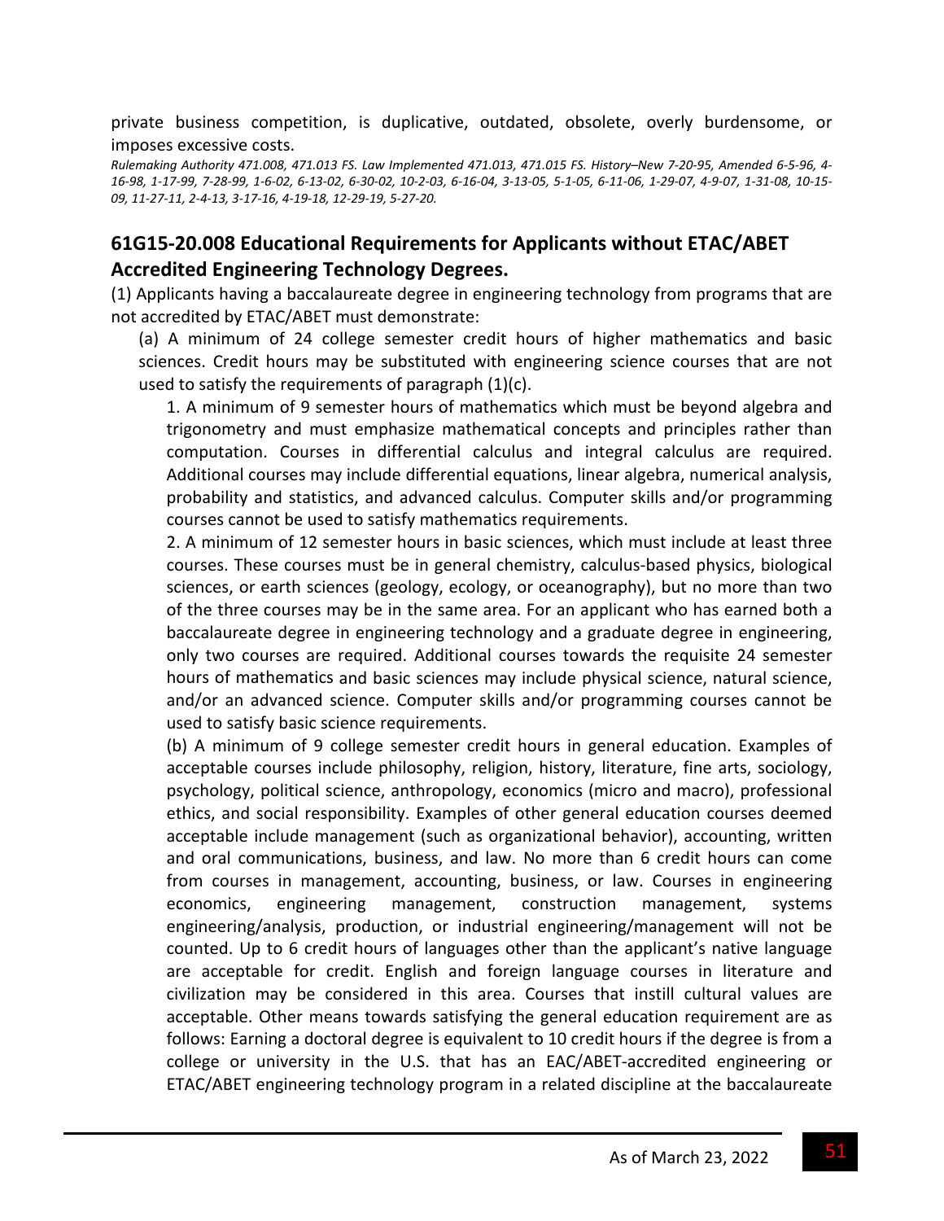private business competition, is duplicative, outdated, obsolete, overly burdensome, or imposes excessive costs.

*Rulemaking Authority 471.008, 471.013 FS. Law Implemented 471.013, 471.015 FS. History–New 7-20-95, Amended 6-5-96, 4-16-98, 1-17-99, 7-28-99, 1-6-02, 6-13-02, 6-30-02, 10-2-03, 6-16-04, 3-13-05, 5-1-05, 6-11-06, 1-29-07, 4-9-07, 1-31-08, 10-15-09, 11-27-11, 2-4-13, 3-17-16, 4-19-18, 12-29-19, 5-27-20.*

## 61G15-20.008 Educational Requirements for Applicants without ETAC/ABET Accredited Engineering Technology Degrees.

(1) Applicants having a baccalaureate degree in engineering technology from programs that are not accredited by ETAC/ABET must demonstrate:

(a) A minimum of 24 college semester credit hours of higher mathematics and basic sciences. Credit hours may be substituted with engineering science courses that are not used to satisfy the requirements of paragraph (1)(c).

1. A minimum of 9 semester hours of mathematics which must be beyond algebra and trigonometry and must emphasize mathematical concepts and principles rather than computation. Courses in differential calculus and integral calculus are required. Additional courses may include differential equations, linear algebra, numerical analysis, probability and statistics, and advanced calculus. Computer skills and/or programming courses cannot be used to satisfy mathematics requirements.

2. A minimum of 12 semester hours in basic sciences, which must include at least three courses. These courses must be in general chemistry, calculus-based physics, biological sciences, or earth sciences (geology, ecology, or oceanography), but no more than two of the three courses may be in the same area. For an applicant who has earned both a baccalaureate degree in engineering technology and a graduate degree in engineering, only two courses are required. Additional courses towards the requisite 24 semester hours of mathematics and basic sciences may include physical science, natural science, and/or an advanced science. Computer skills and/or programming courses cannot be used to satisfy basic science requirements.

(b) A minimum of 9 college semester credit hours in general education. Examples of acceptable courses include philosophy, religion, history, literature, fine arts, sociology, psychology, political science, anthropology, economics (micro and macro), professional ethics, and social responsibility. Examples of other general education courses deemed acceptable include management (such as organizational behavior), accounting, written and oral communications, business, and law. No more than 6 credit hours can come from courses in management, accounting, business, or law. Courses in engineering economics, engineering management, construction management, systems engineering/analysis, production, or industrial engineering/management will not be counted. Up to 6 credit hours of languages other than the applicant's native language are acceptable for credit. English and foreign language courses in literature and civilization may be considered in this area. Courses that instill cultural values are acceptable. Other means towards satisfying the general education requirement are as follows: Earning a doctoral degree is equivalent to 10 credit hours if the degree is from a college or university in the U.S. that has an EAC/ABET-accredited engineering or ETAC/ABET engineering technology program in a related discipline at the baccalaureate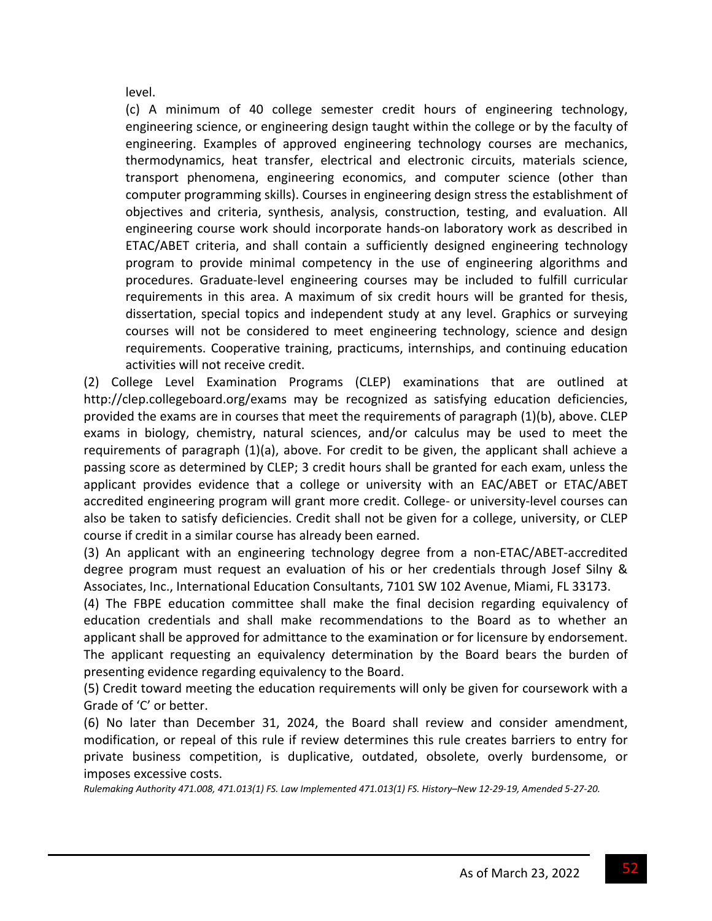level.

(c) A minimum of 40 college semester credit hours of engineering technology, engineering science, or engineering design taught within the college or by the faculty of engineering. Examples of approved engineering technology courses are mechanics, thermodynamics, heat transfer, electrical and electronic circuits, materials science, transport phenomena, engineering economics, and computer science (other than computer programming skills). Courses in engineering design stress the establishment of objectives and criteria, synthesis, analysis, construction, testing, and evaluation. All engineering course work should incorporate hands-on laboratory work as described in ETAC/ABET criteria, and shall contain a sufficiently designed engineering technology program to provide minimal competency in the use of engineering algorithms and procedures. Graduate-level engineering courses may be included to fulfill curricular requirements in this area. A maximum of six credit hours will be granted for thesis, dissertation, special topics and independent study at any level. Graphics or surveying courses will not be considered to meet engineering technology, science and design requirements. Cooperative training, practicums, internships, and continuing education activities will not receive credit.

(2) College Level Examination Programs (CLEP) examinations that are outlined at http://clep.collegeboard.org/exams may be recognized as satisfying education deficiencies, provided the exams are in courses that meet the requirements of paragraph (1)(b), above. CLEP exams in biology, chemistry, natural sciences, and/or calculus may be used to meet the requirements of paragraph (1)(a), above. For credit to be given, the applicant shall achieve a passing score as determined by CLEP; 3 credit hours shall be granted for each exam, unless the applicant provides evidence that a college or university with an EAC/ABET or ETAC/ABET accredited engineering program will grant more credit. College- or university-level courses can also be taken to satisfy deficiencies. Credit shall not be given for a college, university, or CLEP course if credit in a similar course has already been earned.

(3) An applicant with an engineering technology degree from a non-ETAC/ABET-accredited degree program must request an evaluation of his or her credentials through Josef Silny & Associates, Inc., International Education Consultants, 7101 SW 102 Avenue, Miami, FL 33173.

(4) The FBPE education committee shall make the final decision regarding equivalency of education credentials and shall make recommendations to the Board as to whether an applicant shall be approved for admittance to the examination or for licensure by endorsement. The applicant requesting an equivalency determination by the Board bears the burden of presenting evidence regarding equivalency to the Board.

(5) Credit toward meeting the education requirements will only be given for coursework with a Grade of 'C' or better.

(6) No later than December 31, 2024, the Board shall review and consider amendment, modification, or repeal of this rule if review determines this rule creates barriers to entry for private business competition, is duplicative, outdated, obsolete, overly burdensome, or imposes excessive costs.

*Rulemaking Authority 471.008, 471.013(1) FS. Law Implemented 471.013(1) FS. History–New 12-29-19, Amended 5-27-20.*

As of March 23, 2022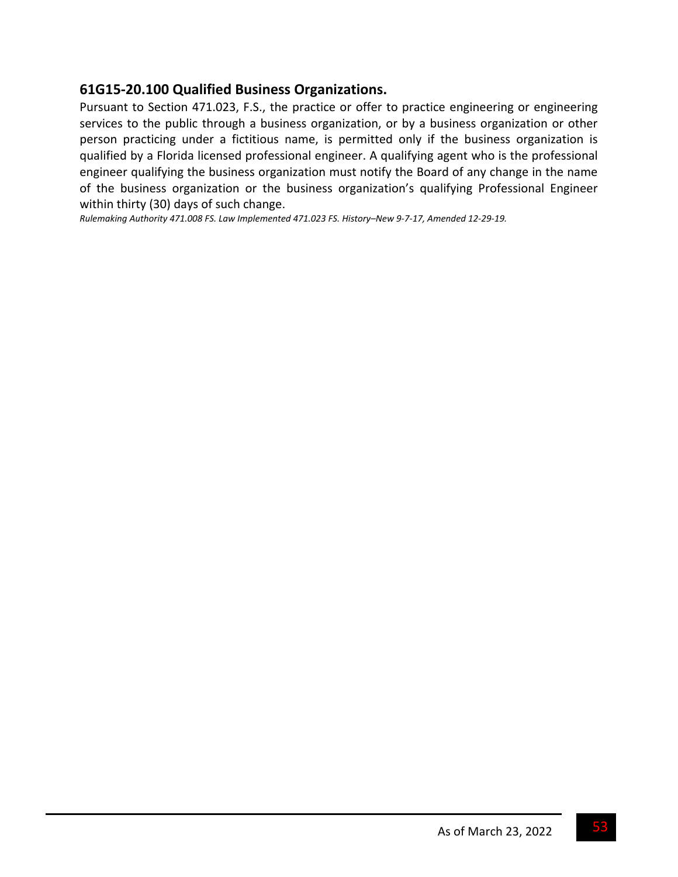## 61G15-20.100 Qualified Business Organizations.

Pursuant to Section 471.023, F.S., the practice or offer to practice engineering or engineering services to the public through a business organization, or by a business organization or other person practicing under a fictitious name, is permitted only if the business organization is qualified by a Florida licensed professional engineer. A qualifying agent who is the professional engineer qualifying the business organization must notify the Board of any change in the name of the business organization or the business organization's qualifying Professional Engineer within thirty (30) days of such change.

*Rulemaking Authority 471.008 FS. Law Implemented 471.023 FS. History–New 9-7-17, Amended 12-29-19.*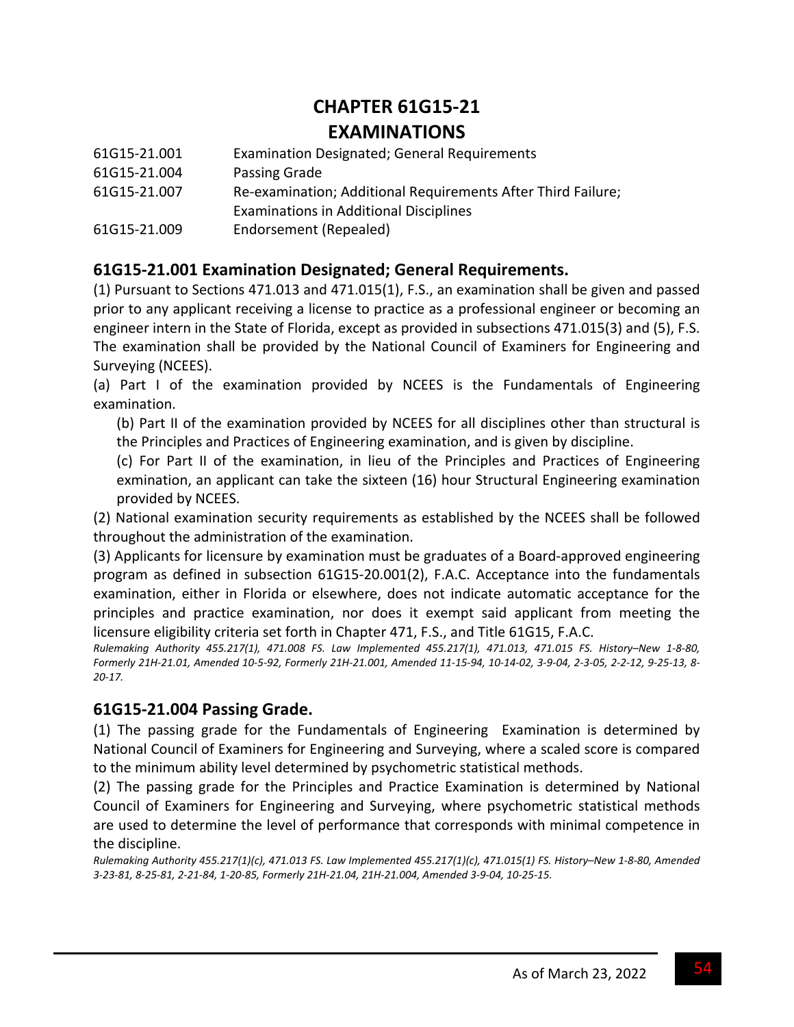# CHAPTER 61G15-21
# EXAMINATIONS

| | |
|---|---|
| 61G15-21.001 | Examination Designated; General Requirements |
| 61G15-21.004 | Passing Grade |
| 61G15-21.007 | Re-examination; Additional Requirements After Third Failure; Examinations in Additional Disciplines |
| 61G15-21.009 | Endorsement (Repealed) |

## 61G15-21.001 Examination Designated; General Requirements.

(1) Pursuant to Sections 471.013 and 471.015(1), F.S., an examination shall be given and passed prior to any applicant receiving a license to practice as a professional engineer or becoming an engineer intern in the State of Florida, except as provided in subsections 471.015(3) and (5), F.S. The examination shall be provided by the National Council of Examiners for Engineering and Surveying (NCEES).

(a) Part I of the examination provided by NCEES is the Fundamentals of Engineering examination.

(b) Part II of the examination provided by NCEES for all disciplines other than structural is the Principles and Practices of Engineering examination, and is given by discipline.

(c) For Part II of the examination, in lieu of the Principles and Practices of Engineering exmination, an applicant can take the sixteen (16) hour Structural Engineering examination provided by NCEES.

(2) National examination security requirements as established by the NCEES shall be followed throughout the administration of the examination.

(3) Applicants for licensure by examination must be graduates of a Board-approved engineering program as defined in subsection 61G15-20.001(2), F.A.C. Acceptance into the fundamentals examination, either in Florida or elsewhere, does not indicate automatic acceptance for the principles and practice examination, nor does it exempt said applicant from meeting the licensure eligibility criteria set forth in Chapter 471, F.S., and Title 61G15, F.A.C.

*Rulemaking Authority 455.217(1), 471.008 FS. Law Implemented 455.217(1), 471.013, 471.015 FS. History–New 1-8-80, Formerly 21H-21.01, Amended 10-5-92, Formerly 21H-21.001, Amended 11-15-94, 10-14-02, 3-9-04, 2-3-05, 2-2-12, 9-25-13, 8-20-17.*

## 61G15-21.004 Passing Grade.

(1) The passing grade for the Fundamentals of Engineering Examination is determined by National Council of Examiners for Engineering and Surveying, where a scaled score is compared to the minimum ability level determined by psychometric statistical methods.

(2) The passing grade for the Principles and Practice Examination is determined by National Council of Examiners for Engineering and Surveying, where psychometric statistical methods are used to determine the level of performance that corresponds with minimal competence in the discipline.

*Rulemaking Authority 455.217(1)(c), 471.013 FS. Law Implemented 455.217(1)(c), 471.015(1) FS. History–New 1-8-80, Amended 3-23-81, 8-25-81, 2-21-84, 1-20-85, Formerly 21H-21.04, 21H-21.004, Amended 3-9-04, 10-25-15.*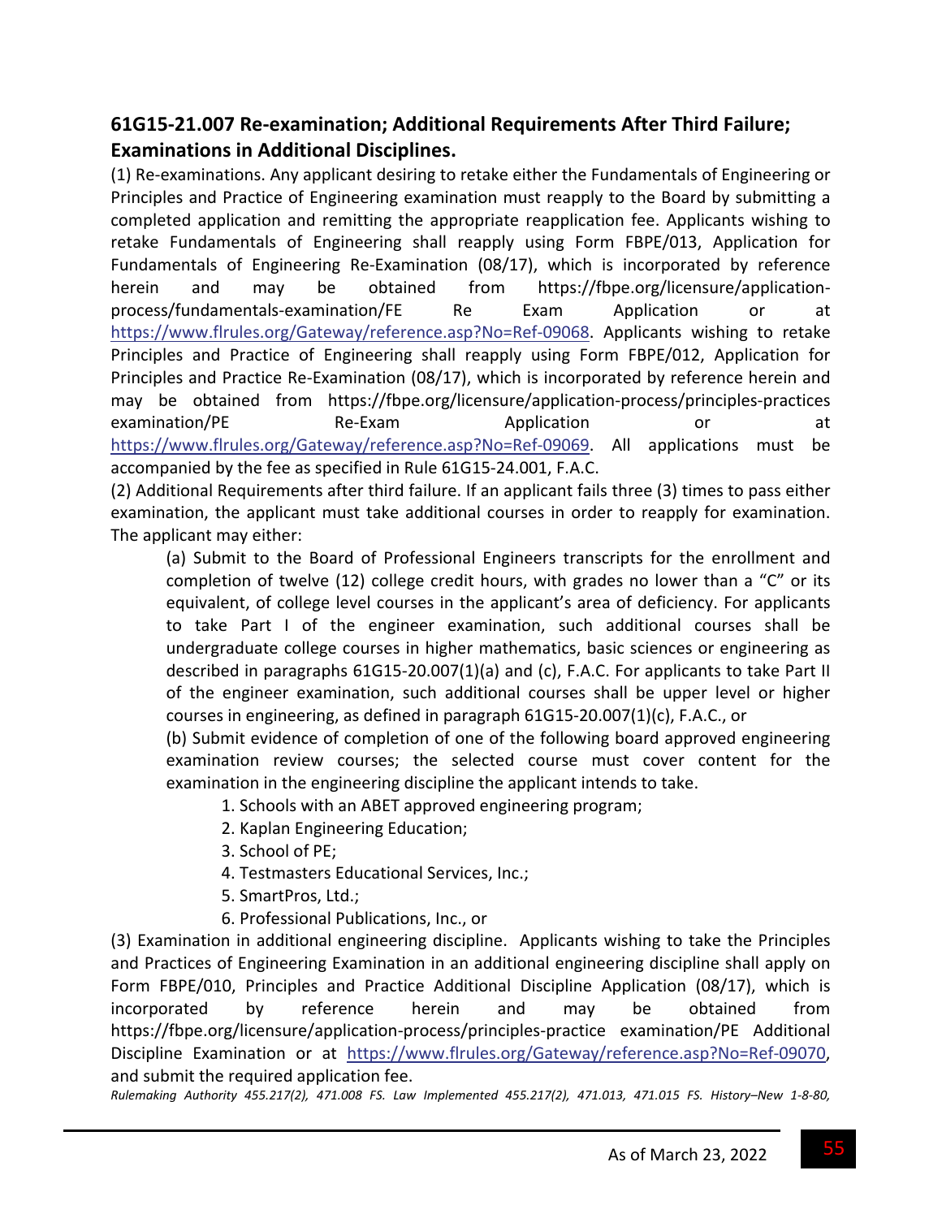## 61G15-21.007 Re-examination; Additional Requirements After Third Failure; Examinations in Additional Disciplines.

(1) Re-examinations. Any applicant desiring to retake either the Fundamentals of Engineering or Principles and Practice of Engineering examination must reapply to the Board by submitting a completed application and remitting the appropriate reapplication fee. Applicants wishing to retake Fundamentals of Engineering shall reapply using Form FBPE/013, Application for Fundamentals of Engineering Re-Examination (08/17), which is incorporated by reference herein and may be obtained from https://fbpe.org/licensure/application-process/fundamentals-examination/FE Re Exam Application or at https://www.flrules.org/Gateway/reference.asp?No=Ref-09068. Applicants wishing to retake Principles and Practice of Engineering shall reapply using Form FBPE/012, Application for Principles and Practice Re-Examination (08/17), which is incorporated by reference herein and may be obtained from https://fbpe.org/licensure/application-process/principles-practices examination/PE Re-Exam Application or at https://www.flrules.org/Gateway/reference.asp?No=Ref-09069. All applications must be accompanied by the fee as specified in Rule 61G15-24.001, F.A.C.

(2) Additional Requirements after third failure. If an applicant fails three (3) times to pass either examination, the applicant must take additional courses in order to reapply for examination. The applicant may either:

(a) Submit to the Board of Professional Engineers transcripts for the enrollment and completion of twelve (12) college credit hours, with grades no lower than a "C" or its equivalent, of college level courses in the applicant's area of deficiency. For applicants to take Part I of the engineer examination, such additional courses shall be undergraduate college courses in higher mathematics, basic sciences or engineering as described in paragraphs 61G15-20.007(1)(a) and (c), F.A.C. For applicants to take Part II of the engineer examination, such additional courses shall be upper level or higher courses in engineering, as defined in paragraph 61G15-20.007(1)(c), F.A.C., or

(b) Submit evidence of completion of one of the following board approved engineering examination review courses; the selected course must cover content for the examination in the engineering discipline the applicant intends to take.

1. Schools with an ABET approved engineering program;
2. Kaplan Engineering Education;
3. School of PE;
4. Testmasters Educational Services, Inc.;
5. SmartPros, Ltd.;
6. Professional Publications, Inc., or

(3) Examination in additional engineering discipline. Applicants wishing to take the Principles and Practices of Engineering Examination in an additional engineering discipline shall apply on Form FBPE/010, Principles and Practice Additional Discipline Application (08/17), which is incorporated by reference herein and may be obtained from https://fbpe.org/licensure/application-process/principles-practice examination/PE Additional Discipline Examination or at https://www.flrules.org/Gateway/reference.asp?No=Ref-09070, and submit the required application fee.

*Rulemaking Authority 455.217(2), 471.008 FS. Law Implemented 455.217(2), 471.013, 471.015 FS. History–New 1-8-80,*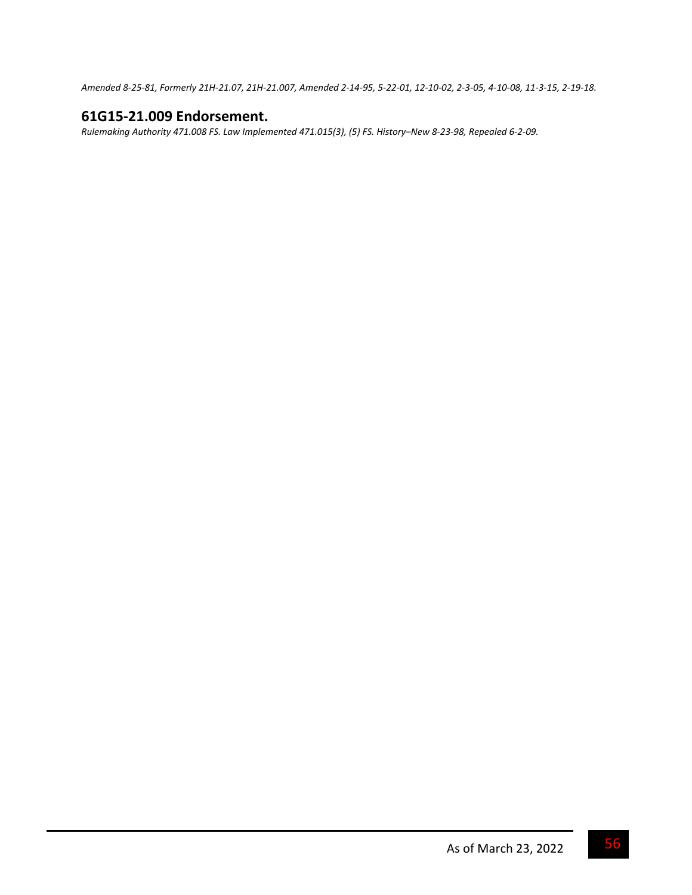*Amended 8-25-81, Formerly 21H-21.07, 21H-21.007, Amended 2-14-95, 5-22-01, 12-10-02, 2-3-05, 4-10-08, 11-3-15, 2-19-18.*

## 61G15-21.009 Endorsement.

*Rulemaking Authority 471.008 FS. Law Implemented 471.015(3), (5) FS. History–New 8-23-98, Repealed 6-2-09.*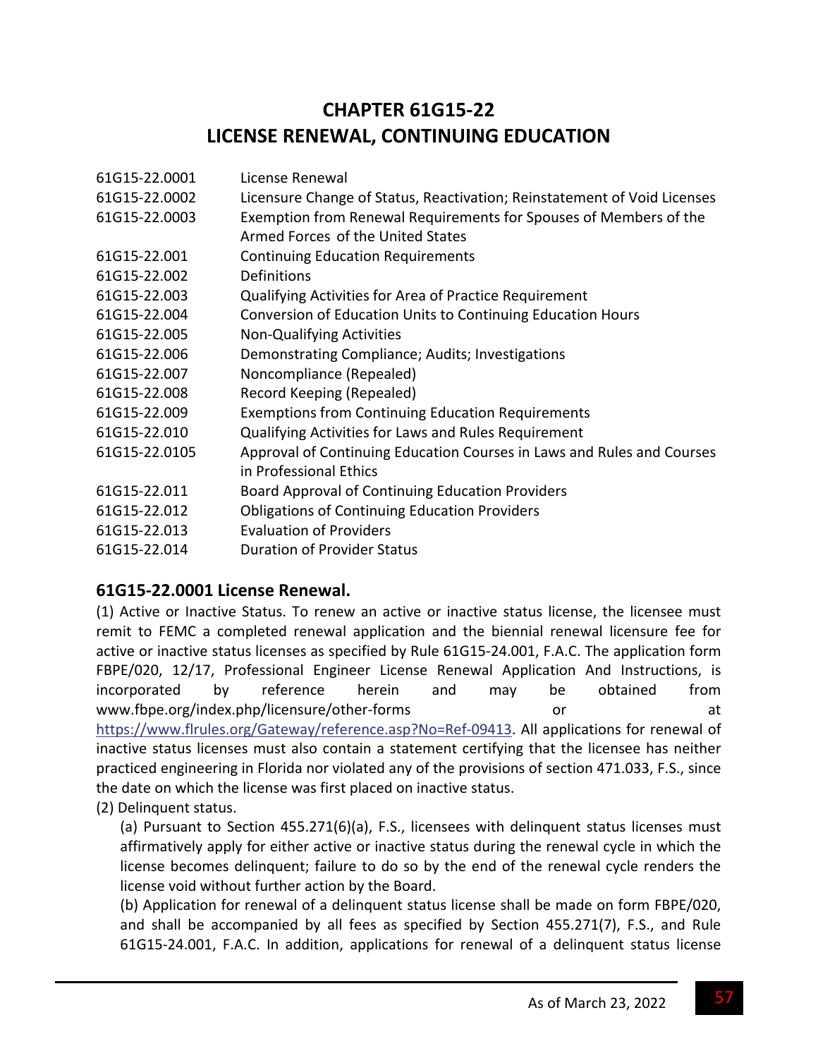# CHAPTER 61G15-22
# LICENSE RENEWAL, CONTINUING EDUCATION

| | |
|---|---|
| 61G15-22.0001 | License Renewal |
| 61G15-22.0002 | Licensure Change of Status, Reactivation; Reinstatement of Void Licenses |
| 61G15-22.0003 | Exemption from Renewal Requirements for Spouses of Members of the Armed Forces of the United States |
| 61G15-22.001 | Continuing Education Requirements |
| 61G15-22.002 | Definitions |
| 61G15-22.003 | Qualifying Activities for Area of Practice Requirement |
| 61G15-22.004 | Conversion of Education Units to Continuing Education Hours |
| 61G15-22.005 | Non-Qualifying Activities |
| 61G15-22.006 | Demonstrating Compliance; Audits; Investigations |
| 61G15-22.007 | Noncompliance (Repealed) |
| 61G15-22.008 | Record Keeping (Repealed) |
| 61G15-22.009 | Exemptions from Continuing Education Requirements |
| 61G15-22.010 | Qualifying Activities for Laws and Rules Requirement |
| 61G15-22.0105 | Approval of Continuing Education Courses in Laws and Rules and Courses in Professional Ethics |
| 61G15-22.011 | Board Approval of Continuing Education Providers |
| 61G15-22.012 | Obligations of Continuing Education Providers |
| 61G15-22.013 | Evaluation of Providers |
| 61G15-22.014 | Duration of Provider Status |

### 61G15-22.0001 License Renewal.

(1) Active or Inactive Status. To renew an active or inactive status license, the licensee must remit to FEMC a completed renewal application and the biennial renewal licensure fee for active or inactive status licenses as specified by Rule 61G15-24.001, F.A.C. The application form FBPE/020, 12/17, Professional Engineer License Renewal Application And Instructions, is incorporated by reference herein and may be obtained from www.fbpe.org/index.php/licensure/other-forms or at https://www.flrules.org/Gateway/reference.asp?No=Ref-09413. All applications for renewal of inactive status licenses must also contain a statement certifying that the licensee has neither practiced engineering in Florida nor violated any of the provisions of section 471.033, F.S., since the date on which the license was first placed on inactive status.

(2) Delinquent status.

(a) Pursuant to Section 455.271(6)(a), F.S., licensees with delinquent status licenses must affirmatively apply for either active or inactive status during the renewal cycle in which the license becomes delinquent; failure to do so by the end of the renewal cycle renders the license void without further action by the Board.

(b) Application for renewal of a delinquent status license shall be made on form FBPE/020, and shall be accompanied by all fees as specified by Section 455.271(7), F.S., and Rule 61G15-24.001, F.A.C. In addition, applications for renewal of a delinquent status license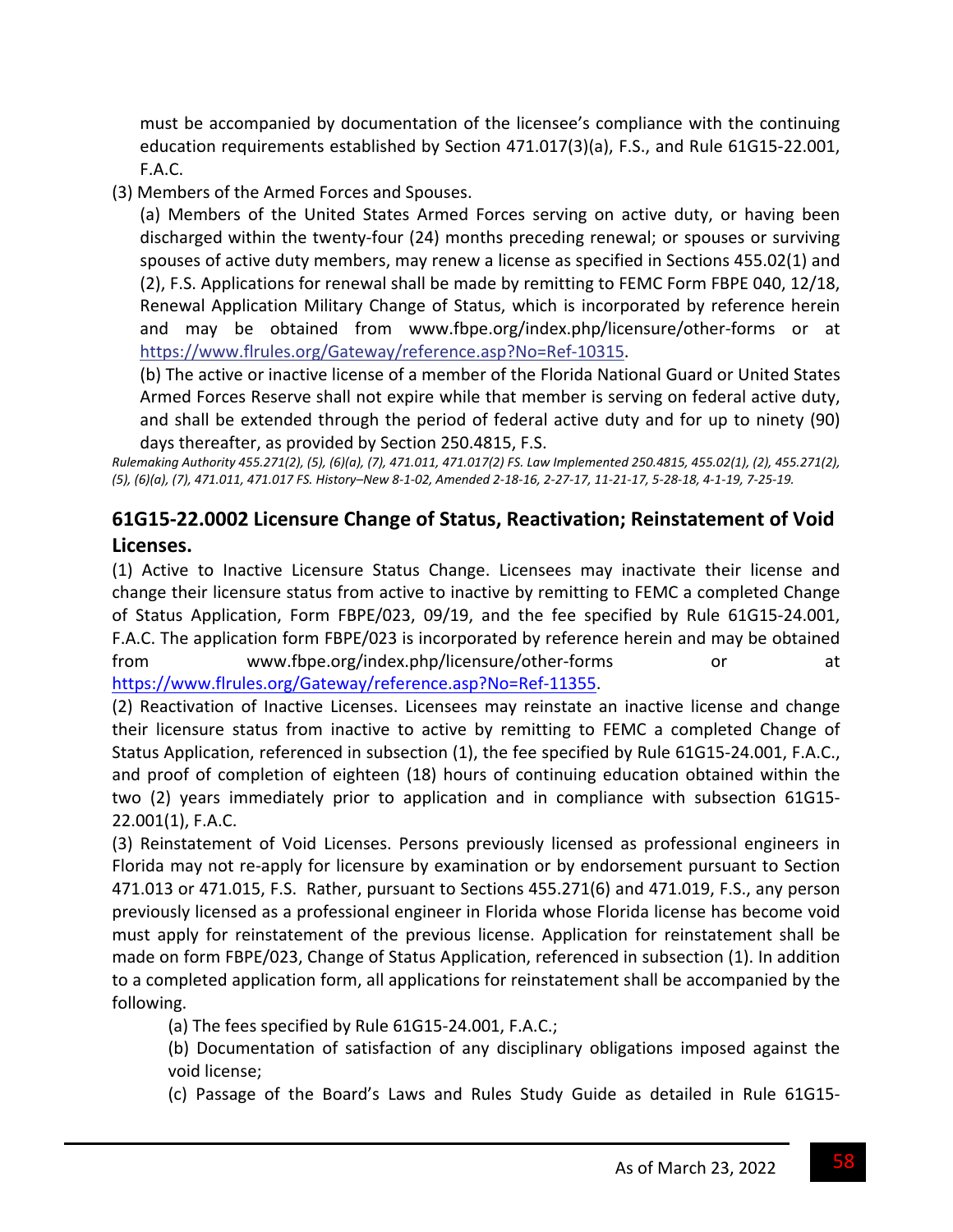must be accompanied by documentation of the licensee's compliance with the continuing education requirements established by Section 471.017(3)(a), F.S., and Rule 61G15-22.001, F.A.C.

(3) Members of the Armed Forces and Spouses.

(a) Members of the United States Armed Forces serving on active duty, or having been discharged within the twenty-four (24) months preceding renewal; or spouses or surviving spouses of active duty members, may renew a license as specified in Sections 455.02(1) and (2), F.S. Applications for renewal shall be made by remitting to FEMC Form FBPE 040, 12/18, Renewal Application Military Change of Status, which is incorporated by reference herein and may be obtained from www.fbpe.org/index.php/licensure/other-forms or at https://www.flrules.org/Gateway/reference.asp?No=Ref-10315.

(b) The active or inactive license of a member of the Florida National Guard or United States Armed Forces Reserve shall not expire while that member is serving on federal active duty, and shall be extended through the period of federal active duty and for up to ninety (90) days thereafter, as provided by Section 250.4815, F.S.

*Rulemaking Authority 455.271(2), (5), (6)(a), (7), 471.011, 471.017(2) FS. Law Implemented 250.4815, 455.02(1), (2), 455.271(2), (5), (6)(a), (7), 471.011, 471.017 FS. History–New 8-1-02, Amended 2-18-16, 2-27-17, 11-21-17, 5-28-18, 4-1-19, 7-25-19.*

## 61G15-22.0002 Licensure Change of Status, Reactivation; Reinstatement of Void Licenses.

(1) Active to Inactive Licensure Status Change. Licensees may inactivate their license and change their licensure status from active to inactive by remitting to FEMC a completed Change of Status Application, Form FBPE/023, 09/19, and the fee specified by Rule 61G15-24.001, F.A.C. The application form FBPE/023 is incorporated by reference herein and may be obtained from www.fbpe.org/index.php/licensure/other-forms or at https://www.flrules.org/Gateway/reference.asp?No=Ref-11355.

(2) Reactivation of Inactive Licenses. Licensees may reinstate an inactive license and change their licensure status from inactive to active by remitting to FEMC a completed Change of Status Application, referenced in subsection (1), the fee specified by Rule 61G15-24.001, F.A.C., and proof of completion of eighteen (18) hours of continuing education obtained within the two (2) years immediately prior to application and in compliance with subsection 61G15-22.001(1), F.A.C.

(3) Reinstatement of Void Licenses. Persons previously licensed as professional engineers in Florida may not re-apply for licensure by examination or by endorsement pursuant to Section 471.013 or 471.015, F.S. Rather, pursuant to Sections 455.271(6) and 471.019, F.S., any person previously licensed as a professional engineer in Florida whose Florida license has become void must apply for reinstatement of the previous license. Application for reinstatement shall be made on form FBPE/023, Change of Status Application, referenced in subsection (1). In addition to a completed application form, all applications for reinstatement shall be accompanied by the following.

(a) The fees specified by Rule 61G15-24.001, F.A.C.;

(b) Documentation of satisfaction of any disciplinary obligations imposed against the void license;

(c) Passage of the Board's Laws and Rules Study Guide as detailed in Rule 61G15-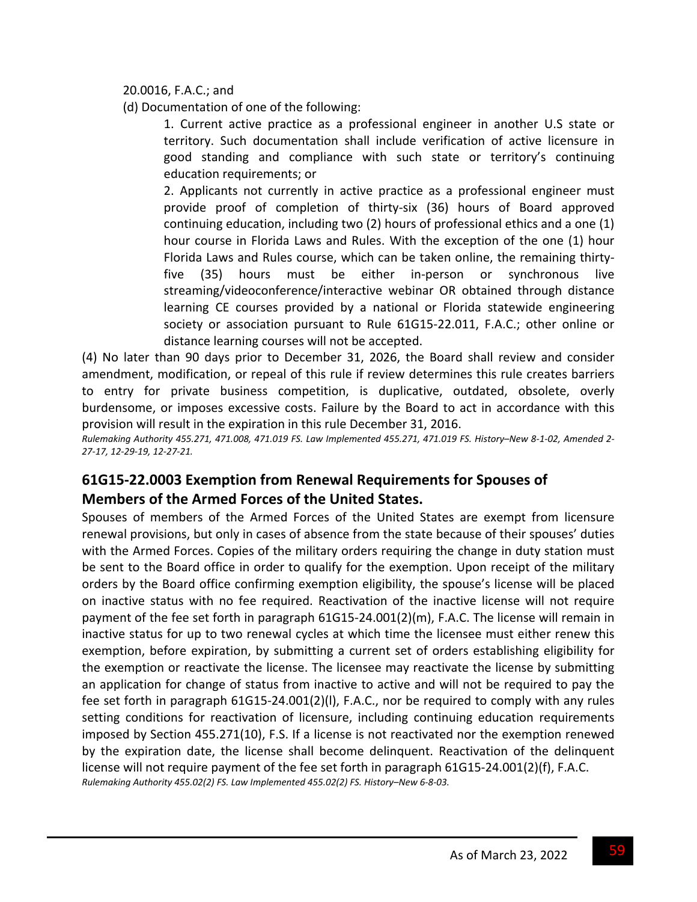20.0016, F.A.C.; and

(d) Documentation of one of the following:

1. Current active practice as a professional engineer in another U.S state or territory. Such documentation shall include verification of active licensure in good standing and compliance with such state or territory's continuing education requirements; or

2. Applicants not currently in active practice as a professional engineer must provide proof of completion of thirty-six (36) hours of Board approved continuing education, including two (2) hours of professional ethics and a one (1) hour course in Florida Laws and Rules. With the exception of the one (1) hour Florida Laws and Rules course, which can be taken online, the remaining thirty-five (35) hours must be either in-person or synchronous live streaming/videoconference/interactive webinar OR obtained through distance learning CE courses provided by a national or Florida statewide engineering society or association pursuant to Rule 61G15-22.011, F.A.C.; other online or distance learning courses will not be accepted.

(4) No later than 90 days prior to December 31, 2026, the Board shall review and consider amendment, modification, or repeal of this rule if review determines this rule creates barriers to entry for private business competition, is duplicative, outdated, obsolete, overly burdensome, or imposes excessive costs. Failure by the Board to act in accordance with this provision will result in the expiration in this rule December 31, 2016.

*Rulemaking Authority 455.271, 471.008, 471.019 FS. Law Implemented 455.271, 471.019 FS. History–New 8-1-02, Amended 2-27-17, 12-29-19, 12-27-21.*

## 61G15-22.0003 Exemption from Renewal Requirements for Spouses of Members of the Armed Forces of the United States.

Spouses of members of the Armed Forces of the United States are exempt from licensure renewal provisions, but only in cases of absence from the state because of their spouses' duties with the Armed Forces. Copies of the military orders requiring the change in duty station must be sent to the Board office in order to qualify for the exemption. Upon receipt of the military orders by the Board office confirming exemption eligibility, the spouse's license will be placed on inactive status with no fee required. Reactivation of the inactive license will not require payment of the fee set forth in paragraph 61G15-24.001(2)(m), F.A.C. The license will remain in inactive status for up to two renewal cycles at which time the licensee must either renew this exemption, before expiration, by submitting a current set of orders establishing eligibility for the exemption or reactivate the license. The licensee may reactivate the license by submitting an application for change of status from inactive to active and will not be required to pay the fee set forth in paragraph 61G15-24.001(2)(l), F.A.C., nor be required to comply with any rules setting conditions for reactivation of licensure, including continuing education requirements imposed by Section 455.271(10), F.S. If a license is not reactivated nor the exemption renewed by the expiration date, the license shall become delinquent. Reactivation of the delinquent license will not require payment of the fee set forth in paragraph 61G15-24.001(2)(f), F.A.C.

*Rulemaking Authority 455.02(2) FS. Law Implemented 455.02(2) FS. History–New 6-8-03.*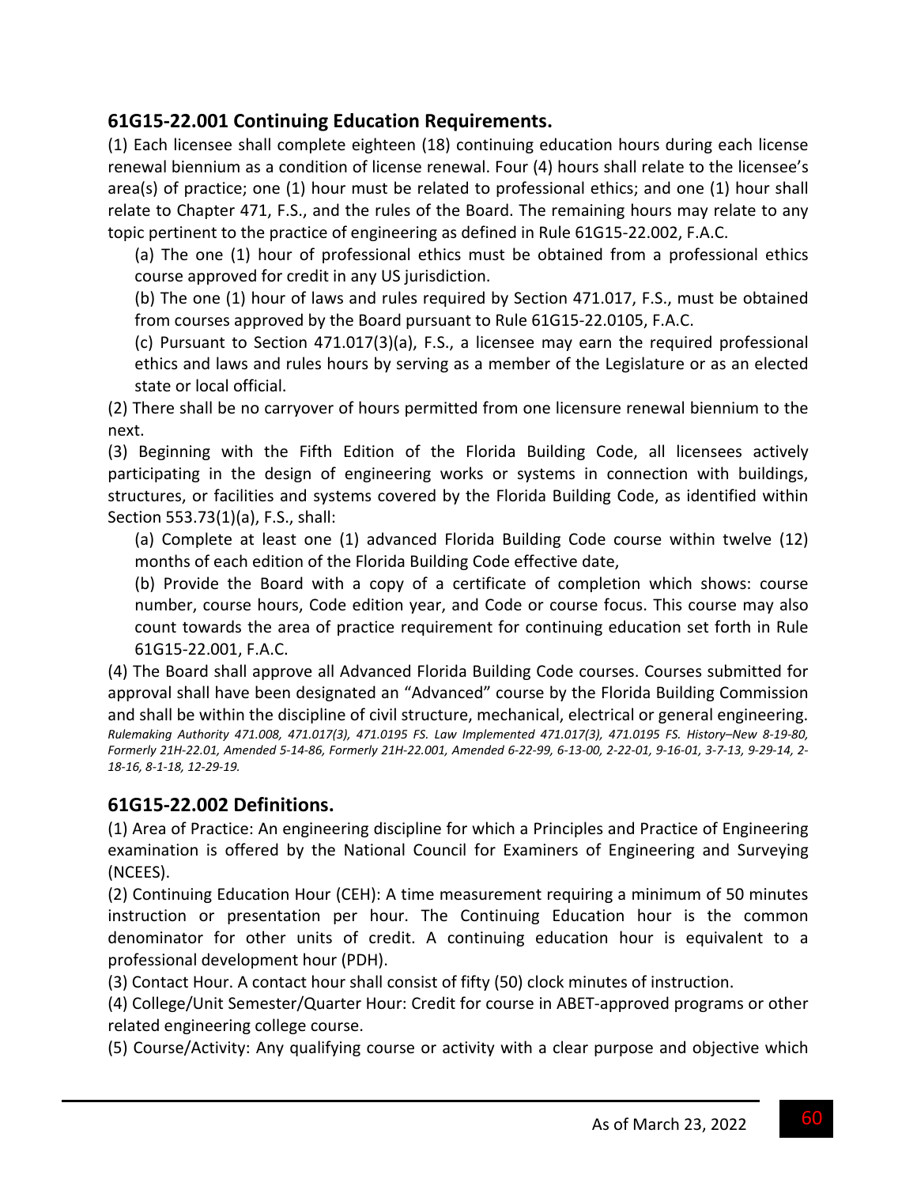## 61G15-22.001 Continuing Education Requirements.

(1) Each licensee shall complete eighteen (18) continuing education hours during each license renewal biennium as a condition of license renewal. Four (4) hours shall relate to the licensee's area(s) of practice; one (1) hour must be related to professional ethics; and one (1) hour shall relate to Chapter 471, F.S., and the rules of the Board. The remaining hours may relate to any topic pertinent to the practice of engineering as defined in Rule 61G15-22.002, F.A.C.

(a) The one (1) hour of professional ethics must be obtained from a professional ethics course approved for credit in any US jurisdiction.

(b) The one (1) hour of laws and rules required by Section 471.017, F.S., must be obtained from courses approved by the Board pursuant to Rule 61G15-22.0105, F.A.C.

(c) Pursuant to Section 471.017(3)(a), F.S., a licensee may earn the required professional ethics and laws and rules hours by serving as a member of the Legislature or as an elected state or local official.

(2) There shall be no carryover of hours permitted from one licensure renewal biennium to the next.

(3) Beginning with the Fifth Edition of the Florida Building Code, all licensees actively participating in the design of engineering works or systems in connection with buildings, structures, or facilities and systems covered by the Florida Building Code, as identified within Section 553.73(1)(a), F.S., shall:

(a) Complete at least one (1) advanced Florida Building Code course within twelve (12) months of each edition of the Florida Building Code effective date,

(b) Provide the Board with a copy of a certificate of completion which shows: course number, course hours, Code edition year, and Code or course focus. This course may also count towards the area of practice requirement for continuing education set forth in Rule 61G15-22.001, F.A.C.

(4) The Board shall approve all Advanced Florida Building Code courses. Courses submitted for approval shall have been designated an "Advanced" course by the Florida Building Commission and shall be within the discipline of civil structure, mechanical, electrical or general engineering.

*Rulemaking Authority 471.008, 471.017(3), 471.0195 FS. Law Implemented 471.017(3), 471.0195 FS. History–New 8-19-80, Formerly 21H-22.01, Amended 5-14-86, Formerly 21H-22.001, Amended 6-22-99, 6-13-00, 2-22-01, 9-16-01, 3-7-13, 9-29-14, 2-18-16, 8-1-18, 12-29-19.*

## 61G15-22.002 Definitions.

(1) Area of Practice: An engineering discipline for which a Principles and Practice of Engineering examination is offered by the National Council for Examiners of Engineering and Surveying (NCEES).

(2) Continuing Education Hour (CEH): A time measurement requiring a minimum of 50 minutes instruction or presentation per hour. The Continuing Education hour is the common denominator for other units of credit. A continuing education hour is equivalent to a professional development hour (PDH).

(3) Contact Hour. A contact hour shall consist of fifty (50) clock minutes of instruction.

(4) College/Unit Semester/Quarter Hour: Credit for course in ABET-approved programs or other related engineering college course.

(5) Course/Activity: Any qualifying course or activity with a clear purpose and objective which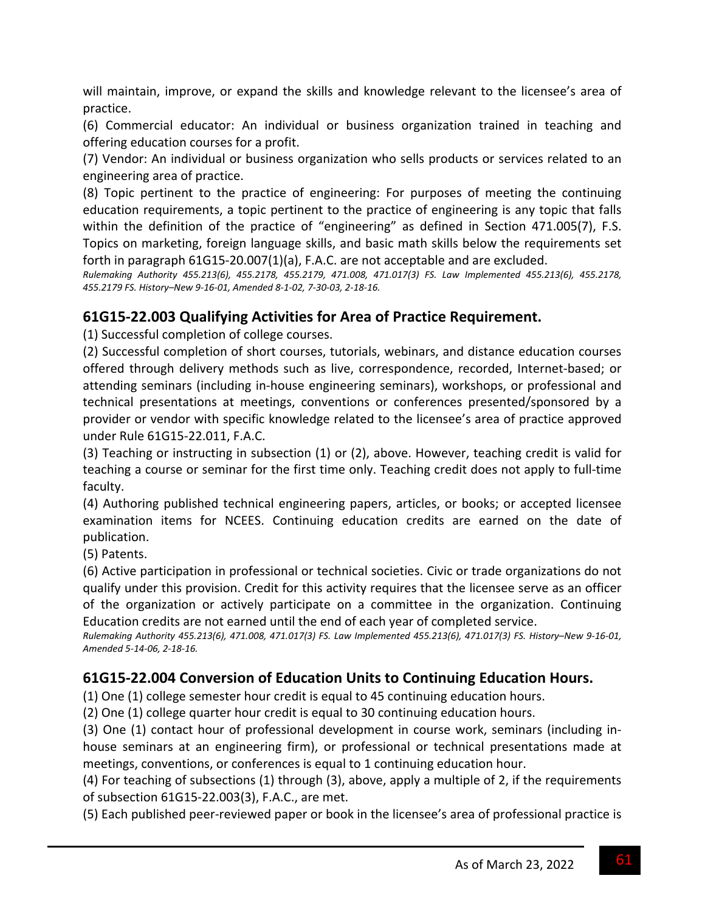will maintain, improve, or expand the skills and knowledge relevant to the licensee's area of practice.

(6) Commercial educator: An individual or business organization trained in teaching and offering education courses for a profit.

(7) Vendor: An individual or business organization who sells products or services related to an engineering area of practice.

(8) Topic pertinent to the practice of engineering: For purposes of meeting the continuing education requirements, a topic pertinent to the practice of engineering is any topic that falls within the definition of the practice of "engineering" as defined in Section 471.005(7), F.S. Topics on marketing, foreign language skills, and basic math skills below the requirements set forth in paragraph 61G15-20.007(1)(a), F.A.C. are not acceptable and are excluded.

*Rulemaking Authority 455.213(6), 455.2178, 455.2179, 471.008, 471.017(3) FS. Law Implemented 455.213(6), 455.2178, 455.2179 FS. History–New 9-16-01, Amended 8-1-02, 7-30-03, 2-18-16.*

## 61G15-22.003 Qualifying Activities for Area of Practice Requirement.

(1) Successful completion of college courses.

(2) Successful completion of short courses, tutorials, webinars, and distance education courses offered through delivery methods such as live, correspondence, recorded, Internet-based; or attending seminars (including in-house engineering seminars), workshops, or professional and technical presentations at meetings, conventions or conferences presented/sponsored by a provider or vendor with specific knowledge related to the licensee's area of practice approved under Rule 61G15-22.011, F.A.C.

(3) Teaching or instructing in subsection (1) or (2), above. However, teaching credit is valid for teaching a course or seminar for the first time only. Teaching credit does not apply to full-time faculty.

(4) Authoring published technical engineering papers, articles, or books; or accepted licensee examination items for NCEES. Continuing education credits are earned on the date of publication.

(5) Patents.

(6) Active participation in professional or technical societies. Civic or trade organizations do not qualify under this provision. Credit for this activity requires that the licensee serve as an officer of the organization or actively participate on a committee in the organization. Continuing Education credits are not earned until the end of each year of completed service.

*Rulemaking Authority 455.213(6), 471.008, 471.017(3) FS. Law Implemented 455.213(6), 471.017(3) FS. History–New 9-16-01, Amended 5-14-06, 2-18-16.*

## 61G15-22.004 Conversion of Education Units to Continuing Education Hours.

(1) One (1) college semester hour credit is equal to 45 continuing education hours.

(2) One (1) college quarter hour credit is equal to 30 continuing education hours.

(3) One (1) contact hour of professional development in course work, seminars (including in-house seminars at an engineering firm), or professional or technical presentations made at meetings, conventions, or conferences is equal to 1 continuing education hour.

(4) For teaching of subsections (1) through (3), above, apply a multiple of 2, if the requirements of subsection 61G15-22.003(3), F.A.C., are met.

(5) Each published peer-reviewed paper or book in the licensee's area of professional practice is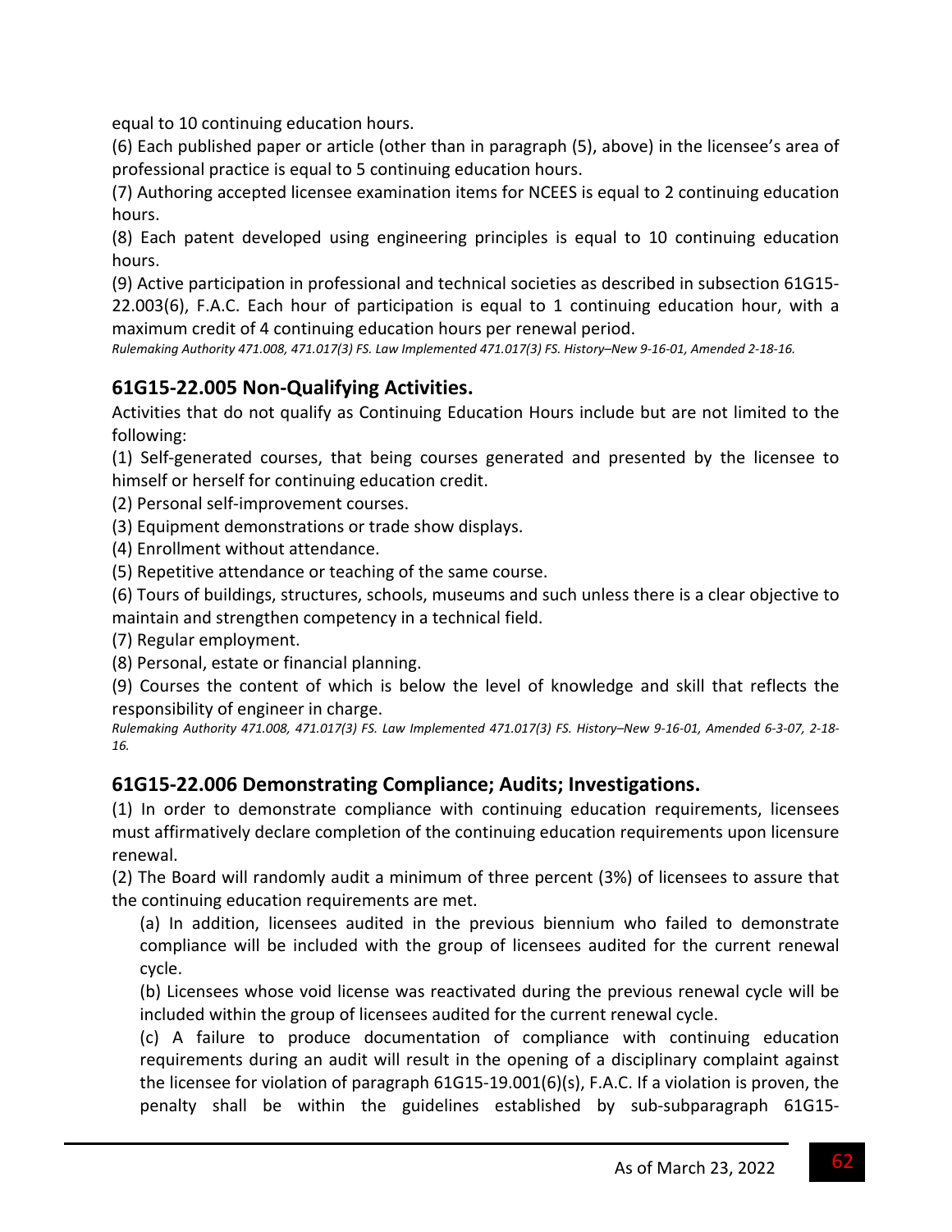equal to 10 continuing education hours.

(6) Each published paper or article (other than in paragraph (5), above) in the licensee's area of professional practice is equal to 5 continuing education hours.

(7) Authoring accepted licensee examination items for NCEES is equal to 2 continuing education hours.

(8) Each patent developed using engineering principles is equal to 10 continuing education hours.

(9) Active participation in professional and technical societies as described in subsection 61G15-22.003(6), F.A.C. Each hour of participation is equal to 1 continuing education hour, with a maximum credit of 4 continuing education hours per renewal period.

*Rulemaking Authority 471.008, 471.017(3) FS. Law Implemented 471.017(3) FS. History–New 9-16-01, Amended 2-18-16.*

## 61G15-22.005 Non-Qualifying Activities.

Activities that do not qualify as Continuing Education Hours include but are not limited to the following:

(1) Self-generated courses, that being courses generated and presented by the licensee to himself or herself for continuing education credit.

(2) Personal self-improvement courses.

(3) Equipment demonstrations or trade show displays.

(4) Enrollment without attendance.

(5) Repetitive attendance or teaching of the same course.

(6) Tours of buildings, structures, schools, museums and such unless there is a clear objective to maintain and strengthen competency in a technical field.

(7) Regular employment.

(8) Personal, estate or financial planning.

(9) Courses the content of which is below the level of knowledge and skill that reflects the responsibility of engineer in charge.

*Rulemaking Authority 471.008, 471.017(3) FS. Law Implemented 471.017(3) FS. History–New 9-16-01, Amended 6-3-07, 2-18-16.*

## 61G15-22.006 Demonstrating Compliance; Audits; Investigations.

(1) In order to demonstrate compliance with continuing education requirements, licensees must affirmatively declare completion of the continuing education requirements upon licensure renewal.

(2) The Board will randomly audit a minimum of three percent (3%) of licensees to assure that the continuing education requirements are met.

(a) In addition, licensees audited in the previous biennium who failed to demonstrate compliance will be included with the group of licensees audited for the current renewal cycle.

(b) Licensees whose void license was reactivated during the previous renewal cycle will be included within the group of licensees audited for the current renewal cycle.

(c) A failure to produce documentation of compliance with continuing education requirements during an audit will result in the opening of a disciplinary complaint against the licensee for violation of paragraph 61G15-19.001(6)(s), F.A.C. If a violation is proven, the penalty shall be within the guidelines established by sub-subparagraph 61G15-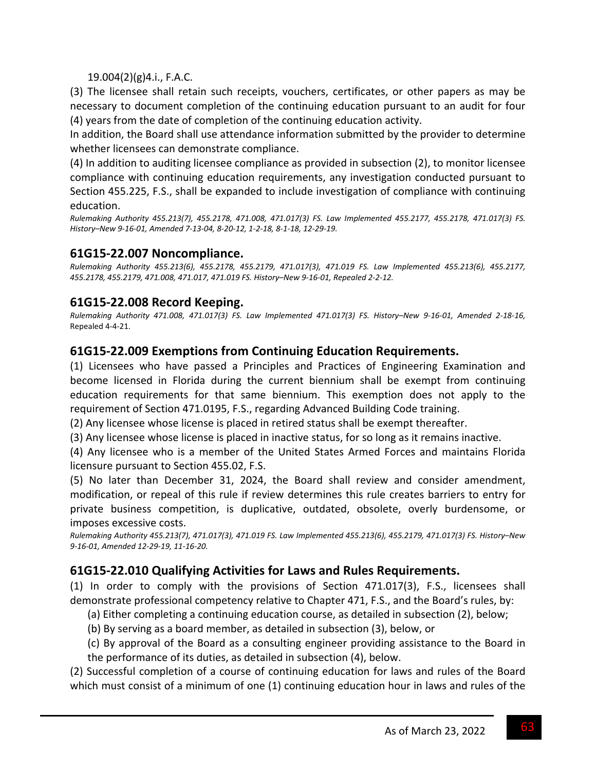19.004(2)(g)4.i., F.A.C.

(3) The licensee shall retain such receipts, vouchers, certificates, or other papers as may be necessary to document completion of the continuing education pursuant to an audit for four (4) years from the date of completion of the continuing education activity.

In addition, the Board shall use attendance information submitted by the provider to determine whether licensees can demonstrate compliance.

(4) In addition to auditing licensee compliance as provided in subsection (2), to monitor licensee compliance with continuing education requirements, any investigation conducted pursuant to Section 455.225, F.S., shall be expanded to include investigation of compliance with continuing education.

*Rulemaking Authority 455.213(7), 455.2178, 471.008, 471.017(3) FS. Law Implemented 455.2177, 455.2178, 471.017(3) FS. History–New 9-16-01, Amended 7-13-04, 8-20-12, 1-2-18, 8-1-18, 12-29-19.*

## 61G15-22.007 Noncompliance.

*Rulemaking Authority 455.213(6), 455.2178, 455.2179, 471.017(3), 471.019 FS. Law Implemented 455.213(6), 455.2177, 455.2178, 455.2179, 471.008, 471.017, 471.019 FS. History–New 9-16-01, Repealed 2-2-12.*

## 61G15-22.008 Record Keeping.

*Rulemaking Authority 471.008, 471.017(3) FS. Law Implemented 471.017(3) FS. History–New 9-16-01, Amended 2-18-16,* Repealed 4-4-21.

## 61G15-22.009 Exemptions from Continuing Education Requirements.

(1) Licensees who have passed a Principles and Practices of Engineering Examination and become licensed in Florida during the current biennium shall be exempt from continuing education requirements for that same biennium. This exemption does not apply to the requirement of Section 471.0195, F.S., regarding Advanced Building Code training.

(2) Any licensee whose license is placed in retired status shall be exempt thereafter.

(3) Any licensee whose license is placed in inactive status, for so long as it remains inactive.

(4) Any licensee who is a member of the United States Armed Forces and maintains Florida licensure pursuant to Section 455.02, F.S.

(5) No later than December 31, 2024, the Board shall review and consider amendment, modification, or repeal of this rule if review determines this rule creates barriers to entry for private business competition, is duplicative, outdated, obsolete, overly burdensome, or imposes excessive costs.

*Rulemaking Authority 455.213(7), 471.017(3), 471.019 FS. Law Implemented 455.213(6), 455.2179, 471.017(3) FS. History–New 9-16-01, Amended 12-29-19, 11-16-20.*

## 61G15-22.010 Qualifying Activities for Laws and Rules Requirements.

(1) In order to comply with the provisions of Section 471.017(3), F.S., licensees shall demonstrate professional competency relative to Chapter 471, F.S., and the Board's rules, by:

(a) Either completing a continuing education course, as detailed in subsection (2), below;

(b) By serving as a board member, as detailed in subsection (3), below, or

(c) By approval of the Board as a consulting engineer providing assistance to the Board in the performance of its duties, as detailed in subsection (4), below.

(2) Successful completion of a course of continuing education for laws and rules of the Board which must consist of a minimum of one (1) continuing education hour in laws and rules of the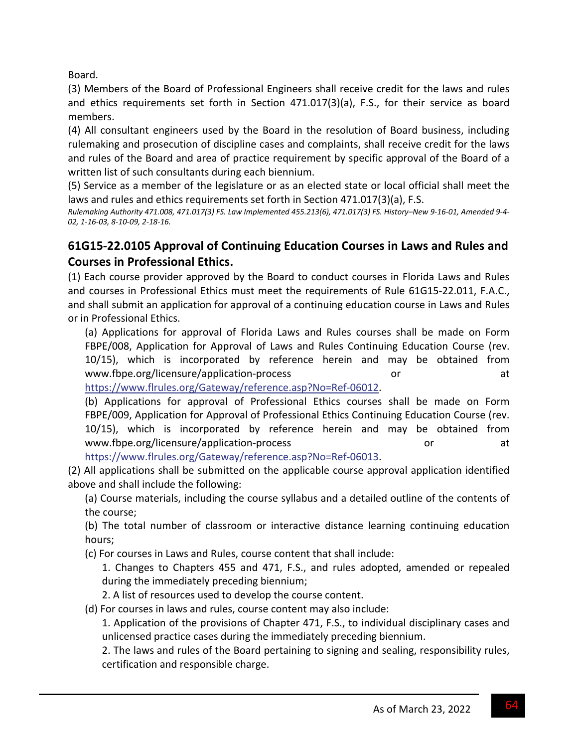Board.

(3) Members of the Board of Professional Engineers shall receive credit for the laws and rules and ethics requirements set forth in Section 471.017(3)(a), F.S., for their service as board members.

(4) All consultant engineers used by the Board in the resolution of Board business, including rulemaking and prosecution of discipline cases and complaints, shall receive credit for the laws and rules of the Board and area of practice requirement by specific approval of the Board of a written list of such consultants during each biennium.

(5) Service as a member of the legislature or as an elected state or local official shall meet the laws and rules and ethics requirements set forth in Section 471.017(3)(a), F.S.

*Rulemaking Authority 471.008, 471.017(3) FS. Law Implemented 455.213(6), 471.017(3) FS. History–New 9-16-01, Amended 9-4-02, 1-16-03, 8-10-09, 2-18-16.*

## 61G15-22.0105 Approval of Continuing Education Courses in Laws and Rules and Courses in Professional Ethics.

(1) Each course provider approved by the Board to conduct courses in Florida Laws and Rules and courses in Professional Ethics must meet the requirements of Rule 61G15-22.011, F.A.C., and shall submit an application for approval of a continuing education course in Laws and Rules or in Professional Ethics.

(a) Applications for approval of Florida Laws and Rules courses shall be made on Form FBPE/008, Application for Approval of Laws and Rules Continuing Education Course (rev. 10/15), which is incorporated by reference herein and may be obtained from www.fbpe.org/licensure/application-process or at https://www.flrules.org/Gateway/reference.asp?No=Ref-06012.

(b) Applications for approval of Professional Ethics courses shall be made on Form FBPE/009, Application for Approval of Professional Ethics Continuing Education Course (rev. 10/15), which is incorporated by reference herein and may be obtained from www.fbpe.org/licensure/application-process or at https://www.flrules.org/Gateway/reference.asp?No=Ref-06013.

(2) All applications shall be submitted on the applicable course approval application identified above and shall include the following:

(a) Course materials, including the course syllabus and a detailed outline of the contents of the course;

(b) The total number of classroom or interactive distance learning continuing education hours;

(c) For courses in Laws and Rules, course content that shall include:

1. Changes to Chapters 455 and 471, F.S., and rules adopted, amended or repealed during the immediately preceding biennium;

2. A list of resources used to develop the course content.

(d) For courses in laws and rules, course content may also include:

1. Application of the provisions of Chapter 471, F.S., to individual disciplinary cases and unlicensed practice cases during the immediately preceding biennium.

2. The laws and rules of the Board pertaining to signing and sealing, responsibility rules, certification and responsible charge.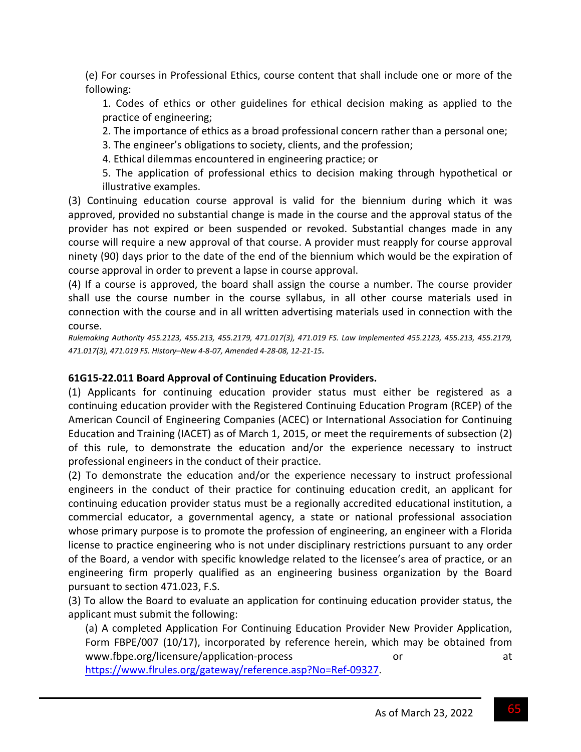(e) For courses in Professional Ethics, course content that shall include one or more of the following:

1. Codes of ethics or other guidelines for ethical decision making as applied to the practice of engineering;
2. The importance of ethics as a broad professional concern rather than a personal one;
3. The engineer's obligations to society, clients, and the profession;
4. Ethical dilemmas encountered in engineering practice; or
5. The application of professional ethics to decision making through hypothetical or illustrative examples.

(3) Continuing education course approval is valid for the biennium during which it was approved, provided no substantial change is made in the course and the approval status of the provider has not expired or been suspended or revoked. Substantial changes made in any course will require a new approval of that course. A provider must reapply for course approval ninety (90) days prior to the date of the end of the biennium which would be the expiration of course approval in order to prevent a lapse in course approval.

(4) If a course is approved, the board shall assign the course a number. The course provider shall use the course number in the course syllabus, in all other course materials used in connection with the course and in all written advertising materials used in connection with the course.

*Rulemaking Authority 455.2123, 455.213, 455.2179, 471.017(3), 471.019 FS. Law Implemented 455.2123, 455.213, 455.2179, 471.017(3), 471.019 FS. History–New 4-8-07, Amended 4-28-08, 12-21-15.*

**61G15-22.011 Board Approval of Continuing Education Providers.**

(1) Applicants for continuing education provider status must either be registered as a continuing education provider with the Registered Continuing Education Program (RCEP) of the American Council of Engineering Companies (ACEC) or International Association for Continuing Education and Training (IACET) as of March 1, 2015, or meet the requirements of subsection (2) of this rule, to demonstrate the education and/or the experience necessary to instruct professional engineers in the conduct of their practice.

(2) To demonstrate the education and/or the experience necessary to instruct professional engineers in the conduct of their practice for continuing education credit, an applicant for continuing education provider status must be a regionally accredited educational institution, a commercial educator, a governmental agency, a state or national professional association whose primary purpose is to promote the profession of engineering, an engineer with a Florida license to practice engineering who is not under disciplinary restrictions pursuant to any order of the Board, a vendor with specific knowledge related to the licensee's area of practice, or an engineering firm properly qualified as an engineering business organization by the Board pursuant to section 471.023, F.S.

(3) To allow the Board to evaluate an application for continuing education provider status, the applicant must submit the following:

(a) A completed Application For Continuing Education Provider New Provider Application, Form FBPE/007 (10/17), incorporated by reference herein, which may be obtained from www.fbpe.org/licensure/application-process or at https://www.flrules.org/gateway/reference.asp?No=Ref-09327.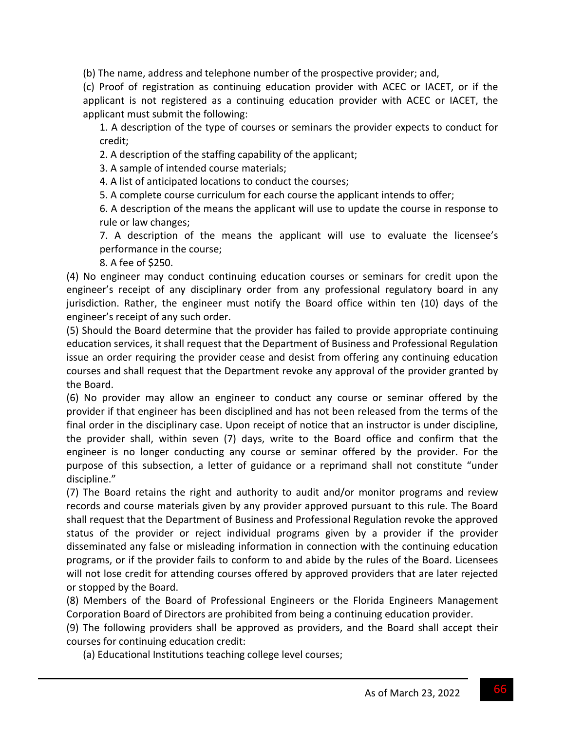(b) The name, address and telephone number of the prospective provider; and,

(c) Proof of registration as continuing education provider with ACEC or IACET, or if the applicant is not registered as a continuing education provider with ACEC or IACET, the applicant must submit the following:

1. A description of the type of courses or seminars the provider expects to conduct for credit;
2. A description of the staffing capability of the applicant;
3. A sample of intended course materials;
4. A list of anticipated locations to conduct the courses;
5. A complete course curriculum for each course the applicant intends to offer;
6. A description of the means the applicant will use to update the course in response to rule or law changes;
7. A description of the means the applicant will use to evaluate the licensee's performance in the course;
8. A fee of $250.

(4) No engineer may conduct continuing education courses or seminars for credit upon the engineer's receipt of any disciplinary order from any professional regulatory board in any jurisdiction. Rather, the engineer must notify the Board office within ten (10) days of the engineer's receipt of any such order.

(5) Should the Board determine that the provider has failed to provide appropriate continuing education services, it shall request that the Department of Business and Professional Regulation issue an order requiring the provider cease and desist from offering any continuing education courses and shall request that the Department revoke any approval of the provider granted by the Board.

(6) No provider may allow an engineer to conduct any course or seminar offered by the provider if that engineer has been disciplined and has not been released from the terms of the final order in the disciplinary case. Upon receipt of notice that an instructor is under discipline, the provider shall, within seven (7) days, write to the Board office and confirm that the engineer is no longer conducting any course or seminar offered by the provider. For the purpose of this subsection, a letter of guidance or a reprimand shall not constitute "under discipline."

(7) The Board retains the right and authority to audit and/or monitor programs and review records and course materials given by any provider approved pursuant to this rule. The Board shall request that the Department of Business and Professional Regulation revoke the approved status of the provider or reject individual programs given by a provider if the provider disseminated any false or misleading information in connection with the continuing education programs, or if the provider fails to conform to and abide by the rules of the Board. Licensees will not lose credit for attending courses offered by approved providers that are later rejected or stopped by the Board.

(8) Members of the Board of Professional Engineers or the Florida Engineers Management Corporation Board of Directors are prohibited from being a continuing education provider.

(9) The following providers shall be approved as providers, and the Board shall accept their courses for continuing education credit:

(a) Educational Institutions teaching college level courses;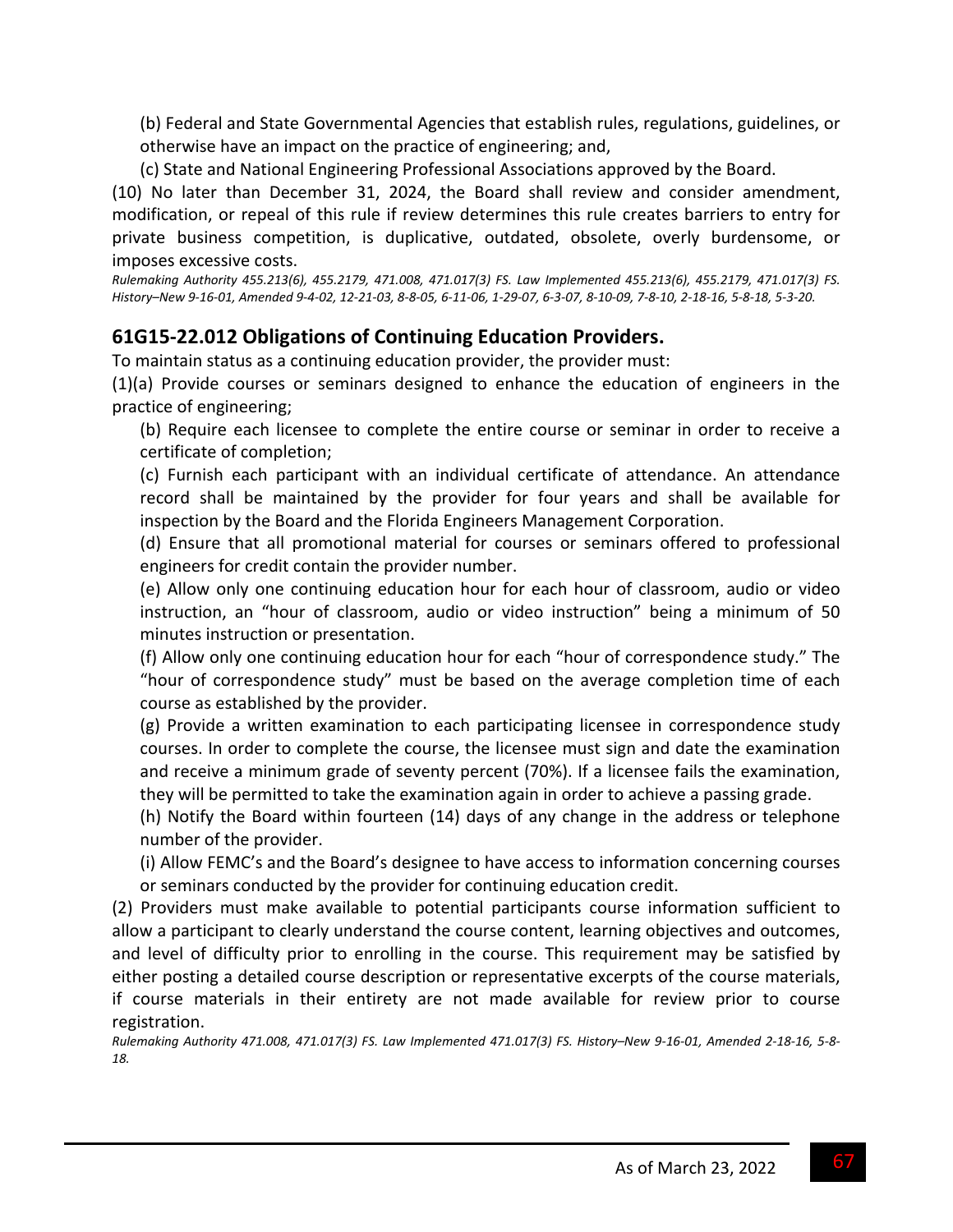(b) Federal and State Governmental Agencies that establish rules, regulations, guidelines, or otherwise have an impact on the practice of engineering; and,

(c) State and National Engineering Professional Associations approved by the Board.

(10) No later than December 31, 2024, the Board shall review and consider amendment, modification, or repeal of this rule if review determines this rule creates barriers to entry for private business competition, is duplicative, outdated, obsolete, overly burdensome, or imposes excessive costs.

*Rulemaking Authority 455.213(6), 455.2179, 471.008, 471.017(3) FS. Law Implemented 455.213(6), 455.2179, 471.017(3) FS. History–New 9-16-01, Amended 9-4-02, 12-21-03, 8-8-05, 6-11-06, 1-29-07, 6-3-07, 8-10-09, 7-8-10, 2-18-16, 5-8-18, 5-3-20.*

## 61G15-22.012 Obligations of Continuing Education Providers.

To maintain status as a continuing education provider, the provider must:

(1)(a) Provide courses or seminars designed to enhance the education of engineers in the practice of engineering;

(b) Require each licensee to complete the entire course or seminar in order to receive a certificate of completion;

(c) Furnish each participant with an individual certificate of attendance. An attendance record shall be maintained by the provider for four years and shall be available for inspection by the Board and the Florida Engineers Management Corporation.

(d) Ensure that all promotional material for courses or seminars offered to professional engineers for credit contain the provider number.

(e) Allow only one continuing education hour for each hour of classroom, audio or video instruction, an "hour of classroom, audio or video instruction" being a minimum of 50 minutes instruction or presentation.

(f) Allow only one continuing education hour for each "hour of correspondence study." The "hour of correspondence study" must be based on the average completion time of each course as established by the provider.

(g) Provide a written examination to each participating licensee in correspondence study courses. In order to complete the course, the licensee must sign and date the examination and receive a minimum grade of seventy percent (70%). If a licensee fails the examination, they will be permitted to take the examination again in order to achieve a passing grade.

(h) Notify the Board within fourteen (14) days of any change in the address or telephone number of the provider.

(i) Allow FEMC's and the Board's designee to have access to information concerning courses or seminars conducted by the provider for continuing education credit.

(2) Providers must make available to potential participants course information sufficient to allow a participant to clearly understand the course content, learning objectives and outcomes, and level of difficulty prior to enrolling in the course. This requirement may be satisfied by either posting a detailed course description or representative excerpts of the course materials, if course materials in their entirety are not made available for review prior to course registration.

*Rulemaking Authority 471.008, 471.017(3) FS. Law Implemented 471.017(3) FS. History–New 9-16-01, Amended 2-18-16, 5-8-18.*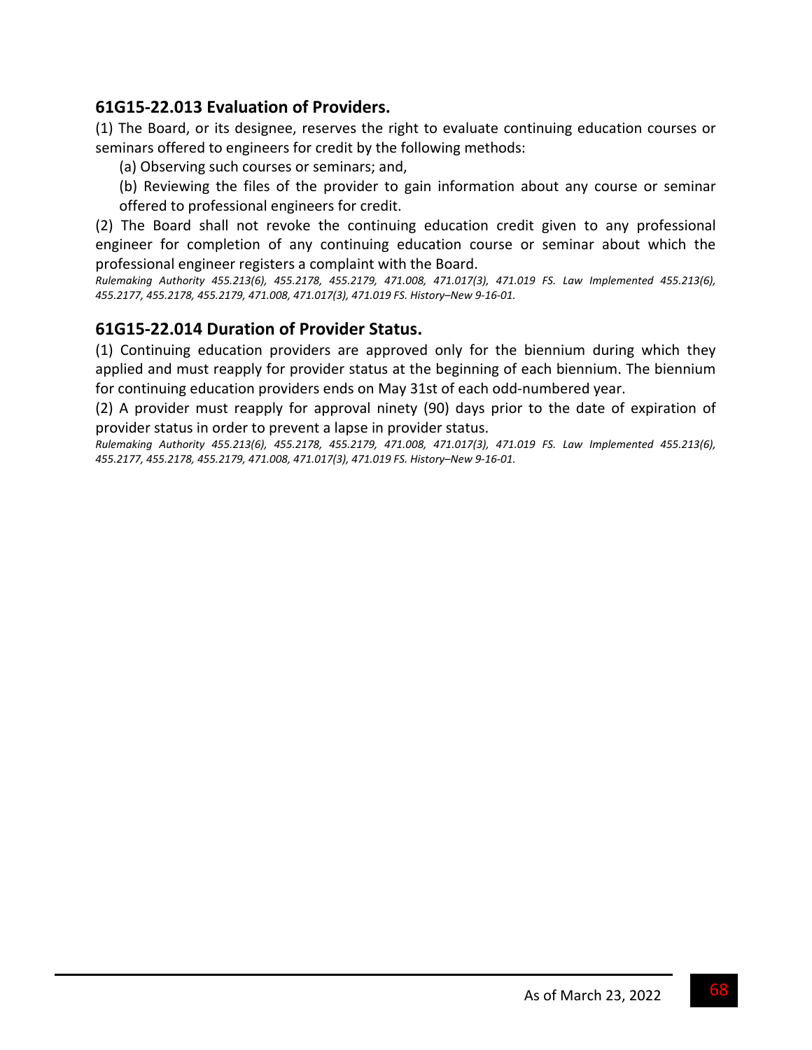## 61G15-22.013 Evaluation of Providers.

(1) The Board, or its designee, reserves the right to evaluate continuing education courses or seminars offered to engineers for credit by the following methods:

(a) Observing such courses or seminars; and,

(b) Reviewing the files of the provider to gain information about any course or seminar offered to professional engineers for credit.

(2) The Board shall not revoke the continuing education credit given to any professional engineer for completion of any continuing education course or seminar about which the professional engineer registers a complaint with the Board.

*Rulemaking Authority 455.213(6), 455.2178, 455.2179, 471.008, 471.017(3), 471.019 FS. Law Implemented 455.213(6), 455.2177, 455.2178, 455.2179, 471.008, 471.017(3), 471.019 FS. History–New 9-16-01.*

## 61G15-22.014 Duration of Provider Status.

(1) Continuing education providers are approved only for the biennium during which they applied and must reapply for provider status at the beginning of each biennium. The biennium for continuing education providers ends on May 31st of each odd-numbered year.

(2) A provider must reapply for approval ninety (90) days prior to the date of expiration of provider status in order to prevent a lapse in provider status.

*Rulemaking Authority 455.213(6), 455.2178, 455.2179, 471.008, 471.017(3), 471.019 FS. Law Implemented 455.213(6), 455.2177, 455.2178, 455.2179, 471.008, 471.017(3), 471.019 FS. History–New 9-16-01.*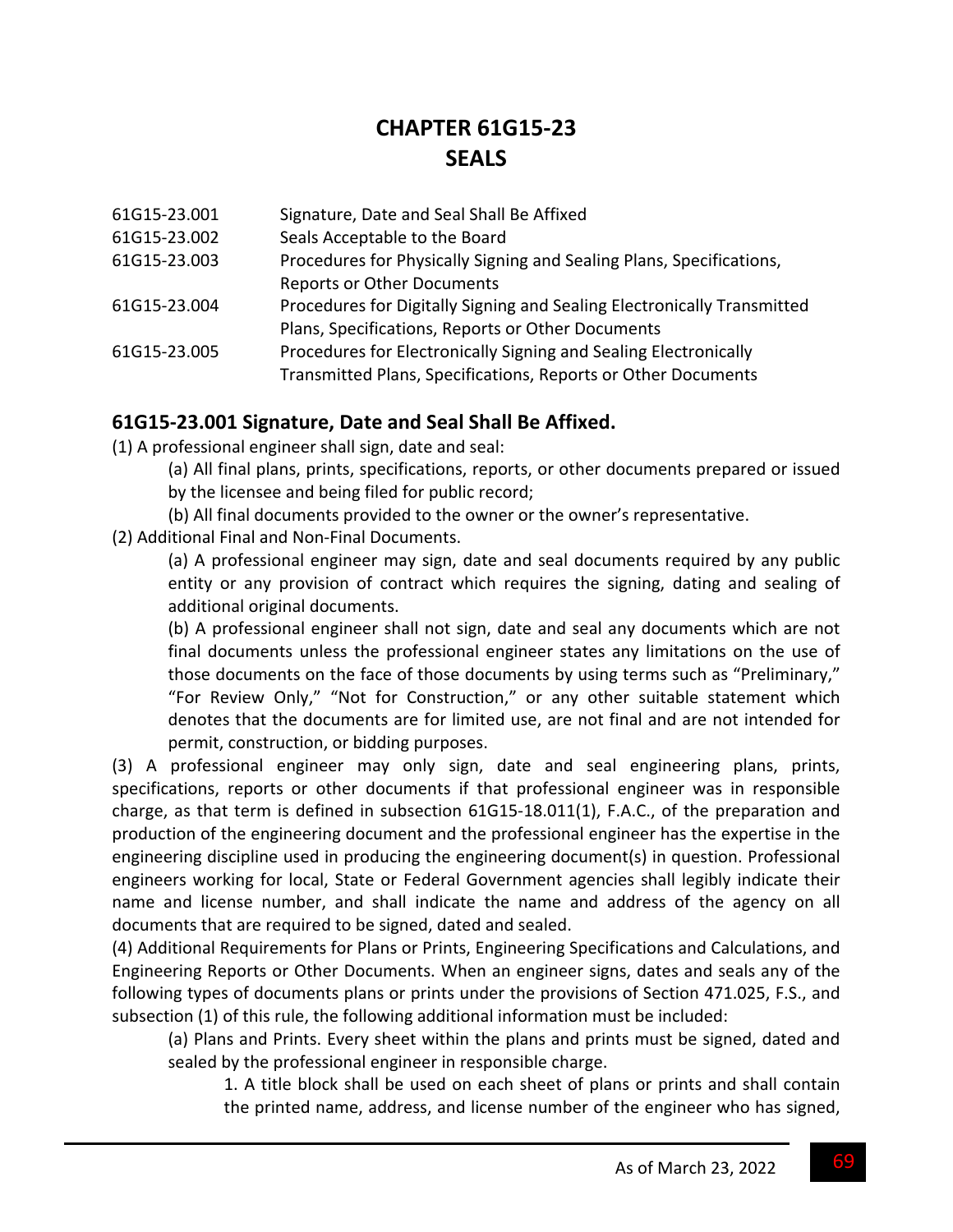# CHAPTER 61G15-23
# SEALS

| | |
|---|---|
| 61G15-23.001 | Signature, Date and Seal Shall Be Affixed |
| 61G15-23.002 | Seals Acceptable to the Board |
| 61G15-23.003 | Procedures for Physically Signing and Sealing Plans, Specifications, Reports or Other Documents |
| 61G15-23.004 | Procedures for Digitally Signing and Sealing Electronically Transmitted Plans, Specifications, Reports or Other Documents |
| 61G15-23.005 | Procedures for Electronically Signing and Sealing Electronically Transmitted Plans, Specifications, Reports or Other Documents |

## 61G15-23.001 Signature, Date and Seal Shall Be Affixed.

(1) A professional engineer shall sign, date and seal:

(a) All final plans, prints, specifications, reports, or other documents prepared or issued by the licensee and being filed for public record;

(b) All final documents provided to the owner or the owner's representative.

(2) Additional Final and Non-Final Documents.

(a) A professional engineer may sign, date and seal documents required by any public entity or any provision of contract which requires the signing, dating and sealing of additional original documents.

(b) A professional engineer shall not sign, date and seal any documents which are not final documents unless the professional engineer states any limitations on the use of those documents on the face of those documents by using terms such as "Preliminary," "For Review Only," "Not for Construction," or any other suitable statement which denotes that the documents are for limited use, are not final and are not intended for permit, construction, or bidding purposes.

(3) A professional engineer may only sign, date and seal engineering plans, prints, specifications, reports or other documents if that professional engineer was in responsible charge, as that term is defined in subsection 61G15-18.011(1), F.A.C., of the preparation and production of the engineering document and the professional engineer has the expertise in the engineering discipline used in producing the engineering document(s) in question. Professional engineers working for local, State or Federal Government agencies shall legibly indicate their name and license number, and shall indicate the name and address of the agency on all documents that are required to be signed, dated and sealed.

(4) Additional Requirements for Plans or Prints, Engineering Specifications and Calculations, and Engineering Reports or Other Documents. When an engineer signs, dates and seals any of the following types of documents plans or prints under the provisions of Section 471.025, F.S., and subsection (1) of this rule, the following additional information must be included:

(a) Plans and Prints. Every sheet within the plans and prints must be signed, dated and sealed by the professional engineer in responsible charge.

1. A title block shall be used on each sheet of plans or prints and shall contain the printed name, address, and license number of the engineer who has signed,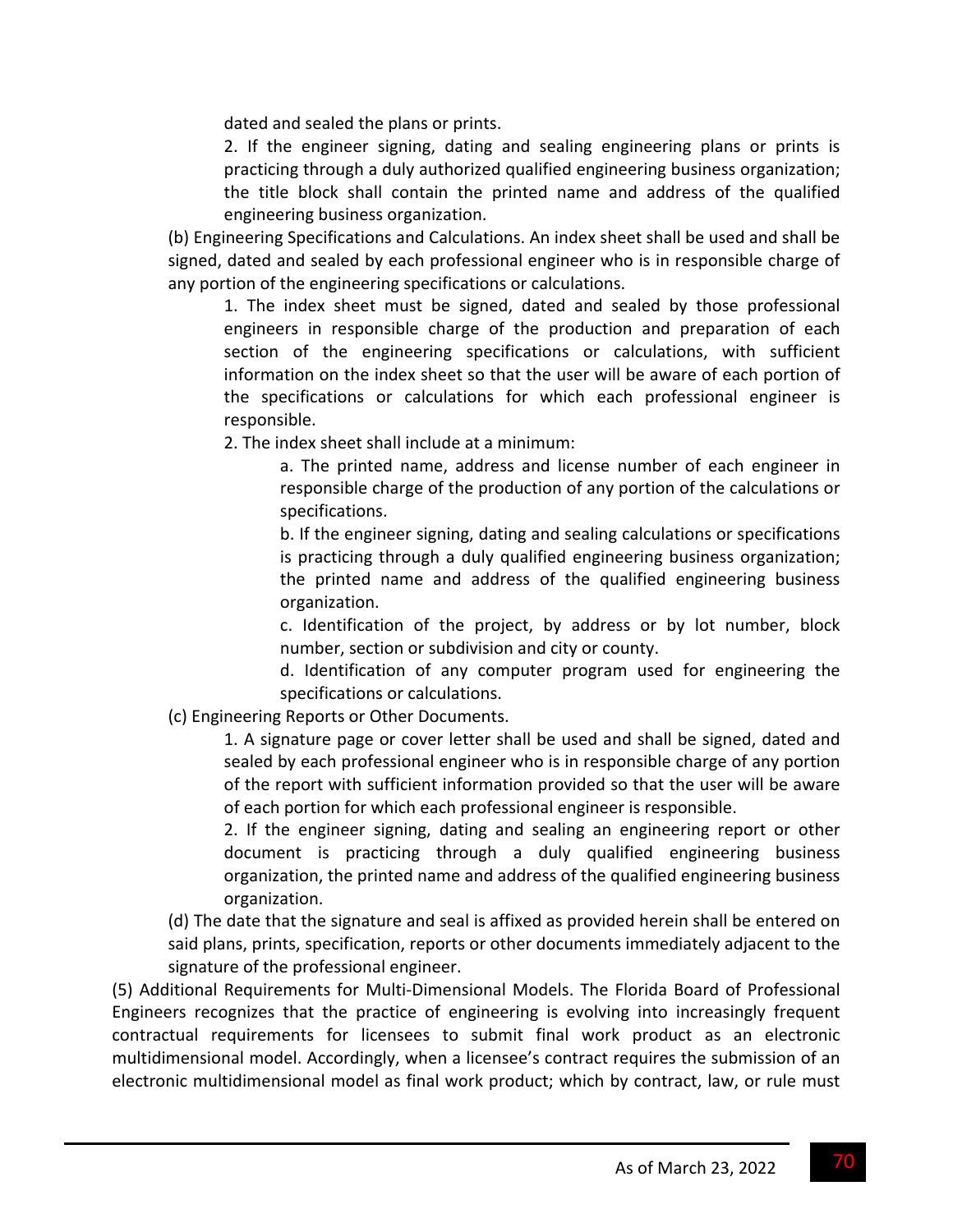dated and sealed the plans or prints.

2. If the engineer signing, dating and sealing engineering plans or prints is practicing through a duly authorized qualified engineering business organization; the title block shall contain the printed name and address of the qualified engineering business organization.

(b) Engineering Specifications and Calculations. An index sheet shall be used and shall be signed, dated and sealed by each professional engineer who is in responsible charge of any portion of the engineering specifications or calculations.

1. The index sheet must be signed, dated and sealed by those professional engineers in responsible charge of the production and preparation of each section of the engineering specifications or calculations, with sufficient information on the index sheet so that the user will be aware of each portion of the specifications or calculations for which each professional engineer is responsible.

2. The index sheet shall include at a minimum:

a. The printed name, address and license number of each engineer in responsible charge of the production of any portion of the calculations or specifications.

b. If the engineer signing, dating and sealing calculations or specifications is practicing through a duly qualified engineering business organization; the printed name and address of the qualified engineering business organization.

c. Identification of the project, by address or by lot number, block number, section or subdivision and city or county.

d. Identification of any computer program used for engineering the specifications or calculations.

(c) Engineering Reports or Other Documents.

1. A signature page or cover letter shall be used and shall be signed, dated and sealed by each professional engineer who is in responsible charge of any portion of the report with sufficient information provided so that the user will be aware of each portion for which each professional engineer is responsible.

2. If the engineer signing, dating and sealing an engineering report or other document is practicing through a duly qualified engineering business organization, the printed name and address of the qualified engineering business organization.

(d) The date that the signature and seal is affixed as provided herein shall be entered on said plans, prints, specification, reports or other documents immediately adjacent to the signature of the professional engineer.

(5) Additional Requirements for Multi-Dimensional Models. The Florida Board of Professional Engineers recognizes that the practice of engineering is evolving into increasingly frequent contractual requirements for licensees to submit final work product as an electronic multidimensional model. Accordingly, when a licensee's contract requires the submission of an electronic multidimensional model as final work product; which by contract, law, or rule must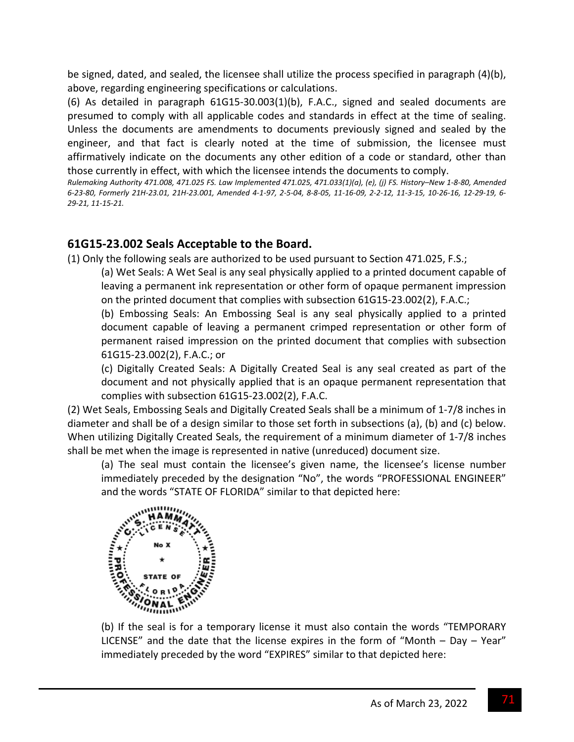be signed, dated, and sealed, the licensee shall utilize the process specified in paragraph (4)(b), above, regarding engineering specifications or calculations.

(6) As detailed in paragraph 61G15-30.003(1)(b), F.A.C., signed and sealed documents are presumed to comply with all applicable codes and standards in effect at the time of sealing. Unless the documents are amendments to documents previously signed and sealed by the engineer, and that fact is clearly noted at the time of submission, the licensee must affirmatively indicate on the documents any other edition of a code or standard, other than those currently in effect, with which the licensee intends the documents to comply.

*Rulemaking Authority 471.008, 471.025 FS. Law Implemented 471.025, 471.033(1)(a), (e), (j) FS. History–New 1-8-80, Amended 6-23-80, Formerly 21H-23.01, 21H-23.001, Amended 4-1-97, 2-5-04, 8-8-05, 11-16-09, 2-2-12, 11-3-15, 10-26-16, 12-29-19, 6-29-21, 11-15-21.*

## 61G15-23.002 Seals Acceptable to the Board.

(1) Only the following seals are authorized to be used pursuant to Section 471.025, F.S.;

(a) Wet Seals: A Wet Seal is any seal physically applied to a printed document capable of leaving a permanent ink representation or other form of opaque permanent impression on the printed document that complies with subsection 61G15-23.002(2), F.A.C.;

(b) Embossing Seals: An Embossing Seal is any seal physically applied to a printed document capable of leaving a permanent crimped representation or other form of permanent raised impression on the printed document that complies with subsection 61G15-23.002(2), F.A.C.; or

(c) Digitally Created Seals: A Digitally Created Seal is any seal created as part of the document and not physically applied that is an opaque permanent representation that complies with subsection 61G15-23.002(2), F.A.C.

(2) Wet Seals, Embossing Seals and Digitally Created Seals shall be a minimum of 1-7/8 inches in diameter and shall be of a design similar to those set forth in subsections (a), (b) and (c) below. When utilizing Digitally Created Seals, the requirement of a minimum diameter of 1-7/8 inches shall be met when the image is represented in native (unreduced) document size.

(a) The seal must contain the licensee's given name, the licensee's license number immediately preceded by the designation "No", the words "PROFESSIONAL ENGINEER" and the words "STATE OF FLORIDA" similar to that depicted here:

C. S. HAMMATT LICENSE No X ★ STATE OF FLORIDA PROFESSIONAL ENGINEER

(b) If the seal is for a temporary license it must also contain the words "TEMPORARY LICENSE" and the date that the license expires in the form of "Month – Day – Year" immediately preceded by the word "EXPIRES" similar to that depicted here: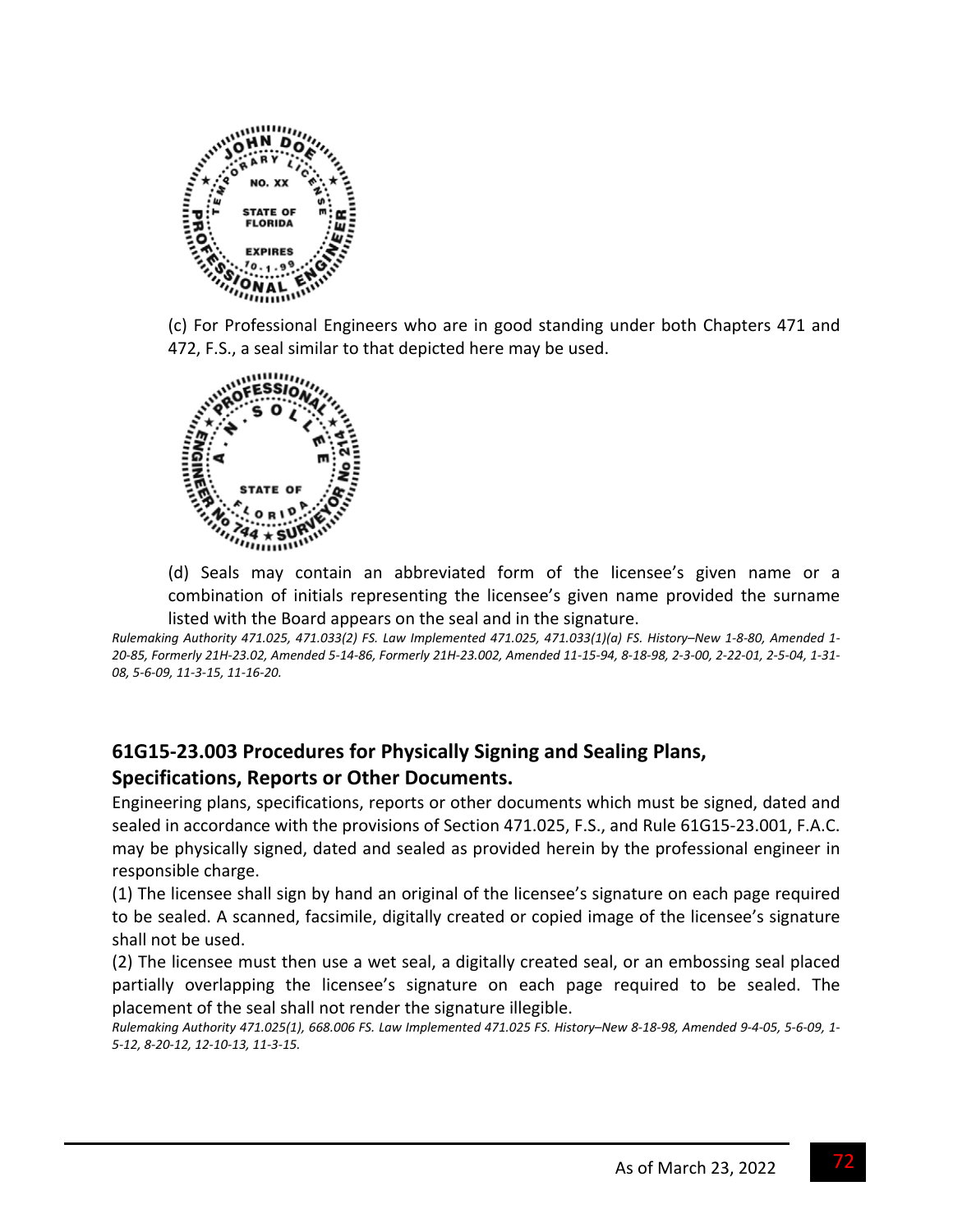(c) For Professional Engineers who are in good standing under both Chapters 471 and 472, F.S., a seal similar to that depicted here may be used.

(d) Seals may contain an abbreviated form of the licensee's given name or a combination of initials representing the licensee's given name provided the surname listed with the Board appears on the seal and in the signature.

*Rulemaking Authority 471.025, 471.033(2) FS. Law Implemented 471.025, 471.033(1)(a) FS. History–New 1-8-80, Amended 1-20-85, Formerly 21H-23.02, Amended 5-14-86, Formerly 21H-23.002, Amended 11-15-94, 8-18-98, 2-3-00, 2-22-01, 2-5-04, 1-31-08, 5-6-09, 11-3-15, 11-16-20.*

## 61G15-23.003 Procedures for Physically Signing and Sealing Plans, Specifications, Reports or Other Documents.

Engineering plans, specifications, reports or other documents which must be signed, dated and sealed in accordance with the provisions of Section 471.025, F.S., and Rule 61G15-23.001, F.A.C. may be physically signed, dated and sealed as provided herein by the professional engineer in responsible charge.

(1) The licensee shall sign by hand an original of the licensee's signature on each page required to be sealed. A scanned, facsimile, digitally created or copied image of the licensee's signature shall not be used.

(2) The licensee must then use a wet seal, a digitally created seal, or an embossing seal placed partially overlapping the licensee's signature on each page required to be sealed. The placement of the seal shall not render the signature illegible.

*Rulemaking Authority 471.025(1), 668.006 FS. Law Implemented 471.025 FS. History–New 8-18-98, Amended 9-4-05, 5-6-09, 1-5-12, 8-20-12, 12-10-13, 11-3-15.*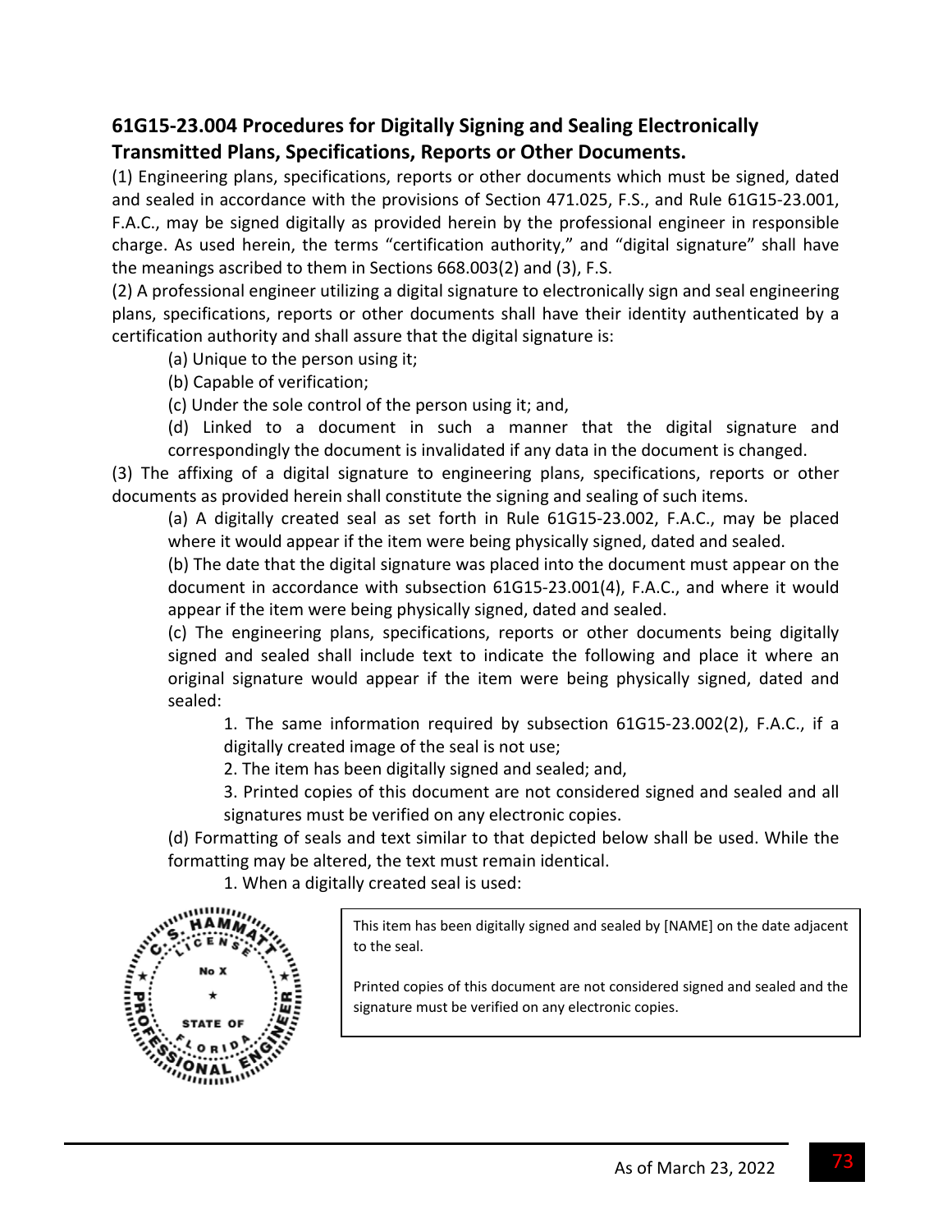### 61G15-23.004 Procedures for Digitally Signing and Sealing Electronically Transmitted Plans, Specifications, Reports or Other Documents.

(1) Engineering plans, specifications, reports or other documents which must be signed, dated and sealed in accordance with the provisions of Section 471.025, F.S., and Rule 61G15-23.001, F.A.C., may be signed digitally as provided herein by the professional engineer in responsible charge. As used herein, the terms "certification authority," and "digital signature" shall have the meanings ascribed to them in Sections 668.003(2) and (3), F.S.

(2) A professional engineer utilizing a digital signature to electronically sign and seal engineering plans, specifications, reports or other documents shall have their identity authenticated by a certification authority and shall assure that the digital signature is:

- (a) Unique to the person using it;
- (b) Capable of verification;
- (c) Under the sole control of the person using it; and,
- (d) Linked to a document in such a manner that the digital signature and correspondingly the document is invalidated if any data in the document is changed.

(3) The affixing of a digital signature to engineering plans, specifications, reports or other documents as provided herein shall constitute the signing and sealing of such items.

- (a) A digitally created seal as set forth in Rule 61G15-23.002, F.A.C., may be placed where it would appear if the item were being physically signed, dated and sealed.
- (b) The date that the digital signature was placed into the document must appear on the document in accordance with subsection 61G15-23.001(4), F.A.C., and where it would appear if the item were being physically signed, dated and sealed.
- (c) The engineering plans, specifications, reports or other documents being digitally signed and sealed shall include text to indicate the following and place it where an original signature would appear if the item were being physically signed, dated and sealed:
  1. The same information required by subsection 61G15-23.002(2), F.A.C., if a digitally created image of the seal is not use;
  2. The item has been digitally signed and sealed; and,
  3. Printed copies of this document are not considered signed and sealed and all signatures must be verified on any electronic copies.
- (d) Formatting of seals and text similar to that depicted below shall be used. While the formatting may be altered, the text must remain identical.
  1. When a digitally created seal is used:

C. S. HAMMATT LICENSE No X STATE OF FLORIDA PROFESSIONAL ENGINEER

> This item has been digitally signed and sealed by [NAME] on the date adjacent to the seal.
>
> Printed copies of this document are not considered signed and sealed and the signature must be verified on any electronic copies.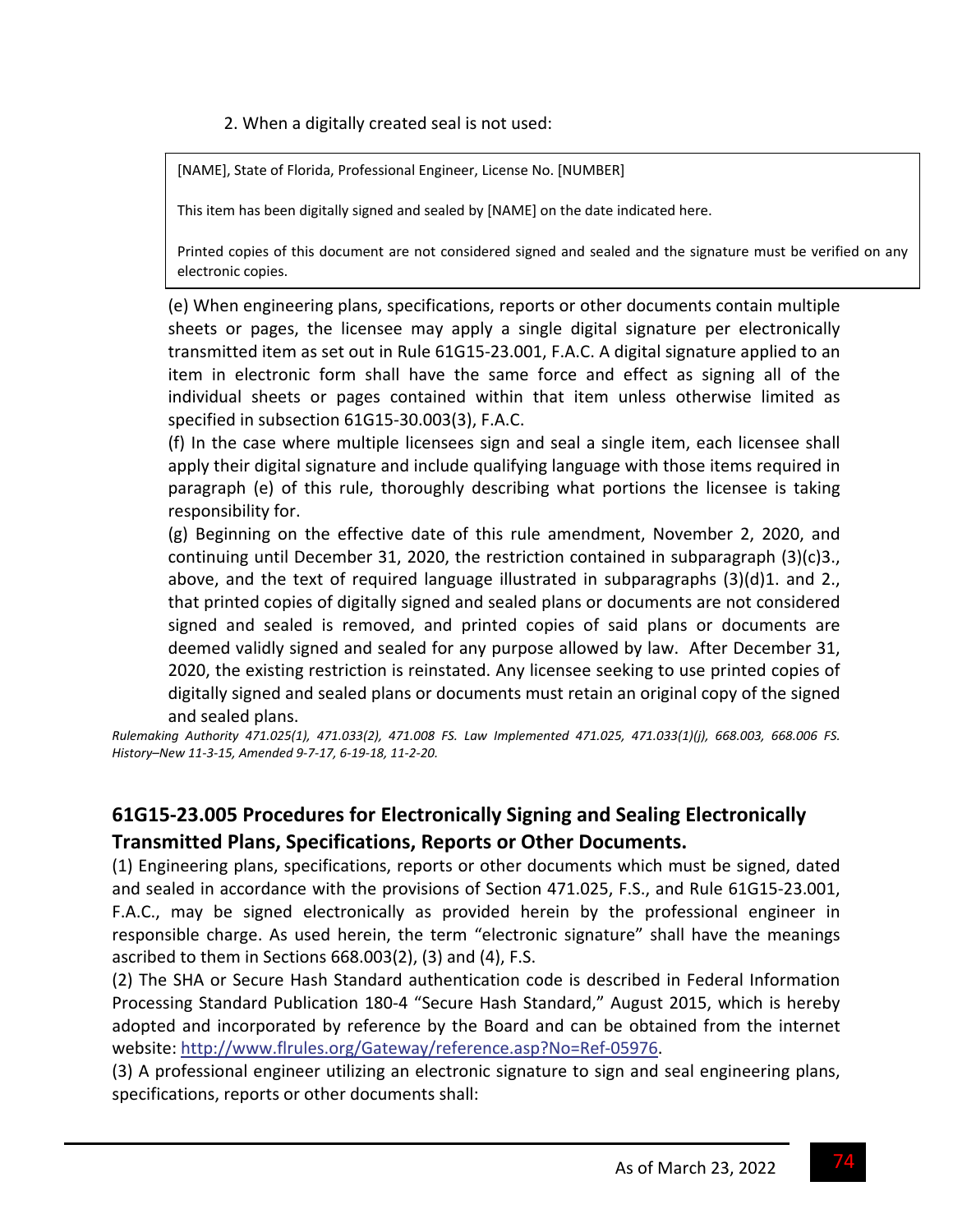2. When a digitally created seal is not used:

| [NAME], State of Florida, Professional Engineer, License No. [NUMBER]<br><br>This item has been digitally signed and sealed by [NAME] on the date indicated here.<br><br>Printed copies of this document are not considered signed and sealed and the signature must be verified on any electronic copies. |
|---|

(e) When engineering plans, specifications, reports or other documents contain multiple sheets or pages, the licensee may apply a single digital signature per electronically transmitted item as set out in Rule 61G15-23.001, F.A.C. A digital signature applied to an item in electronic form shall have the same force and effect as signing all of the individual sheets or pages contained within that item unless otherwise limited as specified in subsection 61G15-30.003(3), F.A.C.

(f) In the case where multiple licensees sign and seal a single item, each licensee shall apply their digital signature and include qualifying language with those items required in paragraph (e) of this rule, thoroughly describing what portions the licensee is taking responsibility for.

(g) Beginning on the effective date of this rule amendment, November 2, 2020, and continuing until December 31, 2020, the restriction contained in subparagraph (3)(c)3., above, and the text of required language illustrated in subparagraphs (3)(d)1. and 2., that printed copies of digitally signed and sealed plans or documents are not considered signed and sealed is removed, and printed copies of said plans or documents are deemed validly signed and sealed for any purpose allowed by law. After December 31, 2020, the existing restriction is reinstated. Any licensee seeking to use printed copies of digitally signed and sealed plans or documents must retain an original copy of the signed and sealed plans.

*Rulemaking Authority 471.025(1), 471.033(2), 471.008 FS. Law Implemented 471.025, 471.033(1)(j), 668.003, 668.006 FS. History–New 11-3-15, Amended 9-7-17, 6-19-18, 11-2-20.*

## 61G15-23.005 Procedures for Electronically Signing and Sealing Electronically Transmitted Plans, Specifications, Reports or Other Documents.

(1) Engineering plans, specifications, reports or other documents which must be signed, dated and sealed in accordance with the provisions of Section 471.025, F.S., and Rule 61G15-23.001, F.A.C., may be signed electronically as provided herein by the professional engineer in responsible charge. As used herein, the term "electronic signature" shall have the meanings ascribed to them in Sections 668.003(2), (3) and (4), F.S.

(2) The SHA or Secure Hash Standard authentication code is described in Federal Information Processing Standard Publication 180-4 "Secure Hash Standard," August 2015, which is hereby adopted and incorporated by reference by the Board and can be obtained from the internet website: [http://www.flrules.org/Gateway/reference.asp?No=Ref-05976](http://www.flrules.org/Gateway/reference.asp?No=Ref-05976).

(3) A professional engineer utilizing an electronic signature to sign and seal engineering plans, specifications, reports or other documents shall: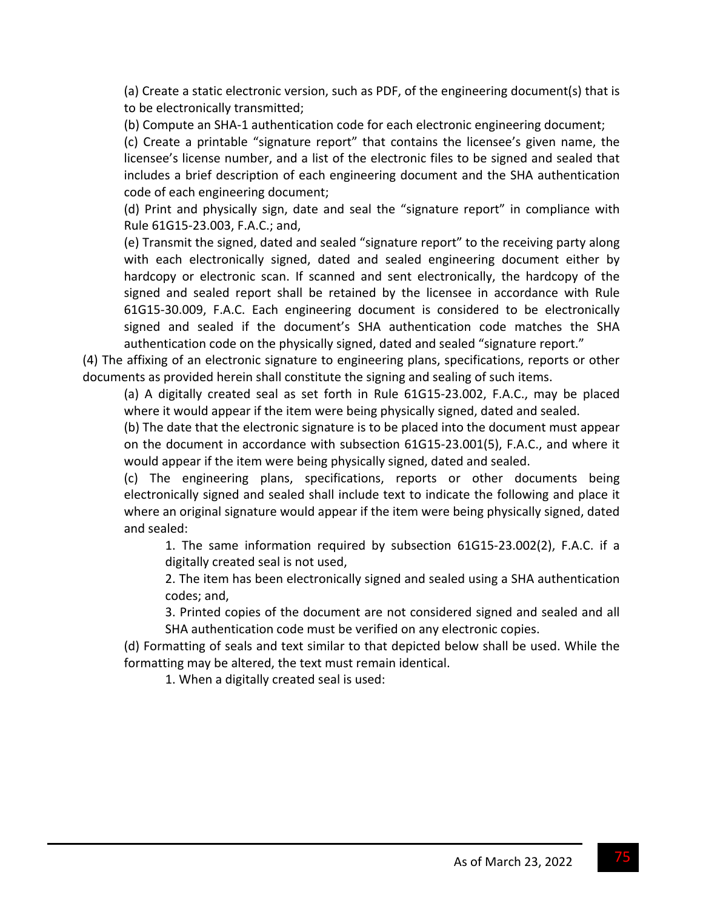(a) Create a static electronic version, such as PDF, of the engineering document(s) that is to be electronically transmitted;

(b) Compute an SHA-1 authentication code for each electronic engineering document;

(c) Create a printable "signature report" that contains the licensee's given name, the licensee's license number, and a list of the electronic files to be signed and sealed that includes a brief description of each engineering document and the SHA authentication code of each engineering document;

(d) Print and physically sign, date and seal the "signature report" in compliance with Rule 61G15-23.003, F.A.C.; and,

(e) Transmit the signed, dated and sealed "signature report" to the receiving party along with each electronically signed, dated and sealed engineering document either by hardcopy or electronic scan. If scanned and sent electronically, the hardcopy of the signed and sealed report shall be retained by the licensee in accordance with Rule 61G15-30.009, F.A.C. Each engineering document is considered to be electronically signed and sealed if the document's SHA authentication code matches the SHA authentication code on the physically signed, dated and sealed "signature report."

(4) The affixing of an electronic signature to engineering plans, specifications, reports or other documents as provided herein shall constitute the signing and sealing of such items.

(a) A digitally created seal as set forth in Rule 61G15-23.002, F.A.C., may be placed where it would appear if the item were being physically signed, dated and sealed.

(b) The date that the electronic signature is to be placed into the document must appear on the document in accordance with subsection 61G15-23.001(5), F.A.C., and where it would appear if the item were being physically signed, dated and sealed.

(c) The engineering plans, specifications, reports or other documents being electronically signed and sealed shall include text to indicate the following and place it where an original signature would appear if the item were being physically signed, dated and sealed:

1. The same information required by subsection 61G15-23.002(2), F.A.C. if a digitally created seal is not used,

2. The item has been electronically signed and sealed using a SHA authentication codes; and,

3. Printed copies of the document are not considered signed and sealed and all SHA authentication code must be verified on any electronic copies.

(d) Formatting of seals and text similar to that depicted below shall be used. While the formatting may be altered, the text must remain identical.

1. When a digitally created seal is used: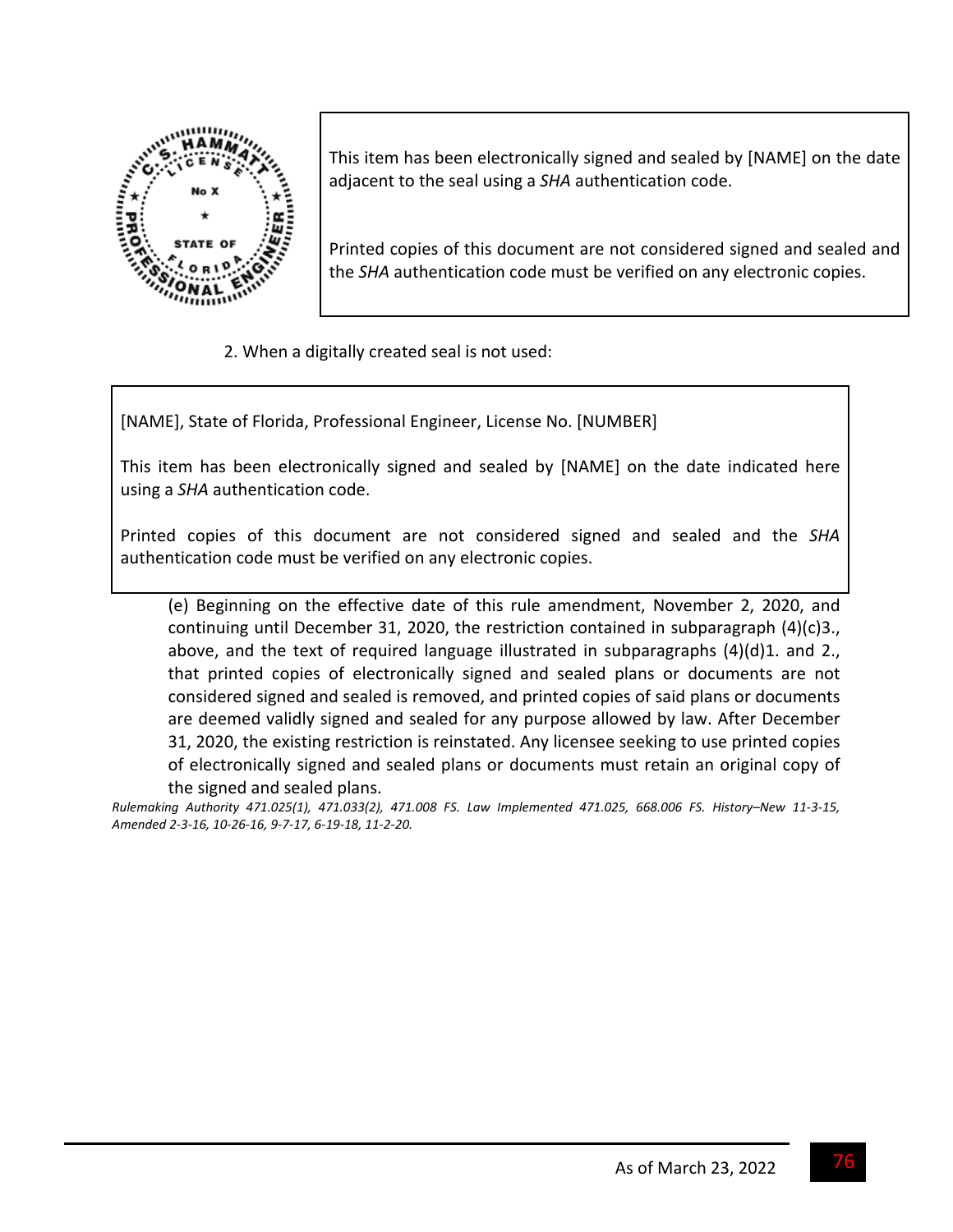This item has been electronically signed and sealed by [NAME] on the date adjacent to the seal using a *SHA* authentication code.

Printed copies of this document are not considered signed and sealed and the *SHA* authentication code must be verified on any electronic copies.

2. When a digitally created seal is not used:

> [NAME], State of Florida, Professional Engineer, License No. [NUMBER]
>
> This item has been electronically signed and sealed by [NAME] on the date indicated here using a *SHA* authentication code.
>
> Printed copies of this document are not considered signed and sealed and the *SHA* authentication code must be verified on any electronic copies.

(e) Beginning on the effective date of this rule amendment, November 2, 2020, and continuing until December 31, 2020, the restriction contained in subparagraph (4)(c)3., above, and the text of required language illustrated in subparagraphs (4)(d)1. and 2., that printed copies of electronically signed and sealed plans or documents are not considered signed and sealed is removed, and printed copies of said plans or documents are deemed validly signed and sealed for any purpose allowed by law. After December 31, 2020, the existing restriction is reinstated. Any licensee seeking to use printed copies of electronically signed and sealed plans or documents must retain an original copy of the signed and sealed plans.

*Rulemaking Authority 471.025(1), 471.033(2), 471.008 FS. Law Implemented 471.025, 668.006 FS. History–New 11-3-15, Amended 2-3-16, 10-26-16, 9-7-17, 6-19-18, 11-2-20.*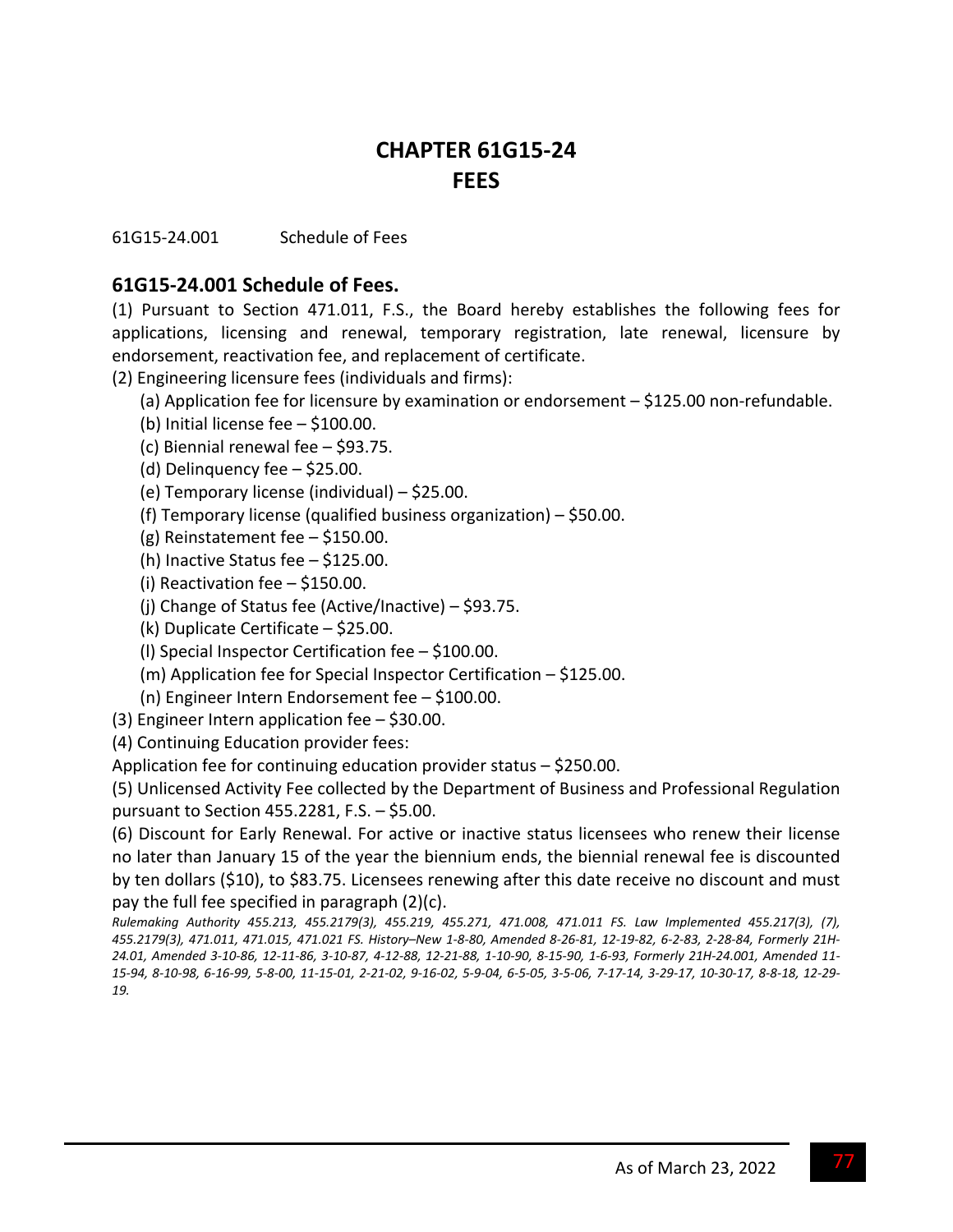# CHAPTER 61G15-24
# FEES

61G15-24.001 Schedule of Fees

## 61G15-24.001 Schedule of Fees.

(1) Pursuant to Section 471.011, F.S., the Board hereby establishes the following fees for applications, licensing and renewal, temporary registration, late renewal, licensure by endorsement, reactivation fee, and replacement of certificate.

(2) Engineering licensure fees (individuals and firms):

(a) Application fee for licensure by examination or endorsement – $125.00 non-refundable.

(b) Initial license fee – $100.00.

(c) Biennial renewal fee – $93.75.

(d) Delinquency fee – $25.00.

(e) Temporary license (individual) – $25.00.

(f) Temporary license (qualified business organization) – $50.00.

(g) Reinstatement fee – $150.00.

(h) Inactive Status fee – $125.00.

(i) Reactivation fee – $150.00.

(j) Change of Status fee (Active/Inactive) – $93.75.

(k) Duplicate Certificate – $25.00.

(l) Special Inspector Certification fee – $100.00.

(m) Application fee for Special Inspector Certification – $125.00.

(n) Engineer Intern Endorsement fee – $100.00.

(3) Engineer Intern application fee – $30.00.

(4) Continuing Education provider fees:

Application fee for continuing education provider status – $250.00.

(5) Unlicensed Activity Fee collected by the Department of Business and Professional Regulation pursuant to Section 455.2281, F.S. – $5.00.

(6) Discount for Early Renewal. For active or inactive status licensees who renew their license no later than January 15 of the year the biennium ends, the biennial renewal fee is discounted by ten dollars ($10), to $83.75. Licensees renewing after this date receive no discount and must pay the full fee specified in paragraph (2)(c).

*Rulemaking Authority 455.213, 455.2179(3), 455.219, 455.271, 471.008, 471.011 FS. Law Implemented 455.217(3), (7), 455.2179(3), 471.011, 471.015, 471.021 FS. History–New 1-8-80, Amended 8-26-81, 12-19-82, 6-2-83, 2-28-84, Formerly 21H-24.01, Amended 3-10-86, 12-11-86, 3-10-87, 4-12-88, 12-21-88, 1-10-90, 8-15-90, 1-6-93, Formerly 21H-24.001, Amended 11-15-94, 8-10-98, 6-16-99, 5-8-00, 11-15-01, 2-21-02, 9-16-02, 5-9-04, 6-5-05, 3-5-06, 7-17-14, 3-29-17, 10-30-17, 8-8-18, 12-29-19.*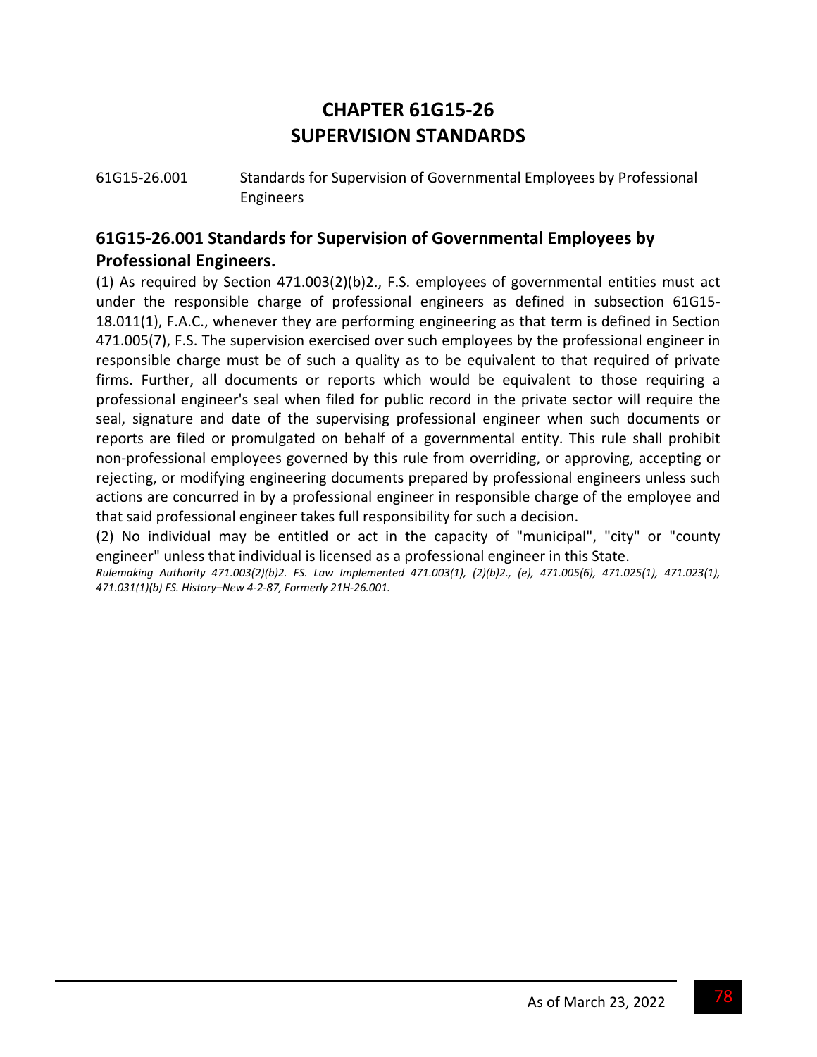# CHAPTER 61G15-26
# SUPERVISION STANDARDS

61G15-26.001 Standards for Supervision of Governmental Employees by Professional Engineers

## 61G15-26.001 Standards for Supervision of Governmental Employees by Professional Engineers.

(1) As required by Section 471.003(2)(b)2., F.S. employees of governmental entities must act under the responsible charge of professional engineers as defined in subsection 61G15-18.011(1), F.A.C., whenever they are performing engineering as that term is defined in Section 471.005(7), F.S. The supervision exercised over such employees by the professional engineer in responsible charge must be of such a quality as to be equivalent to that required of private firms. Further, all documents or reports which would be equivalent to those requiring a professional engineer's seal when filed for public record in the private sector will require the seal, signature and date of the supervising professional engineer when such documents or reports are filed or promulgated on behalf of a governmental entity. This rule shall prohibit non-professional employees governed by this rule from overriding, or approving, accepting or rejecting, or modifying engineering documents prepared by professional engineers unless such actions are concurred in by a professional engineer in responsible charge of the employee and that said professional engineer takes full responsibility for such a decision.

(2) No individual may be entitled or act in the capacity of "municipal", "city" or "county engineer" unless that individual is licensed as a professional engineer in this State.

*Rulemaking Authority 471.003(2)(b)2. FS. Law Implemented 471.003(1), (2)(b)2., (e), 471.005(6), 471.025(1), 471.023(1), 471.031(1)(b) FS. History–New 4-2-87, Formerly 21H-26.001.*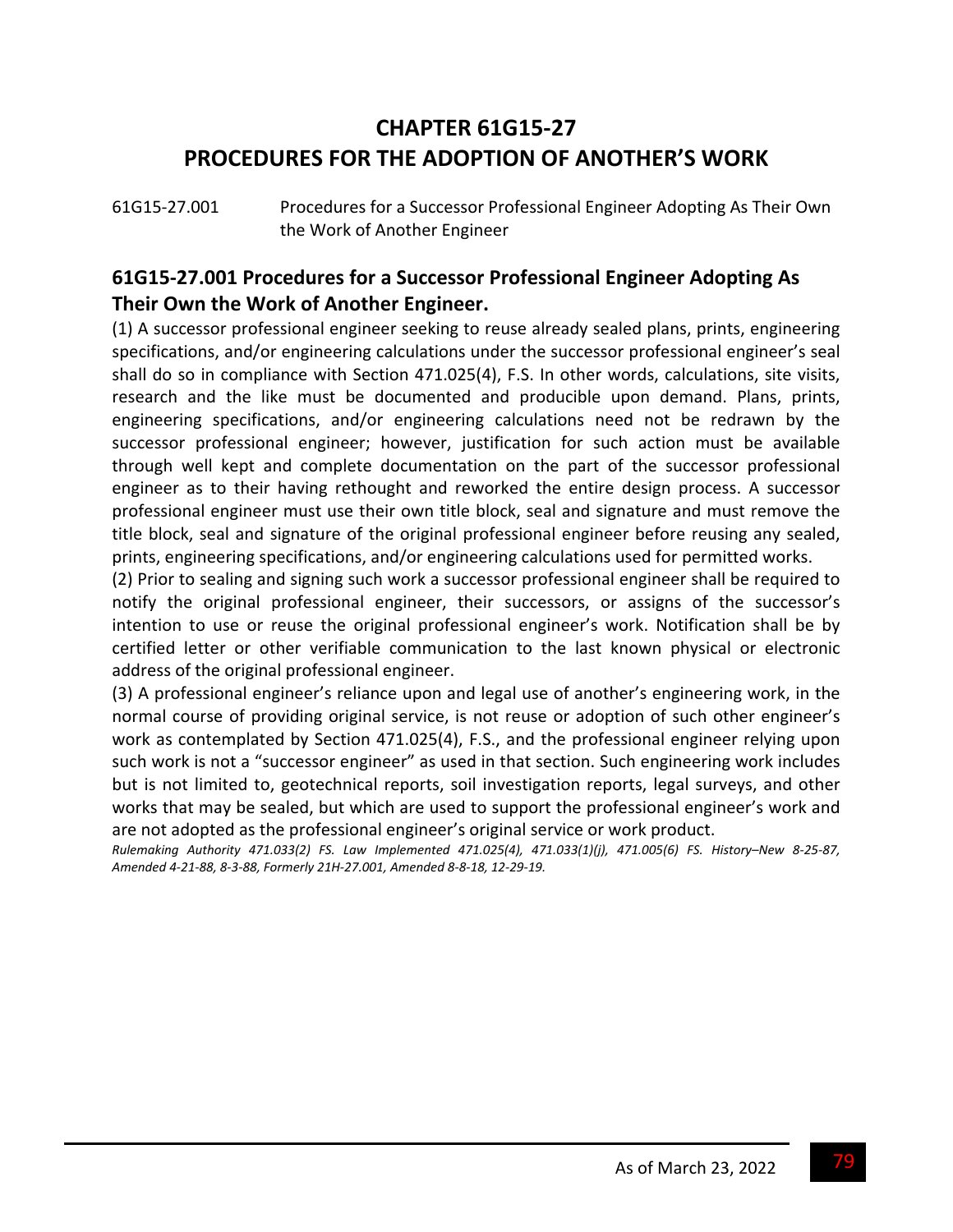# CHAPTER 61G15-27
# PROCEDURES FOR THE ADOPTION OF ANOTHER'S WORK

61G15-27.001 Procedures for a Successor Professional Engineer Adopting As Their Own the Work of Another Engineer

## 61G15-27.001 Procedures for a Successor Professional Engineer Adopting As Their Own the Work of Another Engineer.

(1) A successor professional engineer seeking to reuse already sealed plans, prints, engineering specifications, and/or engineering calculations under the successor professional engineer's seal shall do so in compliance with Section 471.025(4), F.S. In other words, calculations, site visits, research and the like must be documented and producible upon demand. Plans, prints, engineering specifications, and/or engineering calculations need not be redrawn by the successor professional engineer; however, justification for such action must be available through well kept and complete documentation on the part of the successor professional engineer as to their having rethought and reworked the entire design process. A successor professional engineer must use their own title block, seal and signature and must remove the title block, seal and signature of the original professional engineer before reusing any sealed, prints, engineering specifications, and/or engineering calculations used for permitted works.

(2) Prior to sealing and signing such work a successor professional engineer shall be required to notify the original professional engineer, their successors, or assigns of the successor's intention to use or reuse the original professional engineer's work. Notification shall be by certified letter or other verifiable communication to the last known physical or electronic address of the original professional engineer.

(3) A professional engineer's reliance upon and legal use of another's engineering work, in the normal course of providing original service, is not reuse or adoption of such other engineer's work as contemplated by Section 471.025(4), F.S., and the professional engineer relying upon such work is not a "successor engineer" as used in that section. Such engineering work includes but is not limited to, geotechnical reports, soil investigation reports, legal surveys, and other works that may be sealed, but which are used to support the professional engineer's work and are not adopted as the professional engineer's original service or work product.

*Rulemaking Authority 471.033(2) FS. Law Implemented 471.025(4), 471.033(1)(j), 471.005(6) FS. History–New 8-25-87, Amended 4-21-88, 8-3-88, Formerly 21H-27.001, Amended 8-8-18, 12-29-19.*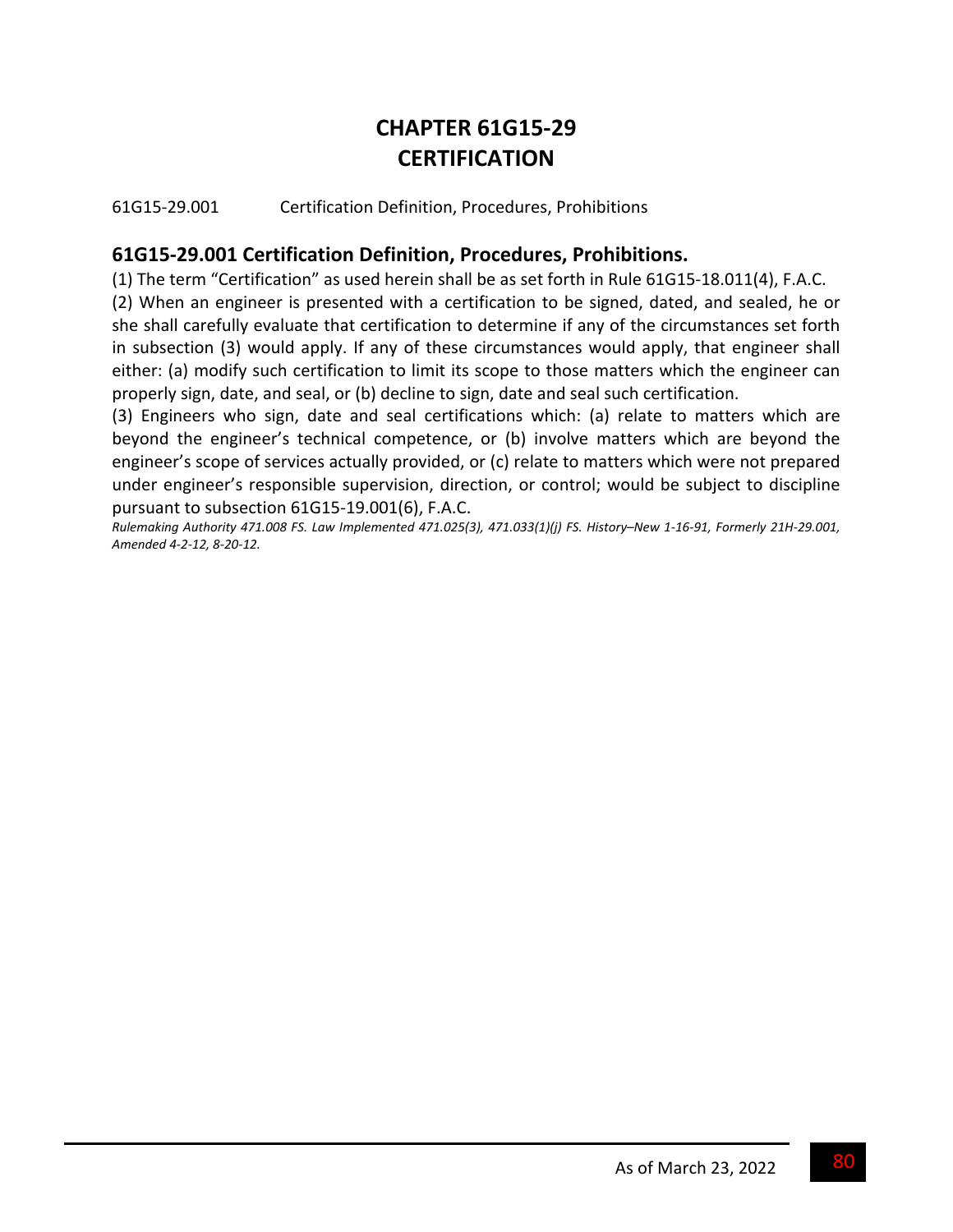# CHAPTER 61G15-29
# CERTIFICATION

61G15-29.001 Certification Definition, Procedures, Prohibitions

## 61G15-29.001 Certification Definition, Procedures, Prohibitions.

(1) The term "Certification" as used herein shall be as set forth in Rule 61G15-18.011(4), F.A.C.

(2) When an engineer is presented with a certification to be signed, dated, and sealed, he or she shall carefully evaluate that certification to determine if any of the circumstances set forth in subsection (3) would apply. If any of these circumstances would apply, that engineer shall either: (a) modify such certification to limit its scope to those matters which the engineer can properly sign, date, and seal, or (b) decline to sign, date and seal such certification.

(3) Engineers who sign, date and seal certifications which: (a) relate to matters which are beyond the engineer's technical competence, or (b) involve matters which are beyond the engineer's scope of services actually provided, or (c) relate to matters which were not prepared under engineer's responsible supervision, direction, or control; would be subject to discipline pursuant to subsection 61G15-19.001(6), F.A.C.

*Rulemaking Authority 471.008 FS. Law Implemented 471.025(3), 471.033(1)(j) FS. History–New 1-16-91, Formerly 21H-29.001, Amended 4-2-12, 8-20-12.*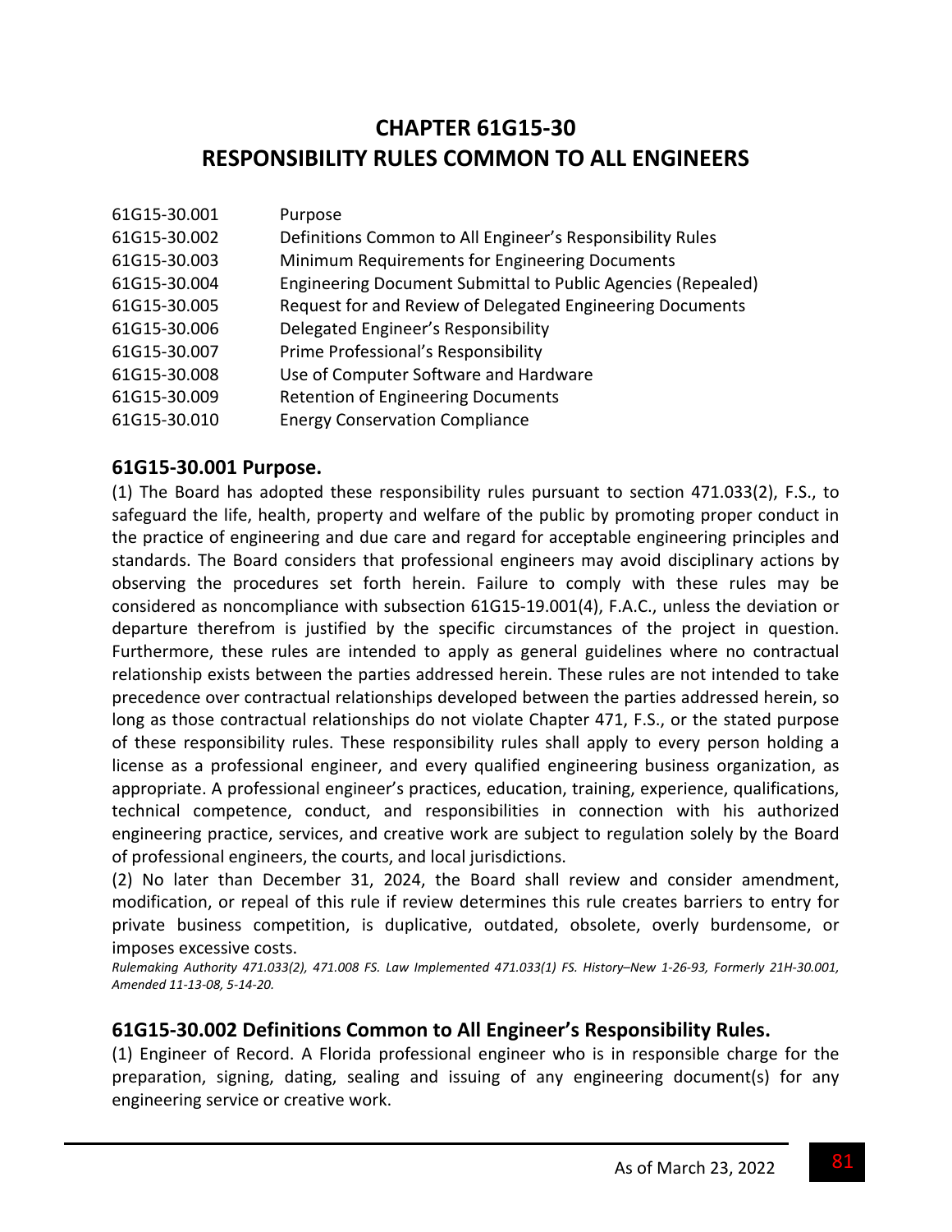# CHAPTER 61G15-30
# RESPONSIBILITY RULES COMMON TO ALL ENGINEERS

| | |
|---|---|
| 61G15-30.001 | Purpose |
| 61G15-30.002 | Definitions Common to All Engineer's Responsibility Rules |
| 61G15-30.003 | Minimum Requirements for Engineering Documents |
| 61G15-30.004 | Engineering Document Submittal to Public Agencies (Repealed) |
| 61G15-30.005 | Request for and Review of Delegated Engineering Documents |
| 61G15-30.006 | Delegated Engineer's Responsibility |
| 61G15-30.007 | Prime Professional's Responsibility |
| 61G15-30.008 | Use of Computer Software and Hardware |
| 61G15-30.009 | Retention of Engineering Documents |
| 61G15-30.010 | Energy Conservation Compliance |

## 61G15-30.001 Purpose.

(1) The Board has adopted these responsibility rules pursuant to section 471.033(2), F.S., to safeguard the life, health, property and welfare of the public by promoting proper conduct in the practice of engineering and due care and regard for acceptable engineering principles and standards. The Board considers that professional engineers may avoid disciplinary actions by observing the procedures set forth herein. Failure to comply with these rules may be considered as noncompliance with subsection 61G15-19.001(4), F.A.C., unless the deviation or departure therefrom is justified by the specific circumstances of the project in question. Furthermore, these rules are intended to apply as general guidelines where no contractual relationship exists between the parties addressed herein. These rules are not intended to take precedence over contractual relationships developed between the parties addressed herein, so long as those contractual relationships do not violate Chapter 471, F.S., or the stated purpose of these responsibility rules. These responsibility rules shall apply to every person holding a license as a professional engineer, and every qualified engineering business organization, as appropriate. A professional engineer's practices, education, training, experience, qualifications, technical competence, conduct, and responsibilities in connection with his authorized engineering practice, services, and creative work are subject to regulation solely by the Board of professional engineers, the courts, and local jurisdictions.

(2) No later than December 31, 2024, the Board shall review and consider amendment, modification, or repeal of this rule if review determines this rule creates barriers to entry for private business competition, is duplicative, outdated, obsolete, overly burdensome, or imposes excessive costs.

*Rulemaking Authority 471.033(2), 471.008 FS. Law Implemented 471.033(1) FS. History–New 1-26-93, Formerly 21H-30.001, Amended 11-13-08, 5-14-20.*

## 61G15-30.002 Definitions Common to All Engineer's Responsibility Rules.

(1) Engineer of Record. A Florida professional engineer who is in responsible charge for the preparation, signing, dating, sealing and issuing of any engineering document(s) for any engineering service or creative work.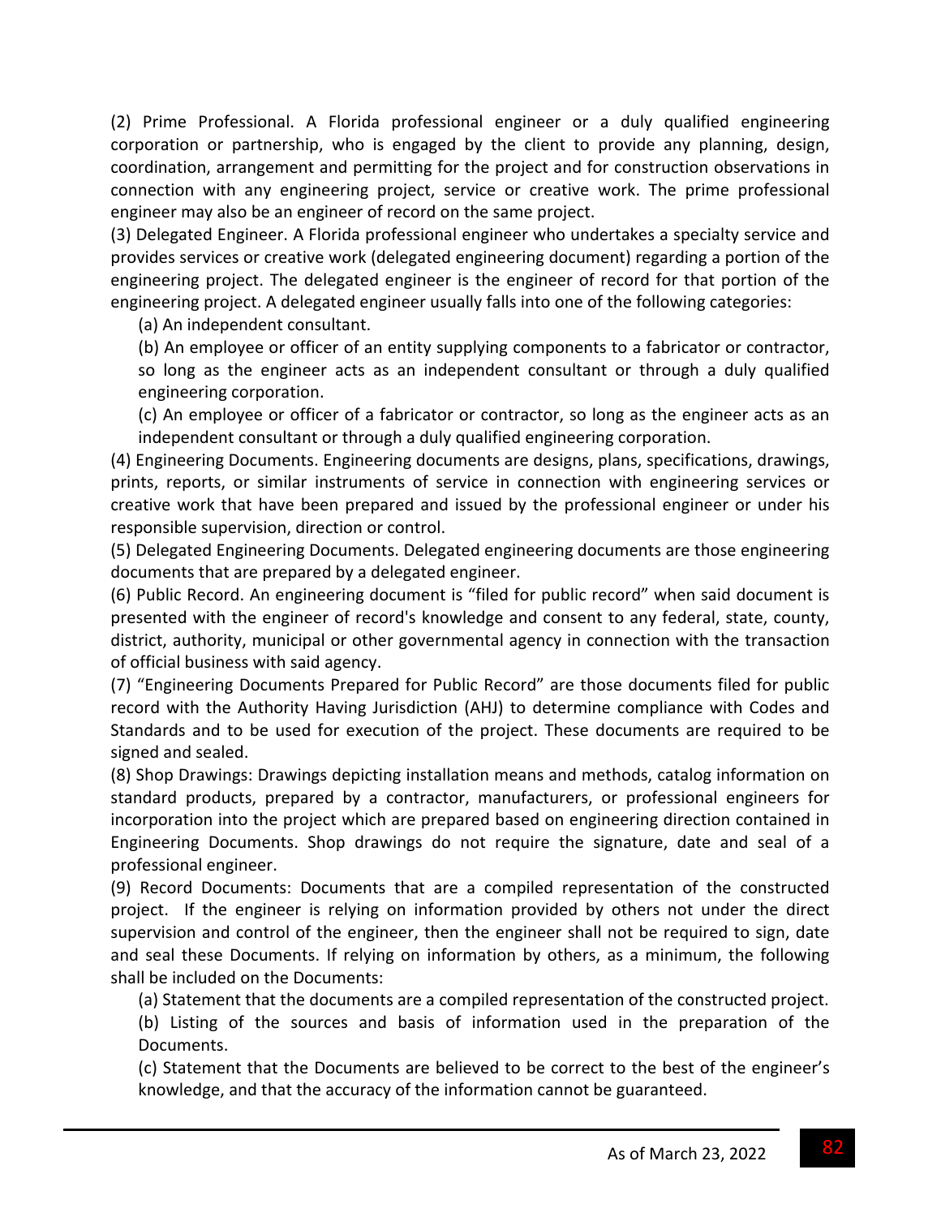(2) Prime Professional. A Florida professional engineer or a duly qualified engineering corporation or partnership, who is engaged by the client to provide any planning, design, coordination, arrangement and permitting for the project and for construction observations in connection with any engineering project, service or creative work. The prime professional engineer may also be an engineer of record on the same project.

(3) Delegated Engineer. A Florida professional engineer who undertakes a specialty service and provides services or creative work (delegated engineering document) regarding a portion of the engineering project. The delegated engineer is the engineer of record for that portion of the engineering project. A delegated engineer usually falls into one of the following categories:

(a) An independent consultant.

(b) An employee or officer of an entity supplying components to a fabricator or contractor, so long as the engineer acts as an independent consultant or through a duly qualified engineering corporation.

(c) An employee or officer of a fabricator or contractor, so long as the engineer acts as an independent consultant or through a duly qualified engineering corporation.

(4) Engineering Documents. Engineering documents are designs, plans, specifications, drawings, prints, reports, or similar instruments of service in connection with engineering services or creative work that have been prepared and issued by the professional engineer or under his responsible supervision, direction or control.

(5) Delegated Engineering Documents. Delegated engineering documents are those engineering documents that are prepared by a delegated engineer.

(6) Public Record. An engineering document is "filed for public record" when said document is presented with the engineer of record's knowledge and consent to any federal, state, county, district, authority, municipal or other governmental agency in connection with the transaction of official business with said agency.

(7) "Engineering Documents Prepared for Public Record" are those documents filed for public record with the Authority Having Jurisdiction (AHJ) to determine compliance with Codes and Standards and to be used for execution of the project. These documents are required to be signed and sealed.

(8) Shop Drawings: Drawings depicting installation means and methods, catalog information on standard products, prepared by a contractor, manufacturers, or professional engineers for incorporation into the project which are prepared based on engineering direction contained in Engineering Documents. Shop drawings do not require the signature, date and seal of a professional engineer.

(9) Record Documents: Documents that are a compiled representation of the constructed project. If the engineer is relying on information provided by others not under the direct supervision and control of the engineer, then the engineer shall not be required to sign, date and seal these Documents. If relying on information by others, as a minimum, the following shall be included on the Documents:

(a) Statement that the documents are a compiled representation of the constructed project.

(b) Listing of the sources and basis of information used in the preparation of the Documents.

(c) Statement that the Documents are believed to be correct to the best of the engineer's knowledge, and that the accuracy of the information cannot be guaranteed.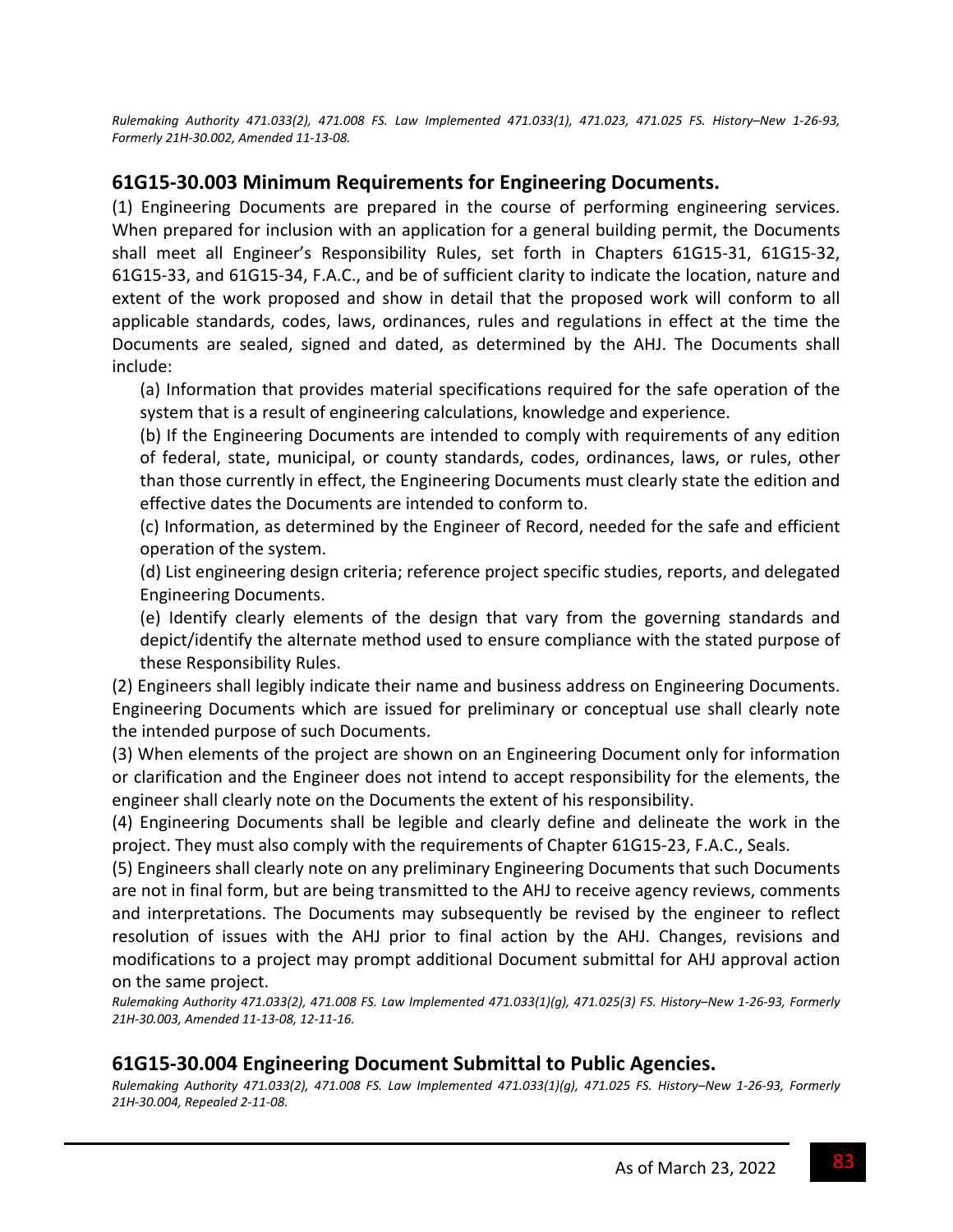*Rulemaking Authority 471.033(2), 471.008 FS. Law Implemented 471.033(1), 471.023, 471.025 FS. History–New 1-26-93, Formerly 21H-30.002, Amended 11-13-08.*

## 61G15-30.003 Minimum Requirements for Engineering Documents.

(1) Engineering Documents are prepared in the course of performing engineering services. When prepared for inclusion with an application for a general building permit, the Documents shall meet all Engineer's Responsibility Rules, set forth in Chapters 61G15-31, 61G15-32, 61G15-33, and 61G15-34, F.A.C., and be of sufficient clarity to indicate the location, nature and extent of the work proposed and show in detail that the proposed work will conform to all applicable standards, codes, laws, ordinances, rules and regulations in effect at the time the Documents are sealed, signed and dated, as determined by the AHJ. The Documents shall include:

(a) Information that provides material specifications required for the safe operation of the system that is a result of engineering calculations, knowledge and experience.

(b) If the Engineering Documents are intended to comply with requirements of any edition of federal, state, municipal, or county standards, codes, ordinances, laws, or rules, other than those currently in effect, the Engineering Documents must clearly state the edition and effective dates the Documents are intended to conform to.

(c) Information, as determined by the Engineer of Record, needed for the safe and efficient operation of the system.

(d) List engineering design criteria; reference project specific studies, reports, and delegated Engineering Documents.

(e) Identify clearly elements of the design that vary from the governing standards and depict/identify the alternate method used to ensure compliance with the stated purpose of these Responsibility Rules.

(2) Engineers shall legibly indicate their name and business address on Engineering Documents. Engineering Documents which are issued for preliminary or conceptual use shall clearly note the intended purpose of such Documents.

(3) When elements of the project are shown on an Engineering Document only for information or clarification and the Engineer does not intend to accept responsibility for the elements, the engineer shall clearly note on the Documents the extent of his responsibility.

(4) Engineering Documents shall be legible and clearly define and delineate the work in the project. They must also comply with the requirements of Chapter 61G15-23, F.A.C., Seals.

(5) Engineers shall clearly note on any preliminary Engineering Documents that such Documents are not in final form, but are being transmitted to the AHJ to receive agency reviews, comments and interpretations. The Documents may subsequently be revised by the engineer to reflect resolution of issues with the AHJ prior to final action by the AHJ. Changes, revisions and modifications to a project may prompt additional Document submittal for AHJ approval action on the same project.

*Rulemaking Authority 471.033(2), 471.008 FS. Law Implemented 471.033(1)(g), 471.025(3) FS. History–New 1-26-93, Formerly 21H-30.003, Amended 11-13-08, 12-11-16.*

## 61G15-30.004 Engineering Document Submittal to Public Agencies.

*Rulemaking Authority 471.033(2), 471.008 FS. Law Implemented 471.033(1)(g), 471.025 FS. History–New 1-26-93, Formerly 21H-30.004, Repealed 2-11-08.*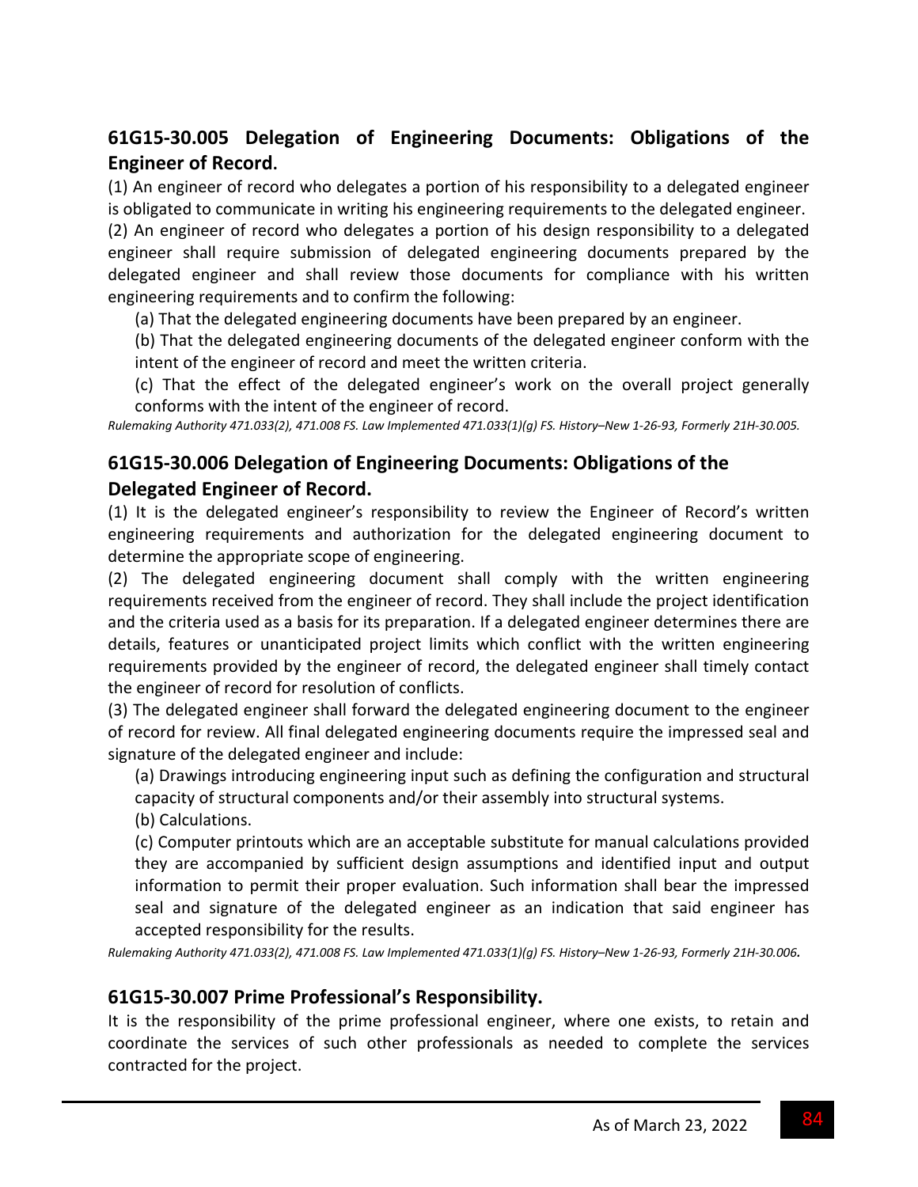## 61G15-30.005 Delegation of Engineering Documents: Obligations of the Engineer of Record.

(1) An engineer of record who delegates a portion of his responsibility to a delegated engineer is obligated to communicate in writing his engineering requirements to the delegated engineer.

(2) An engineer of record who delegates a portion of his design responsibility to a delegated engineer shall require submission of delegated engineering documents prepared by the delegated engineer and shall review those documents for compliance with his written engineering requirements and to confirm the following:

(a) That the delegated engineering documents have been prepared by an engineer.

(b) That the delegated engineering documents of the delegated engineer conform with the intent of the engineer of record and meet the written criteria.

(c) That the effect of the delegated engineer's work on the overall project generally conforms with the intent of the engineer of record.

*Rulemaking Authority 471.033(2), 471.008 FS. Law Implemented 471.033(1)(g) FS. History–New 1-26-93, Formerly 21H-30.005.*

## 61G15-30.006 Delegation of Engineering Documents: Obligations of the Delegated Engineer of Record.

(1) It is the delegated engineer's responsibility to review the Engineer of Record's written engineering requirements and authorization for the delegated engineering document to determine the appropriate scope of engineering.

(2) The delegated engineering document shall comply with the written engineering requirements received from the engineer of record. They shall include the project identification and the criteria used as a basis for its preparation. If a delegated engineer determines there are details, features or unanticipated project limits which conflict with the written engineering requirements provided by the engineer of record, the delegated engineer shall timely contact the engineer of record for resolution of conflicts.

(3) The delegated engineer shall forward the delegated engineering document to the engineer of record for review. All final delegated engineering documents require the impressed seal and signature of the delegated engineer and include:

(a) Drawings introducing engineering input such as defining the configuration and structural capacity of structural components and/or their assembly into structural systems.

(b) Calculations.

(c) Computer printouts which are an acceptable substitute for manual calculations provided they are accompanied by sufficient design assumptions and identified input and output information to permit their proper evaluation. Such information shall bear the impressed seal and signature of the delegated engineer as an indication that said engineer has accepted responsibility for the results.

*Rulemaking Authority 471.033(2), 471.008 FS. Law Implemented 471.033(1)(g) FS. History–New 1-26-93, Formerly 21H-30.006.*

## 61G15-30.007 Prime Professional's Responsibility.

It is the responsibility of the prime professional engineer, where one exists, to retain and coordinate the services of such other professionals as needed to complete the services contracted for the project.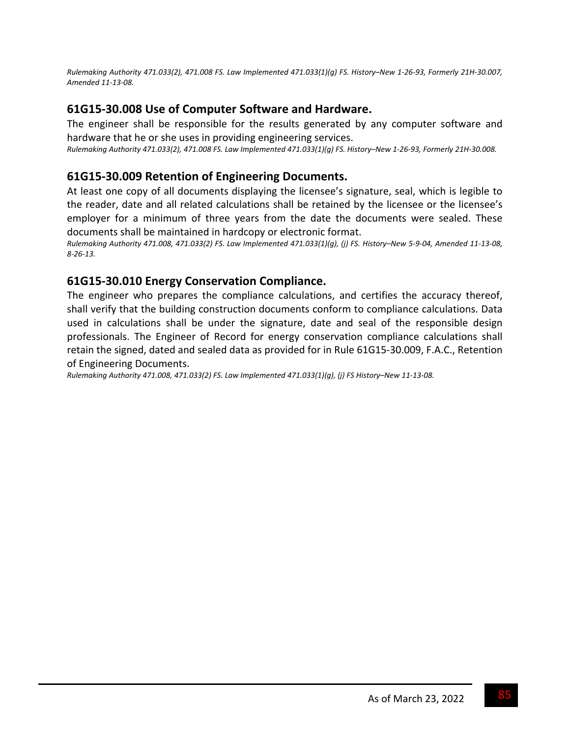*Rulemaking Authority 471.033(2), 471.008 FS. Law Implemented 471.033(1)(g) FS. History–New 1-26-93, Formerly 21H-30.007, Amended 11-13-08.*

## 61G15-30.008 Use of Computer Software and Hardware.

The engineer shall be responsible for the results generated by any computer software and hardware that he or she uses in providing engineering services.

*Rulemaking Authority 471.033(2), 471.008 FS. Law Implemented 471.033(1)(g) FS. History–New 1-26-93, Formerly 21H-30.008.*

## 61G15-30.009 Retention of Engineering Documents.

At least one copy of all documents displaying the licensee's signature, seal, which is legible to the reader, date and all related calculations shall be retained by the licensee or the licensee's employer for a minimum of three years from the date the documents were sealed. These documents shall be maintained in hardcopy or electronic format.

*Rulemaking Authority 471.008, 471.033(2) FS. Law Implemented 471.033(1)(g), (j) FS. History–New 5-9-04, Amended 11-13-08, 8-26-13.*

## 61G15-30.010 Energy Conservation Compliance.

The engineer who prepares the compliance calculations, and certifies the accuracy thereof, shall verify that the building construction documents conform to compliance calculations. Data used in calculations shall be under the signature, date and seal of the responsible design professionals. The Engineer of Record for energy conservation compliance calculations shall retain the signed, dated and sealed data as provided for in Rule 61G15-30.009, F.A.C., Retention of Engineering Documents.

*Rulemaking Authority 471.008, 471.033(2) FS. Law Implemented 471.033(1)(g), (j) FS History–New 11-13-08.*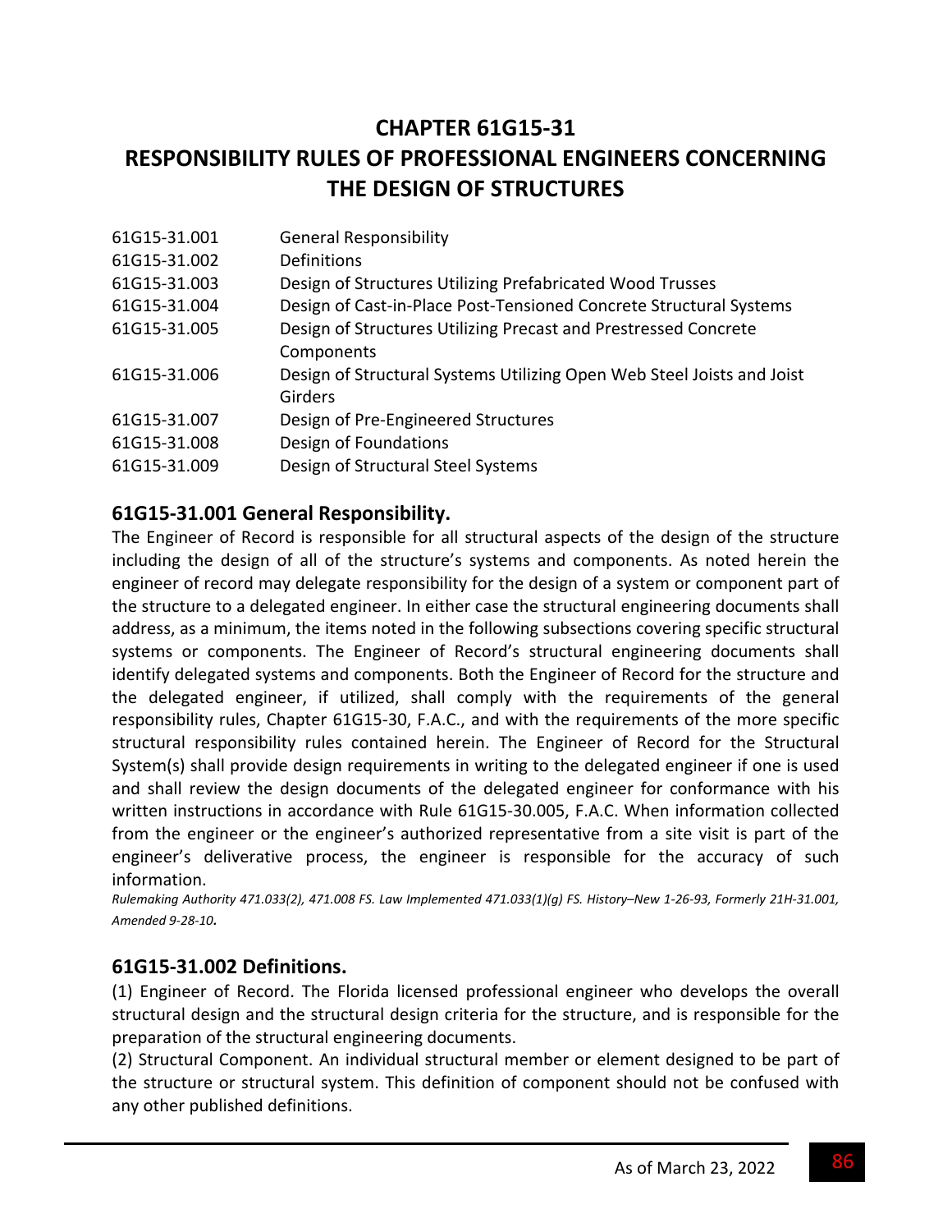# CHAPTER 61G15-31
# RESPONSIBILITY RULES OF PROFESSIONAL ENGINEERS CONCERNING THE DESIGN OF STRUCTURES

| | |
|---|---|
| 61G15-31.001 | General Responsibility |
| 61G15-31.002 | Definitions |
| 61G15-31.003 | Design of Structures Utilizing Prefabricated Wood Trusses |
| 61G15-31.004 | Design of Cast-in-Place Post-Tensioned Concrete Structural Systems |
| 61G15-31.005 | Design of Structures Utilizing Precast and Prestressed Concrete Components |
| 61G15-31.006 | Design of Structural Systems Utilizing Open Web Steel Joists and Joist Girders |
| 61G15-31.007 | Design of Pre-Engineered Structures |
| 61G15-31.008 | Design of Foundations |
| 61G15-31.009 | Design of Structural Steel Systems |

## 61G15-31.001 General Responsibility.

The Engineer of Record is responsible for all structural aspects of the design of the structure including the design of all of the structure's systems and components. As noted herein the engineer of record may delegate responsibility for the design of a system or component part of the structure to a delegated engineer. In either case the structural engineering documents shall address, as a minimum, the items noted in the following subsections covering specific structural systems or components. The Engineer of Record's structural engineering documents shall identify delegated systems and components. Both the Engineer of Record for the structure and the delegated engineer, if utilized, shall comply with the requirements of the general responsibility rules, Chapter 61G15-30, F.A.C., and with the requirements of the more specific structural responsibility rules contained herein. The Engineer of Record for the Structural System(s) shall provide design requirements in writing to the delegated engineer if one is used and shall review the design documents of the delegated engineer for conformance with his written instructions in accordance with Rule 61G15-30.005, F.A.C. When information collected from the engineer or the engineer's authorized representative from a site visit is part of the engineer's deliverative process, the engineer is responsible for the accuracy of such information.

*Rulemaking Authority 471.033(2), 471.008 FS. Law Implemented 471.033(1)(g) FS. History–New 1-26-93, Formerly 21H-31.001, Amended 9-28-10.*

## 61G15-31.002 Definitions.

(1) Engineer of Record. The Florida licensed professional engineer who develops the overall structural design and the structural design criteria for the structure, and is responsible for the preparation of the structural engineering documents.

(2) Structural Component. An individual structural member or element designed to be part of the structure or structural system. This definition of component should not be confused with any other published definitions.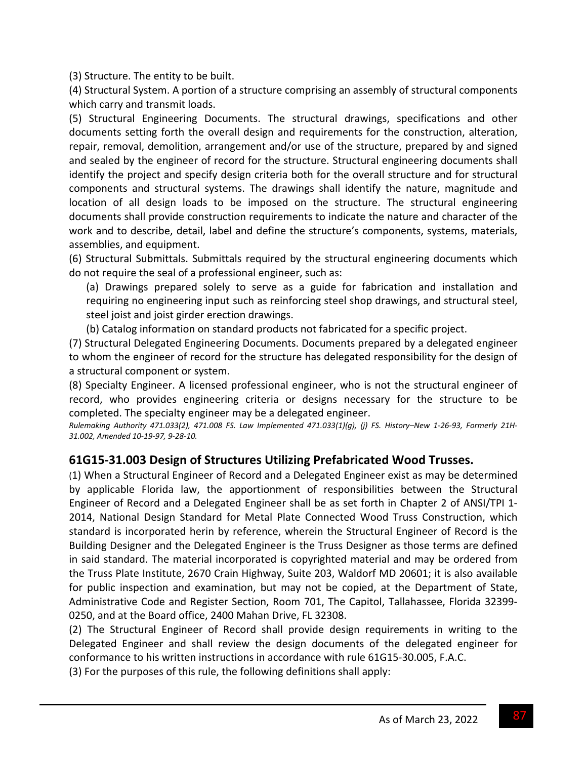(3) Structure. The entity to be built.

(4) Structural System. A portion of a structure comprising an assembly of structural components which carry and transmit loads.

(5) Structural Engineering Documents. The structural drawings, specifications and other documents setting forth the overall design and requirements for the construction, alteration, repair, removal, demolition, arrangement and/or use of the structure, prepared by and signed and sealed by the engineer of record for the structure. Structural engineering documents shall identify the project and specify design criteria both for the overall structure and for structural components and structural systems. The drawings shall identify the nature, magnitude and location of all design loads to be imposed on the structure. The structural engineering documents shall provide construction requirements to indicate the nature and character of the work and to describe, detail, label and define the structure's components, systems, materials, assemblies, and equipment.

(6) Structural Submittals. Submittals required by the structural engineering documents which do not require the seal of a professional engineer, such as:

(a) Drawings prepared solely to serve as a guide for fabrication and installation and requiring no engineering input such as reinforcing steel shop drawings, and structural steel, steel joist and joist girder erection drawings.

(b) Catalog information on standard products not fabricated for a specific project.

(7) Structural Delegated Engineering Documents. Documents prepared by a delegated engineer to whom the engineer of record for the structure has delegated responsibility for the design of a structural component or system.

(8) Specialty Engineer. A licensed professional engineer, who is not the structural engineer of record, who provides engineering criteria or designs necessary for the structure to be completed. The specialty engineer may be a delegated engineer.

*Rulemaking Authority 471.033(2), 471.008 FS. Law Implemented 471.033(1)(g), (j) FS. History–New 1-26-93, Formerly 21H-31.002, Amended 10-19-97, 9-28-10.*

## 61G15-31.003 Design of Structures Utilizing Prefabricated Wood Trusses.

(1) When a Structural Engineer of Record and a Delegated Engineer exist as may be determined by applicable Florida law, the apportionment of responsibilities between the Structural Engineer of Record and a Delegated Engineer shall be as set forth in Chapter 2 of ANSI/TPI 1-2014, National Design Standard for Metal Plate Connected Wood Truss Construction, which standard is incorporated herin by reference, wherein the Structural Engineer of Record is the Building Designer and the Delegated Engineer is the Truss Designer as those terms are defined in said standard. The material incorporated is copyrighted material and may be ordered from the Truss Plate Institute, 2670 Crain Highway, Suite 203, Waldorf MD 20601; it is also available for public inspection and examination, but may not be copied, at the Department of State, Administrative Code and Register Section, Room 701, The Capitol, Tallahassee, Florida 32399-0250, and at the Board office, 2400 Mahan Drive, FL 32308.

(2) The Structural Engineer of Record shall provide design requirements in writing to the Delegated Engineer and shall review the design documents of the delegated engineer for conformance to his written instructions in accordance with rule 61G15-30.005, F.A.C.

(3) For the purposes of this rule, the following definitions shall apply: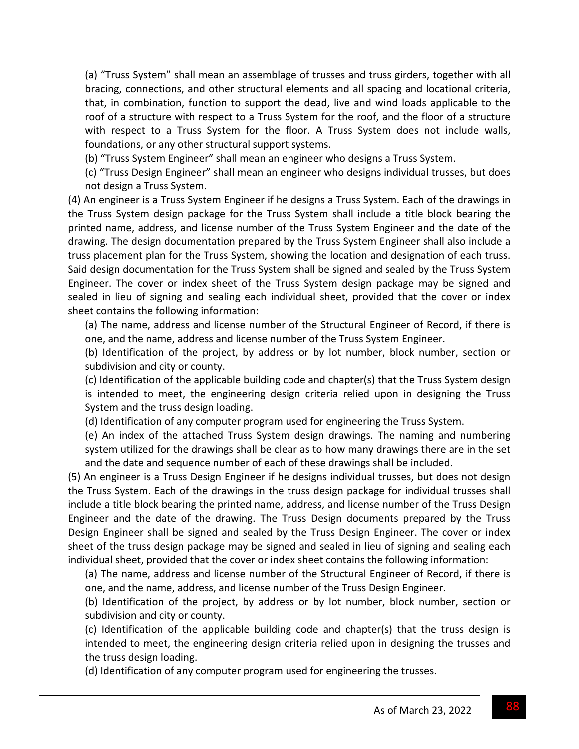(a) "Truss System" shall mean an assemblage of trusses and truss girders, together with all bracing, connections, and other structural elements and all spacing and locational criteria, that, in combination, function to support the dead, live and wind loads applicable to the roof of a structure with respect to a Truss System for the roof, and the floor of a structure with respect to a Truss System for the floor. A Truss System does not include walls, foundations, or any other structural support systems.

(b) "Truss System Engineer" shall mean an engineer who designs a Truss System.

(c) "Truss Design Engineer" shall mean an engineer who designs individual trusses, but does not design a Truss System.

(4) An engineer is a Truss System Engineer if he designs a Truss System. Each of the drawings in the Truss System design package for the Truss System shall include a title block bearing the printed name, address, and license number of the Truss System Engineer and the date of the drawing. The design documentation prepared by the Truss System Engineer shall also include a truss placement plan for the Truss System, showing the location and designation of each truss. Said design documentation for the Truss System shall be signed and sealed by the Truss System Engineer. The cover or index sheet of the Truss System design package may be signed and sealed in lieu of signing and sealing each individual sheet, provided that the cover or index sheet contains the following information:

(a) The name, address and license number of the Structural Engineer of Record, if there is one, and the name, address and license number of the Truss System Engineer.

(b) Identification of the project, by address or by lot number, block number, section or subdivision and city or county.

(c) Identification of the applicable building code and chapter(s) that the Truss System design is intended to meet, the engineering design criteria relied upon in designing the Truss System and the truss design loading.

(d) Identification of any computer program used for engineering the Truss System.

(e) An index of the attached Truss System design drawings. The naming and numbering system utilized for the drawings shall be clear as to how many drawings there are in the set and the date and sequence number of each of these drawings shall be included.

(5) An engineer is a Truss Design Engineer if he designs individual trusses, but does not design the Truss System. Each of the drawings in the truss design package for individual trusses shall include a title block bearing the printed name, address, and license number of the Truss Design Engineer and the date of the drawing. The Truss Design documents prepared by the Truss Design Engineer shall be signed and sealed by the Truss Design Engineer. The cover or index sheet of the truss design package may be signed and sealed in lieu of signing and sealing each individual sheet, provided that the cover or index sheet contains the following information:

(a) The name, address and license number of the Structural Engineer of Record, if there is one, and the name, address, and license number of the Truss Design Engineer.

(b) Identification of the project, by address or by lot number, block number, section or subdivision and city or county.

(c) Identification of the applicable building code and chapter(s) that the truss design is intended to meet, the engineering design criteria relied upon in designing the trusses and the truss design loading.

(d) Identification of any computer program used for engineering the trusses.

As of March 23, 2022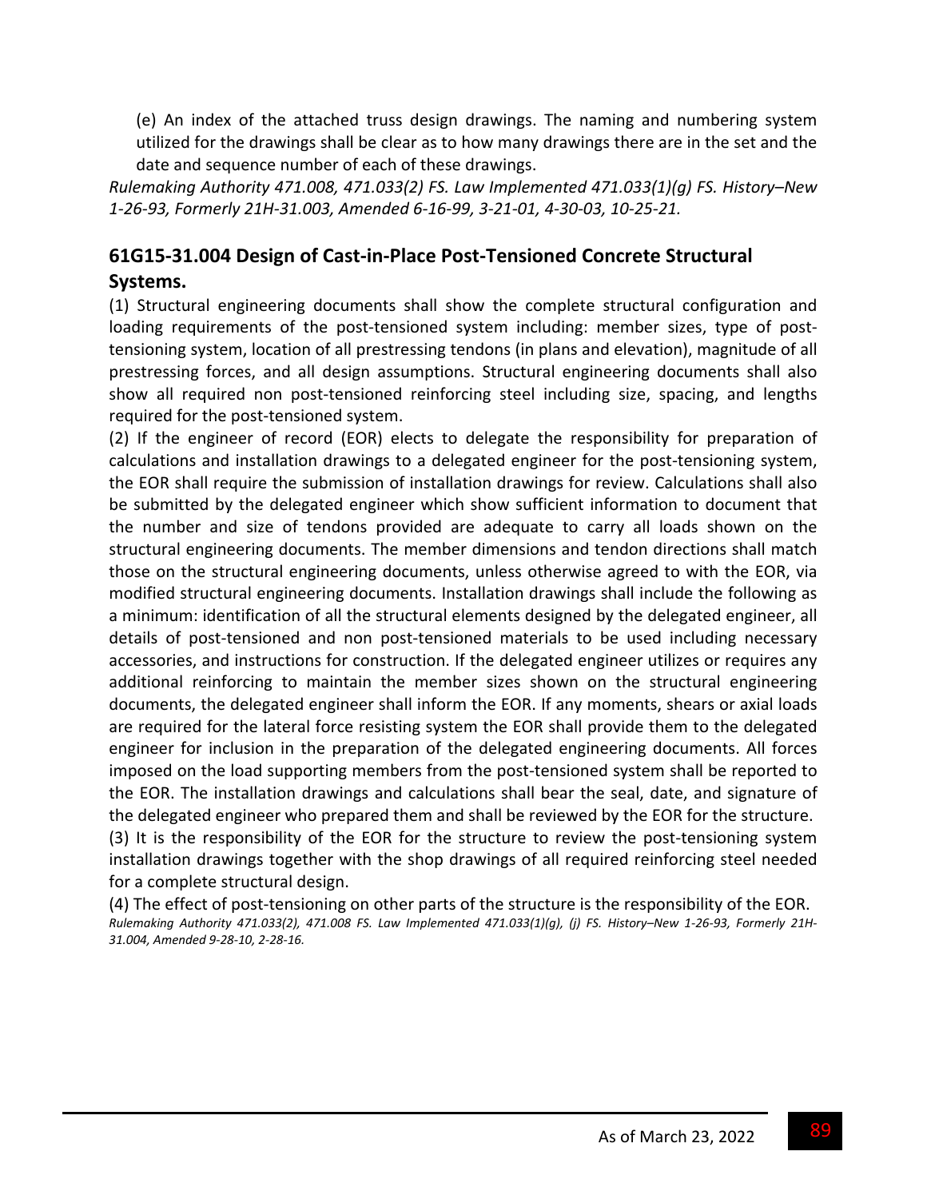(e) An index of the attached truss design drawings. The naming and numbering system utilized for the drawings shall be clear as to how many drawings there are in the set and the date and sequence number of each of these drawings.

*Rulemaking Authority 471.008, 471.033(2) FS. Law Implemented 471.033(1)(g) FS. History–New 1-26-93, Formerly 21H-31.003, Amended 6-16-99, 3-21-01, 4-30-03, 10-25-21.*

## 61G15-31.004 Design of Cast-in-Place Post-Tensioned Concrete Structural Systems.

(1) Structural engineering documents shall show the complete structural configuration and loading requirements of the post-tensioned system including: member sizes, type of post-tensioning system, location of all prestressing tendons (in plans and elevation), magnitude of all prestressing forces, and all design assumptions. Structural engineering documents shall also show all required non post-tensioned reinforcing steel including size, spacing, and lengths required for the post-tensioned system.

(2) If the engineer of record (EOR) elects to delegate the responsibility for preparation of calculations and installation drawings to a delegated engineer for the post-tensioning system, the EOR shall require the submission of installation drawings for review. Calculations shall also be submitted by the delegated engineer which show sufficient information to document that the number and size of tendons provided are adequate to carry all loads shown on the structural engineering documents. The member dimensions and tendon directions shall match those on the structural engineering documents, unless otherwise agreed to with the EOR, via modified structural engineering documents. Installation drawings shall include the following as a minimum: identification of all the structural elements designed by the delegated engineer, all details of post-tensioned and non post-tensioned materials to be used including necessary accessories, and instructions for construction. If the delegated engineer utilizes or requires any additional reinforcing to maintain the member sizes shown on the structural engineering documents, the delegated engineer shall inform the EOR. If any moments, shears or axial loads are required for the lateral force resisting system the EOR shall provide them to the delegated engineer for inclusion in the preparation of the delegated engineering documents. All forces imposed on the load supporting members from the post-tensioned system shall be reported to the EOR. The installation drawings and calculations shall bear the seal, date, and signature of the delegated engineer who prepared them and shall be reviewed by the EOR for the structure.

(3) It is the responsibility of the EOR for the structure to review the post-tensioning system installation drawings together with the shop drawings of all required reinforcing steel needed for a complete structural design.

(4) The effect of post-tensioning on other parts of the structure is the responsibility of the EOR.

*Rulemaking Authority 471.033(2), 471.008 FS. Law Implemented 471.033(1)(g), (j) FS. History–New 1-26-93, Formerly 21H-31.004, Amended 9-28-10, 2-28-16.*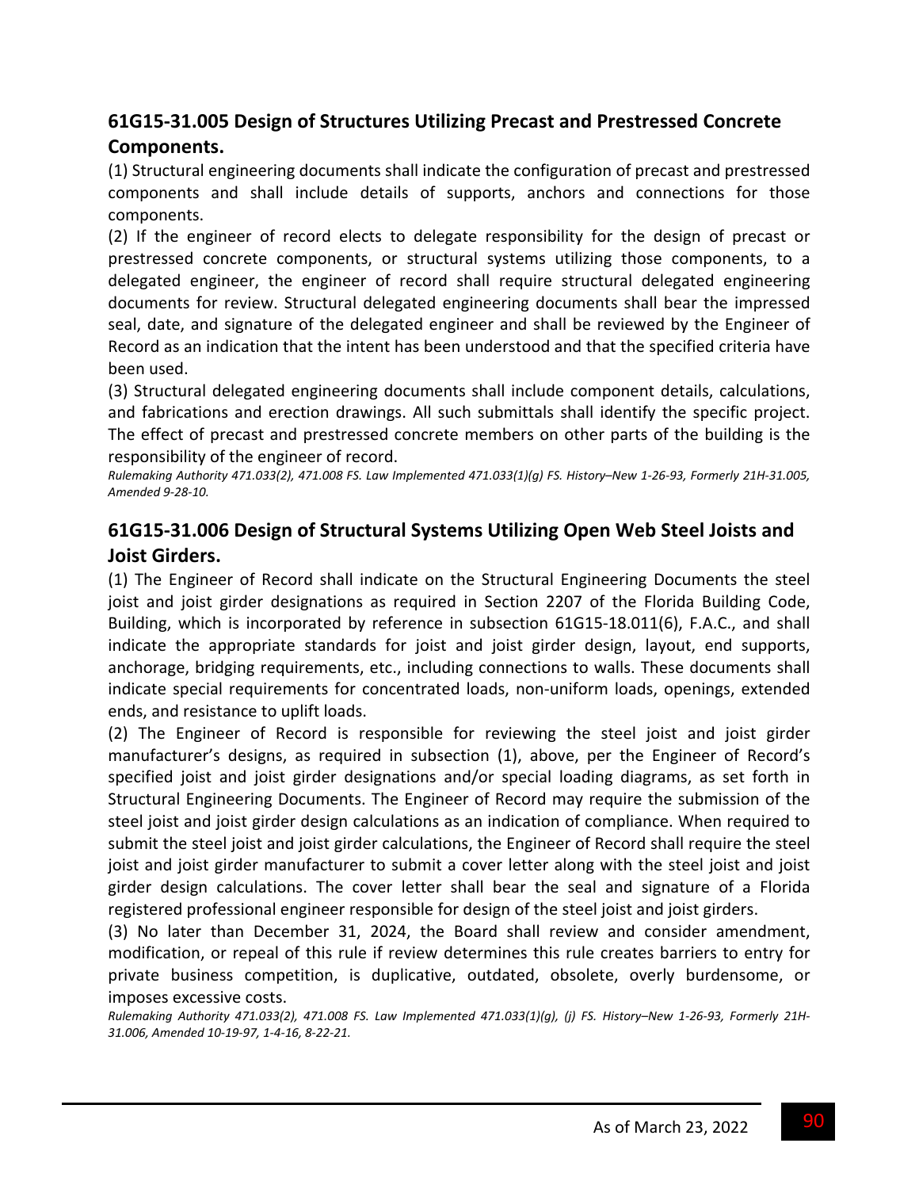## 61G15-31.005 Design of Structures Utilizing Precast and Prestressed Concrete Components.

(1) Structural engineering documents shall indicate the configuration of precast and prestressed components and shall include details of supports, anchors and connections for those components.

(2) If the engineer of record elects to delegate responsibility for the design of precast or prestressed concrete components, or structural systems utilizing those components, to a delegated engineer, the engineer of record shall require structural delegated engineering documents for review. Structural delegated engineering documents shall bear the impressed seal, date, and signature of the delegated engineer and shall be reviewed by the Engineer of Record as an indication that the intent has been understood and that the specified criteria have been used.

(3) Structural delegated engineering documents shall include component details, calculations, and fabrications and erection drawings. All such submittals shall identify the specific project. The effect of precast and prestressed concrete members on other parts of the building is the responsibility of the engineer of record.

*Rulemaking Authority 471.033(2), 471.008 FS. Law Implemented 471.033(1)(g) FS. History–New 1-26-93, Formerly 21H-31.005, Amended 9-28-10.*

## 61G15-31.006 Design of Structural Systems Utilizing Open Web Steel Joists and Joist Girders.

(1) The Engineer of Record shall indicate on the Structural Engineering Documents the steel joist and joist girder designations as required in Section 2207 of the Florida Building Code, Building, which is incorporated by reference in subsection 61G15-18.011(6), F.A.C., and shall indicate the appropriate standards for joist and joist girder design, layout, end supports, anchorage, bridging requirements, etc., including connections to walls. These documents shall indicate special requirements for concentrated loads, non-uniform loads, openings, extended ends, and resistance to uplift loads.

(2) The Engineer of Record is responsible for reviewing the steel joist and joist girder manufacturer's designs, as required in subsection (1), above, per the Engineer of Record's specified joist and joist girder designations and/or special loading diagrams, as set forth in Structural Engineering Documents. The Engineer of Record may require the submission of the steel joist and joist girder design calculations as an indication of compliance. When required to submit the steel joist and joist girder calculations, the Engineer of Record shall require the steel joist and joist girder manufacturer to submit a cover letter along with the steel joist and joist girder design calculations. The cover letter shall bear the seal and signature of a Florida registered professional engineer responsible for design of the steel joist and joist girders.

(3) No later than December 31, 2024, the Board shall review and consider amendment, modification, or repeal of this rule if review determines this rule creates barriers to entry for private business competition, is duplicative, outdated, obsolete, overly burdensome, or imposes excessive costs.

*Rulemaking Authority 471.033(2), 471.008 FS. Law Implemented 471.033(1)(g), (j) FS. History–New 1-26-93, Formerly 21H-31.006, Amended 10-19-97, 1-4-16, 8-22-21.*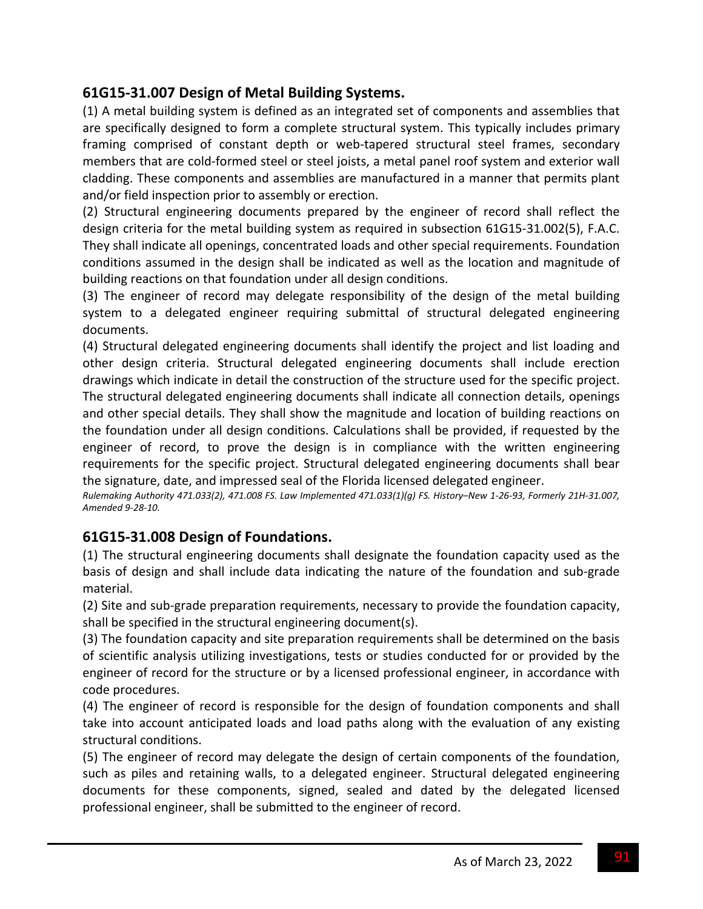## 61G15-31.007 Design of Metal Building Systems.

(1) A metal building system is defined as an integrated set of components and assemblies that are specifically designed to form a complete structural system. This typically includes primary framing comprised of constant depth or web-tapered structural steel frames, secondary members that are cold-formed steel or steel joists, a metal panel roof system and exterior wall cladding. These components and assemblies are manufactured in a manner that permits plant and/or field inspection prior to assembly or erection.

(2) Structural engineering documents prepared by the engineer of record shall reflect the design criteria for the metal building system as required in subsection 61G15-31.002(5), F.A.C. They shall indicate all openings, concentrated loads and other special requirements. Foundation conditions assumed in the design shall be indicated as well as the location and magnitude of building reactions on that foundation under all design conditions.

(3) The engineer of record may delegate responsibility of the design of the metal building system to a delegated engineer requiring submittal of structural delegated engineering documents.

(4) Structural delegated engineering documents shall identify the project and list loading and other design criteria. Structural delegated engineering documents shall include erection drawings which indicate in detail the construction of the structure used for the specific project. The structural delegated engineering documents shall indicate all connection details, openings and other special details. They shall show the magnitude and location of building reactions on the foundation under all design conditions. Calculations shall be provided, if requested by the engineer of record, to prove the design is in compliance with the written engineering requirements for the specific project. Structural delegated engineering documents shall bear the signature, date, and impressed seal of the Florida licensed delegated engineer.

*Rulemaking Authority 471.033(2), 471.008 FS. Law Implemented 471.033(1)(g) FS. History–New 1-26-93, Formerly 21H-31.007, Amended 9-28-10.*

## 61G15-31.008 Design of Foundations.

(1) The structural engineering documents shall designate the foundation capacity used as the basis of design and shall include data indicating the nature of the foundation and sub-grade material.

(2) Site and sub-grade preparation requirements, necessary to provide the foundation capacity, shall be specified in the structural engineering document(s).

(3) The foundation capacity and site preparation requirements shall be determined on the basis of scientific analysis utilizing investigations, tests or studies conducted for or provided by the engineer of record for the structure or by a licensed professional engineer, in accordance with code procedures.

(4) The engineer of record is responsible for the design of foundation components and shall take into account anticipated loads and load paths along with the evaluation of any existing structural conditions.

(5) The engineer of record may delegate the design of certain components of the foundation, such as piles and retaining walls, to a delegated engineer. Structural delegated engineering documents for these components, signed, sealed and dated by the delegated licensed professional engineer, shall be submitted to the engineer of record.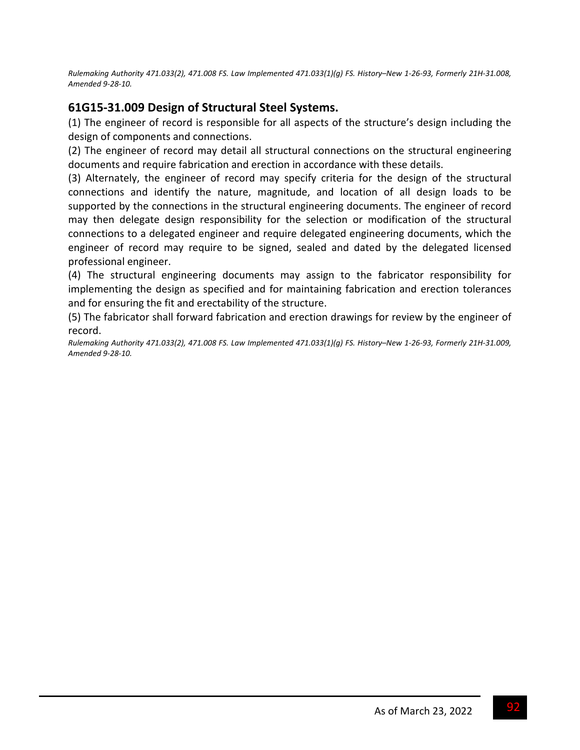*Rulemaking Authority 471.033(2), 471.008 FS. Law Implemented 471.033(1)(g) FS. History–New 1-26-93, Formerly 21H-31.008, Amended 9-28-10.*

## 61G15-31.009 Design of Structural Steel Systems.

(1) The engineer of record is responsible for all aspects of the structure's design including the design of components and connections.

(2) The engineer of record may detail all structural connections on the structural engineering documents and require fabrication and erection in accordance with these details.

(3) Alternately, the engineer of record may specify criteria for the design of the structural connections and identify the nature, magnitude, and location of all design loads to be supported by the connections in the structural engineering documents. The engineer of record may then delegate design responsibility for the selection or modification of the structural connections to a delegated engineer and require delegated engineering documents, which the engineer of record may require to be signed, sealed and dated by the delegated licensed professional engineer.

(4) The structural engineering documents may assign to the fabricator responsibility for implementing the design as specified and for maintaining fabrication and erection tolerances and for ensuring the fit and erectability of the structure.

(5) The fabricator shall forward fabrication and erection drawings for review by the engineer of record.

*Rulemaking Authority 471.033(2), 471.008 FS. Law Implemented 471.033(1)(g) FS. History–New 1-26-93, Formerly 21H-31.009, Amended 9-28-10.*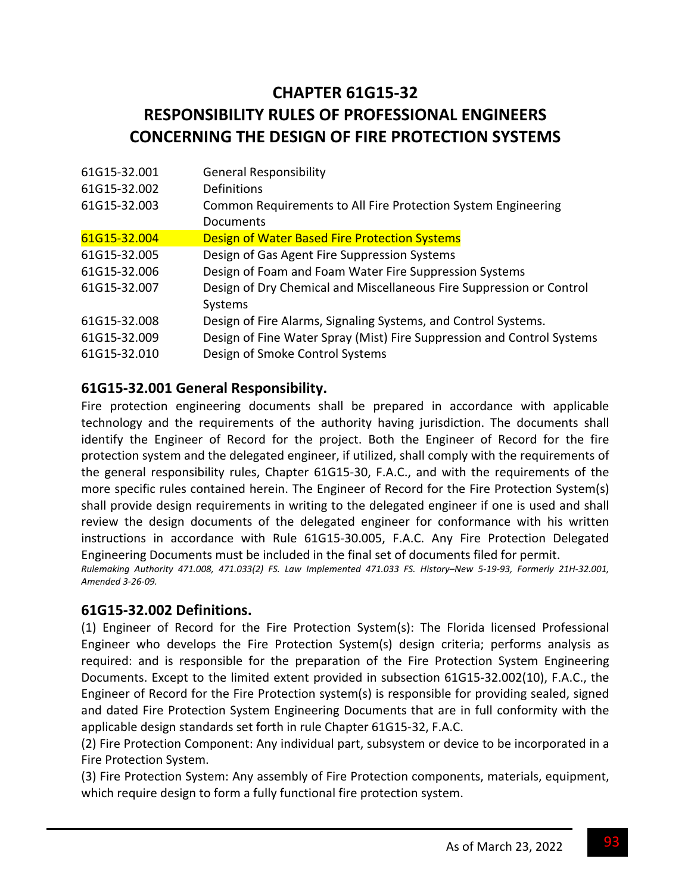# CHAPTER 61G15-32
# RESPONSIBILITY RULES OF PROFESSIONAL ENGINEERS CONCERNING THE DESIGN OF FIRE PROTECTION SYSTEMS

| | |
|---|---|
| 61G15-32.001 | General Responsibility |
| 61G15-32.002 | Definitions |
| 61G15-32.003 | Common Requirements to All Fire Protection System Engineering Documents |
| 61G15-32.004 | Design of Water Based Fire Protection Systems |
| 61G15-32.005 | Design of Gas Agent Fire Suppression Systems |
| 61G15-32.006 | Design of Foam and Foam Water Fire Suppression Systems |
| 61G15-32.007 | Design of Dry Chemical and Miscellaneous Fire Suppression or Control Systems |
| 61G15-32.008 | Design of Fire Alarms, Signaling Systems, and Control Systems. |
| 61G15-32.009 | Design of Fine Water Spray (Mist) Fire Suppression and Control Systems |
| 61G15-32.010 | Design of Smoke Control Systems |

### 61G15-32.001 General Responsibility.

Fire protection engineering documents shall be prepared in accordance with applicable technology and the requirements of the authority having jurisdiction. The documents shall identify the Engineer of Record for the project. Both the Engineer of Record for the fire protection system and the delegated engineer, if utilized, shall comply with the requirements of the general responsibility rules, Chapter 61G15-30, F.A.C., and with the requirements of the more specific rules contained herein. The Engineer of Record for the Fire Protection System(s) shall provide design requirements in writing to the delegated engineer if one is used and shall review the design documents of the delegated engineer for conformance with his written instructions in accordance with Rule 61G15-30.005, F.A.C. Any Fire Protection Delegated Engineering Documents must be included in the final set of documents filed for permit.

*Rulemaking Authority 471.008, 471.033(2) FS. Law Implemented 471.033 FS. History–New 5-19-93, Formerly 21H-32.001, Amended 3-26-09.*

### 61G15-32.002 Definitions.

(1) Engineer of Record for the Fire Protection System(s): The Florida licensed Professional Engineer who develops the Fire Protection System(s) design criteria; performs analysis as required: and is responsible for the preparation of the Fire Protection System Engineering Documents. Except to the limited extent provided in subsection 61G15-32.002(10), F.A.C., the Engineer of Record for the Fire Protection system(s) is responsible for providing sealed, signed and dated Fire Protection System Engineering Documents that are in full conformity with the applicable design standards set forth in rule Chapter 61G15-32, F.A.C.

(2) Fire Protection Component: Any individual part, subsystem or device to be incorporated in a Fire Protection System.

(3) Fire Protection System: Any assembly of Fire Protection components, materials, equipment, which require design to form a fully functional fire protection system.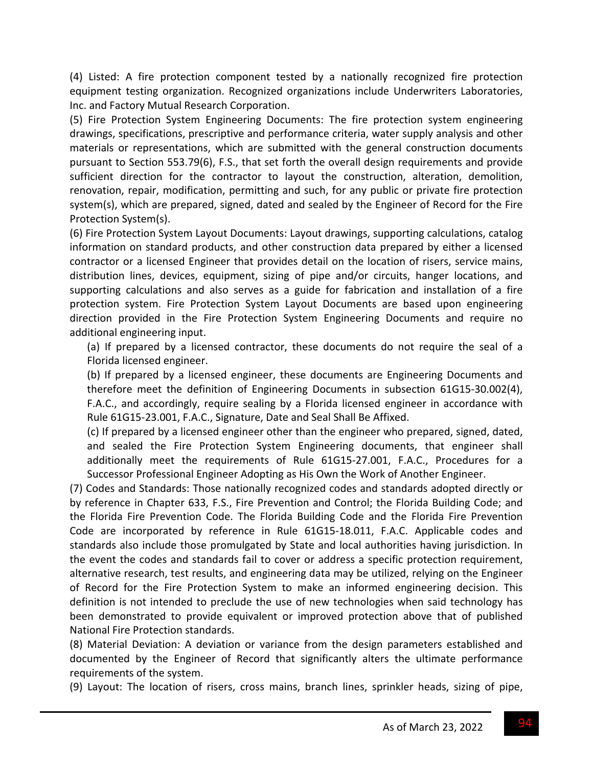(4) Listed: A fire protection component tested by a nationally recognized fire protection equipment testing organization. Recognized organizations include Underwriters Laboratories, Inc. and Factory Mutual Research Corporation.

(5) Fire Protection System Engineering Documents: The fire protection system engineering drawings, specifications, prescriptive and performance criteria, water supply analysis and other materials or representations, which are submitted with the general construction documents pursuant to Section 553.79(6), F.S., that set forth the overall design requirements and provide sufficient direction for the contractor to layout the construction, alteration, demolition, renovation, repair, modification, permitting and such, for any public or private fire protection system(s), which are prepared, signed, dated and sealed by the Engineer of Record for the Fire Protection System(s).

(6) Fire Protection System Layout Documents: Layout drawings, supporting calculations, catalog information on standard products, and other construction data prepared by either a licensed contractor or a licensed Engineer that provides detail on the location of risers, service mains, distribution lines, devices, equipment, sizing of pipe and/or circuits, hanger locations, and supporting calculations and also serves as a guide for fabrication and installation of a fire protection system. Fire Protection System Layout Documents are based upon engineering direction provided in the Fire Protection System Engineering Documents and require no additional engineering input.

(a) If prepared by a licensed contractor, these documents do not require the seal of a Florida licensed engineer.

(b) If prepared by a licensed engineer, these documents are Engineering Documents and therefore meet the definition of Engineering Documents in subsection 61G15-30.002(4), F.A.C., and accordingly, require sealing by a Florida licensed engineer in accordance with Rule 61G15-23.001, F.A.C., Signature, Date and Seal Shall Be Affixed.

(c) If prepared by a licensed engineer other than the engineer who prepared, signed, dated, and sealed the Fire Protection System Engineering documents, that engineer shall additionally meet the requirements of Rule 61G15-27.001, F.A.C., Procedures for a Successor Professional Engineer Adopting as His Own the Work of Another Engineer.

(7) Codes and Standards: Those nationally recognized codes and standards adopted directly or by reference in Chapter 633, F.S., Fire Prevention and Control; the Florida Building Code; and the Florida Fire Prevention Code. The Florida Building Code and the Florida Fire Prevention Code are incorporated by reference in Rule 61G15-18.011, F.A.C. Applicable codes and standards also include those promulgated by State and local authorities having jurisdiction. In the event the codes and standards fail to cover or address a specific protection requirement, alternative research, test results, and engineering data may be utilized, relying on the Engineer of Record for the Fire Protection System to make an informed engineering decision. This definition is not intended to preclude the use of new technologies when said technology has been demonstrated to provide equivalent or improved protection above that of published National Fire Protection standards.

(8) Material Deviation: A deviation or variance from the design parameters established and documented by the Engineer of Record that significantly alters the ultimate performance requirements of the system.

(9) Layout: The location of risers, cross mains, branch lines, sprinkler heads, sizing of pipe,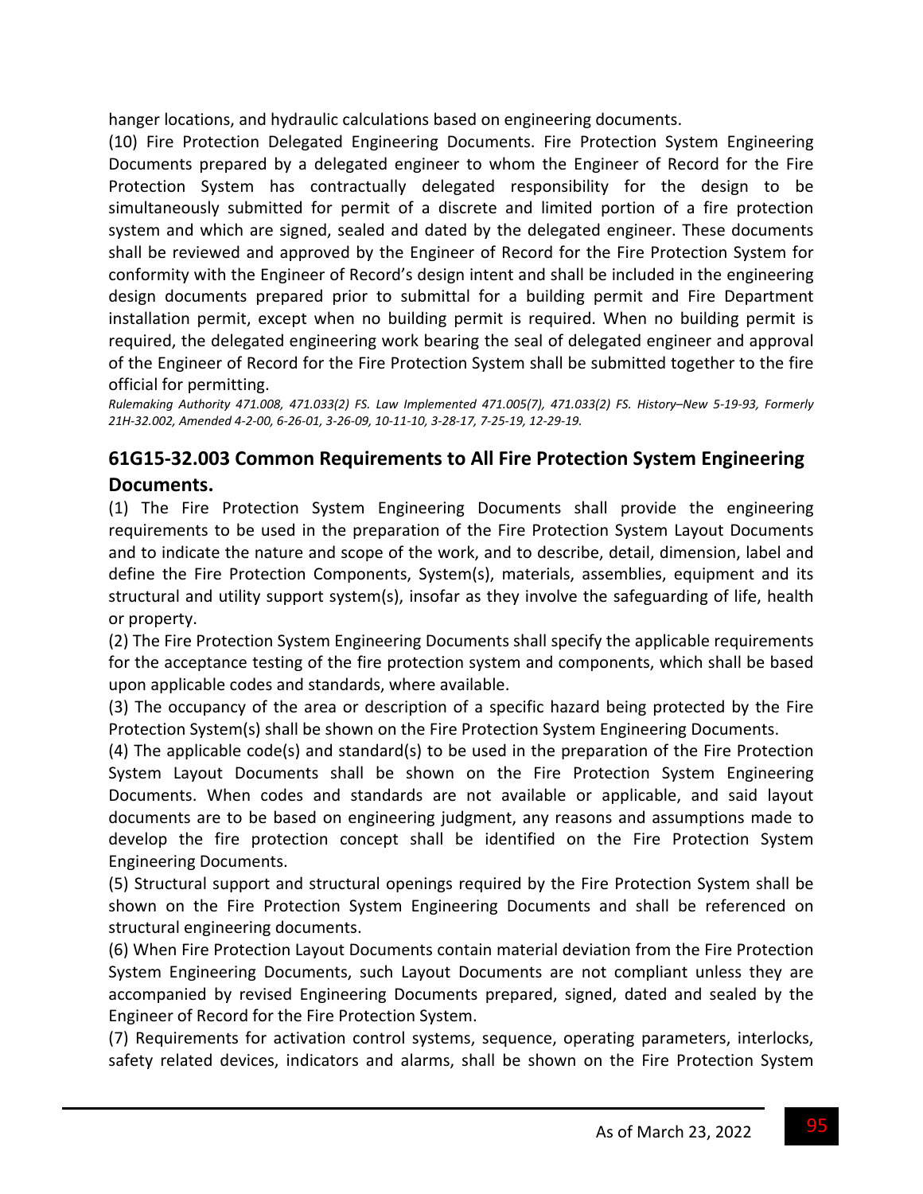hanger locations, and hydraulic calculations based on engineering documents.

(10) Fire Protection Delegated Engineering Documents. Fire Protection System Engineering Documents prepared by a delegated engineer to whom the Engineer of Record for the Fire Protection System has contractually delegated responsibility for the design to be simultaneously submitted for permit of a discrete and limited portion of a fire protection system and which are signed, sealed and dated by the delegated engineer. These documents shall be reviewed and approved by the Engineer of Record for the Fire Protection System for conformity with the Engineer of Record's design intent and shall be included in the engineering design documents prepared prior to submittal for a building permit and Fire Department installation permit, except when no building permit is required. When no building permit is required, the delegated engineering work bearing the seal of delegated engineer and approval of the Engineer of Record for the Fire Protection System shall be submitted together to the fire official for permitting.

*Rulemaking Authority 471.008, 471.033(2) FS. Law Implemented 471.005(7), 471.033(2) FS. History–New 5-19-93, Formerly 21H-32.002, Amended 4-2-00, 6-26-01, 3-26-09, 10-11-10, 3-28-17, 7-25-19, 12-29-19.*

## 61G15-32.003 Common Requirements to All Fire Protection System Engineering Documents.

(1) The Fire Protection System Engineering Documents shall provide the engineering requirements to be used in the preparation of the Fire Protection System Layout Documents and to indicate the nature and scope of the work, and to describe, detail, dimension, label and define the Fire Protection Components, System(s), materials, assemblies, equipment and its structural and utility support system(s), insofar as they involve the safeguarding of life, health or property.

(2) The Fire Protection System Engineering Documents shall specify the applicable requirements for the acceptance testing of the fire protection system and components, which shall be based upon applicable codes and standards, where available.

(3) The occupancy of the area or description of a specific hazard being protected by the Fire Protection System(s) shall be shown on the Fire Protection System Engineering Documents.

(4) The applicable code(s) and standard(s) to be used in the preparation of the Fire Protection System Layout Documents shall be shown on the Fire Protection System Engineering Documents. When codes and standards are not available or applicable, and said layout documents are to be based on engineering judgment, any reasons and assumptions made to develop the fire protection concept shall be identified on the Fire Protection System Engineering Documents.

(5) Structural support and structural openings required by the Fire Protection System shall be shown on the Fire Protection System Engineering Documents and shall be referenced on structural engineering documents.

(6) When Fire Protection Layout Documents contain material deviation from the Fire Protection System Engineering Documents, such Layout Documents are not compliant unless they are accompanied by revised Engineering Documents prepared, signed, dated and sealed by the Engineer of Record for the Fire Protection System.

(7) Requirements for activation control systems, sequence, operating parameters, interlocks, safety related devices, indicators and alarms, shall be shown on the Fire Protection System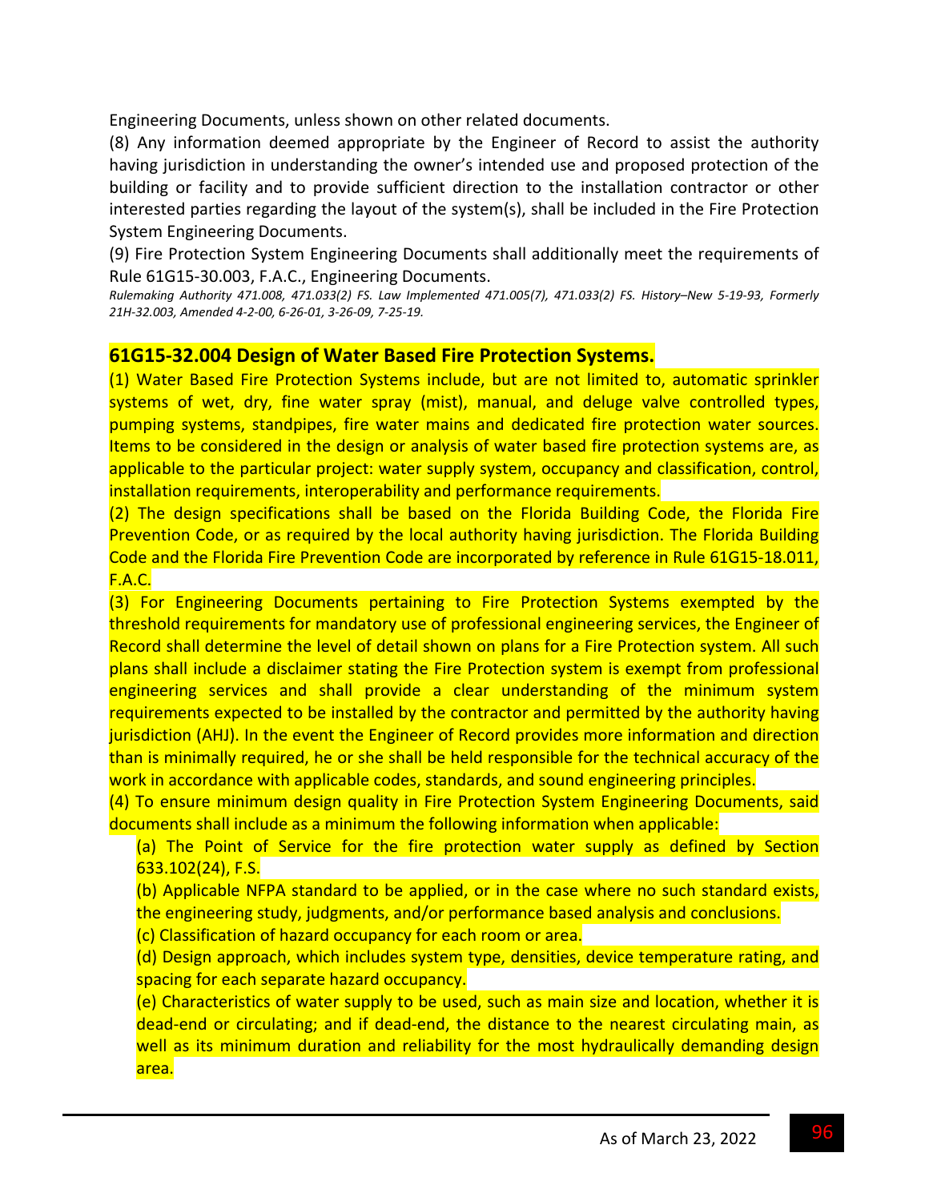Engineering Documents, unless shown on other related documents.

(8) Any information deemed appropriate by the Engineer of Record to assist the authority having jurisdiction in understanding the owner's intended use and proposed protection of the building or facility and to provide sufficient direction to the installation contractor or other interested parties regarding the layout of the system(s), shall be included in the Fire Protection System Engineering Documents.

(9) Fire Protection System Engineering Documents shall additionally meet the requirements of Rule 61G15-30.003, F.A.C., Engineering Documents.

*Rulemaking Authority 471.008, 471.033(2) FS. Law Implemented 471.005(7), 471.033(2) FS. History–New 5-19-93, Formerly 21H-32.003, Amended 4-2-00, 6-26-01, 3-26-09, 7-25-19.*

### 61G15-32.004 Design of Water Based Fire Protection Systems.

(1) Water Based Fire Protection Systems include, but are not limited to, automatic sprinkler systems of wet, dry, fine water spray (mist), manual, and deluge valve controlled types, pumping systems, standpipes, fire water mains and dedicated fire protection water sources. Items to be considered in the design or analysis of water based fire protection systems are, as applicable to the particular project: water supply system, occupancy and classification, control, installation requirements, interoperability and performance requirements.

(2) The design specifications shall be based on the Florida Building Code, the Florida Fire Prevention Code, or as required by the local authority having jurisdiction. The Florida Building Code and the Florida Fire Prevention Code are incorporated by reference in Rule 61G15-18.011, F.A.C.

(3) For Engineering Documents pertaining to Fire Protection Systems exempted by the threshold requirements for mandatory use of professional engineering services, the Engineer of Record shall determine the level of detail shown on plans for a Fire Protection system. All such plans shall include a disclaimer stating the Fire Protection system is exempt from professional engineering services and shall provide a clear understanding of the minimum system requirements expected to be installed by the contractor and permitted by the authority having jurisdiction (AHJ). In the event the Engineer of Record provides more information and direction than is minimally required, he or she shall be held responsible for the technical accuracy of the work in accordance with applicable codes, standards, and sound engineering principles.

(4) To ensure minimum design quality in Fire Protection System Engineering Documents, said documents shall include as a minimum the following information when applicable:

- (a) The Point of Service for the fire protection water supply as defined by Section 633.102(24), F.S.
- (b) Applicable NFPA standard to be applied, or in the case where no such standard exists, the engineering study, judgments, and/or performance based analysis and conclusions.
- (c) Classification of hazard occupancy for each room or area.
- (d) Design approach, which includes system type, densities, device temperature rating, and spacing for each separate hazard occupancy.
- (e) Characteristics of water supply to be used, such as main size and location, whether it is dead-end or circulating; and if dead-end, the distance to the nearest circulating main, as well as its minimum duration and reliability for the most hydraulically demanding design area.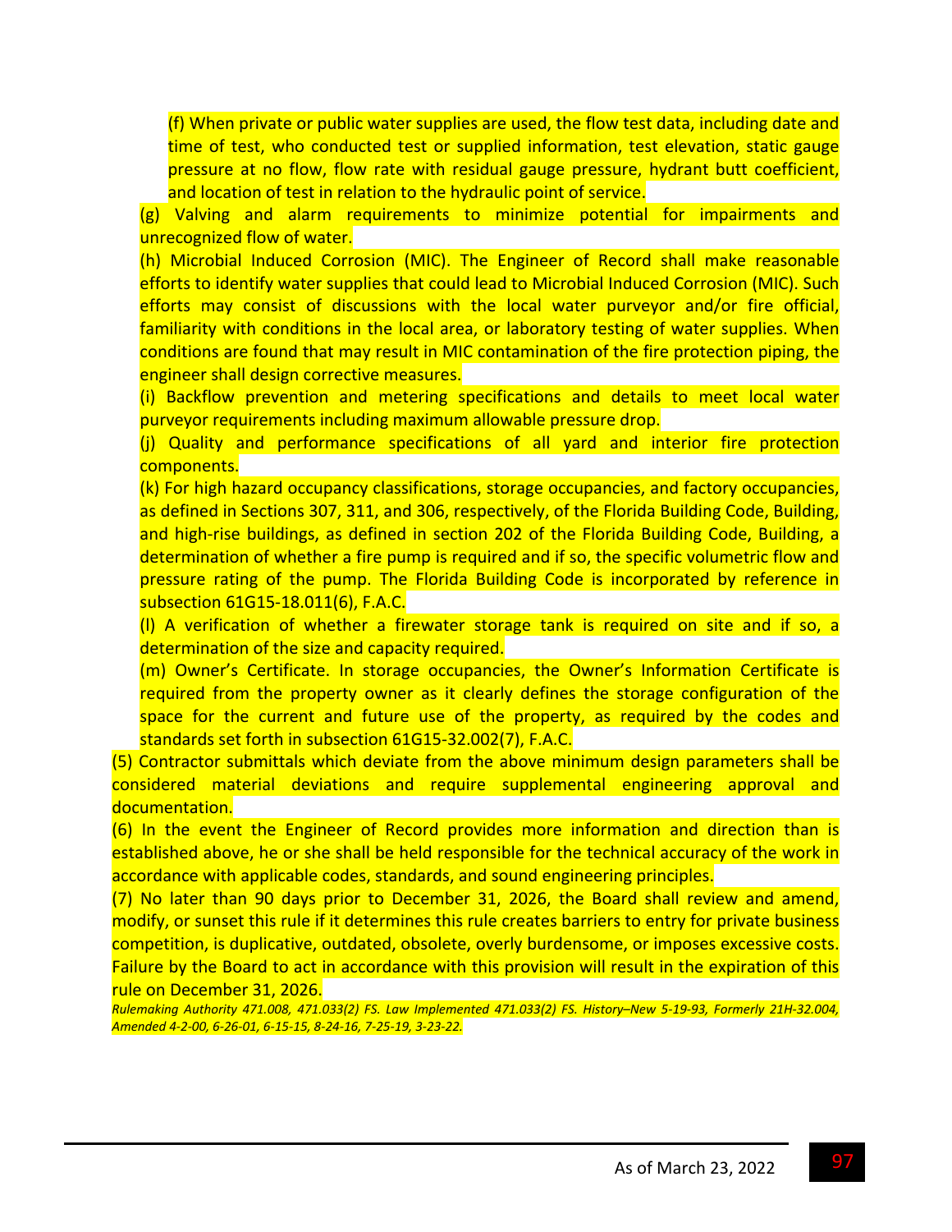(f) When private or public water supplies are used, the flow test data, including date and time of test, who conducted test or supplied information, test elevation, static gauge pressure at no flow, flow rate with residual gauge pressure, hydrant butt coefficient, and location of test in relation to the hydraulic point of service.

(g) Valving and alarm requirements to minimize potential for impairments and unrecognized flow of water.

(h) Microbial Induced Corrosion (MIC). The Engineer of Record shall make reasonable efforts to identify water supplies that could lead to Microbial Induced Corrosion (MIC). Such efforts may consist of discussions with the local water purveyor and/or fire official, familiarity with conditions in the local area, or laboratory testing of water supplies. When conditions are found that may result in MIC contamination of the fire protection piping, the engineer shall design corrective measures.

(i) Backflow prevention and metering specifications and details to meet local water purveyor requirements including maximum allowable pressure drop.

(j) Quality and performance specifications of all yard and interior fire protection components.

(k) For high hazard occupancy classifications, storage occupancies, and factory occupancies, as defined in Sections 307, 311, and 306, respectively, of the Florida Building Code, Building, and high-rise buildings, as defined in section 202 of the Florida Building Code, Building, a determination of whether a fire pump is required and if so, the specific volumetric flow and pressure rating of the pump. The Florida Building Code is incorporated by reference in subsection 61G15-18.011(6), F.A.C.

(l) A verification of whether a firewater storage tank is required on site and if so, a determination of the size and capacity required.

(m) Owner's Certificate. In storage occupancies, the Owner's Information Certificate is required from the property owner as it clearly defines the storage configuration of the space for the current and future use of the property, as required by the codes and standards set forth in subsection 61G15-32.002(7), F.A.C.

(5) Contractor submittals which deviate from the above minimum design parameters shall be considered material deviations and require supplemental engineering approval and documentation.

(6) In the event the Engineer of Record provides more information and direction than is established above, he or she shall be held responsible for the technical accuracy of the work in accordance with applicable codes, standards, and sound engineering principles.

(7) No later than 90 days prior to December 31, 2026, the Board shall review and amend, modify, or sunset this rule if it determines this rule creates barriers to entry for private business competition, is duplicative, outdated, obsolete, overly burdensome, or imposes excessive costs. Failure by the Board to act in accordance with this provision will result in the expiration of this rule on December 31, 2026.

*Rulemaking Authority 471.008, 471.033(2) FS. Law Implemented 471.033(2) FS. History–New 5-19-93, Formerly 21H-32.004, Amended 4-2-00, 6-26-01, 6-15-15, 8-24-16, 7-25-19, 3-23-22.*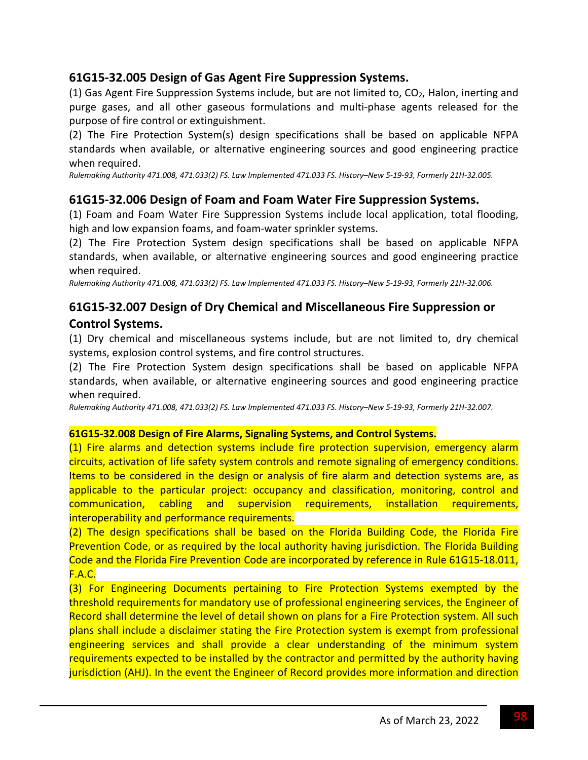## 61G15-32.005 Design of Gas Agent Fire Suppression Systems.

(1) Gas Agent Fire Suppression Systems include, but are not limited to, $CO_2$, Halon, inerting and purge gases, and all other gaseous formulations and multi-phase agents released for the purpose of fire control or extinguishment.

(2) The Fire Protection System(s) design specifications shall be based on applicable NFPA standards when available, or alternative engineering sources and good engineering practice when required.

*Rulemaking Authority 471.008, 471.033(2) FS. Law Implemented 471.033 FS. History–New 5-19-93, Formerly 21H-32.005.*

## 61G15-32.006 Design of Foam and Foam Water Fire Suppression Systems.

(1) Foam and Foam Water Fire Suppression Systems include local application, total flooding, high and low expansion foams, and foam-water sprinkler systems.

(2) The Fire Protection System design specifications shall be based on applicable NFPA standards, when available, or alternative engineering sources and good engineering practice when required.

*Rulemaking Authority 471.008, 471.033(2) FS. Law Implemented 471.033 FS. History–New 5-19-93, Formerly 21H-32.006.*

## 61G15-32.007 Design of Dry Chemical and Miscellaneous Fire Suppression or Control Systems.

(1) Dry chemical and miscellaneous systems include, but are not limited to, dry chemical systems, explosion control systems, and fire control structures.

(2) The Fire Protection System design specifications shall be based on applicable NFPA standards, when available, or alternative engineering sources and good engineering practice when required.

*Rulemaking Authority 471.008, 471.033(2) FS. Law Implemented 471.033 FS. History–New 5-19-93, Formerly 21H-32.007.*

**61G15-32.008 Design of Fire Alarms, Signaling Systems, and Control Systems.**

(1) Fire alarms and detection systems include fire protection supervision, emergency alarm circuits, activation of life safety system controls and remote signaling of emergency conditions. Items to be considered in the design or analysis of fire alarm and detection systems are, as applicable to the particular project: occupancy and classification, monitoring, control and communication, cabling and supervision requirements, installation requirements, interoperability and performance requirements.

(2) The design specifications shall be based on the Florida Building Code, the Florida Fire Prevention Code, or as required by the local authority having jurisdiction. The Florida Building Code and the Florida Fire Prevention Code are incorporated by reference in Rule 61G15-18.011, F.A.C.

(3) For Engineering Documents pertaining to Fire Protection Systems exempted by the threshold requirements for mandatory use of professional engineering services, the Engineer of Record shall determine the level of detail shown on plans for a Fire Protection system. All such plans shall include a disclaimer stating the Fire Protection system is exempt from professional engineering services and shall provide a clear understanding of the minimum system requirements expected to be installed by the contractor and permitted by the authority having jurisdiction (AHJ). In the event the Engineer of Record provides more information and direction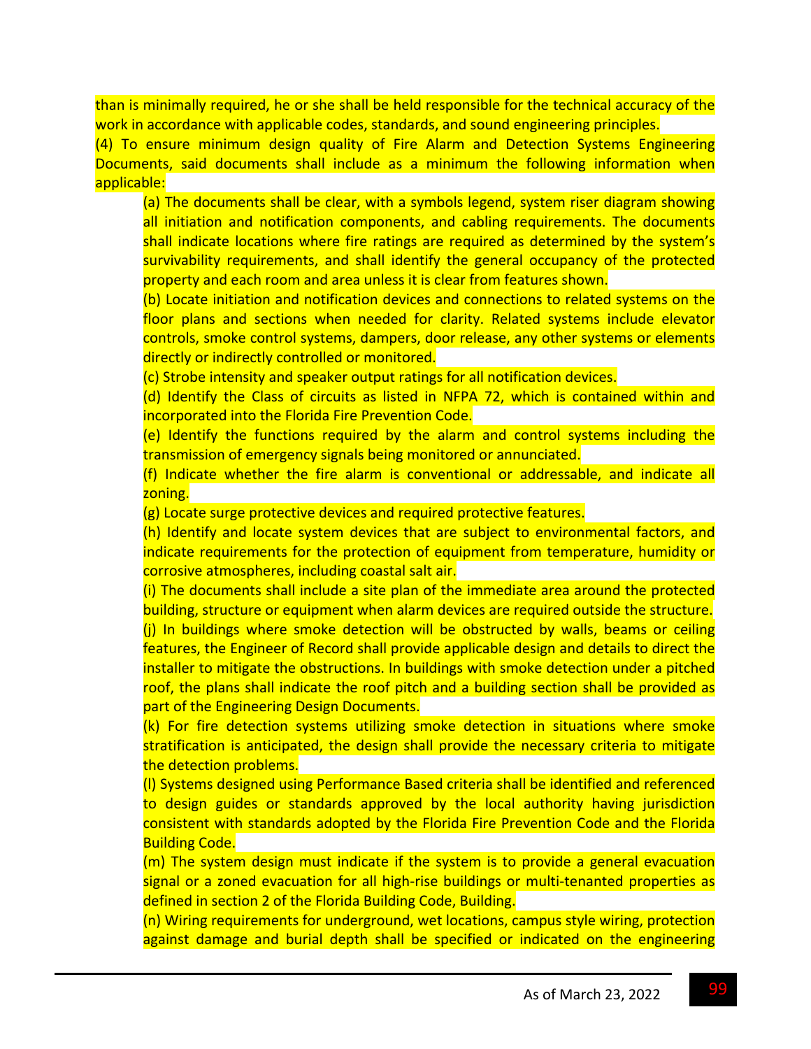than is minimally required, he or she shall be held responsible for the technical accuracy of the work in accordance with applicable codes, standards, and sound engineering principles.

(4) To ensure minimum design quality of Fire Alarm and Detection Systems Engineering Documents, said documents shall include as a minimum the following information when applicable:

(a) The documents shall be clear, with a symbols legend, system riser diagram showing all initiation and notification components, and cabling requirements. The documents shall indicate locations where fire ratings are required as determined by the system's survivability requirements, and shall identify the general occupancy of the protected property and each room and area unless it is clear from features shown.

(b) Locate initiation and notification devices and connections to related systems on the floor plans and sections when needed for clarity. Related systems include elevator controls, smoke control systems, dampers, door release, any other systems or elements directly or indirectly controlled or monitored.

(c) Strobe intensity and speaker output ratings for all notification devices.

(d) Identify the Class of circuits as listed in NFPA 72, which is contained within and incorporated into the Florida Fire Prevention Code.

(e) Identify the functions required by the alarm and control systems including the transmission of emergency signals being monitored or annunciated.

(f) Indicate whether the fire alarm is conventional or addressable, and indicate all zoning.

(g) Locate surge protective devices and required protective features.

(h) Identify and locate system devices that are subject to environmental factors, and indicate requirements for the protection of equipment from temperature, humidity or corrosive atmospheres, including coastal salt air.

(i) The documents shall include a site plan of the immediate area around the protected building, structure or equipment when alarm devices are required outside the structure.

(j) In buildings where smoke detection will be obstructed by walls, beams or ceiling features, the Engineer of Record shall provide applicable design and details to direct the installer to mitigate the obstructions. In buildings with smoke detection under a pitched roof, the plans shall indicate the roof pitch and a building section shall be provided as part of the Engineering Design Documents.

(k) For fire detection systems utilizing smoke detection in situations where smoke stratification is anticipated, the design shall provide the necessary criteria to mitigate the detection problems.

(l) Systems designed using Performance Based criteria shall be identified and referenced to design guides or standards approved by the local authority having jurisdiction consistent with standards adopted by the Florida Fire Prevention Code and the Florida Building Code.

(m) The system design must indicate if the system is to provide a general evacuation signal or a zoned evacuation for all high-rise buildings or multi-tenanted properties as defined in section 2 of the Florida Building Code, Building.

(n) Wiring requirements for underground, wet locations, campus style wiring, protection against damage and burial depth shall be specified or indicated on the engineering

As of March 23, 2022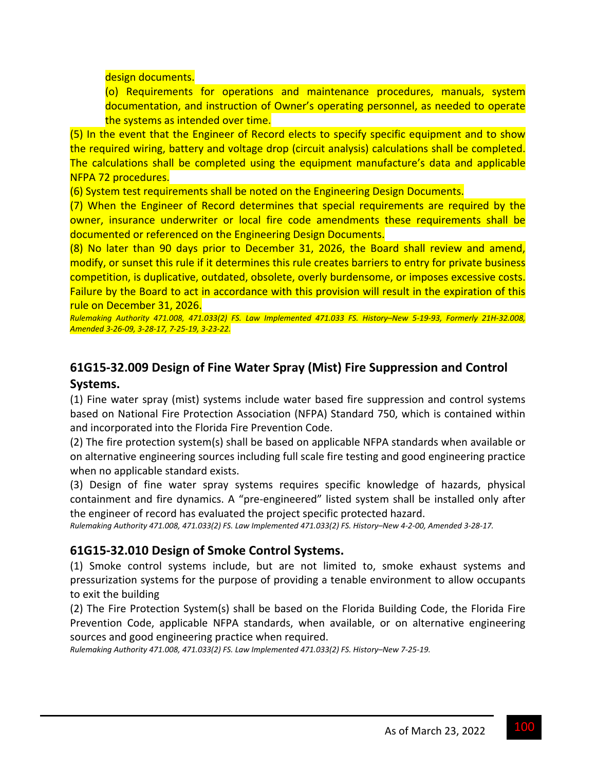design documents.

(o) Requirements for operations and maintenance procedures, manuals, system documentation, and instruction of Owner's operating personnel, as needed to operate the systems as intended over time.

(5) In the event that the Engineer of Record elects to specify specific equipment and to show the required wiring, battery and voltage drop (circuit analysis) calculations shall be completed. The calculations shall be completed using the equipment manufacture's data and applicable NFPA 72 procedures.

(6) System test requirements shall be noted on the Engineering Design Documents.

(7) When the Engineer of Record determines that special requirements are required by the owner, insurance underwriter or local fire code amendments these requirements shall be documented or referenced on the Engineering Design Documents.

(8) No later than 90 days prior to December 31, 2026, the Board shall review and amend, modify, or sunset this rule if it determines this rule creates barriers to entry for private business competition, is duplicative, outdated, obsolete, overly burdensome, or imposes excessive costs. Failure by the Board to act in accordance with this provision will result in the expiration of this rule on December 31, 2026.

*Rulemaking Authority 471.008, 471.033(2) FS. Law Implemented 471.033 FS. History–New 5-19-93, Formerly 21H-32.008, Amended 3-26-09, 3-28-17, 7-25-19, 3-23-22.*

## 61G15-32.009 Design of Fine Water Spray (Mist) Fire Suppression and Control Systems.

(1) Fine water spray (mist) systems include water based fire suppression and control systems based on National Fire Protection Association (NFPA) Standard 750, which is contained within and incorporated into the Florida Fire Prevention Code.

(2) The fire protection system(s) shall be based on applicable NFPA standards when available or on alternative engineering sources including full scale fire testing and good engineering practice when no applicable standard exists.

(3) Design of fine water spray systems requires specific knowledge of hazards, physical containment and fire dynamics. A "pre-engineered" listed system shall be installed only after the engineer of record has evaluated the project specific protected hazard.

*Rulemaking Authority 471.008, 471.033(2) FS. Law Implemented 471.033(2) FS. History–New 4-2-00, Amended 3-28-17.*

## 61G15-32.010 Design of Smoke Control Systems.

(1) Smoke control systems include, but are not limited to, smoke exhaust systems and pressurization systems for the purpose of providing a tenable environment to allow occupants to exit the building

(2) The Fire Protection System(s) shall be based on the Florida Building Code, the Florida Fire Prevention Code, applicable NFPA standards, when available, or on alternative engineering sources and good engineering practice when required.

*Rulemaking Authority 471.008, 471.033(2) FS. Law Implemented 471.033(2) FS. History–New 7-25-19.*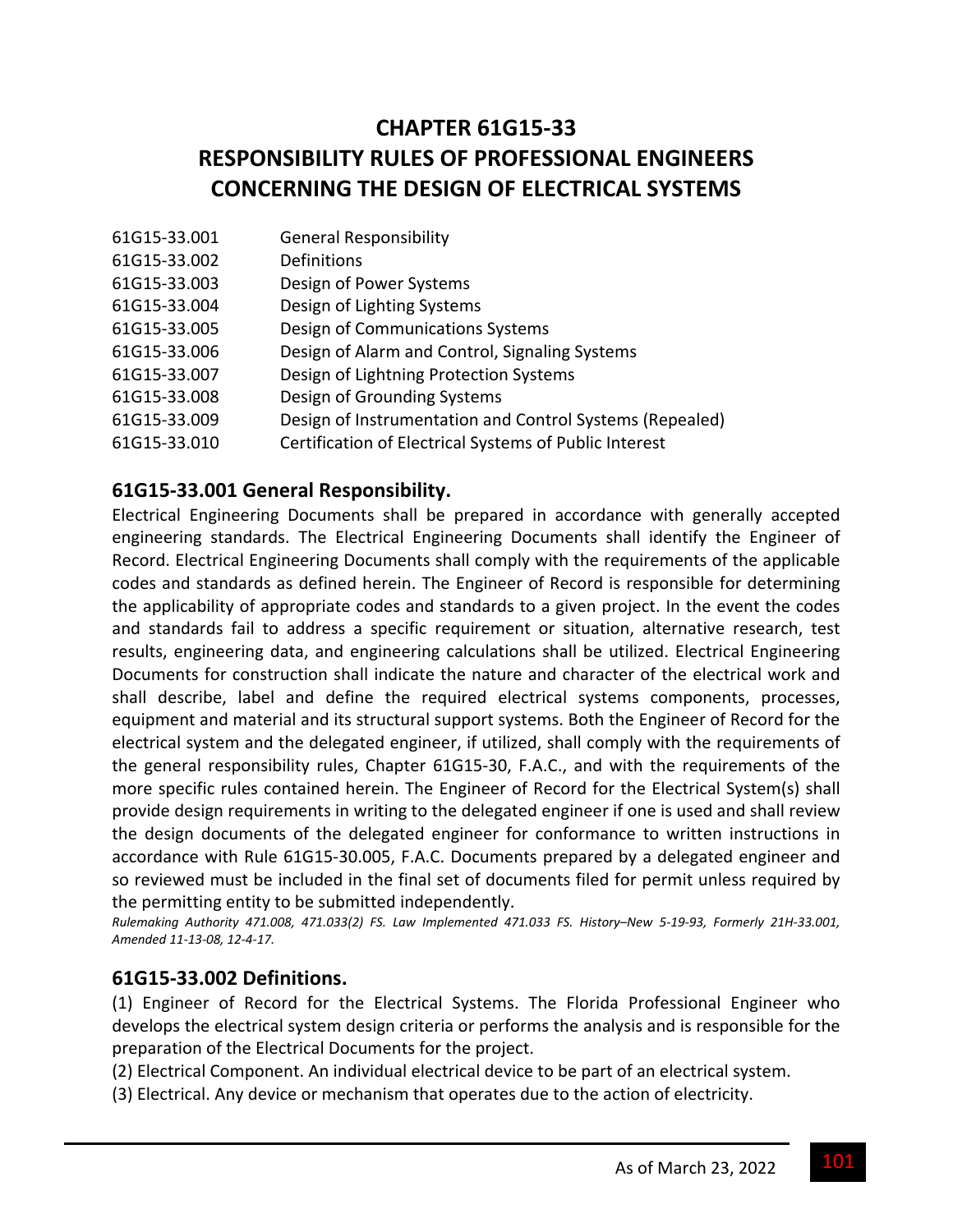# CHAPTER 61G15-33
# RESPONSIBILITY RULES OF PROFESSIONAL ENGINEERS CONCERNING THE DESIGN OF ELECTRICAL SYSTEMS

| | |
|---|---|
| 61G15-33.001 | General Responsibility |
| 61G15-33.002 | Definitions |
| 61G15-33.003 | Design of Power Systems |
| 61G15-33.004 | Design of Lighting Systems |
| 61G15-33.005 | Design of Communications Systems |
| 61G15-33.006 | Design of Alarm and Control, Signaling Systems |
| 61G15-33.007 | Design of Lightning Protection Systems |
| 61G15-33.008 | Design of Grounding Systems |
| 61G15-33.009 | Design of Instrumentation and Control Systems (Repealed) |
| 61G15-33.010 | Certification of Electrical Systems of Public Interest |

## 61G15-33.001 General Responsibility.

Electrical Engineering Documents shall be prepared in accordance with generally accepted engineering standards. The Electrical Engineering Documents shall identify the Engineer of Record. Electrical Engineering Documents shall comply with the requirements of the applicable codes and standards as defined herein. The Engineer of Record is responsible for determining the applicability of appropriate codes and standards to a given project. In the event the codes and standards fail to address a specific requirement or situation, alternative research, test results, engineering data, and engineering calculations shall be utilized. Electrical Engineering Documents for construction shall indicate the nature and character of the electrical work and shall describe, label and define the required electrical systems components, processes, equipment and material and its structural support systems. Both the Engineer of Record for the electrical system and the delegated engineer, if utilized, shall comply with the requirements of the general responsibility rules, Chapter 61G15-30, F.A.C., and with the requirements of the more specific rules contained herein. The Engineer of Record for the Electrical System(s) shall provide design requirements in writing to the delegated engineer if one is used and shall review the design documents of the delegated engineer for conformance to written instructions in accordance with Rule 61G15-30.005, F.A.C. Documents prepared by a delegated engineer and so reviewed must be included in the final set of documents filed for permit unless required by the permitting entity to be submitted independently.

*Rulemaking Authority 471.008, 471.033(2) FS. Law Implemented 471.033 FS. History–New 5-19-93, Formerly 21H-33.001, Amended 11-13-08, 12-4-17.*

## 61G15-33.002 Definitions.

(1) Engineer of Record for the Electrical Systems. The Florida Professional Engineer who develops the electrical system design criteria or performs the analysis and is responsible for the preparation of the Electrical Documents for the project.

(2) Electrical Component. An individual electrical device to be part of an electrical system.

(3) Electrical. Any device or mechanism that operates due to the action of electricity.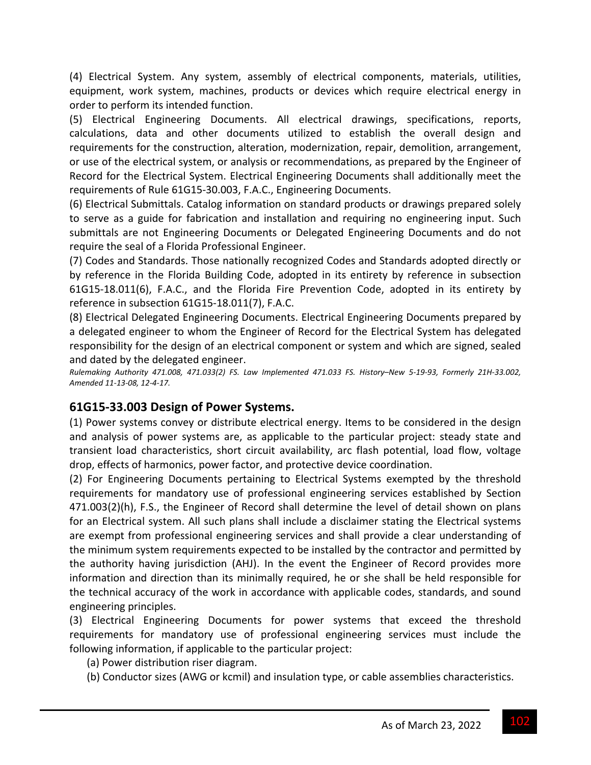(4) Electrical System. Any system, assembly of electrical components, materials, utilities, equipment, work system, machines, products or devices which require electrical energy in order to perform its intended function.

(5) Electrical Engineering Documents. All electrical drawings, specifications, reports, calculations, data and other documents utilized to establish the overall design and requirements for the construction, alteration, modernization, repair, demolition, arrangement, or use of the electrical system, or analysis or recommendations, as prepared by the Engineer of Record for the Electrical System. Electrical Engineering Documents shall additionally meet the requirements of Rule 61G15-30.003, F.A.C., Engineering Documents.

(6) Electrical Submittals. Catalog information on standard products or drawings prepared solely to serve as a guide for fabrication and installation and requiring no engineering input. Such submittals are not Engineering Documents or Delegated Engineering Documents and do not require the seal of a Florida Professional Engineer.

(7) Codes and Standards. Those nationally recognized Codes and Standards adopted directly or by reference in the Florida Building Code, adopted in its entirety by reference in subsection 61G15-18.011(6), F.A.C., and the Florida Fire Prevention Code, adopted in its entirety by reference in subsection 61G15-18.011(7), F.A.C.

(8) Electrical Delegated Engineering Documents. Electrical Engineering Documents prepared by a delegated engineer to whom the Engineer of Record for the Electrical System has delegated responsibility for the design of an electrical component or system and which are signed, sealed and dated by the delegated engineer.

*Rulemaking Authority 471.008, 471.033(2) FS. Law Implemented 471.033 FS. History–New 5-19-93, Formerly 21H-33.002, Amended 11-13-08, 12-4-17.*

## 61G15-33.003 Design of Power Systems.

(1) Power systems convey or distribute electrical energy. Items to be considered in the design and analysis of power systems are, as applicable to the particular project: steady state and transient load characteristics, short circuit availability, arc flash potential, load flow, voltage drop, effects of harmonics, power factor, and protective device coordination.

(2) For Engineering Documents pertaining to Electrical Systems exempted by the threshold requirements for mandatory use of professional engineering services established by Section 471.003(2)(h), F.S., the Engineer of Record shall determine the level of detail shown on plans for an Electrical system. All such plans shall include a disclaimer stating the Electrical systems are exempt from professional engineering services and shall provide a clear understanding of the minimum system requirements expected to be installed by the contractor and permitted by the authority having jurisdiction (AHJ). In the event the Engineer of Record provides more information and direction than its minimally required, he or she shall be held responsible for the technical accuracy of the work in accordance with applicable codes, standards, and sound engineering principles.

(3) Electrical Engineering Documents for power systems that exceed the threshold requirements for mandatory use of professional engineering services must include the following information, if applicable to the particular project:

(a) Power distribution riser diagram.

(b) Conductor sizes (AWG or kcmil) and insulation type, or cable assemblies characteristics.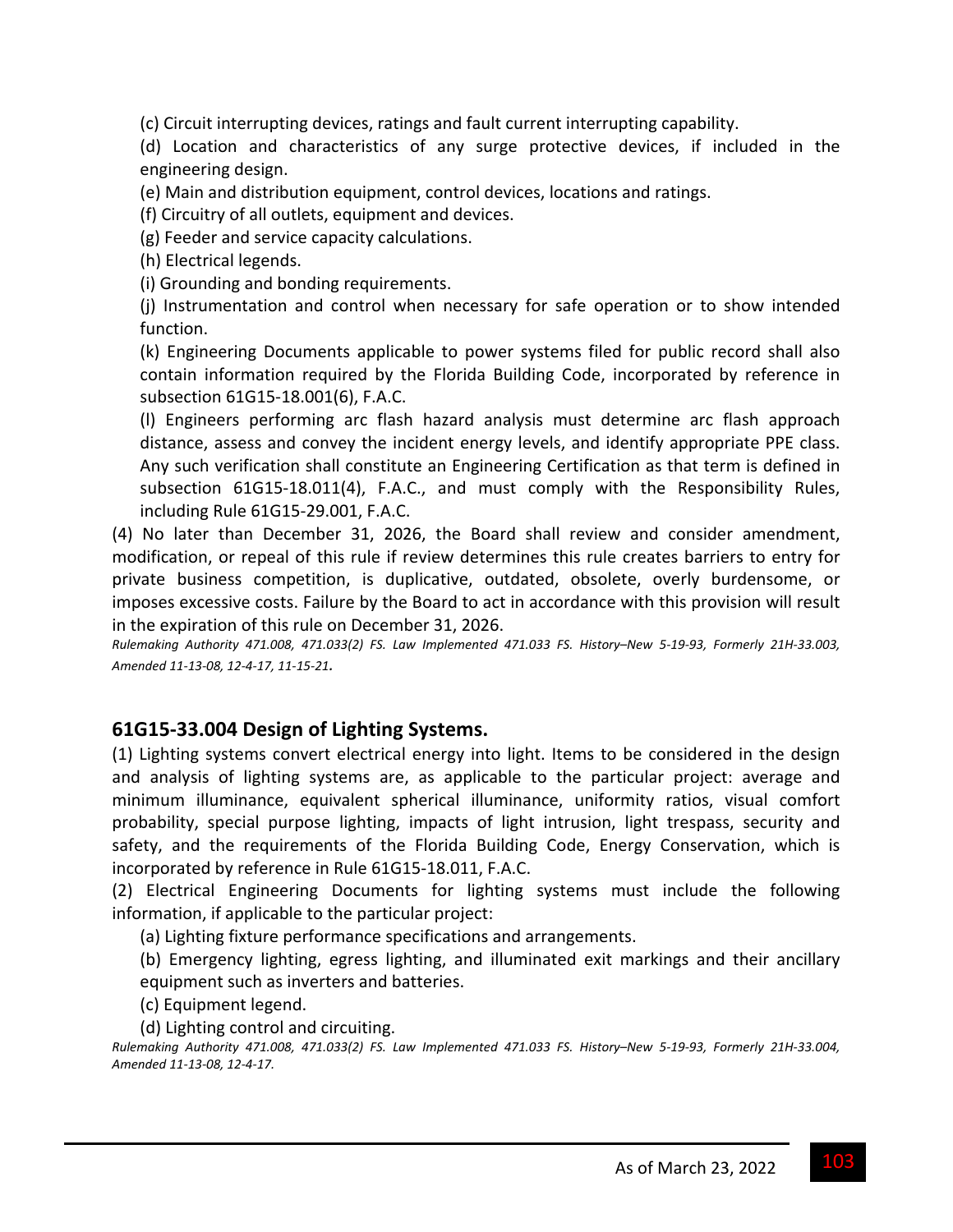(c) Circuit interrupting devices, ratings and fault current interrupting capability.

(d) Location and characteristics of any surge protective devices, if included in the engineering design.

(e) Main and distribution equipment, control devices, locations and ratings.

(f) Circuitry of all outlets, equipment and devices.

(g) Feeder and service capacity calculations.

(h) Electrical legends.

(i) Grounding and bonding requirements.

(j) Instrumentation and control when necessary for safe operation or to show intended function.

(k) Engineering Documents applicable to power systems filed for public record shall also contain information required by the Florida Building Code, incorporated by reference in subsection 61G15-18.001(6), F.A.C.

(l) Engineers performing arc flash hazard analysis must determine arc flash approach distance, assess and convey the incident energy levels, and identify appropriate PPE class. Any such verification shall constitute an Engineering Certification as that term is defined in subsection 61G15-18.011(4), F.A.C., and must comply with the Responsibility Rules, including Rule 61G15-29.001, F.A.C.

(4) No later than December 31, 2026, the Board shall review and consider amendment, modification, or repeal of this rule if review determines this rule creates barriers to entry for private business competition, is duplicative, outdated, obsolete, overly burdensome, or imposes excessive costs. Failure by the Board to act in accordance with this provision will result in the expiration of this rule on December 31, 2026.

*Rulemaking Authority 471.008, 471.033(2) FS. Law Implemented 471.033 FS. History–New 5-19-93, Formerly 21H-33.003, Amended 11-13-08, 12-4-17, 11-15-21.*

## 61G15-33.004 Design of Lighting Systems.

(1) Lighting systems convert electrical energy into light. Items to be considered in the design and analysis of lighting systems are, as applicable to the particular project: average and minimum illuminance, equivalent spherical illuminance, uniformity ratios, visual comfort probability, special purpose lighting, impacts of light intrusion, light trespass, security and safety, and the requirements of the Florida Building Code, Energy Conservation, which is incorporated by reference in Rule 61G15-18.011, F.A.C.

(2) Electrical Engineering Documents for lighting systems must include the following information, if applicable to the particular project:

(a) Lighting fixture performance specifications and arrangements.

(b) Emergency lighting, egress lighting, and illuminated exit markings and their ancillary equipment such as inverters and batteries.

(c) Equipment legend.

(d) Lighting control and circuiting.

*Rulemaking Authority 471.008, 471.033(2) FS. Law Implemented 471.033 FS. History–New 5-19-93, Formerly 21H-33.004, Amended 11-13-08, 12-4-17.*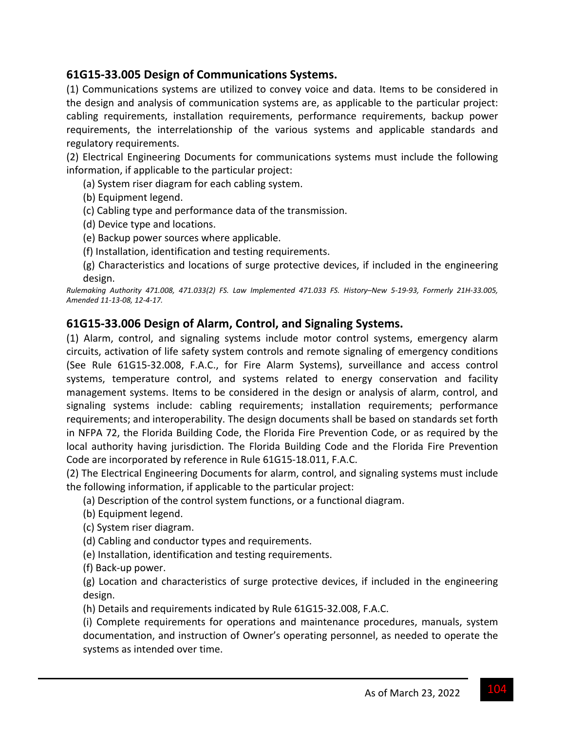## 61G15-33.005 Design of Communications Systems.

(1) Communications systems are utilized to convey voice and data. Items to be considered in the design and analysis of communication systems are, as applicable to the particular project: cabling requirements, installation requirements, performance requirements, backup power requirements, the interrelationship of the various systems and applicable standards and regulatory requirements.

(2) Electrical Engineering Documents for communications systems must include the following information, if applicable to the particular project:

- (a) System riser diagram for each cabling system.
- (b) Equipment legend.
- (c) Cabling type and performance data of the transmission.
- (d) Device type and locations.
- (e) Backup power sources where applicable.
- (f) Installation, identification and testing requirements.
- (g) Characteristics and locations of surge protective devices, if included in the engineering design.

*Rulemaking Authority 471.008, 471.033(2) FS. Law Implemented 471.033 FS. History–New 5-19-93, Formerly 21H-33.005, Amended 11-13-08, 12-4-17.*

## 61G15-33.006 Design of Alarm, Control, and Signaling Systems.

(1) Alarm, control, and signaling systems include motor control systems, emergency alarm circuits, activation of life safety system controls and remote signaling of emergency conditions (See Rule 61G15-32.008, F.A.C., for Fire Alarm Systems), surveillance and access control systems, temperature control, and systems related to energy conservation and facility management systems. Items to be considered in the design or analysis of alarm, control, and signaling systems include: cabling requirements; installation requirements; performance requirements; and interoperability. The design documents shall be based on standards set forth in NFPA 72, the Florida Building Code, the Florida Fire Prevention Code, or as required by the local authority having jurisdiction. The Florida Building Code and the Florida Fire Prevention Code are incorporated by reference in Rule 61G15-18.011, F.A.C.

(2) The Electrical Engineering Documents for alarm, control, and signaling systems must include the following information, if applicable to the particular project:

- (a) Description of the control system functions, or a functional diagram.
- (b) Equipment legend.
- (c) System riser diagram.
- (d) Cabling and conductor types and requirements.
- (e) Installation, identification and testing requirements.
- (f) Back-up power.
- (g) Location and characteristics of surge protective devices, if included in the engineering design.
- (h) Details and requirements indicated by Rule 61G15-32.008, F.A.C.
- (i) Complete requirements for operations and maintenance procedures, manuals, system documentation, and instruction of Owner's operating personnel, as needed to operate the systems as intended over time.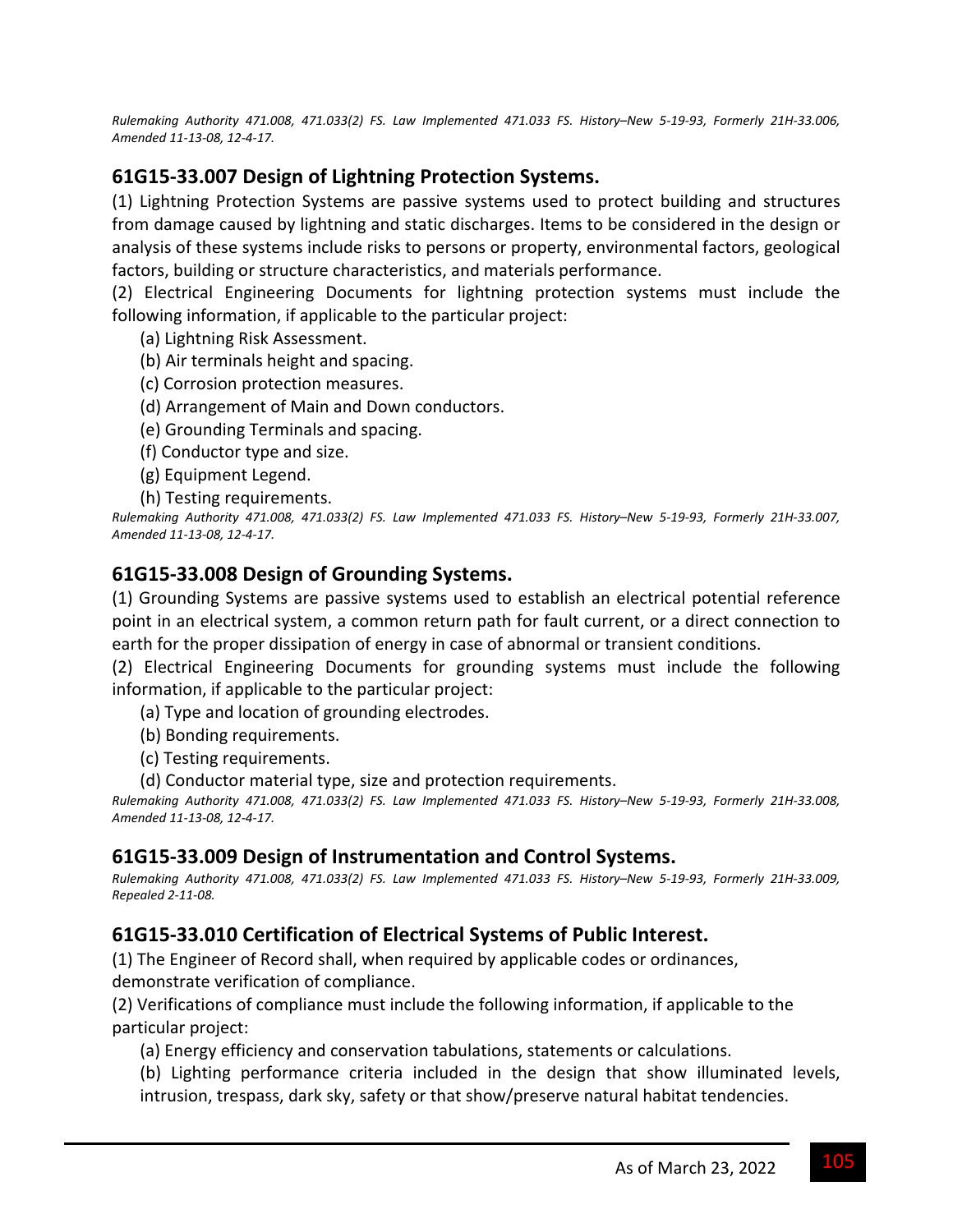*Rulemaking Authority 471.008, 471.033(2) FS. Law Implemented 471.033 FS. History–New 5-19-93, Formerly 21H-33.006, Amended 11-13-08, 12-4-17.*

## 61G15-33.007 Design of Lightning Protection Systems.

(1) Lightning Protection Systems are passive systems used to protect building and structures from damage caused by lightning and static discharges. Items to be considered in the design or analysis of these systems include risks to persons or property, environmental factors, geological factors, building or structure characteristics, and materials performance.

(2) Electrical Engineering Documents for lightning protection systems must include the following information, if applicable to the particular project:

(a) Lightning Risk Assessment.

(b) Air terminals height and spacing.

(c) Corrosion protection measures.

(d) Arrangement of Main and Down conductors.

(e) Grounding Terminals and spacing.

(f) Conductor type and size.

(g) Equipment Legend.

(h) Testing requirements.

*Rulemaking Authority 471.008, 471.033(2) FS. Law Implemented 471.033 FS. History–New 5-19-93, Formerly 21H-33.007, Amended 11-13-08, 12-4-17.*

## 61G15-33.008 Design of Grounding Systems.

(1) Grounding Systems are passive systems used to establish an electrical potential reference point in an electrical system, a common return path for fault current, or a direct connection to earth for the proper dissipation of energy in case of abnormal or transient conditions.

(2) Electrical Engineering Documents for grounding systems must include the following information, if applicable to the particular project:

(a) Type and location of grounding electrodes.

(b) Bonding requirements.

(c) Testing requirements.

(d) Conductor material type, size and protection requirements.

*Rulemaking Authority 471.008, 471.033(2) FS. Law Implemented 471.033 FS. History–New 5-19-93, Formerly 21H-33.008, Amended 11-13-08, 12-4-17.*

## 61G15-33.009 Design of Instrumentation and Control Systems.

*Rulemaking Authority 471.008, 471.033(2) FS. Law Implemented 471.033 FS. History–New 5-19-93, Formerly 21H-33.009, Repealed 2-11-08.*

## 61G15-33.010 Certification of Electrical Systems of Public Interest.

(1) The Engineer of Record shall, when required by applicable codes or ordinances, demonstrate verification of compliance.

(2) Verifications of compliance must include the following information, if applicable to the particular project:

(a) Energy efficiency and conservation tabulations, statements or calculations.

(b) Lighting performance criteria included in the design that show illuminated levels, intrusion, trespass, dark sky, safety or that show/preserve natural habitat tendencies.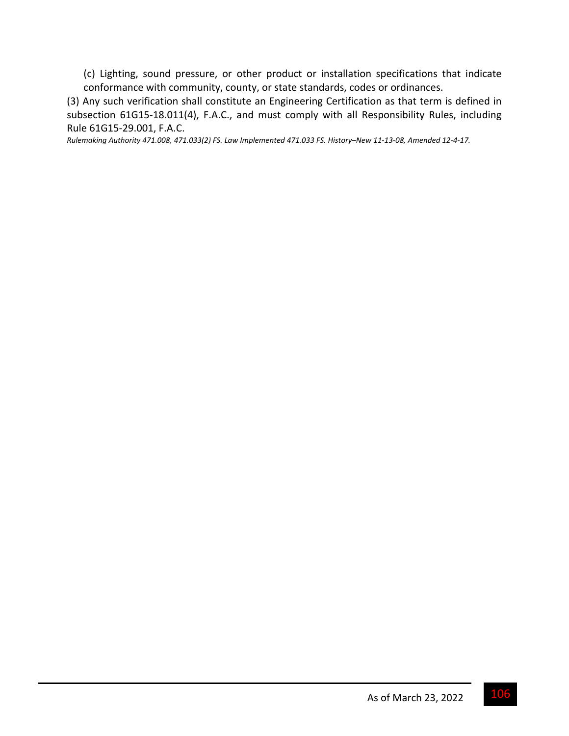(c) Lighting, sound pressure, or other product or installation specifications that indicate conformance with community, county, or state standards, codes or ordinances.

(3) Any such verification shall constitute an Engineering Certification as that term is defined in subsection 61G15-18.011(4), F.A.C., and must comply with all Responsibility Rules, including Rule 61G15-29.001, F.A.C.

*Rulemaking Authority 471.008, 471.033(2) FS. Law Implemented 471.033 FS. History–New 11-13-08, Amended 12-4-17.*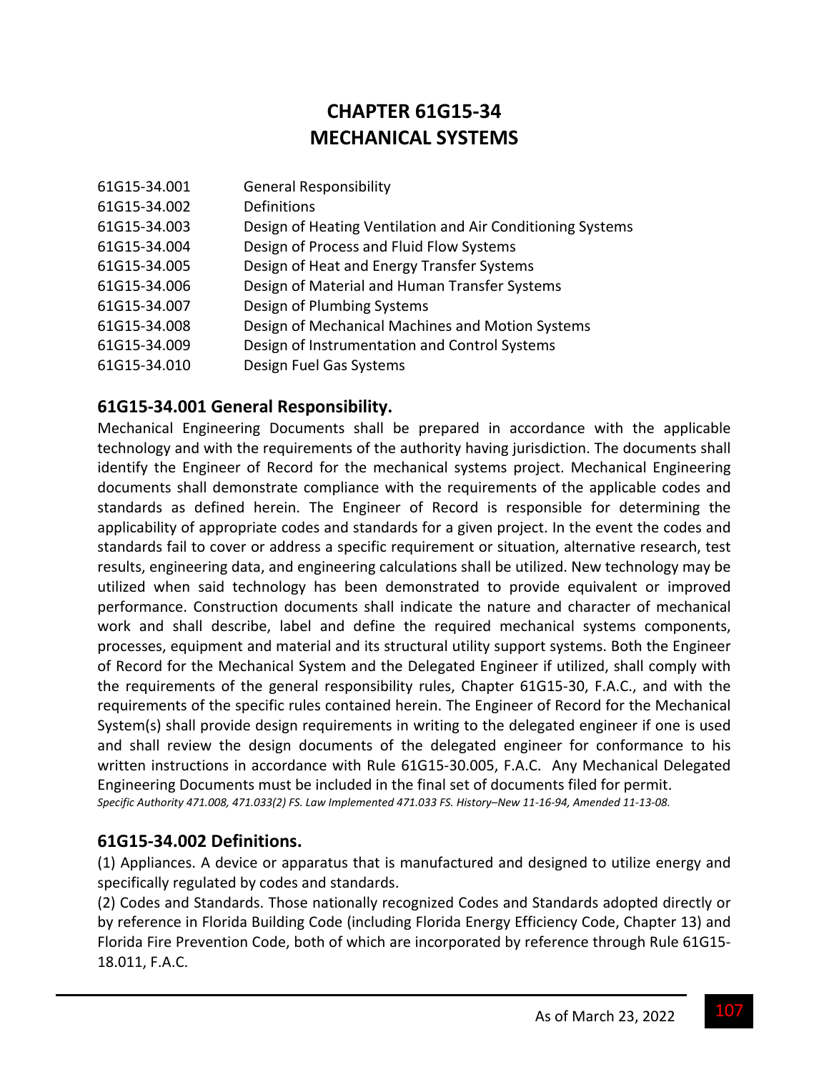# CHAPTER 61G15-34
# MECHANICAL SYSTEMS

| | |
|---|---|
| 61G15-34.001 | General Responsibility |
| 61G15-34.002 | Definitions |
| 61G15-34.003 | Design of Heating Ventilation and Air Conditioning Systems |
| 61G15-34.004 | Design of Process and Fluid Flow Systems |
| 61G15-34.005 | Design of Heat and Energy Transfer Systems |
| 61G15-34.006 | Design of Material and Human Transfer Systems |
| 61G15-34.007 | Design of Plumbing Systems |
| 61G15-34.008 | Design of Mechanical Machines and Motion Systems |
| 61G15-34.009 | Design of Instrumentation and Control Systems |
| 61G15-34.010 | Design Fuel Gas Systems |

## 61G15-34.001 General Responsibility.

Mechanical Engineering Documents shall be prepared in accordance with the applicable technology and with the requirements of the authority having jurisdiction. The documents shall identify the Engineer of Record for the mechanical systems project. Mechanical Engineering documents shall demonstrate compliance with the requirements of the applicable codes and standards as defined herein. The Engineer of Record is responsible for determining the applicability of appropriate codes and standards for a given project. In the event the codes and standards fail to cover or address a specific requirement or situation, alternative research, test results, engineering data, and engineering calculations shall be utilized. New technology may be utilized when said technology has been demonstrated to provide equivalent or improved performance. Construction documents shall indicate the nature and character of mechanical work and shall describe, label and define the required mechanical systems components, processes, equipment and material and its structural utility support systems. Both the Engineer of Record for the Mechanical System and the Delegated Engineer if utilized, shall comply with the requirements of the general responsibility rules, Chapter 61G15-30, F.A.C., and with the requirements of the specific rules contained herein. The Engineer of Record for the Mechanical System(s) shall provide design requirements in writing to the delegated engineer if one is used and shall review the design documents of the delegated engineer for conformance to his written instructions in accordance with Rule 61G15-30.005, F.A.C. Any Mechanical Delegated Engineering Documents must be included in the final set of documents filed for permit.

*Specific Authority 471.008, 471.033(2) FS. Law Implemented 471.033 FS. History–New 11-16-94, Amended 11-13-08.*

## 61G15-34.002 Definitions.

(1) Appliances. A device or apparatus that is manufactured and designed to utilize energy and specifically regulated by codes and standards.

(2) Codes and Standards. Those nationally recognized Codes and Standards adopted directly or by reference in Florida Building Code (including Florida Energy Efficiency Code, Chapter 13) and Florida Fire Prevention Code, both of which are incorporated by reference through Rule 61G15-18.011, F.A.C.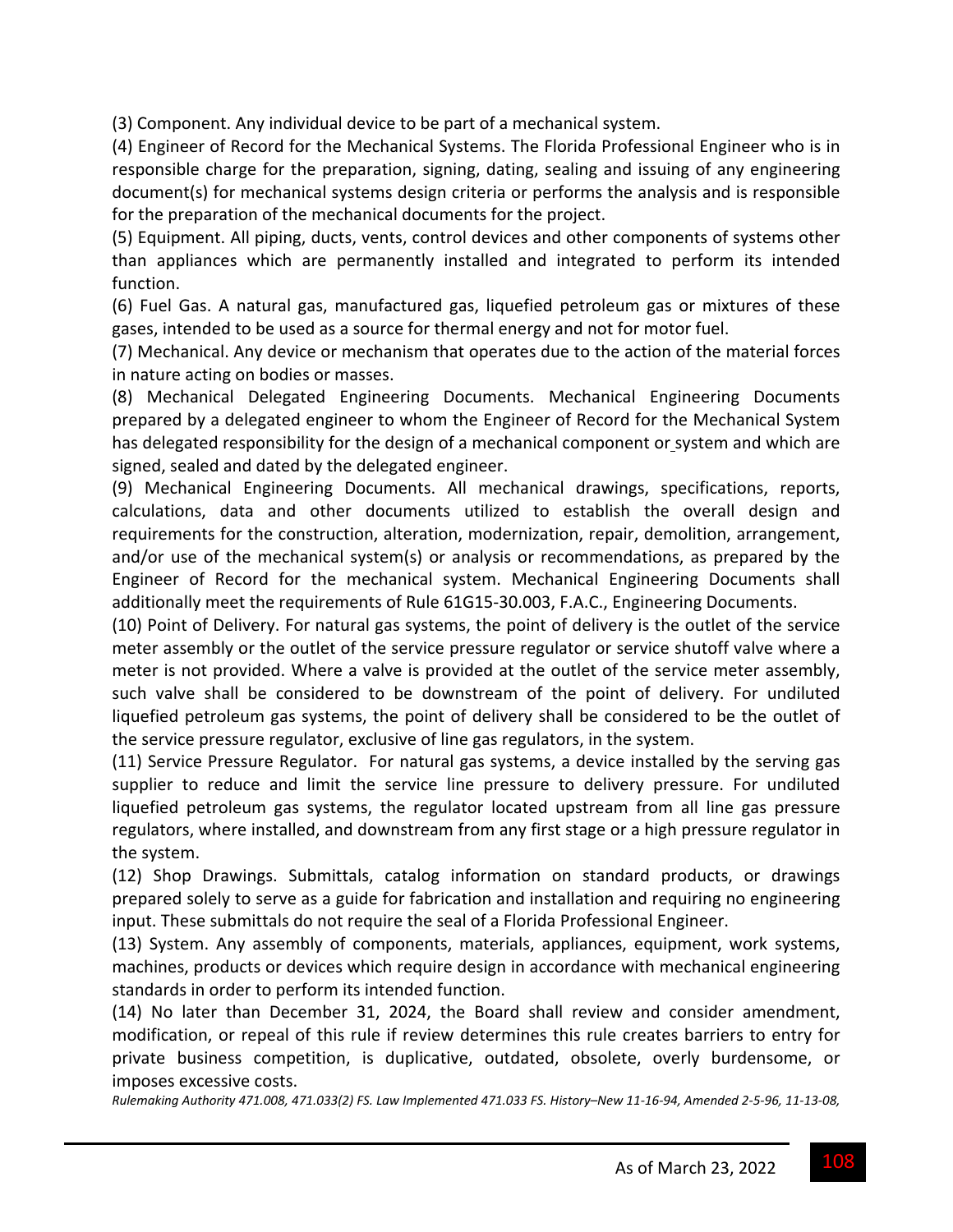(3) Component. Any individual device to be part of a mechanical system.

(4) Engineer of Record for the Mechanical Systems. The Florida Professional Engineer who is in responsible charge for the preparation, signing, dating, sealing and issuing of any engineering document(s) for mechanical systems design criteria or performs the analysis and is responsible for the preparation of the mechanical documents for the project.

(5) Equipment. All piping, ducts, vents, control devices and other components of systems other than appliances which are permanently installed and integrated to perform its intended function.

(6) Fuel Gas. A natural gas, manufactured gas, liquefied petroleum gas or mixtures of these gases, intended to be used as a source for thermal energy and not for motor fuel.

(7) Mechanical. Any device or mechanism that operates due to the action of the material forces in nature acting on bodies or masses.

(8) Mechanical Delegated Engineering Documents. Mechanical Engineering Documents prepared by a delegated engineer to whom the Engineer of Record for the Mechanical System has delegated responsibility for the design of a mechanical component or system and which are signed, sealed and dated by the delegated engineer.

(9) Mechanical Engineering Documents. All mechanical drawings, specifications, reports, calculations, data and other documents utilized to establish the overall design and requirements for the construction, alteration, modernization, repair, demolition, arrangement, and/or use of the mechanical system(s) or analysis or recommendations, as prepared by the Engineer of Record for the mechanical system. Mechanical Engineering Documents shall additionally meet the requirements of Rule 61G15-30.003, F.A.C., Engineering Documents.

(10) Point of Delivery. For natural gas systems, the point of delivery is the outlet of the service meter assembly or the outlet of the service pressure regulator or service shutoff valve where a meter is not provided. Where a valve is provided at the outlet of the service meter assembly, such valve shall be considered to be downstream of the point of delivery. For undiluted liquefied petroleum gas systems, the point of delivery shall be considered to be the outlet of the service pressure regulator, exclusive of line gas regulators, in the system.

(11) Service Pressure Regulator. For natural gas systems, a device installed by the serving gas supplier to reduce and limit the service line pressure to delivery pressure. For undiluted liquefied petroleum gas systems, the regulator located upstream from all line gas pressure regulators, where installed, and downstream from any first stage or a high pressure regulator in the system.

(12) Shop Drawings. Submittals, catalog information on standard products, or drawings prepared solely to serve as a guide for fabrication and installation and requiring no engineering input. These submittals do not require the seal of a Florida Professional Engineer.

(13) System. Any assembly of components, materials, appliances, equipment, work systems, machines, products or devices which require design in accordance with mechanical engineering standards in order to perform its intended function.

(14) No later than December 31, 2024, the Board shall review and consider amendment, modification, or repeal of this rule if review determines this rule creates barriers to entry for private business competition, is duplicative, outdated, obsolete, overly burdensome, or imposes excessive costs.

*Rulemaking Authority 471.008, 471.033(2) FS. Law Implemented 471.033 FS. History–New 11-16-94, Amended 2-5-96, 11-13-08,*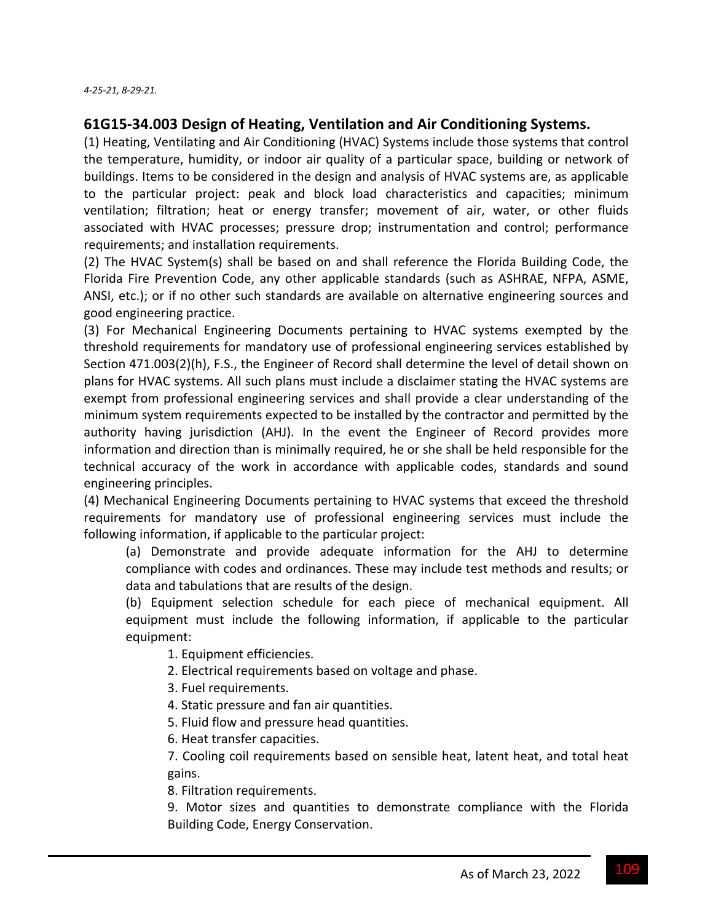*4-25-21, 8-29-21.*

## 61G15-34.003 Design of Heating, Ventilation and Air Conditioning Systems.

(1) Heating, Ventilating and Air Conditioning (HVAC) Systems include those systems that control the temperature, humidity, or indoor air quality of a particular space, building or network of buildings. Items to be considered in the design and analysis of HVAC systems are, as applicable to the particular project: peak and block load characteristics and capacities; minimum ventilation; filtration; heat or energy transfer; movement of air, water, or other fluids associated with HVAC processes; pressure drop; instrumentation and control; performance requirements; and installation requirements.

(2) The HVAC System(s) shall be based on and shall reference the Florida Building Code, the Florida Fire Prevention Code, any other applicable standards (such as ASHRAE, NFPA, ASME, ANSI, etc.); or if no other such standards are available on alternative engineering sources and good engineering practice.

(3) For Mechanical Engineering Documents pertaining to HVAC systems exempted by the threshold requirements for mandatory use of professional engineering services established by Section 471.003(2)(h), F.S., the Engineer of Record shall determine the level of detail shown on plans for HVAC systems. All such plans must include a disclaimer stating the HVAC systems are exempt from professional engineering services and shall provide a clear understanding of the minimum system requirements expected to be installed by the contractor and permitted by the authority having jurisdiction (AHJ). In the event the Engineer of Record provides more information and direction than is minimally required, he or she shall be held responsible for the technical accuracy of the work in accordance with applicable codes, standards and sound engineering principles.

(4) Mechanical Engineering Documents pertaining to HVAC systems that exceed the threshold requirements for mandatory use of professional engineering services must include the following information, if applicable to the particular project:

(a) Demonstrate and provide adequate information for the AHJ to determine compliance with codes and ordinances. These may include test methods and results; or data and tabulations that are results of the design.

(b) Equipment selection schedule for each piece of mechanical equipment. All equipment must include the following information, if applicable to the particular equipment:

1. Equipment efficiencies.
2. Electrical requirements based on voltage and phase.
3. Fuel requirements.
4. Static pressure and fan air quantities.
5. Fluid flow and pressure head quantities.
6. Heat transfer capacities.
7. Cooling coil requirements based on sensible heat, latent heat, and total heat gains.
8. Filtration requirements.
9. Motor sizes and quantities to demonstrate compliance with the Florida Building Code, Energy Conservation.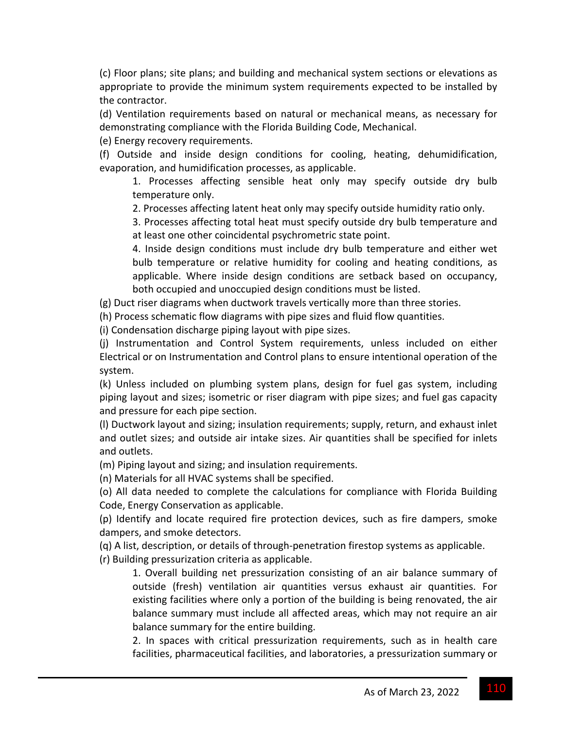(c) Floor plans; site plans; and building and mechanical system sections or elevations as appropriate to provide the minimum system requirements expected to be installed by the contractor.

(d) Ventilation requirements based on natural or mechanical means, as necessary for demonstrating compliance with the Florida Building Code, Mechanical.

(e) Energy recovery requirements.

(f) Outside and inside design conditions for cooling, heating, dehumidification, evaporation, and humidification processes, as applicable.

> 1. Processes affecting sensible heat only may specify outside dry bulb temperature only.
>
> 2. Processes affecting latent heat only may specify outside humidity ratio only.
>
> 3. Processes affecting total heat must specify outside dry bulb temperature and at least one other coincidental psychrometric state point.
>
> 4. Inside design conditions must include dry bulb temperature and either wet bulb temperature or relative humidity for cooling and heating conditions, as applicable. Where inside design conditions are setback based on occupancy, both occupied and unoccupied design conditions must be listed.

(g) Duct riser diagrams when ductwork travels vertically more than three stories.

(h) Process schematic flow diagrams with pipe sizes and fluid flow quantities.

(i) Condensation discharge piping layout with pipe sizes.

(j) Instrumentation and Control System requirements, unless included on either Electrical or on Instrumentation and Control plans to ensure intentional operation of the system.

(k) Unless included on plumbing system plans, design for fuel gas system, including piping layout and sizes; isometric or riser diagram with pipe sizes; and fuel gas capacity and pressure for each pipe section.

(l) Ductwork layout and sizing; insulation requirements; supply, return, and exhaust inlet and outlet sizes; and outside air intake sizes. Air quantities shall be specified for inlets and outlets.

(m) Piping layout and sizing; and insulation requirements.

(n) Materials for all HVAC systems shall be specified.

(o) All data needed to complete the calculations for compliance with Florida Building Code, Energy Conservation as applicable.

(p) Identify and locate required fire protection devices, such as fire dampers, smoke dampers, and smoke detectors.

(q) A list, description, or details of through-penetration firestop systems as applicable.

(r) Building pressurization criteria as applicable.

> 1. Overall building net pressurization consisting of an air balance summary of outside (fresh) ventilation air quantities versus exhaust air quantities. For existing facilities where only a portion of the building is being renovated, the air balance summary must include all affected areas, which may not require an air balance summary for the entire building.
>
> 2. In spaces with critical pressurization requirements, such as in health care facilities, pharmaceutical facilities, and laboratories, a pressurization summary or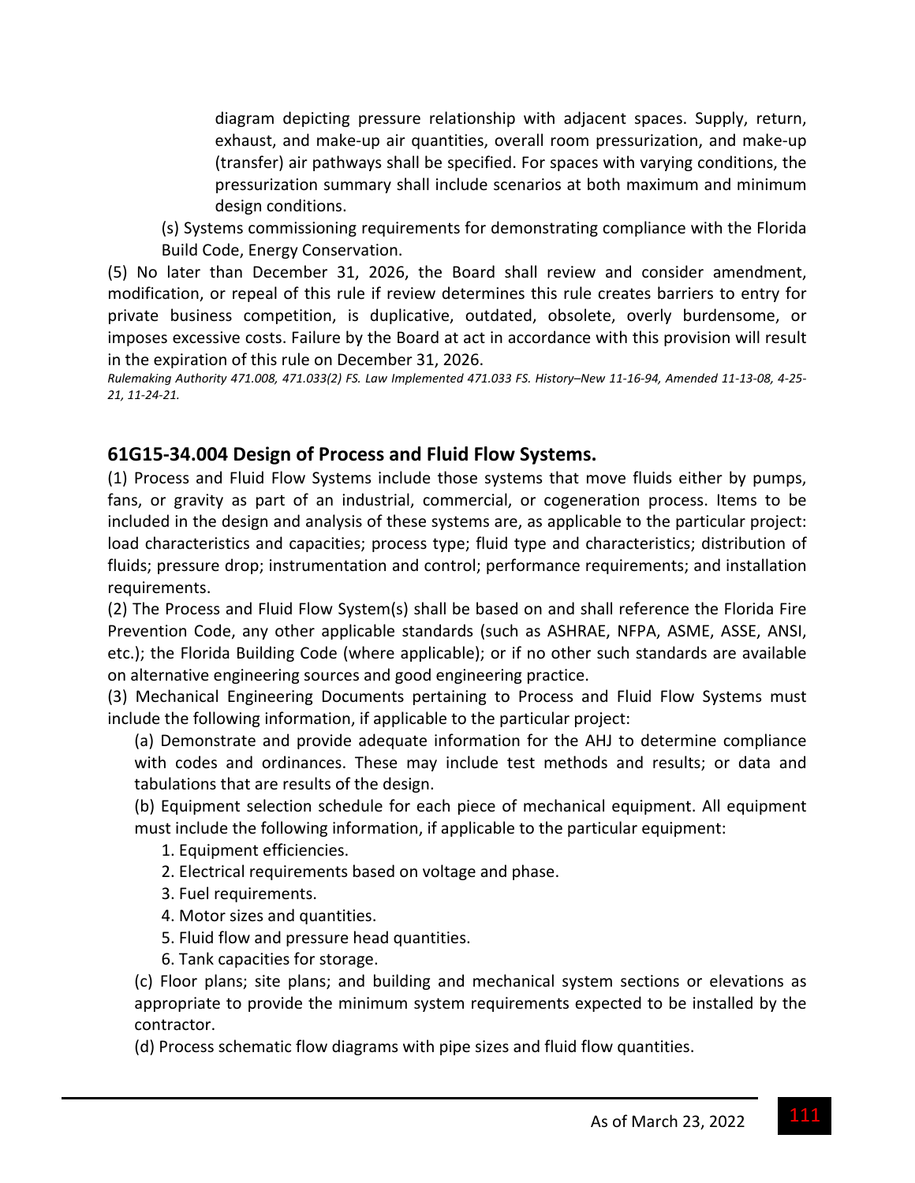diagram depicting pressure relationship with adjacent spaces. Supply, return, exhaust, and make-up air quantities, overall room pressurization, and make-up (transfer) air pathways shall be specified. For spaces with varying conditions, the pressurization summary shall include scenarios at both maximum and minimum design conditions.

(s) Systems commissioning requirements for demonstrating compliance with the Florida Build Code, Energy Conservation.

(5) No later than December 31, 2026, the Board shall review and consider amendment, modification, or repeal of this rule if review determines this rule creates barriers to entry for private business competition, is duplicative, outdated, obsolete, overly burdensome, or imposes excessive costs. Failure by the Board at act in accordance with this provision will result in the expiration of this rule on December 31, 2026.

*Rulemaking Authority 471.008, 471.033(2) FS. Law Implemented 471.033 FS. History–New 11-16-94, Amended 11-13-08, 4-25-21, 11-24-21.*

## 61G15-34.004 Design of Process and Fluid Flow Systems.

(1) Process and Fluid Flow Systems include those systems that move fluids either by pumps, fans, or gravity as part of an industrial, commercial, or cogeneration process. Items to be included in the design and analysis of these systems are, as applicable to the particular project: load characteristics and capacities; process type; fluid type and characteristics; distribution of fluids; pressure drop; instrumentation and control; performance requirements; and installation requirements.

(2) The Process and Fluid Flow System(s) shall be based on and shall reference the Florida Fire Prevention Code, any other applicable standards (such as ASHRAE, NFPA, ASME, ASSE, ANSI, etc.); the Florida Building Code (where applicable); or if no other such standards are available on alternative engineering sources and good engineering practice.

(3) Mechanical Engineering Documents pertaining to Process and Fluid Flow Systems must include the following information, if applicable to the particular project:

(a) Demonstrate and provide adequate information for the AHJ to determine compliance with codes and ordinances. These may include test methods and results; or data and tabulations that are results of the design.

(b) Equipment selection schedule for each piece of mechanical equipment. All equipment must include the following information, if applicable to the particular equipment:

1. Equipment efficiencies.
2. Electrical requirements based on voltage and phase.
3. Fuel requirements.
4. Motor sizes and quantities.
5. Fluid flow and pressure head quantities.
6. Tank capacities for storage.

(c) Floor plans; site plans; and building and mechanical system sections or elevations as appropriate to provide the minimum system requirements expected to be installed by the contractor.

(d) Process schematic flow diagrams with pipe sizes and fluid flow quantities.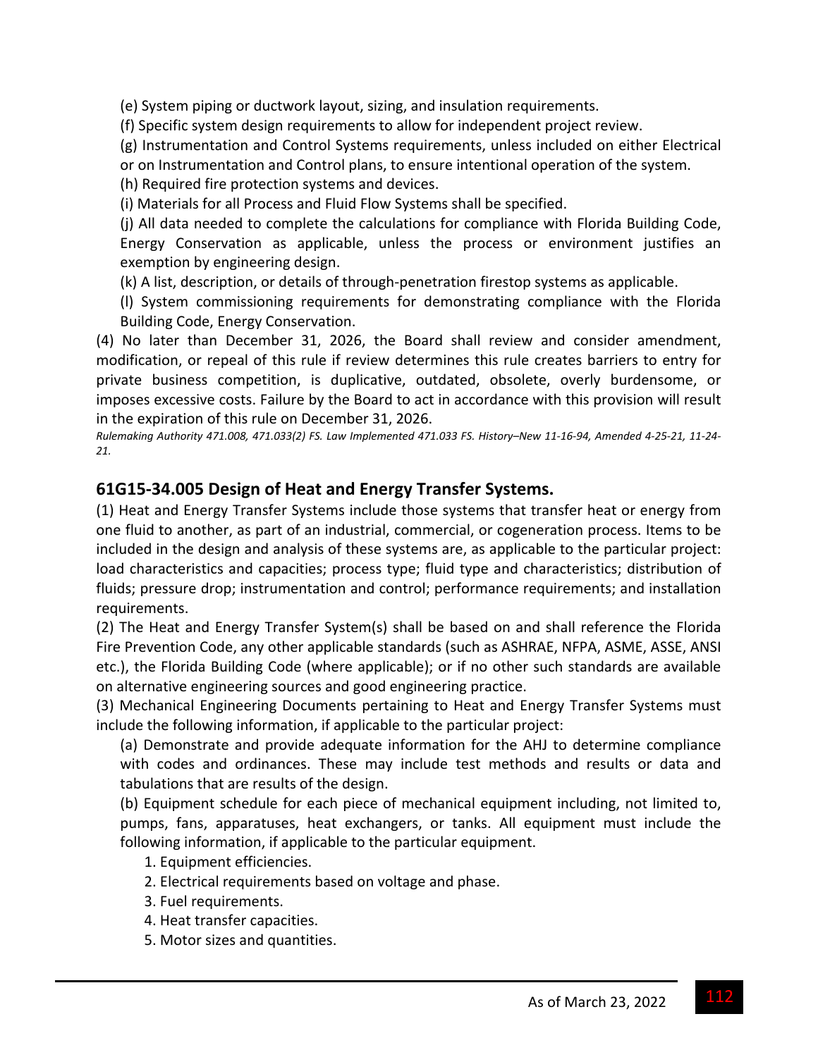(e) System piping or ductwork layout, sizing, and insulation requirements.

(f) Specific system design requirements to allow for independent project review.

(g) Instrumentation and Control Systems requirements, unless included on either Electrical or on Instrumentation and Control plans, to ensure intentional operation of the system.

(h) Required fire protection systems and devices.

(i) Materials for all Process and Fluid Flow Systems shall be specified.

(j) All data needed to complete the calculations for compliance with Florida Building Code, Energy Conservation as applicable, unless the process or environment justifies an exemption by engineering design.

(k) A list, description, or details of through-penetration firestop systems as applicable.

(l) System commissioning requirements for demonstrating compliance with the Florida Building Code, Energy Conservation.

(4) No later than December 31, 2026, the Board shall review and consider amendment, modification, or repeal of this rule if review determines this rule creates barriers to entry for private business competition, is duplicative, outdated, obsolete, overly burdensome, or imposes excessive costs. Failure by the Board to act in accordance with this provision will result in the expiration of this rule on December 31, 2026.

*Rulemaking Authority 471.008, 471.033(2) FS. Law Implemented 471.033 FS. History–New 11-16-94, Amended 4-25-21, 11-24-21.*

## 61G15-34.005 Design of Heat and Energy Transfer Systems.

(1) Heat and Energy Transfer Systems include those systems that transfer heat or energy from one fluid to another, as part of an industrial, commercial, or cogeneration process. Items to be included in the design and analysis of these systems are, as applicable to the particular project: load characteristics and capacities; process type; fluid type and characteristics; distribution of fluids; pressure drop; instrumentation and control; performance requirements; and installation requirements.

(2) The Heat and Energy Transfer System(s) shall be based on and shall reference the Florida Fire Prevention Code, any other applicable standards (such as ASHRAE, NFPA, ASME, ASSE, ANSI etc.), the Florida Building Code (where applicable); or if no other such standards are available on alternative engineering sources and good engineering practice.

(3) Mechanical Engineering Documents pertaining to Heat and Energy Transfer Systems must include the following information, if applicable to the particular project:

(a) Demonstrate and provide adequate information for the AHJ to determine compliance with codes and ordinances. These may include test methods and results or data and tabulations that are results of the design.

(b) Equipment schedule for each piece of mechanical equipment including, not limited to, pumps, fans, apparatuses, heat exchangers, or tanks. All equipment must include the following information, if applicable to the particular equipment.

1. Equipment efficiencies.
2. Electrical requirements based on voltage and phase.
3. Fuel requirements.
4. Heat transfer capacities.
5. Motor sizes and quantities.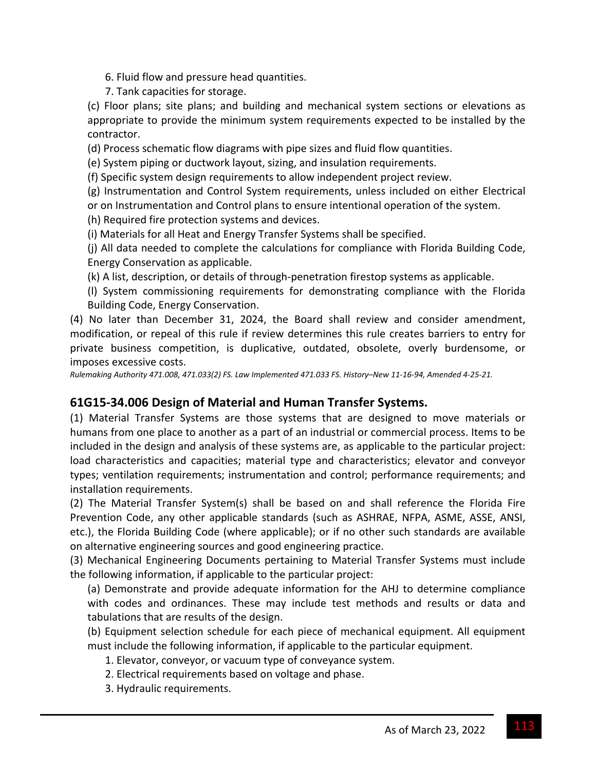6. Fluid flow and pressure head quantities.

7. Tank capacities for storage.

(c) Floor plans; site plans; and building and mechanical system sections or elevations as appropriate to provide the minimum system requirements expected to be installed by the contractor.

(d) Process schematic flow diagrams with pipe sizes and fluid flow quantities.

(e) System piping or ductwork layout, sizing, and insulation requirements.

(f) Specific system design requirements to allow independent project review.

(g) Instrumentation and Control System requirements, unless included on either Electrical or on Instrumentation and Control plans to ensure intentional operation of the system.

(h) Required fire protection systems and devices.

(i) Materials for all Heat and Energy Transfer Systems shall be specified.

(j) All data needed to complete the calculations for compliance with Florida Building Code, Energy Conservation as applicable.

(k) A list, description, or details of through-penetration firestop systems as applicable.

(l) System commissioning requirements for demonstrating compliance with the Florida Building Code, Energy Conservation.

(4) No later than December 31, 2024, the Board shall review and consider amendment, modification, or repeal of this rule if review determines this rule creates barriers to entry for private business competition, is duplicative, outdated, obsolete, overly burdensome, or imposes excessive costs.

*Rulemaking Authority 471.008, 471.033(2) FS. Law Implemented 471.033 FS. History–New 11-16-94, Amended 4-25-21.*

## 61G15-34.006 Design of Material and Human Transfer Systems.

(1) Material Transfer Systems are those systems that are designed to move materials or humans from one place to another as a part of an industrial or commercial process. Items to be included in the design and analysis of these systems are, as applicable to the particular project: load characteristics and capacities; material type and characteristics; elevator and conveyor types; ventilation requirements; instrumentation and control; performance requirements; and installation requirements.

(2) The Material Transfer System(s) shall be based on and shall reference the Florida Fire Prevention Code, any other applicable standards (such as ASHRAE, NFPA, ASME, ASSE, ANSI, etc.), the Florida Building Code (where applicable); or if no other such standards are available on alternative engineering sources and good engineering practice.

(3) Mechanical Engineering Documents pertaining to Material Transfer Systems must include the following information, if applicable to the particular project:

(a) Demonstrate and provide adequate information for the AHJ to determine compliance with codes and ordinances. These may include test methods and results or data and tabulations that are results of the design.

(b) Equipment selection schedule for each piece of mechanical equipment. All equipment must include the following information, if applicable to the particular equipment.

1. Elevator, conveyor, or vacuum type of conveyance system.

2. Electrical requirements based on voltage and phase.

3. Hydraulic requirements.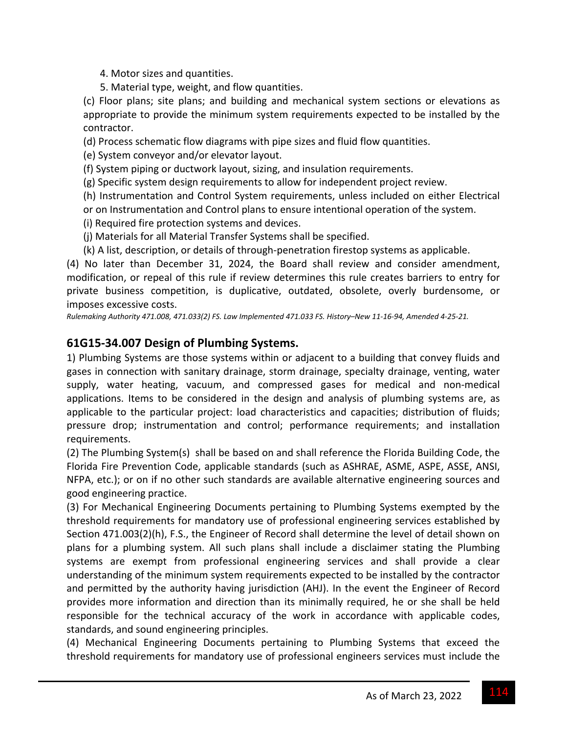4. Motor sizes and quantities.

5. Material type, weight, and flow quantities.

(c) Floor plans; site plans; and building and mechanical system sections or elevations as appropriate to provide the minimum system requirements expected to be installed by the contractor.

(d) Process schematic flow diagrams with pipe sizes and fluid flow quantities.

(e) System conveyor and/or elevator layout.

(f) System piping or ductwork layout, sizing, and insulation requirements.

(g) Specific system design requirements to allow for independent project review.

(h) Instrumentation and Control System requirements, unless included on either Electrical or on Instrumentation and Control plans to ensure intentional operation of the system.

(i) Required fire protection systems and devices.

(j) Materials for all Material Transfer Systems shall be specified.

(k) A list, description, or details of through-penetration firestop systems as applicable.

(4) No later than December 31, 2024, the Board shall review and consider amendment, modification, or repeal of this rule if review determines this rule creates barriers to entry for private business competition, is duplicative, outdated, obsolete, overly burdensome, or imposes excessive costs.

*Rulemaking Authority 471.008, 471.033(2) FS. Law Implemented 471.033 FS. History–New 11-16-94, Amended 4-25-21.*

## 61G15-34.007 Design of Plumbing Systems.

1) Plumbing Systems are those systems within or adjacent to a building that convey fluids and gases in connection with sanitary drainage, storm drainage, specialty drainage, venting, water supply, water heating, vacuum, and compressed gases for medical and non-medical applications. Items to be considered in the design and analysis of plumbing systems are, as applicable to the particular project: load characteristics and capacities; distribution of fluids; pressure drop; instrumentation and control; performance requirements; and installation requirements.

(2) The Plumbing System(s) shall be based on and shall reference the Florida Building Code, the Florida Fire Prevention Code, applicable standards (such as ASHRAE, ASME, ASPE, ASSE, ANSI, NFPA, etc.); or on if no other such standards are available alternative engineering sources and good engineering practice.

(3) For Mechanical Engineering Documents pertaining to Plumbing Systems exempted by the threshold requirements for mandatory use of professional engineering services established by Section 471.003(2)(h), F.S., the Engineer of Record shall determine the level of detail shown on plans for a plumbing system. All such plans shall include a disclaimer stating the Plumbing systems are exempt from professional engineering services and shall provide a clear understanding of the minimum system requirements expected to be installed by the contractor and permitted by the authority having jurisdiction (AHJ). In the event the Engineer of Record provides more information and direction than its minimally required, he or she shall be held responsible for the technical accuracy of the work in accordance with applicable codes, standards, and sound engineering principles.

(4) Mechanical Engineering Documents pertaining to Plumbing Systems that exceed the threshold requirements for mandatory use of professional engineers services must include the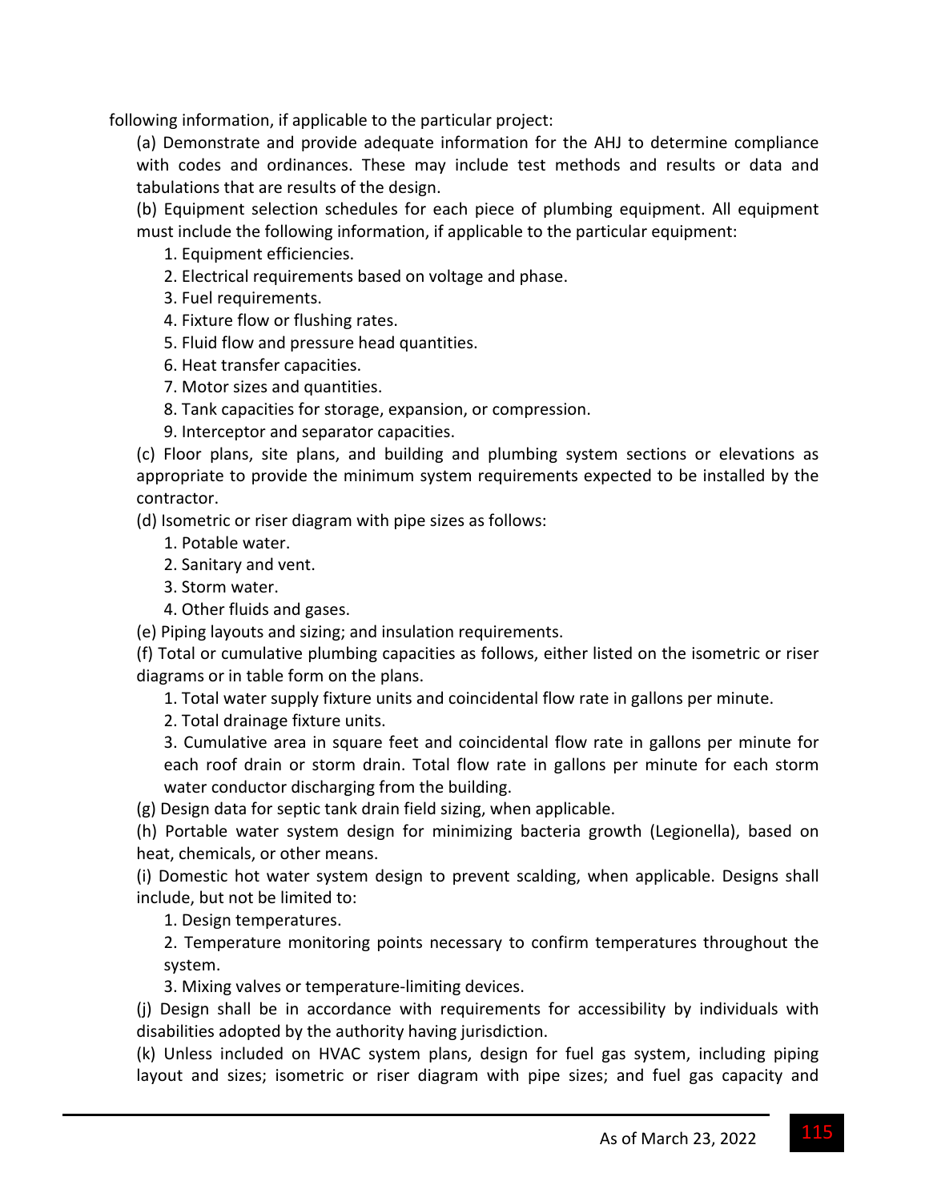following information, if applicable to the particular project:

(a) Demonstrate and provide adequate information for the AHJ to determine compliance with codes and ordinances. These may include test methods and results or data and tabulations that are results of the design.

(b) Equipment selection schedules for each piece of plumbing equipment. All equipment must include the following information, if applicable to the particular equipment:

1. Equipment efficiencies.
2. Electrical requirements based on voltage and phase.
3. Fuel requirements.
4. Fixture flow or flushing rates.
5. Fluid flow and pressure head quantities.
6. Heat transfer capacities.
7. Motor sizes and quantities.
8. Tank capacities for storage, expansion, or compression.
9. Interceptor and separator capacities.

(c) Floor plans, site plans, and building and plumbing system sections or elevations as appropriate to provide the minimum system requirements expected to be installed by the contractor.

(d) Isometric or riser diagram with pipe sizes as follows:

1. Potable water.
2. Sanitary and vent.
3. Storm water.
4. Other fluids and gases.

(e) Piping layouts and sizing; and insulation requirements.

(f) Total or cumulative plumbing capacities as follows, either listed on the isometric or riser diagrams or in table form on the plans.

1. Total water supply fixture units and coincidental flow rate in gallons per minute.
2. Total drainage fixture units.
3. Cumulative area in square feet and coincidental flow rate in gallons per minute for each roof drain or storm drain. Total flow rate in gallons per minute for each storm water conductor discharging from the building.

(g) Design data for septic tank drain field sizing, when applicable.

(h) Portable water system design for minimizing bacteria growth (Legionella), based on heat, chemicals, or other means.

(i) Domestic hot water system design to prevent scalding, when applicable. Designs shall include, but not be limited to:

1. Design temperatures.
2. Temperature monitoring points necessary to confirm temperatures throughout the system.
3. Mixing valves or temperature-limiting devices.

(j) Design shall be in accordance with requirements for accessibility by individuals with disabilities adopted by the authority having jurisdiction.

(k) Unless included on HVAC system plans, design for fuel gas system, including piping layout and sizes; isometric or riser diagram with pipe sizes; and fuel gas capacity and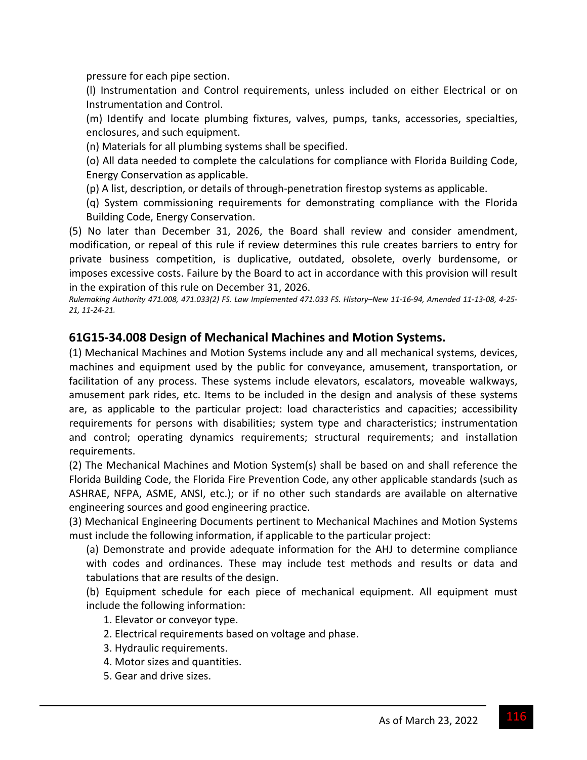pressure for each pipe section.

(l) Instrumentation and Control requirements, unless included on either Electrical or on Instrumentation and Control.

(m) Identify and locate plumbing fixtures, valves, pumps, tanks, accessories, specialties, enclosures, and such equipment.

(n) Materials for all plumbing systems shall be specified.

(o) All data needed to complete the calculations for compliance with Florida Building Code, Energy Conservation as applicable.

(p) A list, description, or details of through-penetration firestop systems as applicable.

(q) System commissioning requirements for demonstrating compliance with the Florida Building Code, Energy Conservation.

(5) No later than December 31, 2026, the Board shall review and consider amendment, modification, or repeal of this rule if review determines this rule creates barriers to entry for private business competition, is duplicative, outdated, obsolete, overly burdensome, or imposes excessive costs. Failure by the Board to act in accordance with this provision will result in the expiration of this rule on December 31, 2026.

*Rulemaking Authority 471.008, 471.033(2) FS. Law Implemented 471.033 FS. History–New 11-16-94, Amended 11-13-08, 4-25-21, 11-24-21.*

## 61G15-34.008 Design of Mechanical Machines and Motion Systems.

(1) Mechanical Machines and Motion Systems include any and all mechanical systems, devices, machines and equipment used by the public for conveyance, amusement, transportation, or facilitation of any process. These systems include elevators, escalators, moveable walkways, amusement park rides, etc. Items to be included in the design and analysis of these systems are, as applicable to the particular project: load characteristics and capacities; accessibility requirements for persons with disabilities; system type and characteristics; instrumentation and control; operating dynamics requirements; structural requirements; and installation requirements.

(2) The Mechanical Machines and Motion System(s) shall be based on and shall reference the Florida Building Code, the Florida Fire Prevention Code, any other applicable standards (such as ASHRAE, NFPA, ASME, ANSI, etc.); or if no other such standards are available on alternative engineering sources and good engineering practice.

(3) Mechanical Engineering Documents pertinent to Mechanical Machines and Motion Systems must include the following information, if applicable to the particular project:

(a) Demonstrate and provide adequate information for the AHJ to determine compliance with codes and ordinances. These may include test methods and results or data and tabulations that are results of the design.

(b) Equipment schedule for each piece of mechanical equipment. All equipment must include the following information:

1. Elevator or conveyor type.
2. Electrical requirements based on voltage and phase.
3. Hydraulic requirements.
4. Motor sizes and quantities.
5. Gear and drive sizes.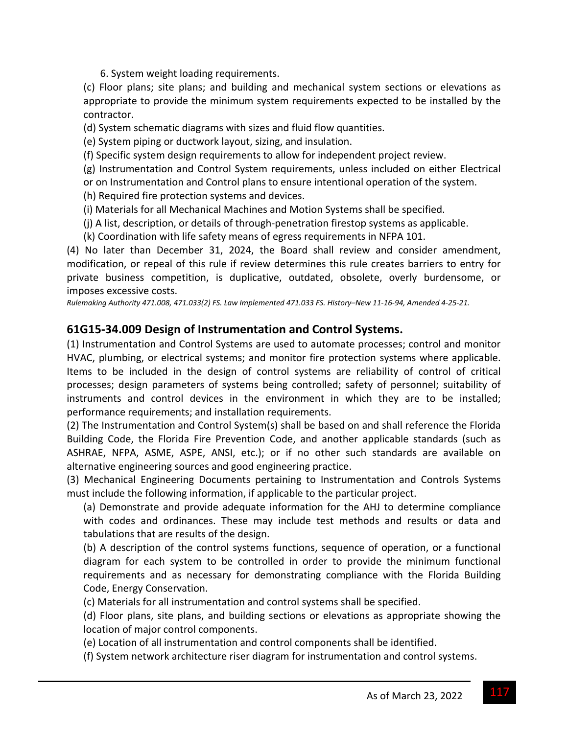6. System weight loading requirements.

(c) Floor plans; site plans; and building and mechanical system sections or elevations as appropriate to provide the minimum system requirements expected to be installed by the contractor.

(d) System schematic diagrams with sizes and fluid flow quantities.

(e) System piping or ductwork layout, sizing, and insulation.

(f) Specific system design requirements to allow for independent project review.

(g) Instrumentation and Control System requirements, unless included on either Electrical or on Instrumentation and Control plans to ensure intentional operation of the system.

(h) Required fire protection systems and devices.

(i) Materials for all Mechanical Machines and Motion Systems shall be specified.

(j) A list, description, or details of through-penetration firestop systems as applicable.

(k) Coordination with life safety means of egress requirements in NFPA 101.

(4) No later than December 31, 2024, the Board shall review and consider amendment, modification, or repeal of this rule if review determines this rule creates barriers to entry for private business competition, is duplicative, outdated, obsolete, overly burdensome, or imposes excessive costs.

*Rulemaking Authority 471.008, 471.033(2) FS. Law Implemented 471.033 FS. History–New 11-16-94, Amended 4-25-21.*

## 61G15-34.009 Design of Instrumentation and Control Systems.

(1) Instrumentation and Control Systems are used to automate processes; control and monitor HVAC, plumbing, or electrical systems; and monitor fire protection systems where applicable. Items to be included in the design of control systems are reliability of control of critical processes; design parameters of systems being controlled; safety of personnel; suitability of instruments and control devices in the environment in which they are to be installed; performance requirements; and installation requirements.

(2) The Instrumentation and Control System(s) shall be based on and shall reference the Florida Building Code, the Florida Fire Prevention Code, and another applicable standards (such as ASHRAE, NFPA, ASME, ASPE, ANSI, etc.); or if no other such standards are available on alternative engineering sources and good engineering practice.

(3) Mechanical Engineering Documents pertaining to Instrumentation and Controls Systems must include the following information, if applicable to the particular project.

(a) Demonstrate and provide adequate information for the AHJ to determine compliance with codes and ordinances. These may include test methods and results or data and tabulations that are results of the design.

(b) A description of the control systems functions, sequence of operation, or a functional diagram for each system to be controlled in order to provide the minimum functional requirements and as necessary for demonstrating compliance with the Florida Building Code, Energy Conservation.

(c) Materials for all instrumentation and control systems shall be specified.

(d) Floor plans, site plans, and building sections or elevations as appropriate showing the location of major control components.

(e) Location of all instrumentation and control components shall be identified.

(f) System network architecture riser diagram for instrumentation and control systems.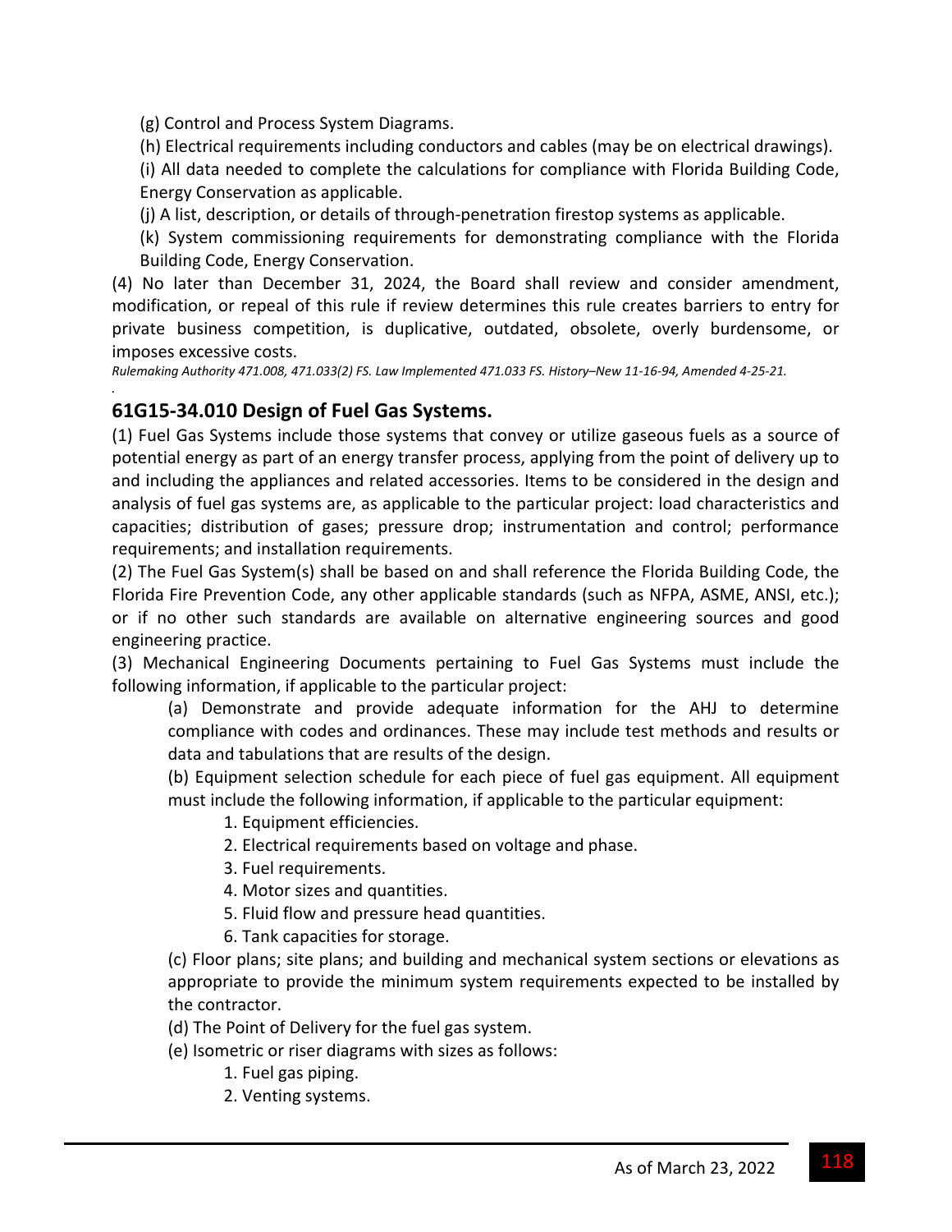(g) Control and Process System Diagrams.

(h) Electrical requirements including conductors and cables (may be on electrical drawings).

(i) All data needed to complete the calculations for compliance with Florida Building Code, Energy Conservation as applicable.

(j) A list, description, or details of through-penetration firestop systems as applicable.

(k) System commissioning requirements for demonstrating compliance with the Florida Building Code, Energy Conservation.

(4) No later than December 31, 2024, the Board shall review and consider amendment, modification, or repeal of this rule if review determines this rule creates barriers to entry for private business competition, is duplicative, outdated, obsolete, overly burdensome, or imposes excessive costs.

*Rulemaking Authority 471.008, 471.033(2) FS. Law Implemented 471.033 FS. History–New 11-16-94, Amended 4-25-21.*

## 61G15-34.010 Design of Fuel Gas Systems.

(1) Fuel Gas Systems include those systems that convey or utilize gaseous fuels as a source of potential energy as part of an energy transfer process, applying from the point of delivery up to and including the appliances and related accessories. Items to be considered in the design and analysis of fuel gas systems are, as applicable to the particular project: load characteristics and capacities; distribution of gases; pressure drop; instrumentation and control; performance requirements; and installation requirements.

(2) The Fuel Gas System(s) shall be based on and shall reference the Florida Building Code, the Florida Fire Prevention Code, any other applicable standards (such as NFPA, ASME, ANSI, etc.); or if no other such standards are available on alternative engineering sources and good engineering practice.

(3) Mechanical Engineering Documents pertaining to Fuel Gas Systems must include the following information, if applicable to the particular project:

(a) Demonstrate and provide adequate information for the AHJ to determine compliance with codes and ordinances. These may include test methods and results or data and tabulations that are results of the design.

(b) Equipment selection schedule for each piece of fuel gas equipment. All equipment must include the following information, if applicable to the particular equipment:

1. Equipment efficiencies.
2. Electrical requirements based on voltage and phase.
3. Fuel requirements.
4. Motor sizes and quantities.
5. Fluid flow and pressure head quantities.
6. Tank capacities for storage.

(c) Floor plans; site plans; and building and mechanical system sections or elevations as appropriate to provide the minimum system requirements expected to be installed by the contractor.

(d) The Point of Delivery for the fuel gas system.

(e) Isometric or riser diagrams with sizes as follows:

1. Fuel gas piping.
2. Venting systems.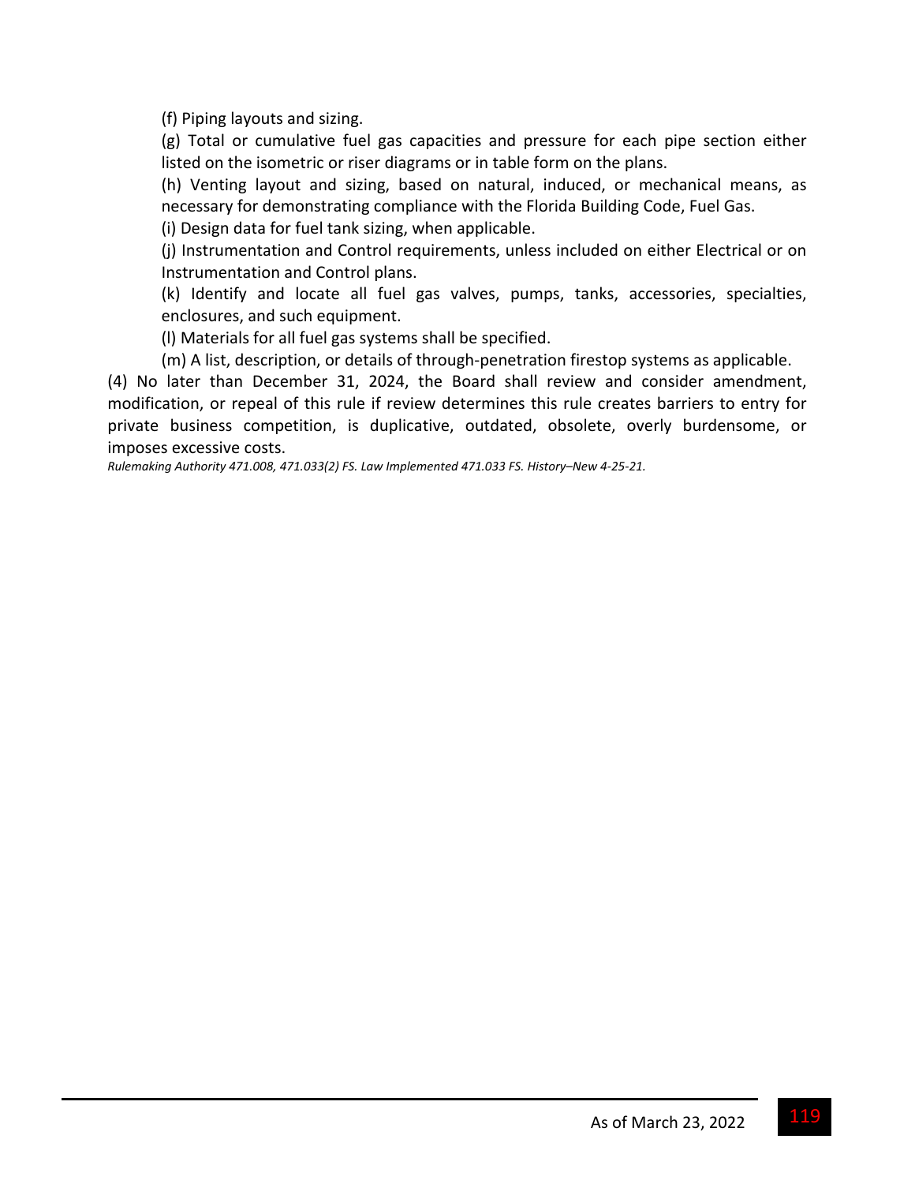(f) Piping layouts and sizing.

(g) Total or cumulative fuel gas capacities and pressure for each pipe section either listed on the isometric or riser diagrams or in table form on the plans.

(h) Venting layout and sizing, based on natural, induced, or mechanical means, as necessary for demonstrating compliance with the Florida Building Code, Fuel Gas.

(i) Design data for fuel tank sizing, when applicable.

(j) Instrumentation and Control requirements, unless included on either Electrical or on Instrumentation and Control plans.

(k) Identify and locate all fuel gas valves, pumps, tanks, accessories, specialties, enclosures, and such equipment.

(l) Materials for all fuel gas systems shall be specified.

(m) A list, description, or details of through-penetration firestop systems as applicable.

(4) No later than December 31, 2024, the Board shall review and consider amendment, modification, or repeal of this rule if review determines this rule creates barriers to entry for private business competition, is duplicative, outdated, obsolete, overly burdensome, or imposes excessive costs.

*Rulemaking Authority 471.008, 471.033(2) FS. Law Implemented 471.033 FS. History–New 4-25-21.*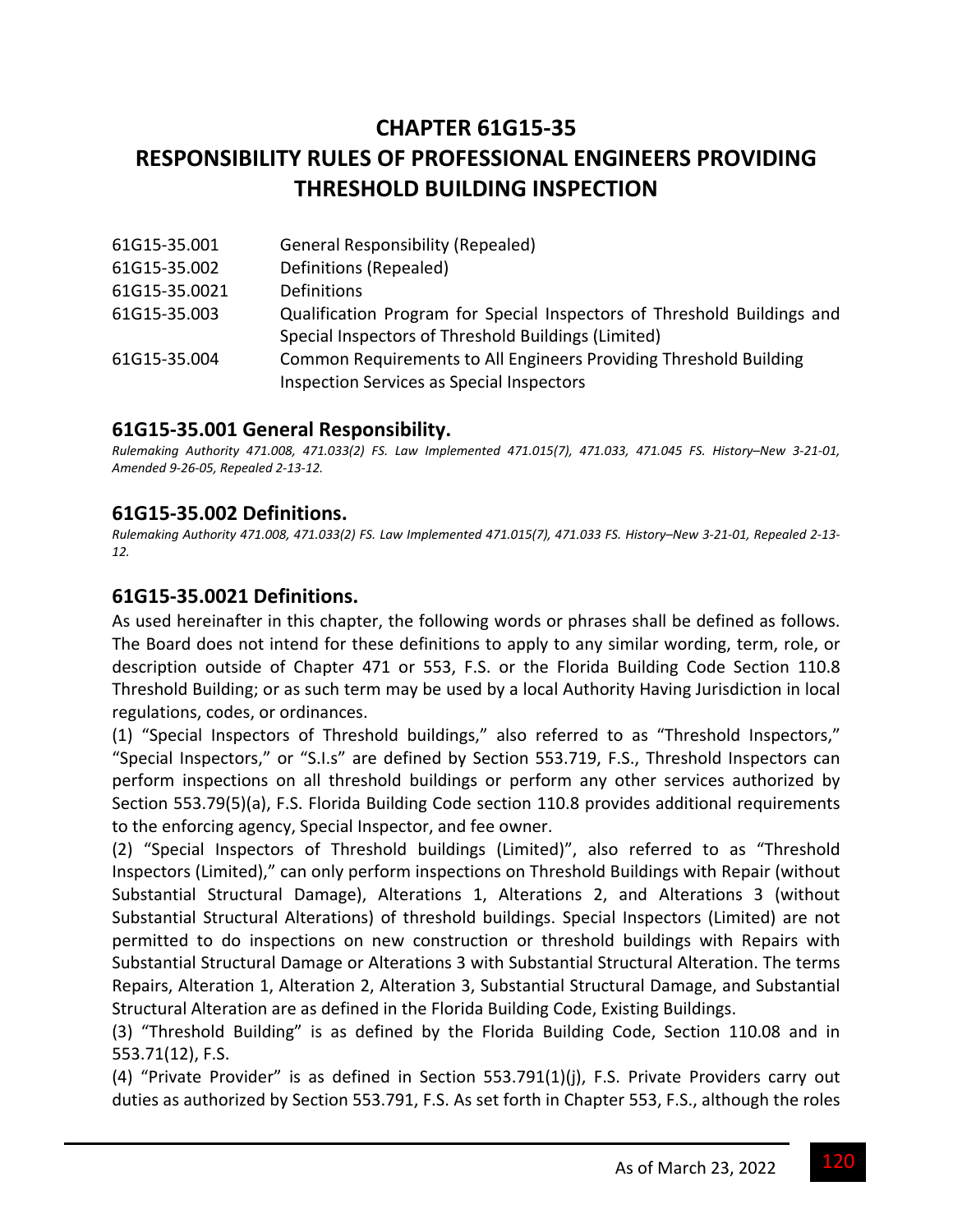# CHAPTER 61G15-35
# RESPONSIBILITY RULES OF PROFESSIONAL ENGINEERS PROVIDING THRESHOLD BUILDING INSPECTION

| | |
|---|---|
| 61G15-35.001 | General Responsibility (Repealed) |
| 61G15-35.002 | Definitions (Repealed) |
| 61G15-35.0021 | Definitions |
| 61G15-35.003 | Qualification Program for Special Inspectors of Threshold Buildings and Special Inspectors of Threshold Buildings (Limited) |
| 61G15-35.004 | Common Requirements to All Engineers Providing Threshold Building Inspection Services as Special Inspectors |

## 61G15-35.001 General Responsibility.

*Rulemaking Authority 471.008, 471.033(2) FS. Law Implemented 471.015(7), 471.033, 471.045 FS. History–New 3-21-01, Amended 9-26-05, Repealed 2-13-12.*

## 61G15-35.002 Definitions.

*Rulemaking Authority 471.008, 471.033(2) FS. Law Implemented 471.015(7), 471.033 FS. History–New 3-21-01, Repealed 2-13-12.*

## 61G15-35.0021 Definitions.

As used hereinafter in this chapter, the following words or phrases shall be defined as follows. The Board does not intend for these definitions to apply to any similar wording, term, role, or description outside of Chapter 471 or 553, F.S. or the Florida Building Code Section 110.8 Threshold Building; or as such term may be used by a local Authority Having Jurisdiction in local regulations, codes, or ordinances.

(1) "Special Inspectors of Threshold buildings," also referred to as "Threshold Inspectors," "Special Inspectors," or "S.I.s" are defined by Section 553.719, F.S., Threshold Inspectors can perform inspections on all threshold buildings or perform any other services authorized by Section 553.79(5)(a), F.S. Florida Building Code section 110.8 provides additional requirements to the enforcing agency, Special Inspector, and fee owner.

(2) "Special Inspectors of Threshold buildings (Limited)", also referred to as "Threshold Inspectors (Limited)," can only perform inspections on Threshold Buildings with Repair (without Substantial Structural Damage), Alterations 1, Alterations 2, and Alterations 3 (without Substantial Structural Alterations) of threshold buildings. Special Inspectors (Limited) are not permitted to do inspections on new construction or threshold buildings with Repairs with Substantial Structural Damage or Alterations 3 with Substantial Structural Alteration. The terms Repairs, Alteration 1, Alteration 2, Alteration 3, Substantial Structural Damage, and Substantial Structural Alteration are as defined in the Florida Building Code, Existing Buildings.

(3) "Threshold Building" is as defined by the Florida Building Code, Section 110.08 and in 553.71(12), F.S.

(4) "Private Provider" is as defined in Section 553.791(1)(j), F.S. Private Providers carry out duties as authorized by Section 553.791, F.S. As set forth in Chapter 553, F.S., although the roles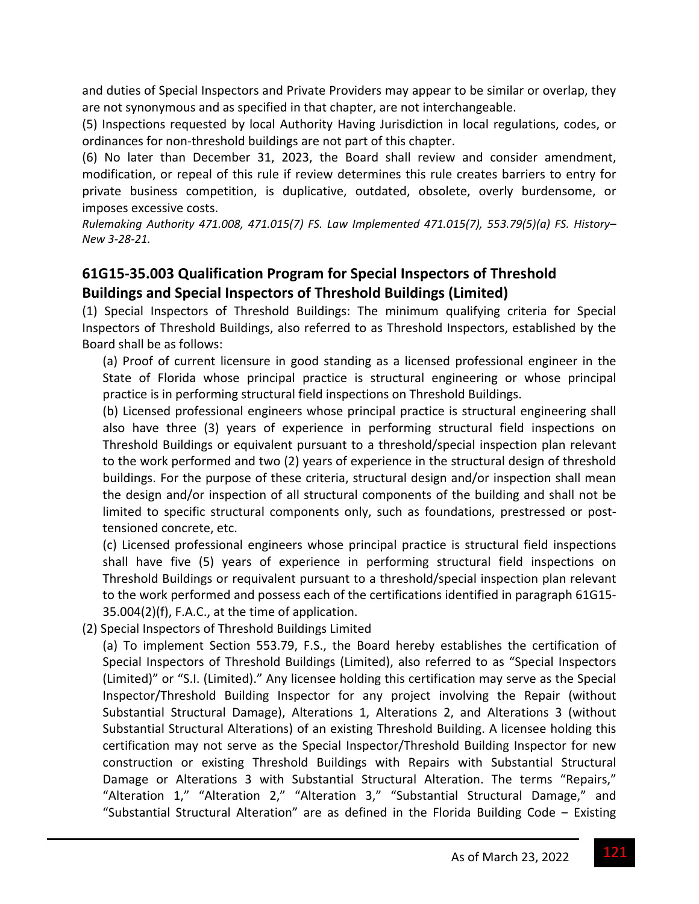and duties of Special Inspectors and Private Providers may appear to be similar or overlap, they are not synonymous and as specified in that chapter, are not interchangeable.

(5) Inspections requested by local Authority Having Jurisdiction in local regulations, codes, or ordinances for non-threshold buildings are not part of this chapter.

(6) No later than December 31, 2023, the Board shall review and consider amendment, modification, or repeal of this rule if review determines this rule creates barriers to entry for private business competition, is duplicative, outdated, obsolete, overly burdensome, or imposes excessive costs.

*Rulemaking Authority 471.008, 471.015(7) FS. Law Implemented 471.015(7), 553.79(5)(a) FS. History–New 3-28-21.*

## 61G15-35.003 Qualification Program for Special Inspectors of Threshold Buildings and Special Inspectors of Threshold Buildings (Limited)

(1) Special Inspectors of Threshold Buildings: The minimum qualifying criteria for Special Inspectors of Threshold Buildings, also referred to as Threshold Inspectors, established by the Board shall be as follows:

(a) Proof of current licensure in good standing as a licensed professional engineer in the State of Florida whose principal practice is structural engineering or whose principal practice is in performing structural field inspections on Threshold Buildings.

(b) Licensed professional engineers whose principal practice is structural engineering shall also have three (3) years of experience in performing structural field inspections on Threshold Buildings or equivalent pursuant to a threshold/special inspection plan relevant to the work performed and two (2) years of experience in the structural design of threshold buildings. For the purpose of these criteria, structural design and/or inspection shall mean the design and/or inspection of all structural components of the building and shall not be limited to specific structural components only, such as foundations, prestressed or post-tensioned concrete, etc.

(c) Licensed professional engineers whose principal practice is structural field inspections shall have five (5) years of experience in performing structural field inspections on Threshold Buildings or requivalent pursuant to a threshold/special inspection plan relevant to the work performed and possess each of the certifications identified in paragraph 61G15-35.004(2)(f), F.A.C., at the time of application.

(2) Special Inspectors of Threshold Buildings Limited

(a) To implement Section 553.79, F.S., the Board hereby establishes the certification of Special Inspectors of Threshold Buildings (Limited), also referred to as "Special Inspectors (Limited)" or "S.I. (Limited)." Any licensee holding this certification may serve as the Special Inspector/Threshold Building Inspector for any project involving the Repair (without Substantial Structural Damage), Alterations 1, Alterations 2, and Alterations 3 (without Substantial Structural Alterations) of an existing Threshold Building. A licensee holding this certification may not serve as the Special Inspector/Threshold Building Inspector for new construction or existing Threshold Buildings with Repairs with Substantial Structural Damage or Alterations 3 with Substantial Structural Alteration. The terms "Repairs," "Alteration 1," "Alteration 2," "Alteration 3," "Substantial Structural Damage," and "Substantial Structural Alteration" are as defined in the Florida Building Code – Existing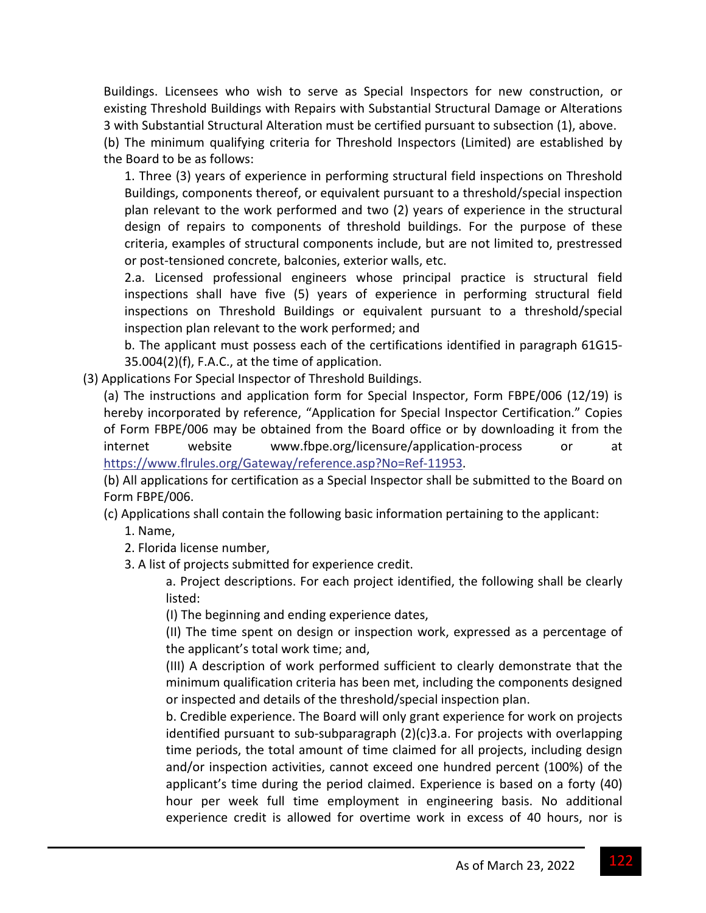Buildings. Licensees who wish to serve as Special Inspectors for new construction, or existing Threshold Buildings with Repairs with Substantial Structural Damage or Alterations 3 with Substantial Structural Alteration must be certified pursuant to subsection (1), above.

(b) The minimum qualifying criteria for Threshold Inspectors (Limited) are established by the Board to be as follows:

1. Three (3) years of experience in performing structural field inspections on Threshold Buildings, components thereof, or equivalent pursuant to a threshold/special inspection plan relevant to the work performed and two (2) years of experience in the structural design of repairs to components of threshold buildings. For the purpose of these criteria, examples of structural components include, but are not limited to, prestressed or post-tensioned concrete, balconies, exterior walls, etc.

2.a. Licensed professional engineers whose principal practice is structural field inspections shall have five (5) years of experience in performing structural field inspections on Threshold Buildings or equivalent pursuant to a threshold/special inspection plan relevant to the work performed; and

b. The applicant must possess each of the certifications identified in paragraph 61G15-35.004(2)(f), F.A.C., at the time of application.

(3) Applications For Special Inspector of Threshold Buildings.

(a) The instructions and application form for Special Inspector, Form FBPE/006 (12/19) is hereby incorporated by reference, "Application for Special Inspector Certification." Copies of Form FBPE/006 may be obtained from the Board office or by downloading it from the internet website www.fbpe.org/licensure/application-process or at https://www.flrules.org/Gateway/reference.asp?No=Ref-11953.

(b) All applications for certification as a Special Inspector shall be submitted to the Board on Form FBPE/006.

(c) Applications shall contain the following basic information pertaining to the applicant:

1. Name,

2. Florida license number,

3. A list of projects submitted for experience credit.

a. Project descriptions. For each project identified, the following shall be clearly listed:

(I) The beginning and ending experience dates,

(II) The time spent on design or inspection work, expressed as a percentage of the applicant's total work time; and,

(III) A description of work performed sufficient to clearly demonstrate that the minimum qualification criteria has been met, including the components designed or inspected and details of the threshold/special inspection plan.

b. Credible experience. The Board will only grant experience for work on projects identified pursuant to sub-subparagraph (2)(c)3.a. For projects with overlapping time periods, the total amount of time claimed for all projects, including design and/or inspection activities, cannot exceed one hundred percent (100%) of the applicant's time during the period claimed. Experience is based on a forty (40) hour per week full time employment in engineering basis. No additional experience credit is allowed for overtime work in excess of 40 hours, nor is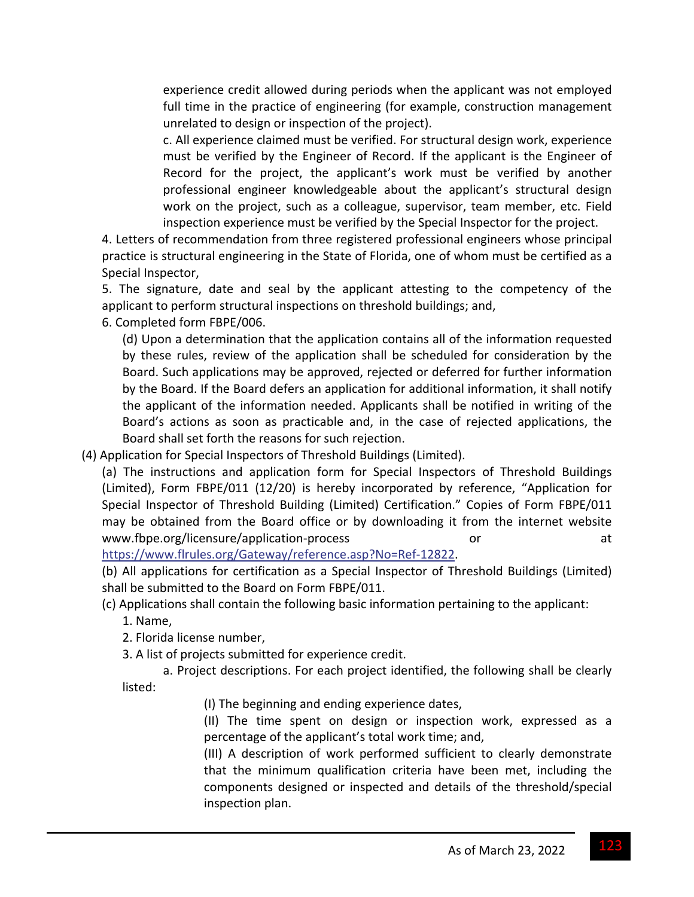experience credit allowed during periods when the applicant was not employed full time in the practice of engineering (for example, construction management unrelated to design or inspection of the project).

c. All experience claimed must be verified. For structural design work, experience must be verified by the Engineer of Record. If the applicant is the Engineer of Record for the project, the applicant's work must be verified by another professional engineer knowledgeable about the applicant's structural design work on the project, such as a colleague, supervisor, team member, etc. Field inspection experience must be verified by the Special Inspector for the project.

4. Letters of recommendation from three registered professional engineers whose principal practice is structural engineering in the State of Florida, one of whom must be certified as a Special Inspector,

5. The signature, date and seal by the applicant attesting to the competency of the applicant to perform structural inspections on threshold buildings; and,

6. Completed form FBPE/006.

(d) Upon a determination that the application contains all of the information requested by these rules, review of the application shall be scheduled for consideration by the Board. Such applications may be approved, rejected or deferred for further information by the Board. If the Board defers an application for additional information, it shall notify the applicant of the information needed. Applicants shall be notified in writing of the Board's actions as soon as practicable and, in the case of rejected applications, the Board shall set forth the reasons for such rejection.

(4) Application for Special Inspectors of Threshold Buildings (Limited).

(a) The instructions and application form for Special Inspectors of Threshold Buildings (Limited), Form FBPE/011 (12/20) is hereby incorporated by reference, "Application for Special Inspector of Threshold Building (Limited) Certification." Copies of Form FBPE/011 may be obtained from the Board office or by downloading it from the internet website www.fbpe.org/licensure/application-process or at https://www.flrules.org/Gateway/reference.asp?No=Ref-12822.

(b) All applications for certification as a Special Inspector of Threshold Buildings (Limited) shall be submitted to the Board on Form FBPE/011.

(c) Applications shall contain the following basic information pertaining to the applicant:

1. Name,

2. Florida license number,

3. A list of projects submitted for experience credit.

a. Project descriptions. For each project identified, the following shall be clearly listed:

(I) The beginning and ending experience dates,

(II) The time spent on design or inspection work, expressed as a percentage of the applicant's total work time; and,

(III) A description of work performed sufficient to clearly demonstrate that the minimum qualification criteria have been met, including the components designed or inspected and details of the threshold/special inspection plan.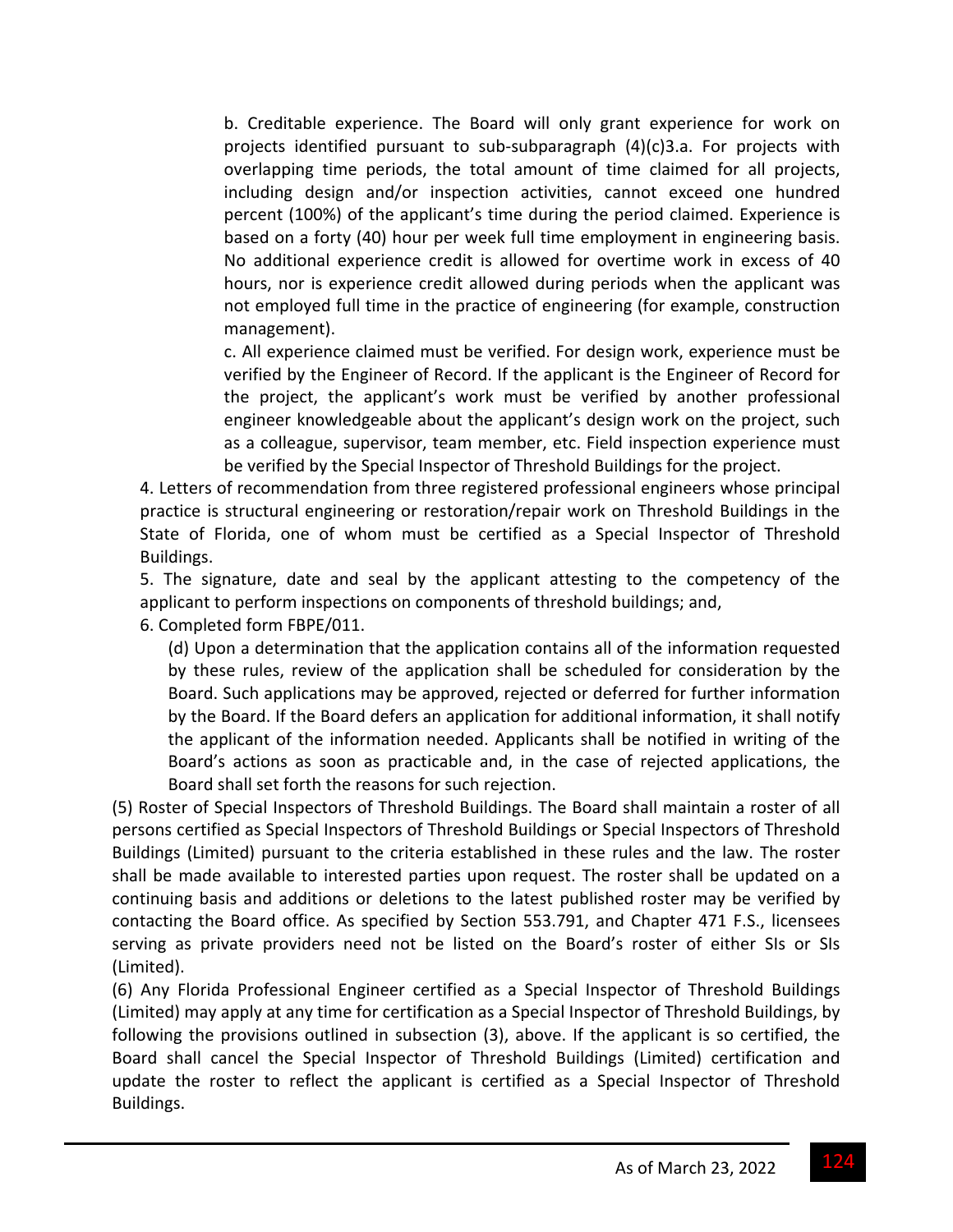b. Creditable experience. The Board will only grant experience for work on projects identified pursuant to sub-subparagraph (4)(c)3.a. For projects with overlapping time periods, the total amount of time claimed for all projects, including design and/or inspection activities, cannot exceed one hundred percent (100%) of the applicant's time during the period claimed. Experience is based on a forty (40) hour per week full time employment in engineering basis. No additional experience credit is allowed for overtime work in excess of 40 hours, nor is experience credit allowed during periods when the applicant was not employed full time in the practice of engineering (for example, construction management).

c. All experience claimed must be verified. For design work, experience must be verified by the Engineer of Record. If the applicant is the Engineer of Record for the project, the applicant's work must be verified by another professional engineer knowledgeable about the applicant's design work on the project, such as a colleague, supervisor, team member, etc. Field inspection experience must be verified by the Special Inspector of Threshold Buildings for the project.

4. Letters of recommendation from three registered professional engineers whose principal practice is structural engineering or restoration/repair work on Threshold Buildings in the State of Florida, one of whom must be certified as a Special Inspector of Threshold Buildings.

5. The signature, date and seal by the applicant attesting to the competency of the applicant to perform inspections on components of threshold buildings; and,

6. Completed form FBPE/011.

(d) Upon a determination that the application contains all of the information requested by these rules, review of the application shall be scheduled for consideration by the Board. Such applications may be approved, rejected or deferred for further information by the Board. If the Board defers an application for additional information, it shall notify the applicant of the information needed. Applicants shall be notified in writing of the Board's actions as soon as practicable and, in the case of rejected applications, the Board shall set forth the reasons for such rejection.

(5) Roster of Special Inspectors of Threshold Buildings. The Board shall maintain a roster of all persons certified as Special Inspectors of Threshold Buildings or Special Inspectors of Threshold Buildings (Limited) pursuant to the criteria established in these rules and the law. The roster shall be made available to interested parties upon request. The roster shall be updated on a continuing basis and additions or deletions to the latest published roster may be verified by contacting the Board office. As specified by Section 553.791, and Chapter 471 F.S., licensees serving as private providers need not be listed on the Board's roster of either SIs or SIs (Limited).

(6) Any Florida Professional Engineer certified as a Special Inspector of Threshold Buildings (Limited) may apply at any time for certification as a Special Inspector of Threshold Buildings, by following the provisions outlined in subsection (3), above. If the applicant is so certified, the Board shall cancel the Special Inspector of Threshold Buildings (Limited) certification and update the roster to reflect the applicant is certified as a Special Inspector of Threshold Buildings.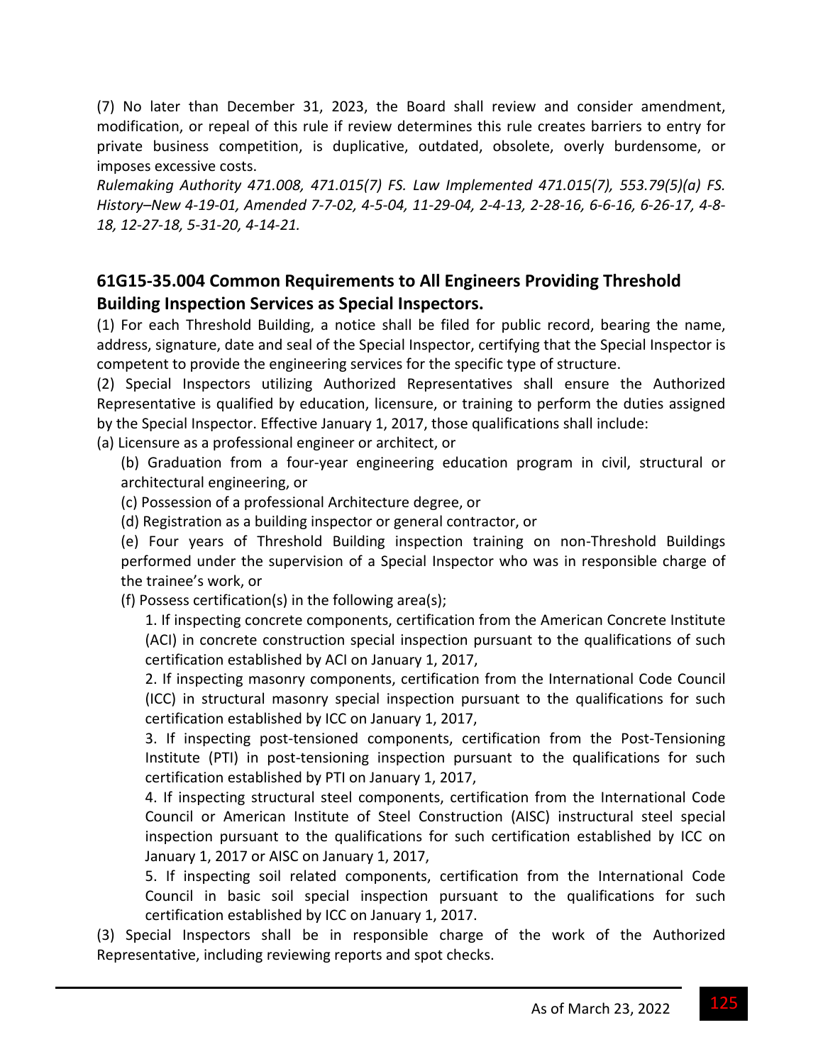(7) No later than December 31, 2023, the Board shall review and consider amendment, modification, or repeal of this rule if review determines this rule creates barriers to entry for private business competition, is duplicative, outdated, obsolete, overly burdensome, or imposes excessive costs.

*Rulemaking Authority 471.008, 471.015(7) FS. Law Implemented 471.015(7), 553.79(5)(a) FS. History–New 4-19-01, Amended 7-7-02, 4-5-04, 11-29-04, 2-4-13, 2-28-16, 6-6-16, 6-26-17, 4-8-18, 12-27-18, 5-31-20, 4-14-21.*

## 61G15-35.004 Common Requirements to All Engineers Providing Threshold Building Inspection Services as Special Inspectors.

(1) For each Threshold Building, a notice shall be filed for public record, bearing the name, address, signature, date and seal of the Special Inspector, certifying that the Special Inspector is competent to provide the engineering services for the specific type of structure.

(2) Special Inspectors utilizing Authorized Representatives shall ensure the Authorized Representative is qualified by education, licensure, or training to perform the duties assigned by the Special Inspector. Effective January 1, 2017, those qualifications shall include:

(a) Licensure as a professional engineer or architect, or

(b) Graduation from a four-year engineering education program in civil, structural or architectural engineering, or

(c) Possession of a professional Architecture degree, or

(d) Registration as a building inspector or general contractor, or

(e) Four years of Threshold Building inspection training on non-Threshold Buildings performed under the supervision of a Special Inspector who was in responsible charge of the trainee's work, or

(f) Possess certification(s) in the following area(s);

1. If inspecting concrete components, certification from the American Concrete Institute (ACI) in concrete construction special inspection pursuant to the qualifications of such certification established by ACI on January 1, 2017,

2. If inspecting masonry components, certification from the International Code Council (ICC) in structural masonry special inspection pursuant to the qualifications for such certification established by ICC on January 1, 2017,

3. If inspecting post-tensioned components, certification from the Post-Tensioning Institute (PTI) in post-tensioning inspection pursuant to the qualifications for such certification established by PTI on January 1, 2017,

4. If inspecting structural steel components, certification from the International Code Council or American Institute of Steel Construction (AISC) instructural steel special inspection pursuant to the qualifications for such certification established by ICC on January 1, 2017 or AISC on January 1, 2017,

5. If inspecting soil related components, certification from the International Code Council in basic soil special inspection pursuant to the qualifications for such certification established by ICC on January 1, 2017.

(3) Special Inspectors shall be in responsible charge of the work of the Authorized Representative, including reviewing reports and spot checks.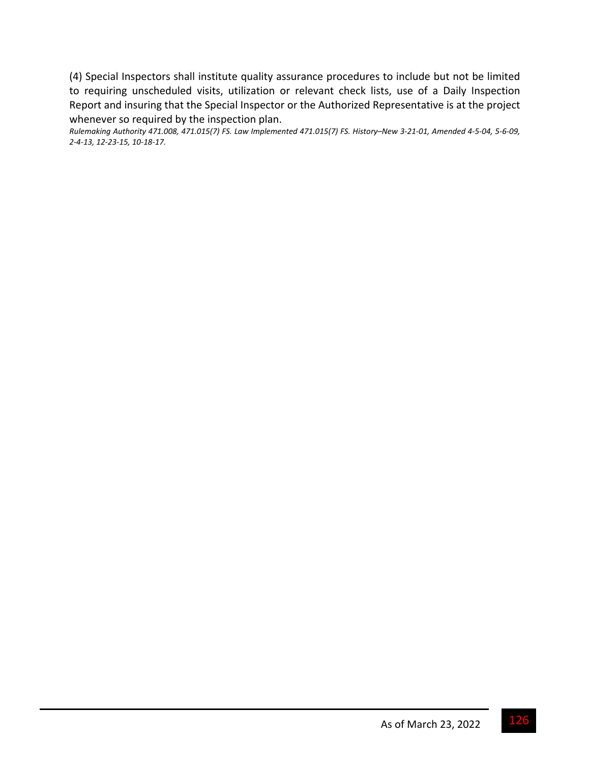(4) Special Inspectors shall institute quality assurance procedures to include but not be limited to requiring unscheduled visits, utilization or relevant check lists, use of a Daily Inspection Report and insuring that the Special Inspector or the Authorized Representative is at the project whenever so required by the inspection plan.

*Rulemaking Authority 471.008, 471.015(7) FS. Law Implemented 471.015(7) FS. History–New 3-21-01, Amended 4-5-04, 5-6-09, 2-4-13, 12-23-15, 10-18-17.*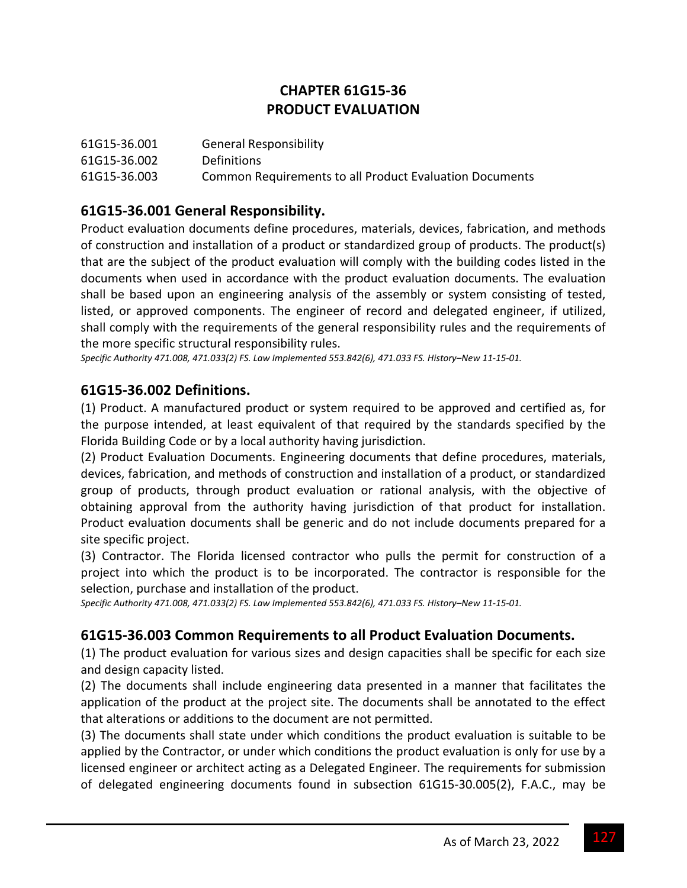# CHAPTER 61G15-36
# PRODUCT EVALUATION

| | |
|---|---|
| 61G15-36.001 | General Responsibility |
| 61G15-36.002 | Definitions |
| 61G15-36.003 | Common Requirements to all Product Evaluation Documents |

## 61G15-36.001 General Responsibility.

Product evaluation documents define procedures, materials, devices, fabrication, and methods of construction and installation of a product or standardized group of products. The product(s) that are the subject of the product evaluation will comply with the building codes listed in the documents when used in accordance with the product evaluation documents. The evaluation shall be based upon an engineering analysis of the assembly or system consisting of tested, listed, or approved components. The engineer of record and delegated engineer, if utilized, shall comply with the requirements of the general responsibility rules and the requirements of the more specific structural responsibility rules.

*Specific Authority 471.008, 471.033(2) FS. Law Implemented 553.842(6), 471.033 FS. History–New 11-15-01.*

## 61G15-36.002 Definitions.

(1) Product. A manufactured product or system required to be approved and certified as, for the purpose intended, at least equivalent of that required by the standards specified by the Florida Building Code or by a local authority having jurisdiction.

(2) Product Evaluation Documents. Engineering documents that define procedures, materials, devices, fabrication, and methods of construction and installation of a product, or standardized group of products, through product evaluation or rational analysis, with the objective of obtaining approval from the authority having jurisdiction of that product for installation. Product evaluation documents shall be generic and do not include documents prepared for a site specific project.

(3) Contractor. The Florida licensed contractor who pulls the permit for construction of a project into which the product is to be incorporated. The contractor is responsible for the selection, purchase and installation of the product.

*Specific Authority 471.008, 471.033(2) FS. Law Implemented 553.842(6), 471.033 FS. History–New 11-15-01.*

## 61G15-36.003 Common Requirements to all Product Evaluation Documents.

(1) The product evaluation for various sizes and design capacities shall be specific for each size and design capacity listed.

(2) The documents shall include engineering data presented in a manner that facilitates the application of the product at the project site. The documents shall be annotated to the effect that alterations or additions to the document are not permitted.

(3) The documents shall state under which conditions the product evaluation is suitable to be applied by the Contractor, or under which conditions the product evaluation is only for use by a licensed engineer or architect acting as a Delegated Engineer. The requirements for submission of delegated engineering documents found in subsection 61G15-30.005(2), F.A.C., may be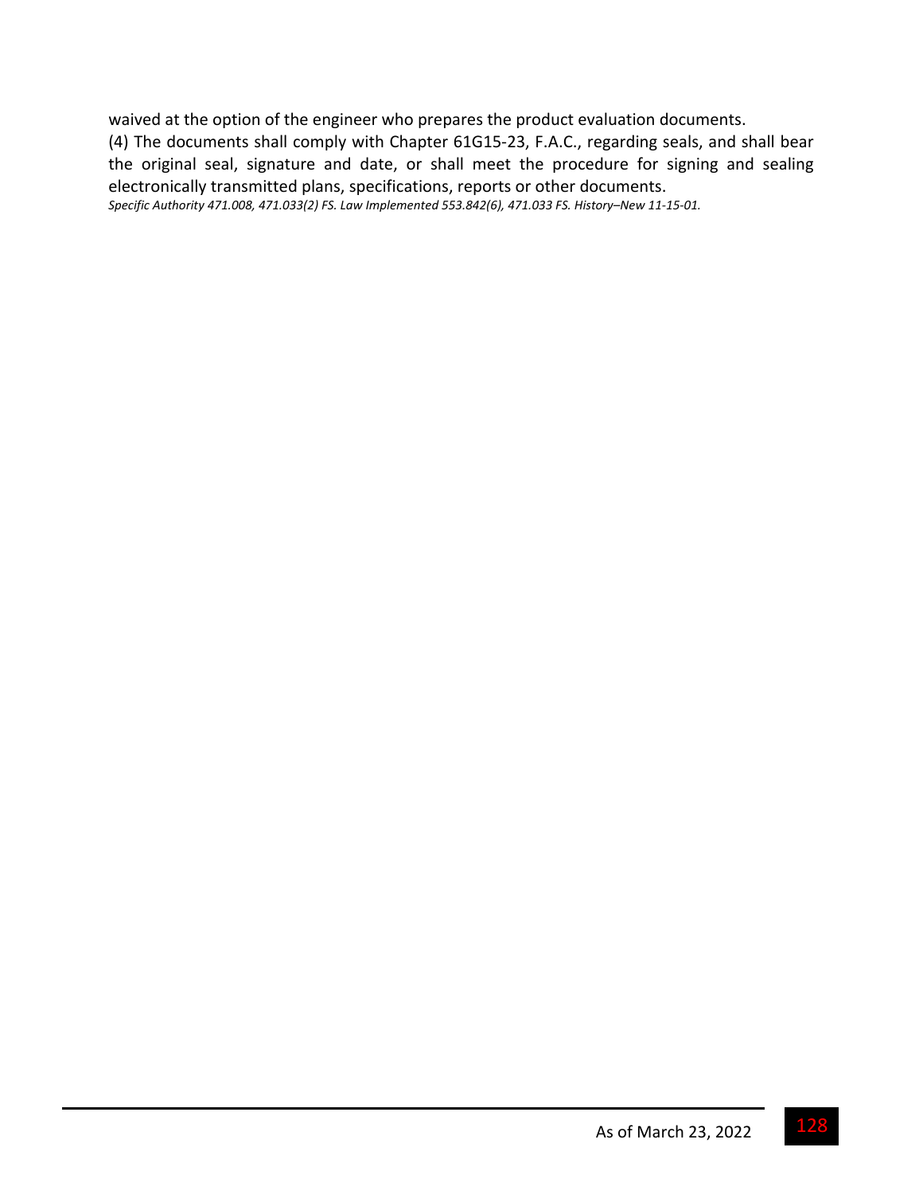waived at the option of the engineer who prepares the product evaluation documents.

(4) The documents shall comply with Chapter 61G15-23, F.A.C., regarding seals, and shall bear the original seal, signature and date, or shall meet the procedure for signing and sealing electronically transmitted plans, specifications, reports or other documents.

*Specific Authority 471.008, 471.033(2) FS. Law Implemented 553.842(6), 471.033 FS. History–New 11-15-01.*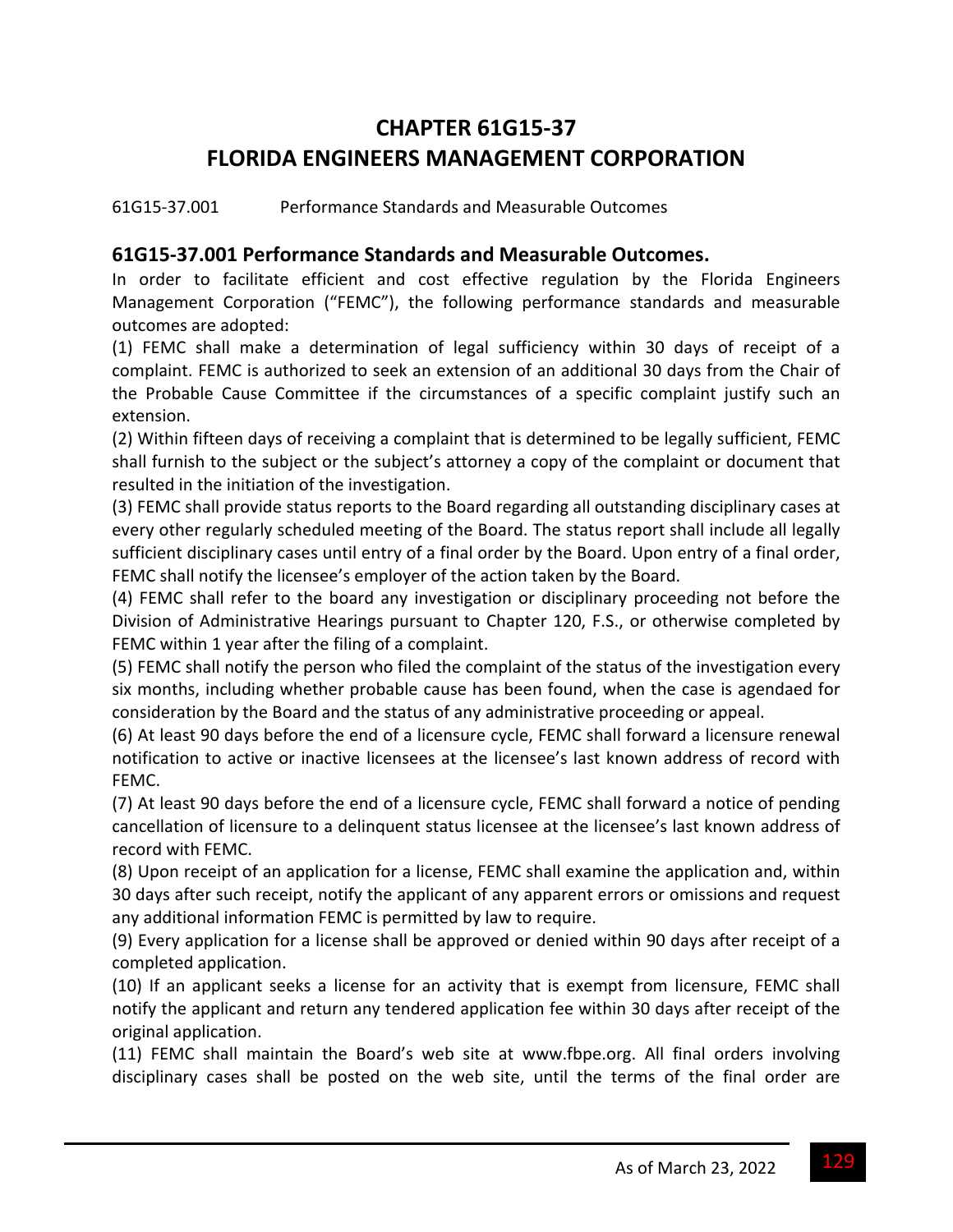# CHAPTER 61G15-37
# FLORIDA ENGINEERS MANAGEMENT CORPORATION

61G15-37.001 Performance Standards and Measurable Outcomes

## 61G15-37.001 Performance Standards and Measurable Outcomes.

In order to facilitate efficient and cost effective regulation by the Florida Engineers Management Corporation ("FEMC"), the following performance standards and measurable outcomes are adopted:

(1) FEMC shall make a determination of legal sufficiency within 30 days of receipt of a complaint. FEMC is authorized to seek an extension of an additional 30 days from the Chair of the Probable Cause Committee if the circumstances of a specific complaint justify such an extension.

(2) Within fifteen days of receiving a complaint that is determined to be legally sufficient, FEMC shall furnish to the subject or the subject's attorney a copy of the complaint or document that resulted in the initiation of the investigation.

(3) FEMC shall provide status reports to the Board regarding all outstanding disciplinary cases at every other regularly scheduled meeting of the Board. The status report shall include all legally sufficient disciplinary cases until entry of a final order by the Board. Upon entry of a final order, FEMC shall notify the licensee's employer of the action taken by the Board.

(4) FEMC shall refer to the board any investigation or disciplinary proceeding not before the Division of Administrative Hearings pursuant to Chapter 120, F.S., or otherwise completed by FEMC within 1 year after the filing of a complaint.

(5) FEMC shall notify the person who filed the complaint of the status of the investigation every six months, including whether probable cause has been found, when the case is agendaed for consideration by the Board and the status of any administrative proceeding or appeal.

(6) At least 90 days before the end of a licensure cycle, FEMC shall forward a licensure renewal notification to active or inactive licensees at the licensee's last known address of record with FEMC.

(7) At least 90 days before the end of a licensure cycle, FEMC shall forward a notice of pending cancellation of licensure to a delinquent status licensee at the licensee's last known address of record with FEMC.

(8) Upon receipt of an application for a license, FEMC shall examine the application and, within 30 days after such receipt, notify the applicant of any apparent errors or omissions and request any additional information FEMC is permitted by law to require.

(9) Every application for a license shall be approved or denied within 90 days after receipt of a completed application.

(10) If an applicant seeks a license for an activity that is exempt from licensure, FEMC shall notify the applicant and return any tendered application fee within 30 days after receipt of the original application.

(11) FEMC shall maintain the Board's web site at www.fbpe.org. All final orders involving disciplinary cases shall be posted on the web site, until the terms of the final order are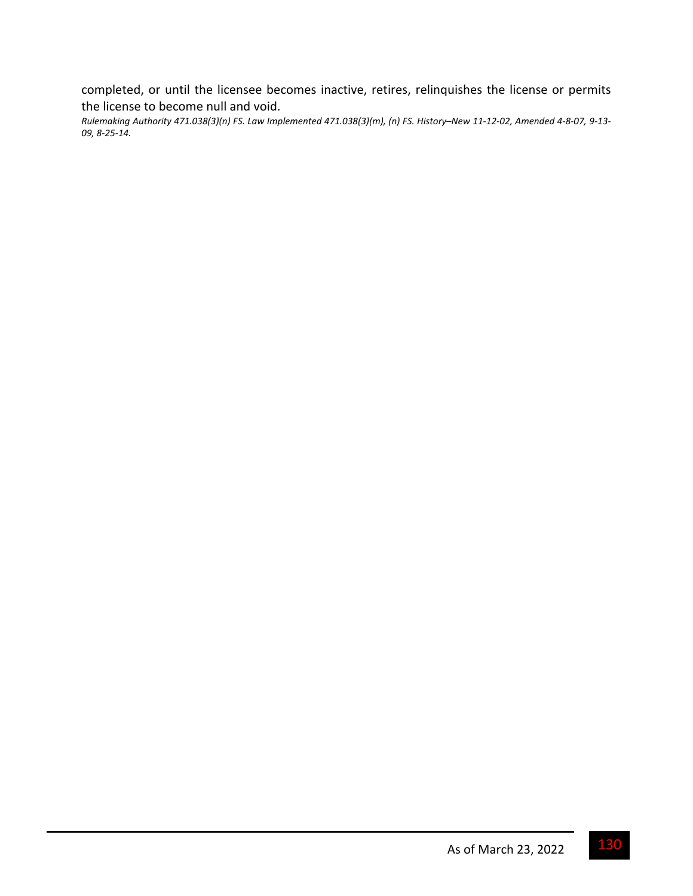completed, or until the licensee becomes inactive, retires, relinquishes the license or permits the license to become null and void.

*Rulemaking Authority 471.038(3)(n) FS. Law Implemented 471.038(3)(m), (n) FS. History–New 11-12-02, Amended 4-8-07, 9-13-09, 8-25-14.*